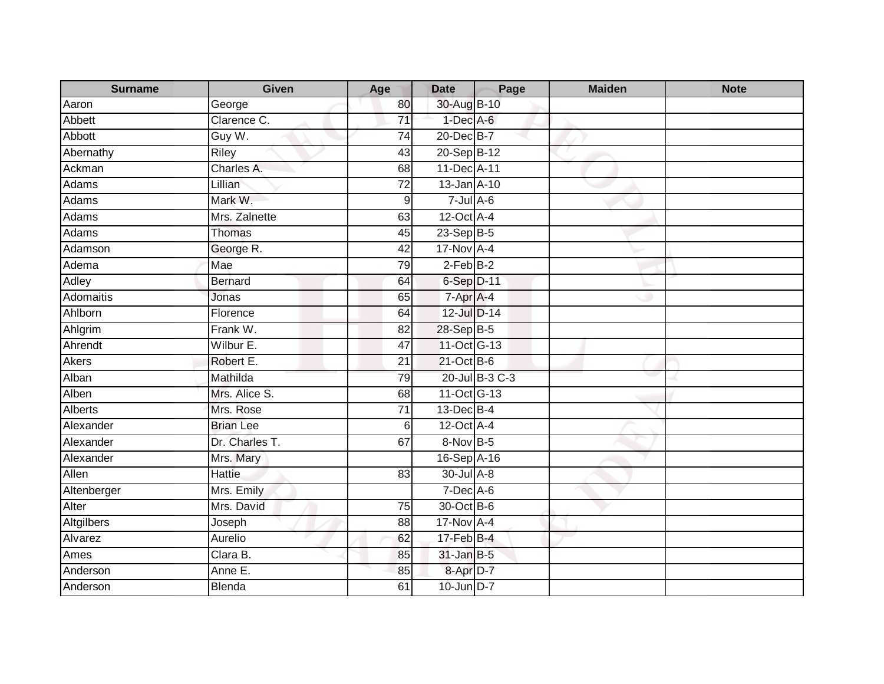| Surname | Given | Age | Date | Page | Maiden | Note |
| --- | --- | --- | --- | --- | --- | --- |
| Aaron | George | 80 | 30-Aug | B-10 | | |
| Abbett | Clarence C. | 71 | 1-Dec | A-6 | | |
| Abbott | Guy W. | 74 | 20-Dec | B-7 | | |
| Abernathy | Riley | 43 | 20-Sep | B-12 | | |
| Ackman | Charles A. | 68 | 11-Dec | A-11 | | |
| Adams | Lillian | 72 | 13-Jan | A-10 | | |
| Adams | Mark W. | 9 | 7-Jul | A-6 | | |
| Adams | Mrs. Zalnette | 63 | 12-Oct | A-4 | | |
| Adams | Thomas | 45 | 23-Sep | B-5 | | |
| Adamson | George R. | 42 | 17-Nov | A-4 | | |
| Adema | Mae | 79 | 2-Feb | B-2 | | |
| Adley | Bernard | 64 | 6-Sep | D-11 | | |
| Adomaitis | Jonas | 65 | 7-Apr | A-4 | | |
| Ahlborn | Florence | 64 | 12-Jul | D-14 | | |
| Ahlgrim | Frank W. | 82 | 28-Sep | B-5 | | |
| Ahrendt | Wilbur E. | 47 | 11-Oct | G-13 | | |
| Akers | Robert E. | 21 | 21-Oct | B-6 | | |
| Alban | Mathilda | 79 | 20-Jul | B-3 C-3 | | |
| Alben | Mrs. Alice S. | 68 | 11-Oct | G-13 | | |
| Alberts | Mrs. Rose | 71 | 13-Dec | B-4 | | |
| Alexander | Brian Lee | 6 | 12-Oct | A-4 | | |
| Alexander | Dr. Charles T. | 67 | 8-Nov | B-5 | | |
| Alexander | Mrs. Mary | | 16-Sep | A-16 | | |
| Allen | Hattie | 83 | 30-Jul | A-8 | | |
| Altenberger | Mrs. Emily | | 7-Dec | A-6 | | |
| Alter | Mrs. David | 75 | 30-Oct | B-6 | | |
| Altgilbers | Joseph | 88 | 17-Nov | A-4 | | |
| Alvarez | Aurelio | 62 | 17-Feb | B-4 | | |
| Ames | Clara B. | 85 | 31-Jan | B-5 | | |
| Anderson | Anne E. | 85 | 8-Apr | D-7 | | |
| Anderson | Blenda | 61 | 10-Jun | D-7 | | |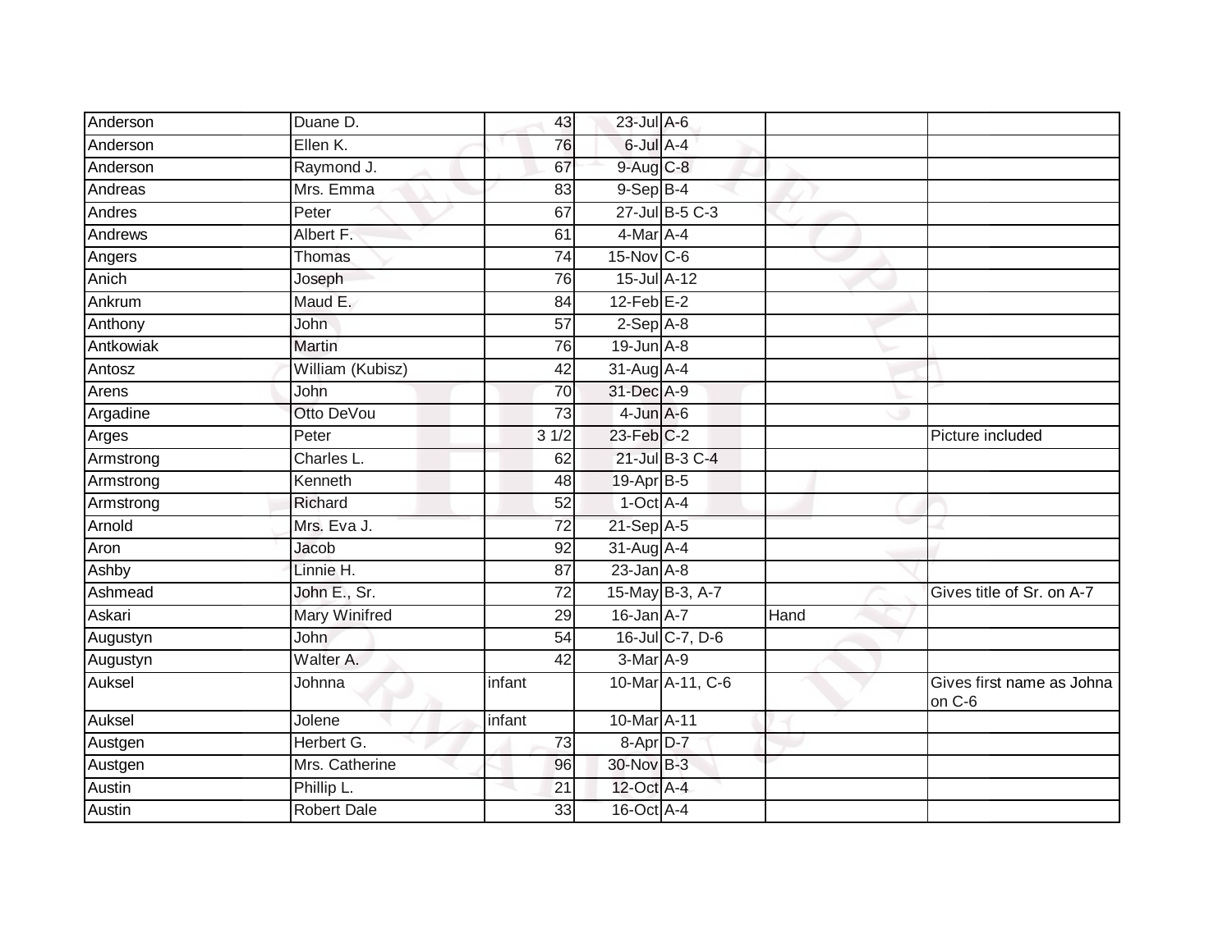| | | | | | | |
|---|---|---|---|---|---|---|
| Anderson | Duane D. | 43 | 23-Jul | A-6 | | |
| Anderson | Ellen K. | 76 | 6-Jul | A-4 | | |
| Anderson | Raymond J. | 67 | 9-Aug | C-8 | | |
| Andreas | Mrs. Emma | 83 | 9-Sep | B-4 | | |
| Andres | Peter | 67 | 27-Jul | B-5 C-3 | | |
| Andrews | Albert F. | 61 | 4-Mar | A-4 | | |
| Angers | Thomas | 74 | 15-Nov | C-6 | | |
| Anich | Joseph | 76 | 15-Jul | A-12 | | |
| Ankrum | Maud E. | 84 | 12-Feb | E-2 | | |
| Anthony | John | 57 | 2-Sep | A-8 | | |
| Antkowiak | Martin | 76 | 19-Jun | A-8 | | |
| Antosz | William (Kubisz) | 42 | 31-Aug | A-4 | | |
| Arens | John | 70 | 31-Dec | A-9 | | |
| Argadine | Otto DeVou | 73 | 4-Jun | A-6 | | |
| Arges | Peter | 3 1/2 | 23-Feb | C-2 | | Picture included |
| Armstrong | Charles L. | 62 | 21-Jul | B-3 C-4 | | |
| Armstrong | Kenneth | 48 | 19-Apr | B-5 | | |
| Armstrong | Richard | 52 | 1-Oct | A-4 | | |
| Arnold | Mrs. Eva J. | 72 | 21-Sep | A-5 | | |
| Aron | Jacob | 92 | 31-Aug | A-4 | | |
| Ashby | Linnie H. | 87 | 23-Jan | A-8 | | |
| Ashmead | John E., Sr. | 72 | 15-May | B-3, A-7 | | Gives title of Sr. on A-7 |
| Askari | Mary Winifred | 29 | 16-Jan | A-7 | Hand | |
| Augustyn | John | 54 | 16-Jul | C-7, D-6 | | |
| Augustyn | Walter A. | 42 | 3-Mar | A-9 | | |
| Auksel | Johnna | infant | 10-Mar | A-11, C-6 | | Gives first name as Johna on C-6 |
| Auksel | Jolene | infant | 10-Mar | A-11 | | |
| Austgen | Herbert G. | 73 | 8-Apr | D-7 | | |
| Austgen | Mrs. Catherine | 96 | 30-Nov | B-3 | | |
| Austin | Phillip L. | 21 | 12-Oct | A-4 | | |
| Austin | Robert Dale | 33 | 16-Oct | A-4 | | |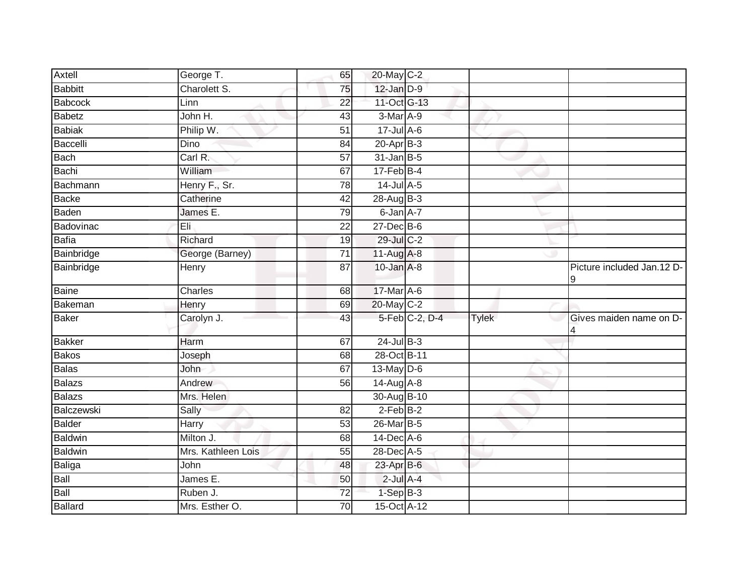| Axtell | George T. | 65 | 20-May | C-2 | | |
|---|---|---|---|---|---|---|
| Babbitt | Charolett S. | 75 | 12-Jan | D-9 | | |
| Babcock | Linn | 22 | 11-Oct | G-13 | | |
| Babetz | John H. | 43 | 3-Mar | A-9 | | |
| Babiak | Philip W. | 51 | 17-Jul | A-6 | | |
| Baccelli | Dino | 84 | 20-Apr | B-3 | | |
| Bach | Carl R. | 57 | 31-Jan | B-5 | | |
| Bachi | William | 67 | 17-Feb | B-4 | | |
| Bachmann | Henry F., Sr. | 78 | 14-Jul | A-5 | | |
| Backe | Catherine | 42 | 28-Aug | B-3 | | |
| Baden | James E. | 79 | 6-Jan | A-7 | | |
| Badovinac | Eli | 22 | 27-Dec | B-6 | | |
| Bafia | Richard | 19 | 29-Jul | C-2 | | |
| Bainbridge | George (Barney) | 71 | 11-Aug | A-8 | | |
| Bainbridge | Henry | 87 | 10-Jan | A-8 | | Picture included Jan.12 D-9 |
| Baine | Charles | 68 | 17-Mar | A-6 | | |
| Bakeman | Henry | 69 | 20-May | C-2 | | |
| Baker | Carolyn J. | 43 | 5-Feb | C-2, D-4 | Tylek | Gives maiden name on D-4 |
| Bakker | Harm | 67 | 24-Jul | B-3 | | |
| Bakos | Joseph | 68 | 28-Oct | B-11 | | |
| Balas | John | 67 | 13-May | D-6 | | |
| Balazs | Andrew | 56 | 14-Aug | A-8 | | |
| Balazs | Mrs. Helen | | 30-Aug | B-10 | | |
| Balczewski | Sally | 82 | 2-Feb | B-2 | | |
| Balder | Harry | 53 | 26-Mar | B-5 | | |
| Baldwin | Milton J. | 68 | 14-Dec | A-6 | | |
| Baldwin | Mrs. Kathleen Lois | 55 | 28-Dec | A-5 | | |
| Baliga | John | 48 | 23-Apr | B-6 | | |
| Ball | James E. | 50 | 2-Jul | A-4 | | |
| Ball | Ruben J. | 72 | 1-Sep | B-3 | | |
| Ballard | Mrs. Esther O. | 70 | 15-Oct | A-12 | | |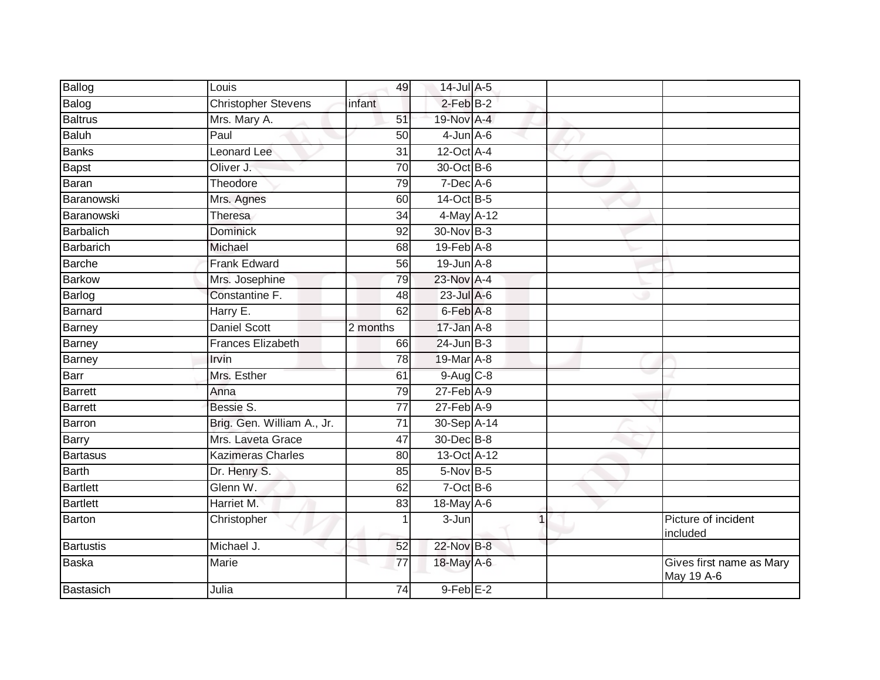| Ballog | Louis | 49 | 14-Jul | A-5 | | |
|---|---|---|---|---|---|---|
| Balog | Christopher Stevens | infant | 2-Feb | B-2 | | |
| Baltrus | Mrs. Mary A. | 51 | 19-Nov | A-4 | | |
| Baluh | Paul | 50 | 4-Jun | A-6 | | |
| Banks | Leonard Lee | 31 | 12-Oct | A-4 | | |
| Bapst | Oliver J. | 70 | 30-Oct | B-6 | | |
| Baran | Theodore | 79 | 7-Dec | A-6 | | |
| Baranowski | Mrs. Agnes | 60 | 14-Oct | B-5 | | |
| Baranowski | Theresa | 34 | 4-May | A-12 | | |
| Barbalich | Dominick | 92 | 30-Nov | B-3 | | |
| Barbarich | Michael | 68 | 19-Feb | A-8 | | |
| Barche | Frank Edward | 56 | 19-Jun | A-8 | | |
| Barkow | Mrs. Josephine | 79 | 23-Nov | A-4 | | |
| Barlog | Constantine F. | 48 | 23-Jul | A-6 | | |
| Barnard | Harry E. | 62 | 6-Feb | A-8 | | |
| Barney | Daniel Scott | 2 months | 17-Jan | A-8 | | |
| Barney | Frances Elizabeth | 66 | 24-Jun | B-3 | | |
| Barney | Irvin | 78 | 19-Mar | A-8 | | |
| Barr | Mrs. Esther | 61 | 9-Aug | C-8 | | |
| Barrett | Anna | 79 | 27-Feb | A-9 | | |
| Barrett | Bessie S. | 77 | 27-Feb | A-9 | | |
| Barron | Brig. Gen. William A., Jr. | 71 | 30-Sep | A-14 | | |
| Barry | Mrs. Laveta Grace | 47 | 30-Dec | B-8 | | |
| Bartasus | Kazimeras Charles | 80 | 13-Oct | A-12 | | |
| Barth | Dr. Henry S. | 85 | 5-Nov | B-5 | | |
| Bartlett | Glenn W. | 62 | 7-Oct | B-6 | | |
| Bartlett | Harriet M. | 83 | 18-May | A-6 | | |
| Barton | Christopher | 1 | 3-Jun | 1 | | Picture of incident included |
| Bartustis | Michael J. | 52 | 22-Nov | B-8 | | |
| Baska | Marie | 77 | 18-May | A-6 | | Gives first name as Mary May 19 A-6 |
| Bastasich | Julia | 74 | 9-Feb | E-2 | | |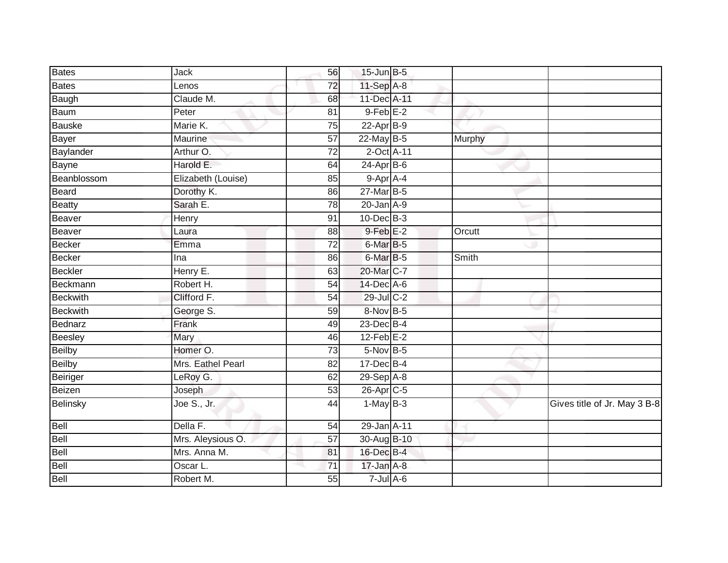| Bates | Jack | 56 | 15-Jun | B-5 | | |
|---|---|---|---|---|---|---|
| Bates | Lenos | 72 | 11-Sep | A-8 | | |
| Baugh | Claude M. | 68 | 11-Dec | A-11 | | |
| Baum | Peter | 81 | 9-Feb | E-2 | | |
| Bauske | Marie K. | 75 | 22-Apr | B-9 | | |
| Bayer | Maurine | 57 | 22-May | B-5 | Murphy | |
| Baylander | Arthur O. | 72 | 2-Oct | A-11 | | |
| Bayne | Harold E. | 64 | 24-Apr | B-6 | | |
| Beanblossom | Elizabeth (Louise) | 85 | 9-Apr | A-4 | | |
| Beard | Dorothy K. | 86 | 27-Mar | B-5 | | |
| Beatty | Sarah E. | 78 | 20-Jan | A-9 | | |
| Beaver | Henry | 91 | 10-Dec | B-3 | | |
| Beaver | Laura | 88 | 9-Feb | E-2 | Orcutt | |
| Becker | Emma | 72 | 6-Mar | B-5 | | |
| Becker | Ina | 86 | 6-Mar | B-5 | Smith | |
| Beckler | Henry E. | 63 | 20-Mar | C-7 | | |
| Beckmann | Robert H. | 54 | 14-Dec | A-6 | | |
| Beckwith | Clifford F. | 54 | 29-Jul | C-2 | | |
| Beckwith | George S. | 59 | 8-Nov | B-5 | | |
| Bednarz | Frank | 49 | 23-Dec | B-4 | | |
| Beesley | Mary | 46 | 12-Feb | E-2 | | |
| Beilby | Homer O. | 73 | 5-Nov | B-5 | | |
| Beilby | Mrs. Eathel Pearl | 82 | 17-Dec | B-4 | | |
| Beiriger | LeRoy G. | 62 | 29-Sep | A-8 | | |
| Beizen | Joseph | 53 | 26-Apr | C-5 | | |
| Belinsky | Joe S., Jr. | 44 | 1-May | B-3 | | Gives title of Jr. May 3 B-8 |
| Bell | Della F. | 54 | 29-Jan | A-11 | | |
| Bell | Mrs. Aleysious O. | 57 | 30-Aug | B-10 | | |
| Bell | Mrs. Anna M. | 81 | 16-Dec | B-4 | | |
| Bell | Oscar L. | 71 | 17-Jan | A-8 | | |
| Bell | Robert M. | 55 | 7-Jul | A-6 | | |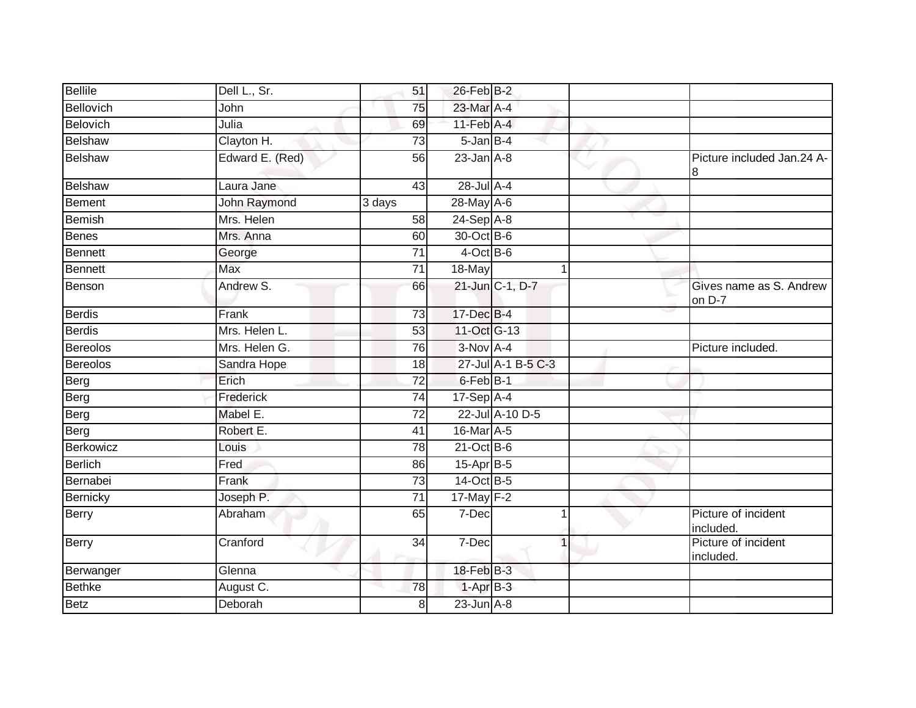| | | | | | | |
|---|---|---|---|---|---|---|
| Bellile | Dell L., Sr. | 51 | 26-Feb | B-2 | | |
| Bellovich | John | 75 | 23-Mar | A-4 | | |
| Belovich | Julia | 69 | 11-Feb | A-4 | | |
| Belshaw | Clayton H. | 73 | 5-Jan | B-4 | | |
| Belshaw | Edward E. (Red) | 56 | 23-Jan | A-8 | | Picture included Jan.24 A-8 |
| Belshaw | Laura Jane | 43 | 28-Jul | A-4 | | |
| Bement | John Raymond | 3 days | 28-May | A-6 | | |
| Bemish | Mrs. Helen | 58 | 24-Sep | A-8 | | |
| Benes | Mrs. Anna | 60 | 30-Oct | B-6 | | |
| Bennett | George | 71 | 4-Oct | B-6 | | |
| Bennett | Max | 71 | 18-May | 1 | | |
| Benson | Andrew S. | 66 | 21-Jun | C-1, D-7 | | Gives name as S. Andrew on D-7 |
| Berdis | Frank | 73 | 17-Dec | B-4 | | |
| Berdis | Mrs. Helen L. | 53 | 11-Oct | G-13 | | |
| Bereolos | Mrs. Helen G. | 76 | 3-Nov | A-4 | | Picture included. |
| Bereolos | Sandra Hope | 18 | 27-Jul | A-1 B-5 C-3 | | |
| Berg | Erich | 72 | 6-Feb | B-1 | | |
| Berg | Frederick | 74 | 17-Sep | A-4 | | |
| Berg | Mabel E. | 72 | 22-Jul | A-10 D-5 | | |
| Berg | Robert E. | 41 | 16-Mar | A-5 | | |
| Berkowicz | Louis | 78 | 21-Oct | B-6 | | |
| Berlich | Fred | 86 | 15-Apr | B-5 | | |
| Bernabei | Frank | 73 | 14-Oct | B-5 | | |
| Bernicky | Joseph P. | 71 | 17-May | F-2 | | |
| Berry | Abraham | 65 | 7-Dec | 1 | | Picture of incident included. |
| Berry | Cranford | 34 | 7-Dec | 1 | | Picture of incident included. |
| Berwanger | Glenna | | 18-Feb | B-3 | | |
| Bethke | August C. | 78 | 1-Apr | B-3 | | |
| Betz | Deborah | 8 | 23-Jun | A-8 | | |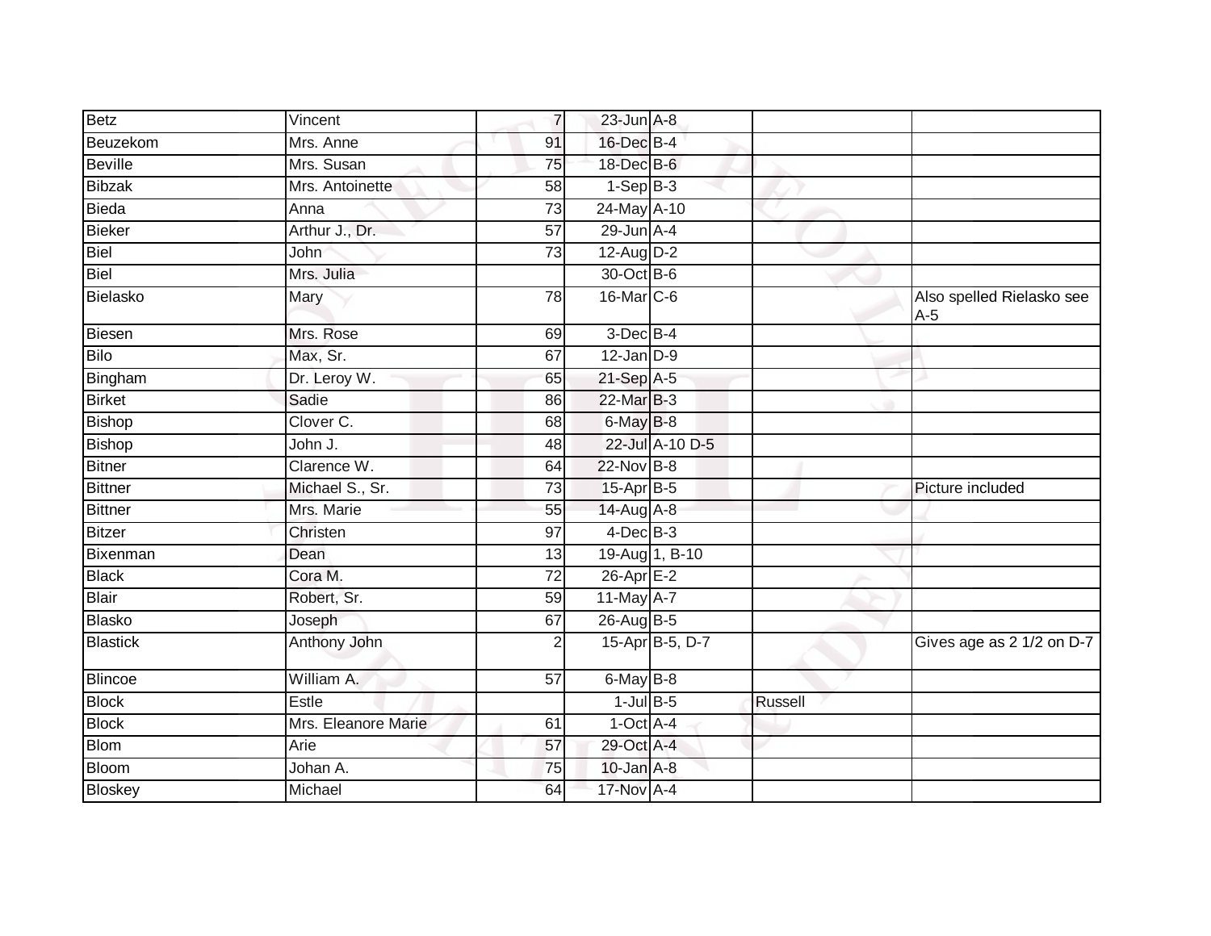| | | | | | | |
|---|---|---|---|---|---|---|
| Betz | Vincent | 7 | 23-Jun | A-8 | | |
| Beuzekom | Mrs. Anne | 91 | 16-Dec | B-4 | | |
| Beville | Mrs. Susan | 75 | 18-Dec | B-6 | | |
| Bibzak | Mrs. Antoinette | 58 | 1-Sep | B-3 | | |
| Bieda | Anna | 73 | 24-May | A-10 | | |
| Bieker | Arthur J., Dr. | 57 | 29-Jun | A-4 | | |
| Biel | John | 73 | 12-Aug | D-2 | | |
| Biel | Mrs. Julia | | 30-Oct | B-6 | | |
| Bielasko | Mary | 78 | 16-Mar | C-6 | | Also spelled Rielasko see A-5 |
| Biesen | Mrs. Rose | 69 | 3-Dec | B-4 | | |
| Bilo | Max, Sr. | 67 | 12-Jan | D-9 | | |
| Bingham | Dr. Leroy W. | 65 | 21-Sep | A-5 | | |
| Birket | Sadie | 86 | 22-Mar | B-3 | | |
| Bishop | Clover C. | 68 | 6-May | B-8 | | |
| Bishop | John J. | 48 | 22-Jul | A-10 D-5 | | |
| Bitner | Clarence W. | 64 | 22-Nov | B-8 | | |
| Bittner | Michael S., Sr. | 73 | 15-Apr | B-5 | | Picture included |
| Bittner | Mrs. Marie | 55 | 14-Aug | A-8 | | |
| Bitzer | Christen | 97 | 4-Dec | B-3 | | |
| Bixenman | Dean | 13 | 19-Aug | 1, B-10 | | |
| Black | Cora M. | 72 | 26-Apr | E-2 | | |
| Blair | Robert, Sr. | 59 | 11-May | A-7 | | |
| Blasko | Joseph | 67 | 26-Aug | B-5 | | |
| Blastick | Anthony John | 2 | 15-Apr | B-5, D-7 | | Gives age as 2 1/2 on D-7 |
| Blincoe | William A. | 57 | 6-May | B-8 | | |
| Block | Estle | | 1-Jul | B-5 | Russell | |
| Block | Mrs. Eleanore Marie | 61 | 1-Oct | A-4 | | |
| Blom | Arie | 57 | 29-Oct | A-4 | | |
| Bloom | Johan A. | 75 | 10-Jan | A-8 | | |
| Bloskey | Michael | 64 | 17-Nov | A-4 | | |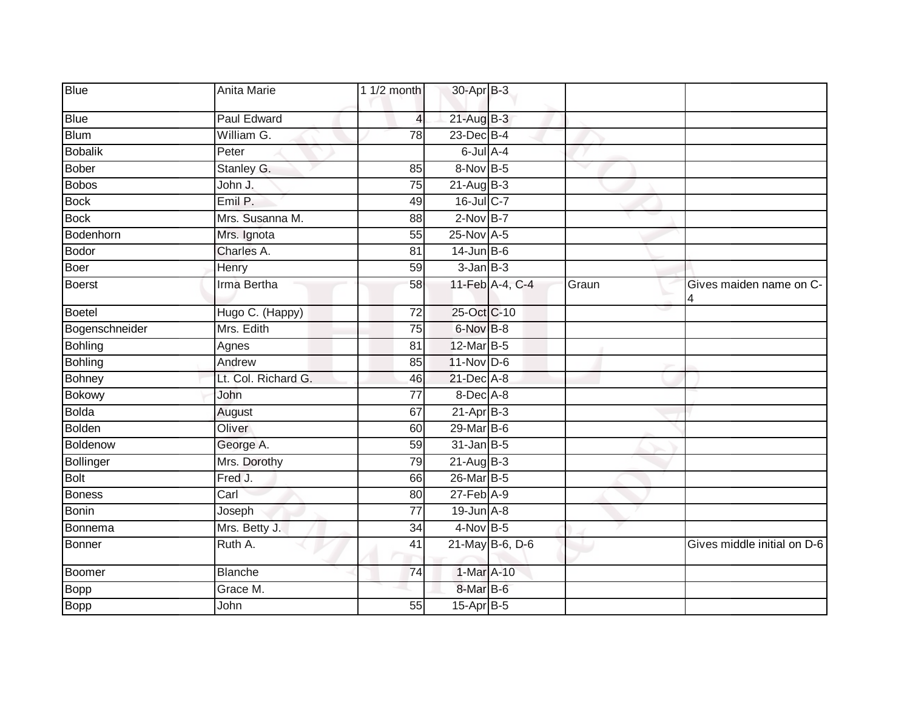| | | | | | | |
|---|---|---|---|---|---|---|
| Blue | Anita Marie | 1 1/2 month | 30-Apr | B-3 | | |
| Blue | Paul Edward | 4 | 21-Aug | B-3 | | |
| Blum | William G. | 78 | 23-Dec | B-4 | | |
| Bobalik | Peter | | 6-Jul | A-4 | | |
| Bober | Stanley G. | 85 | 8-Nov | B-5 | | |
| Bobos | John J. | 75 | 21-Aug | B-3 | | |
| Bock | Emil P. | 49 | 16-Jul | C-7 | | |
| Bock | Mrs. Susanna M. | 88 | 2-Nov | B-7 | | |
| Bodenhorn | Mrs. Ignota | 55 | 25-Nov | A-5 | | |
| Bodor | Charles A. | 81 | 14-Jun | B-6 | | |
| Boer | Henry | 59 | 3-Jan | B-3 | | |
| Boerst | Irma Bertha | 58 | 11-Feb | A-4, C-4 | Graun | Gives maiden name on C-4 |
| Boetel | Hugo C. (Happy) | 72 | 25-Oct | C-10 | | |
| Bogenschneider | Mrs. Edith | 75 | 6-Nov | B-8 | | |
| Bohling | Agnes | 81 | 12-Mar | B-5 | | |
| Bohling | Andrew | 85 | 11-Nov | D-6 | | |
| Bohney | Lt. Col. Richard G. | 46 | 21-Dec | A-8 | | |
| Bokowy | John | 77 | 8-Dec | A-8 | | |
| Bolda | August | 67 | 21-Apr | B-3 | | |
| Bolden | Oliver | 60 | 29-Mar | B-6 | | |
| Boldenow | George A. | 59 | 31-Jan | B-5 | | |
| Bollinger | Mrs. Dorothy | 79 | 21-Aug | B-3 | | |
| Bolt | Fred J. | 66 | 26-Mar | B-5 | | |
| Boness | Carl | 80 | 27-Feb | A-9 | | |
| Bonin | Joseph | 77 | 19-Jun | A-8 | | |
| Bonnema | Mrs. Betty J. | 34 | 4-Nov | B-5 | | |
| Bonner | Ruth A. | 41 | 21-May | B-6, D-6 | | Gives middle initial on D-6 |
| Boomer | Blanche | 74 | 1-Mar | A-10 | | |
| Bopp | Grace M. | | 8-Mar | B-6 | | |
| Bopp | John | 55 | 15-Apr | B-5 | | |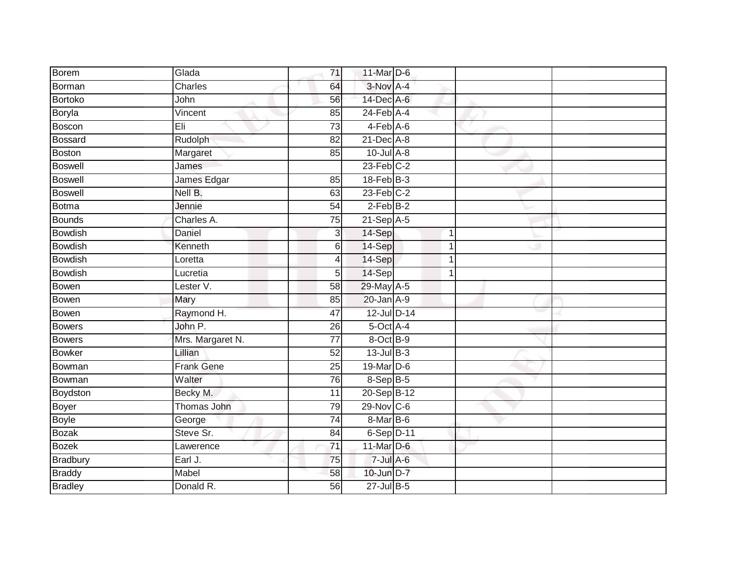| Borem | Glada | 71 | 11-Mar | D-6 | | | |
|---|---|---|---|---|---|---|---|
| Borman | Charles | 64 | 3-Nov | A-4 | | | |
| Bortoko | John | 56 | 14-Dec | A-6 | | | |
| Boryla | Vincent | 85 | 24-Feb | A-4 | | | |
| Boscon | Eli | 73 | 4-Feb | A-6 | | | |
| Bossard | Rudolph | 82 | 21-Dec | A-8 | | | |
| Boston | Margaret | 85 | 10-Jul | A-8 | | | |
| Boswell | James | | 23-Feb | C-2 | | | |
| Boswell | James Edgar | 85 | 18-Feb | B-3 | | | |
| Boswell | Nell B. | 63 | 23-Feb | C-2 | | | |
| Botma | Jennie | 54 | 2-Feb | B-2 | | | |
| Bounds | Charles A. | 75 | 21-Sep | A-5 | | | |
| Bowdish | Daniel | 3 | 14-Sep | | 1 | | |
| Bowdish | Kenneth | 6 | 14-Sep | | 1 | | |
| Bowdish | Loretta | 4 | 14-Sep | | 1 | | |
| Bowdish | Lucretia | 5 | 14-Sep | | 1 | | |
| Bowen | Lester V. | 58 | 29-May | A-5 | | | |
| Bowen | Mary | 85 | 20-Jan | A-9 | | | |
| Bowen | Raymond H. | 47 | 12-Jul | D-14 | | | |
| Bowers | John P. | 26 | 5-Oct | A-4 | | | |
| Bowers | Mrs. Margaret N. | 77 | 8-Oct | B-9 | | | |
| Bowker | Lillian | 52 | 13-Jul | B-3 | | | |
| Bowman | Frank Gene | 25 | 19-Mar | D-6 | | | |
| Bowman | Walter | 76 | 8-Sep | B-5 | | | |
| Boydston | Becky M. | 11 | 20-Sep | B-12 | | | |
| Boyer | Thomas John | 79 | 29-Nov | C-6 | | | |
| Boyle | George | 74 | 8-Mar | B-6 | | | |
| Bozak | Steve Sr. | 84 | 6-Sep | D-11 | | | |
| Bozek | Lawerence | 71 | 11-Mar | D-6 | | | |
| Bradbury | Earl J. | 75 | 7-Jul | A-6 | | | |
| Braddy | Mabel | 58 | 10-Jun | D-7 | | | |
| Bradley | Donald R. | 56 | 27-Jul | B-5 | | | |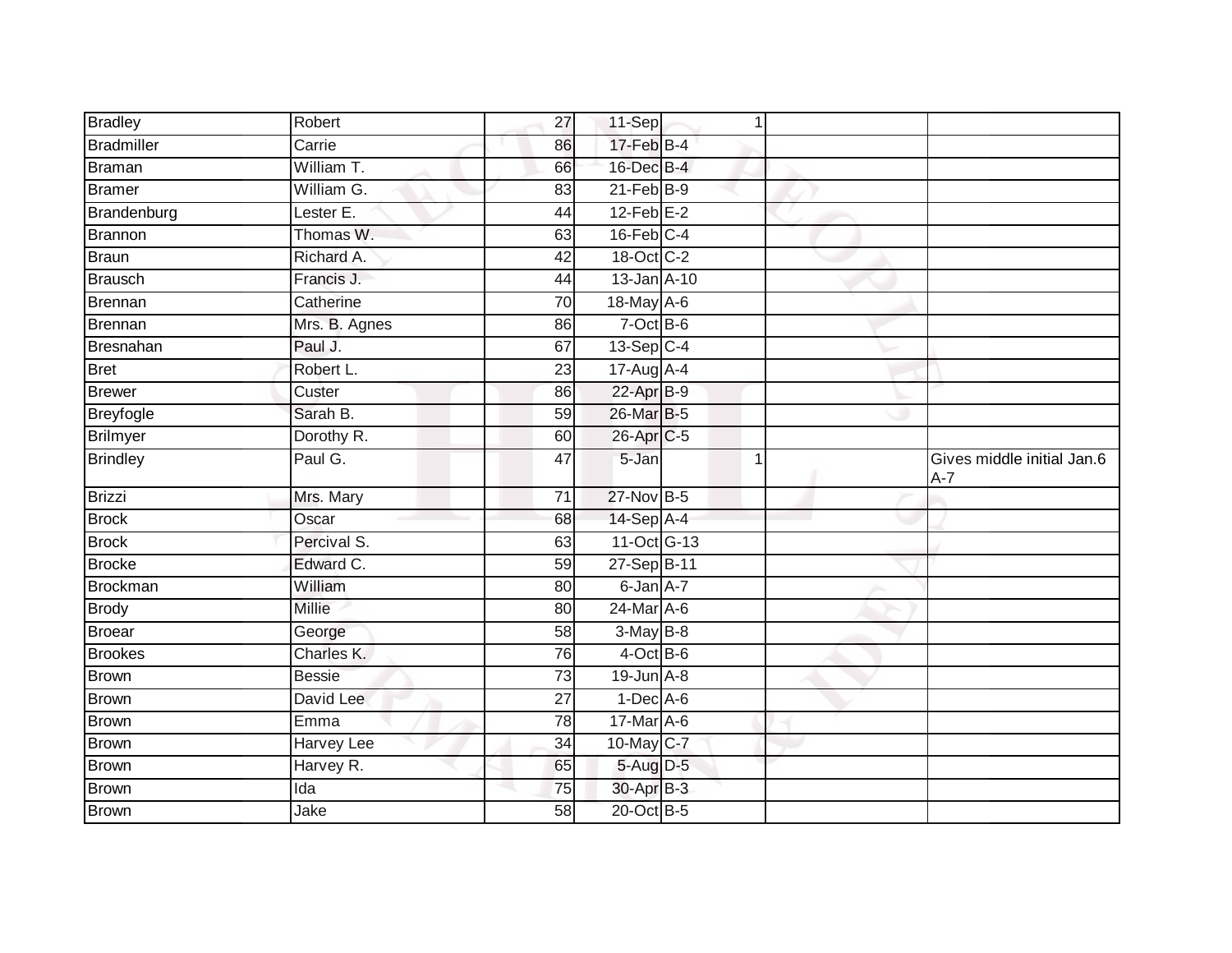| | | | | | | |
|---|---|---|---|---|---|---|
| Bradley | Robert | 27 | 11-Sep | 1 | | |
| Bradmiller | Carrie | 86 | 17-Feb | B-4 | | |
| Braman | William T. | 66 | 16-Dec | B-4 | | |
| Bramer | William G. | 83 | 21-Feb | B-9 | | |
| Brandenburg | Lester E. | 44 | 12-Feb | E-2 | | |
| Brannon | Thomas W. | 63 | 16-Feb | C-4 | | |
| Braun | Richard A. | 42 | 18-Oct | C-2 | | |
| Brausch | Francis J. | 44 | 13-Jan | A-10 | | |
| Brennan | Catherine | 70 | 18-May | A-6 | | |
| Brennan | Mrs. B. Agnes | 86 | 7-Oct | B-6 | | |
| Bresnahan | Paul J. | 67 | 13-Sep | C-4 | | |
| Bret | Robert L. | 23 | 17-Aug | A-4 | | |
| Brewer | Custer | 86 | 22-Apr | B-9 | | |
| Breyfogle | Sarah B. | 59 | 26-Mar | B-5 | | |
| Brilmyer | Dorothy R. | 60 | 26-Apr | C-5 | | |
| Brindley | Paul G. | 47 | 5-Jan | 1 | | Gives middle initial Jan.6 A-7 |
| Brizzi | Mrs. Mary | 71 | 27-Nov | B-5 | | |
| Brock | Oscar | 68 | 14-Sep | A-4 | | |
| Brock | Percival S. | 63 | 11-Oct | G-13 | | |
| Brocke | Edward C. | 59 | 27-Sep | B-11 | | |
| Brockman | William | 80 | 6-Jan | A-7 | | |
| Brody | Millie | 80 | 24-Mar | A-6 | | |
| Broear | George | 58 | 3-May | B-8 | | |
| Brookes | Charles K. | 76 | 4-Oct | B-6 | | |
| Brown | Bessie | 73 | 19-Jun | A-8 | | |
| Brown | David Lee | 27 | 1-Dec | A-6 | | |
| Brown | Emma | 78 | 17-Mar | A-6 | | |
| Brown | Harvey Lee | 34 | 10-May | C-7 | | |
| Brown | Harvey R. | 65 | 5-Aug | D-5 | | |
| Brown | Ida | 75 | 30-Apr | B-3 | | |
| Brown | Jake | 58 | 20-Oct | B-5 | | |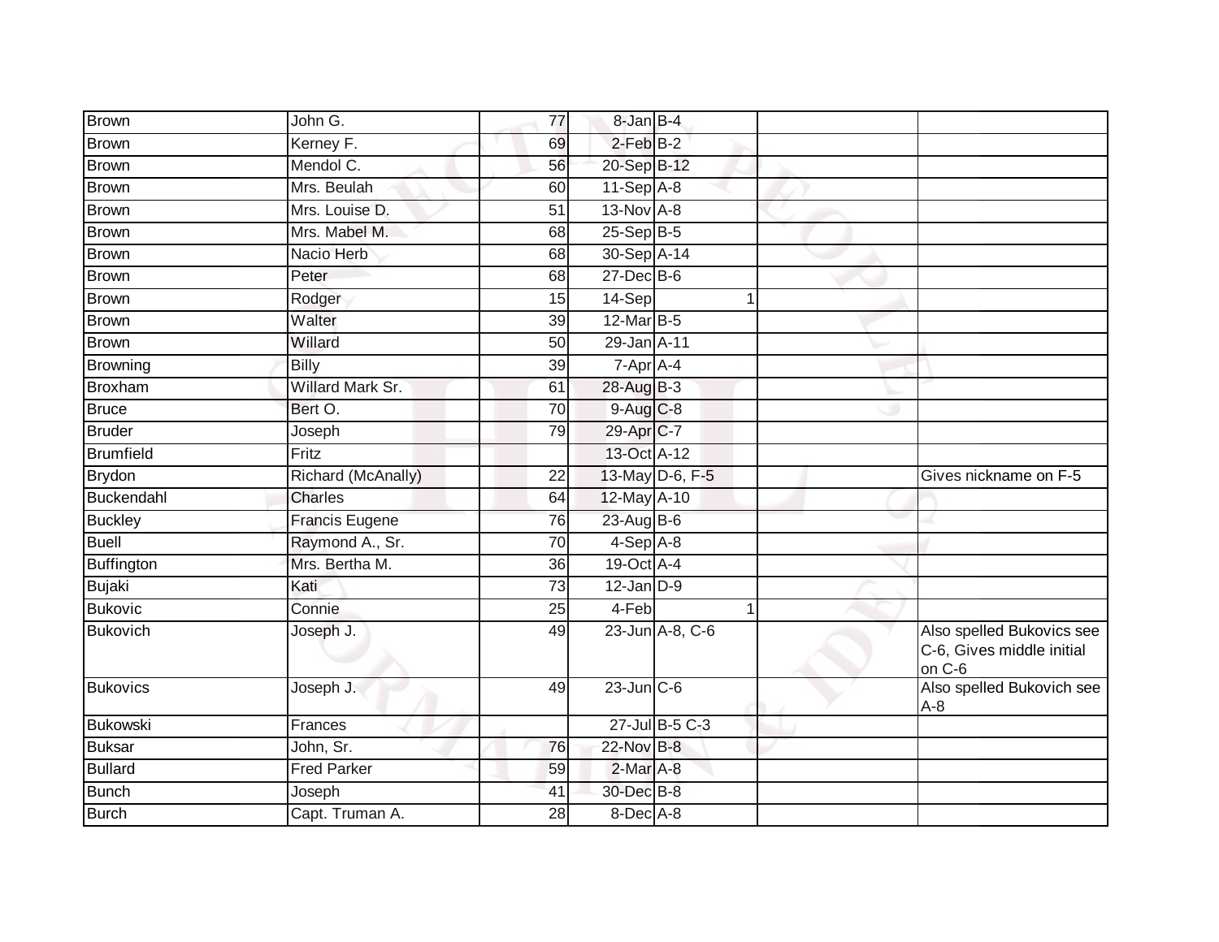| | | | | | | |
|---|---|---|---|---|---|---|
| Brown | John G. | 77 | 8-Jan | B-4 | | |
| Brown | Kerney F. | 69 | 2-Feb | B-2 | | |
| Brown | Mendol C. | 56 | 20-Sep | B-12 | | |
| Brown | Mrs. Beulah | 60 | 11-Sep | A-8 | | |
| Brown | Mrs. Louise D. | 51 | 13-Nov | A-8 | | |
| Brown | Mrs. Mabel M. | 68 | 25-Sep | B-5 | | |
| Brown | Nacio Herb | 68 | 30-Sep | A-14 | | |
| Brown | Peter | 68 | 27-Dec | B-6 | | |
| Brown | Rodger | 15 | 14-Sep | 1 | | |
| Brown | Walter | 39 | 12-Mar | B-5 | | |
| Brown | Willard | 50 | 29-Jan | A-11 | | |
| Browning | Billy | 39 | 7-Apr | A-4 | | |
| Broxham | Willard Mark Sr. | 61 | 28-Aug | B-3 | | |
| Bruce | Bert O. | 70 | 9-Aug | C-8 | | |
| Bruder | Joseph | 79 | 29-Apr | C-7 | | |
| Brumfield | Fritz | | 13-Oct | A-12 | | |
| Brydon | Richard (McAnally) | 22 | 13-May | D-6, F-5 | | Gives nickname on F-5 |
| Buckendahl | Charles | 64 | 12-May | A-10 | | |
| Buckley | Francis Eugene | 76 | 23-Aug | B-6 | | |
| Buell | Raymond A., Sr. | 70 | 4-Sep | A-8 | | |
| Buffington | Mrs. Bertha M. | 36 | 19-Oct | A-4 | | |
| Bujaki | Kati | 73 | 12-Jan | D-9 | | |
| Bukovic | Connie | 25 | 4-Feb | 1 | | |
| Bukovich | Joseph J. | 49 | 23-Jun | A-8, C-6 | | Also spelled Bukovics see C-6, Gives middle initial on C-6 |
| Bukovics | Joseph J. | 49 | 23-Jun | C-6 | | Also spelled Bukovich see A-8 |
| Bukowski | Frances | | 27-Jul | B-5 C-3 | | |
| Buksar | John, Sr. | 76 | 22-Nov | B-8 | | |
| Bullard | Fred Parker | 59 | 2-Mar | A-8 | | |
| Bunch | Joseph | 41 | 30-Dec | B-8 | | |
| Burch | Capt. Truman A. | 28 | 8-Dec | A-8 | | |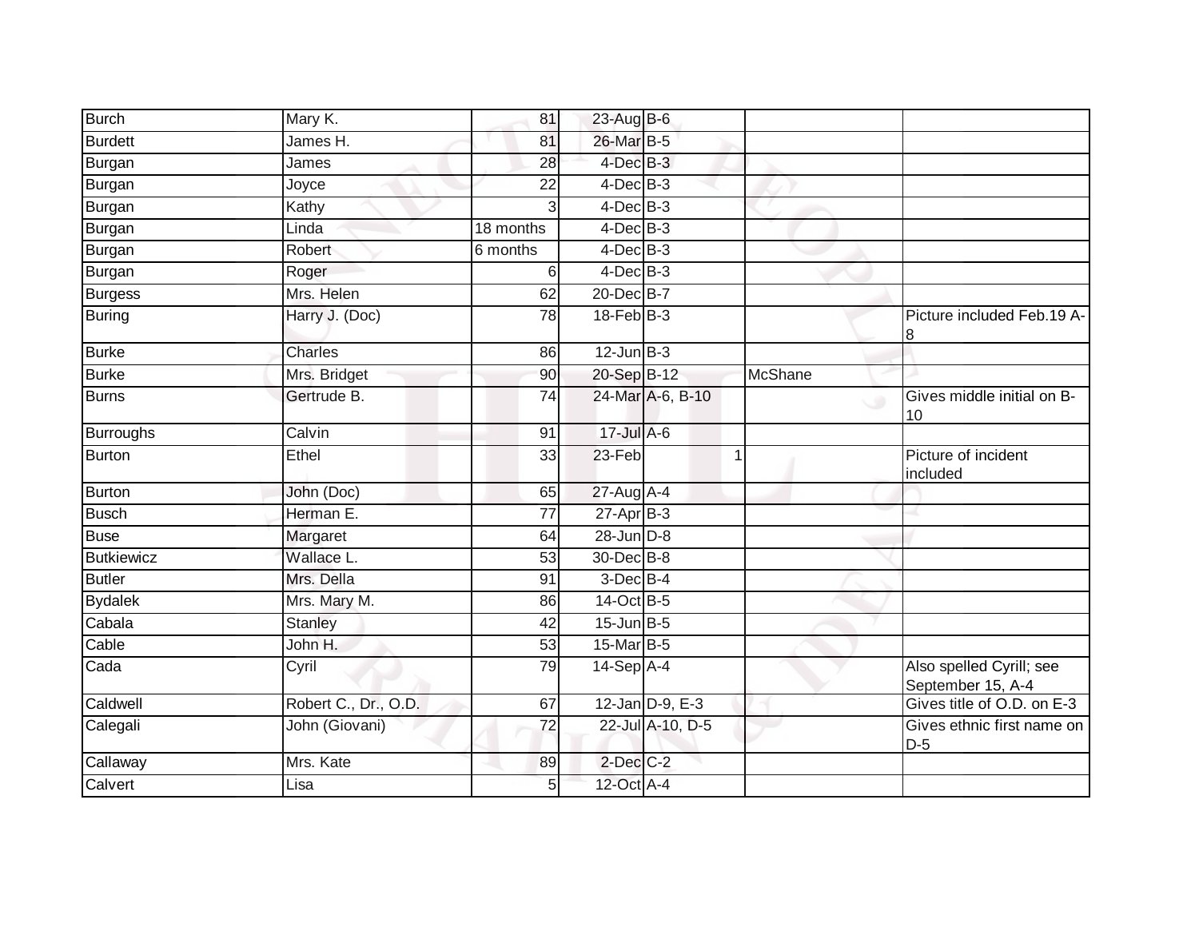| | | | | | | |
|---|---|---|---|---|---|---|
| Burch | Mary K. | 81 | 23-Aug | B-6 | | |
| Burdett | James H. | 81 | 26-Mar | B-5 | | |
| Burgan | James | 28 | 4-Dec | B-3 | | |
| Burgan | Joyce | 22 | 4-Dec | B-3 | | |
| Burgan | Kathy | 3 | 4-Dec | B-3 | | |
| Burgan | Linda | 18 months | 4-Dec | B-3 | | |
| Burgan | Robert | 6 months | 4-Dec | B-3 | | |
| Burgan | Roger | 6 | 4-Dec | B-3 | | |
| Burgess | Mrs. Helen | 62 | 20-Dec | B-7 | | |
| Buring | Harry J. (Doc) | 78 | 18-Feb | B-3 | | Picture included Feb.19 A-8 |
| Burke | Charles | 86 | 12-Jun | B-3 | | |
| Burke | Mrs. Bridget | 90 | 20-Sep | B-12 | McShane | |
| Burns | Gertrude B. | 74 | 24-Mar | A-6, B-10 | | Gives middle initial on B-10 |
| Burroughs | Calvin | 91 | 17-Jul | A-6 | | |
| Burton | Ethel | 33 | 23-Feb | 1 | | Picture of incident included |
| Burton | John (Doc) | 65 | 27-Aug | A-4 | | |
| Busch | Herman E. | 77 | 27-Apr | B-3 | | |
| Buse | Margaret | 64 | 28-Jun | D-8 | | |
| Butkiewicz | Wallace L. | 53 | 30-Dec | B-8 | | |
| Butler | Mrs. Della | 91 | 3-Dec | B-4 | | |
| Bydalek | Mrs. Mary M. | 86 | 14-Oct | B-5 | | |
| Cabala | Stanley | 42 | 15-Jun | B-5 | | |
| Cable | John H. | 53 | 15-Mar | B-5 | | |
| Cada | Cyril | 79 | 14-Sep | A-4 | | Also spelled Cyrill; see September 15, A-4 |
| Caldwell | Robert C., Dr., O.D. | 67 | 12-Jan | D-9, E-3 | | Gives title of O.D. on E-3 |
| Calegali | John (Giovani) | 72 | 22-Jul | A-10, D-5 | | Gives ethnic first name on D-5 |
| Callaway | Mrs. Kate | 89 | 2-Dec | C-2 | | |
| Calvert | Lisa | 5 | 12-Oct | A-4 | | |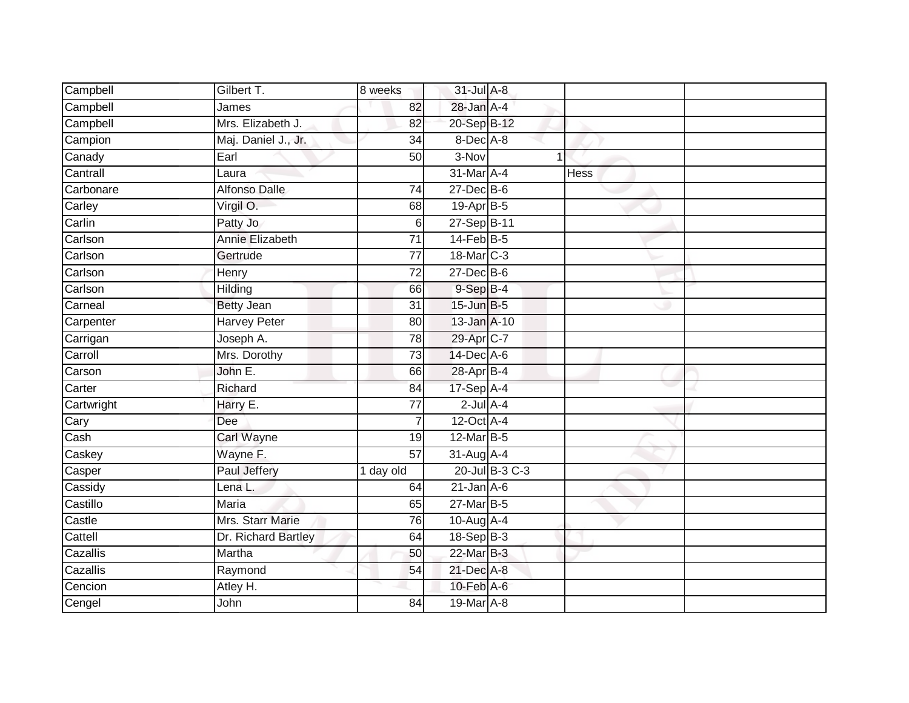| | | | | | | |
|---|---|---|---|---|---|---|
| Campbell | Gilbert T. | 8 weeks | 31-Jul | A-8 | | |
| Campbell | James | 82 | 28-Jan | A-4 | | |
| Campbell | Mrs. Elizabeth J. | 82 | 20-Sep | B-12 | | |
| Campion | Maj. Daniel J., Jr. | 34 | 8-Dec | A-8 | | |
| Canady | Earl | 50 | 3-Nov | 1 | | |
| Cantrall | Laura | | 31-Mar | A-4 | Hess | |
| Carbonare | Alfonso Dalle | 74 | 27-Dec | B-6 | | |
| Carley | Virgil O. | 68 | 19-Apr | B-5 | | |
| Carlin | Patty Jo | 6 | 27-Sep | B-11 | | |
| Carlson | Annie Elizabeth | 71 | 14-Feb | B-5 | | |
| Carlson | Gertrude | 77 | 18-Mar | C-3 | | |
| Carlson | Henry | 72 | 27-Dec | B-6 | | |
| Carlson | Hilding | 66 | 9-Sep | B-4 | | |
| Carneal | Betty Jean | 31 | 15-Jun | B-5 | | |
| Carpenter | Harvey Peter | 80 | 13-Jan | A-10 | | |
| Carrigan | Joseph A. | 78 | 29-Apr | C-7 | | |
| Carroll | Mrs. Dorothy | 73 | 14-Dec | A-6 | | |
| Carson | John E. | 66 | 28-Apr | B-4 | | |
| Carter | Richard | 84 | 17-Sep | A-4 | | |
| Cartwright | Harry E. | 77 | 2-Jul | A-4 | | |
| Cary | Dee | 7 | 12-Oct | A-4 | | |
| Cash | Carl Wayne | 19 | 12-Mar | B-5 | | |
| Caskey | Wayne F. | 57 | 31-Aug | A-4 | | |
| Casper | Paul Jeffery | 1 day old | 20-Jul | B-3 C-3 | | |
| Cassidy | Lena L. | 64 | 21-Jan | A-6 | | |
| Castillo | Maria | 65 | 27-Mar | B-5 | | |
| Castle | Mrs. Starr Marie | 76 | 10-Aug | A-4 | | |
| Cattell | Dr. Richard Bartley | 64 | 18-Sep | B-3 | | |
| Cazallis | Martha | 50 | 22-Mar | B-3 | | |
| Cazallis | Raymond | 54 | 21-Dec | A-8 | | |
| Cencion | Atley H. | | 10-Feb | A-6 | | |
| Cengel | John | 84 | 19-Mar | A-8 | | |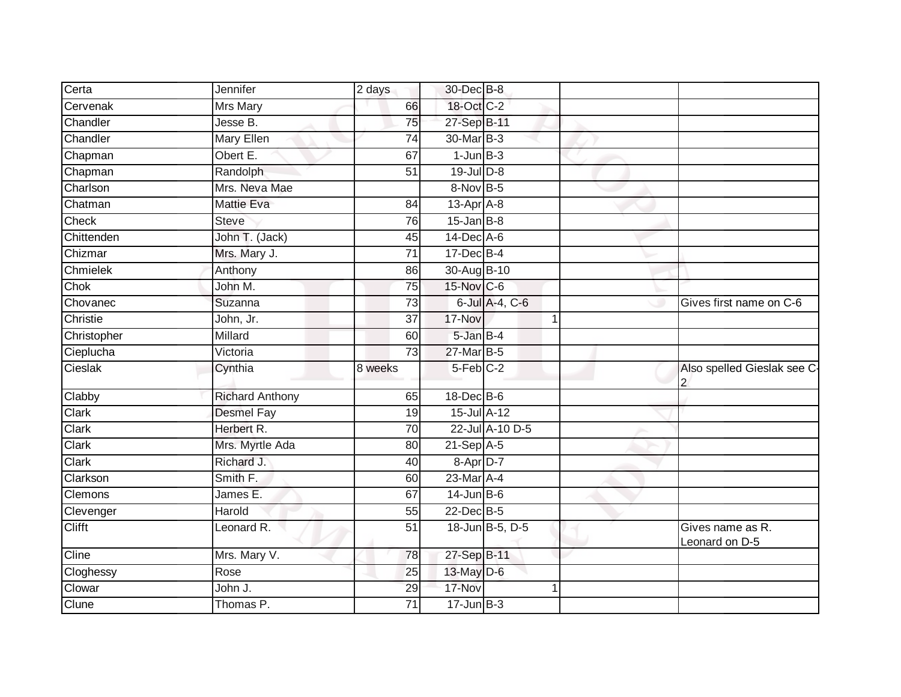| | | | | | | | |
|---|---|---|---|---|---|---|---|
| Certa | Jennifer | 2 days | 30-Dec | B-8 | | | |
| Cervenak | Mrs Mary | 66 | 18-Oct | C-2 | | | |
| Chandler | Jesse B. | 75 | 27-Sep | B-11 | | | |
| Chandler | Mary Ellen | 74 | 30-Mar | B-3 | | | |
| Chapman | Obert E. | 67 | 1-Jun | B-3 | | | |
| Chapman | Randolph | 51 | 19-Jul | D-8 | | | |
| Charlson | Mrs. Neva Mae | | 8-Nov | B-5 | | | |
| Chatman | Mattie Eva | 84 | 13-Apr | A-8 | | | |
| Check | Steve | 76 | 15-Jan | B-8 | | | |
| Chittenden | John T. (Jack) | 45 | 14-Dec | A-6 | | | |
| Chizmar | Mrs. Mary J. | 71 | 17-Dec | B-4 | | | |
| Chmielek | Anthony | 86 | 30-Aug | B-10 | | | |
| Chok | John M. | 75 | 15-Nov | C-6 | | | |
| Chovanec | Suzanna | 73 | 6-Jul | A-4, C-6 | | | Gives first name on C-6 |
| Christie | John, Jr. | 37 | 17-Nov | | 1 | | |
| Christopher | Millard | 60 | 5-Jan | B-4 | | | |
| Cieplucha | Victoria | 73 | 27-Mar | B-5 | | | |
| Cieslak | Cynthia | 8 weeks | 5-Feb | C-2 | | | Also spelled Gieslak see C-2 |
| Clabby | Richard Anthony | 65 | 18-Dec | B-6 | | | |
| Clark | Desmel Fay | 19 | 15-Jul | A-12 | | | |
| Clark | Herbert R. | 70 | 22-Jul | A-10 D-5 | | | |
| Clark | Mrs. Myrtle Ada | 80 | 21-Sep | A-5 | | | |
| Clark | Richard J. | 40 | 8-Apr | D-7 | | | |
| Clarkson | Smith F. | 60 | 23-Mar | A-4 | | | |
| Clemons | James E. | 67 | 14-Jun | B-6 | | | |
| Clevenger | Harold | 55 | 22-Dec | B-5 | | | |
| Clifft | Leonard R. | 51 | 18-Jun | B-5, D-5 | | | Gives name as R. Leonard on D-5 |
| Cline | Mrs. Mary V. | 78 | 27-Sep | B-11 | | | |
| Cloghessy | Rose | 25 | 13-May | D-6 | | | |
| Clowar | John J. | 29 | 17-Nov | | 1 | | |
| Clune | Thomas P. | 71 | 17-Jun | B-3 | | | |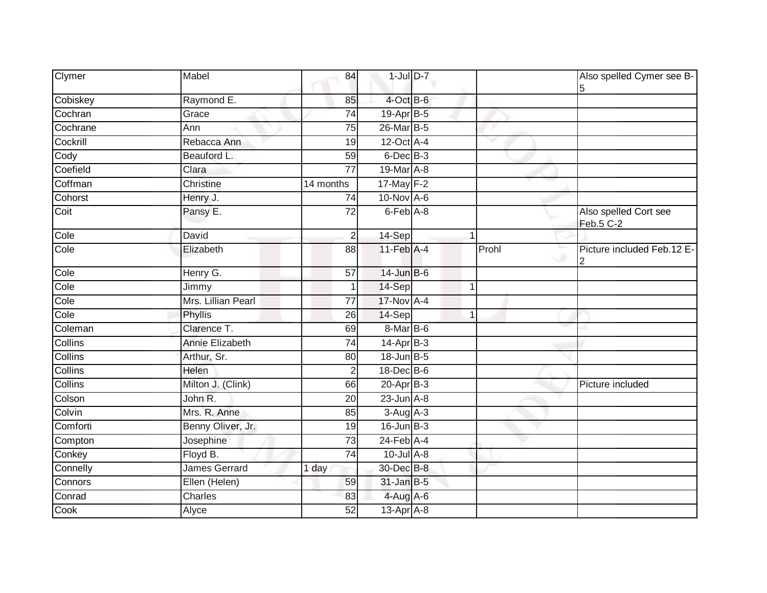| Clymer | Mabel | 84 | 1-Jul | D-7 | | | Also spelled Cymer see B-5 |
|---|---|---|---|---|---|---|---|
| Cobiskey | Raymond E. | 85 | 4-Oct | B-6 | | | |
| Cochran | Grace | 74 | 19-Apr | B-5 | | | |
| Cochrane | Ann | 75 | 26-Mar | B-5 | | | |
| Cockrill | Rebacca Ann | 19 | 12-Oct | A-4 | | | |
| Cody | Beauford L. | 59 | 6-Dec | B-3 | | | |
| Coefield | Clara | 77 | 19-Mar | A-8 | | | |
| Coffman | Christine | 14 months | 17-May | F-2 | | | |
| Cohorst | Henry J. | 74 | 10-Nov | A-6 | | | |
| Coit | Pansy E. | 72 | 6-Feb | A-8 | | | Also spelled Cort see Feb.5 C-2 |
| Cole | David | 2 | 14-Sep | | 1 | | |
| Cole | Elizabeth | 88 | 11-Feb | A-4 | | Prohl | Picture included Feb.12 E-2 |
| Cole | Henry G. | 57 | 14-Jun | B-6 | | | |
| Cole | Jimmy | 1 | 14-Sep | | 1 | | |
| Cole | Mrs. Lillian Pearl | 77 | 17-Nov | A-4 | | | |
| Cole | Phyllis | 26 | 14-Sep | | 1 | | |
| Coleman | Clarence T. | 69 | 8-Mar | B-6 | | | |
| Collins | Annie Elizabeth | 74 | 14-Apr | B-3 | | | |
| Collins | Arthur, Sr. | 80 | 18-Jun | B-5 | | | |
| Collins | Helen | 2 | 18-Dec | B-6 | | | |
| Collins | Milton J. (Clink) | 66 | 20-Apr | B-3 | | | Picture included |
| Colson | John R. | 20 | 23-Jun | A-8 | | | |
| Colvin | Mrs. R. Anne | 85 | 3-Aug | A-3 | | | |
| Comforti | Benny Oliver, Jr. | 19 | 16-Jun | B-3 | | | |
| Compton | Josephine | 73 | 24-Feb | A-4 | | | |
| Conkey | Floyd B. | 74 | 10-Jul | A-8 | | | |
| Connelly | James Gerrard | 1 day | 30-Dec | B-8 | | | |
| Connors | Ellen (Helen) | 59 | 31-Jan | B-5 | | | |
| Conrad | Charles | 83 | 4-Aug | A-6 | | | |
| Cook | Alyce | 52 | 13-Apr | A-8 | | | |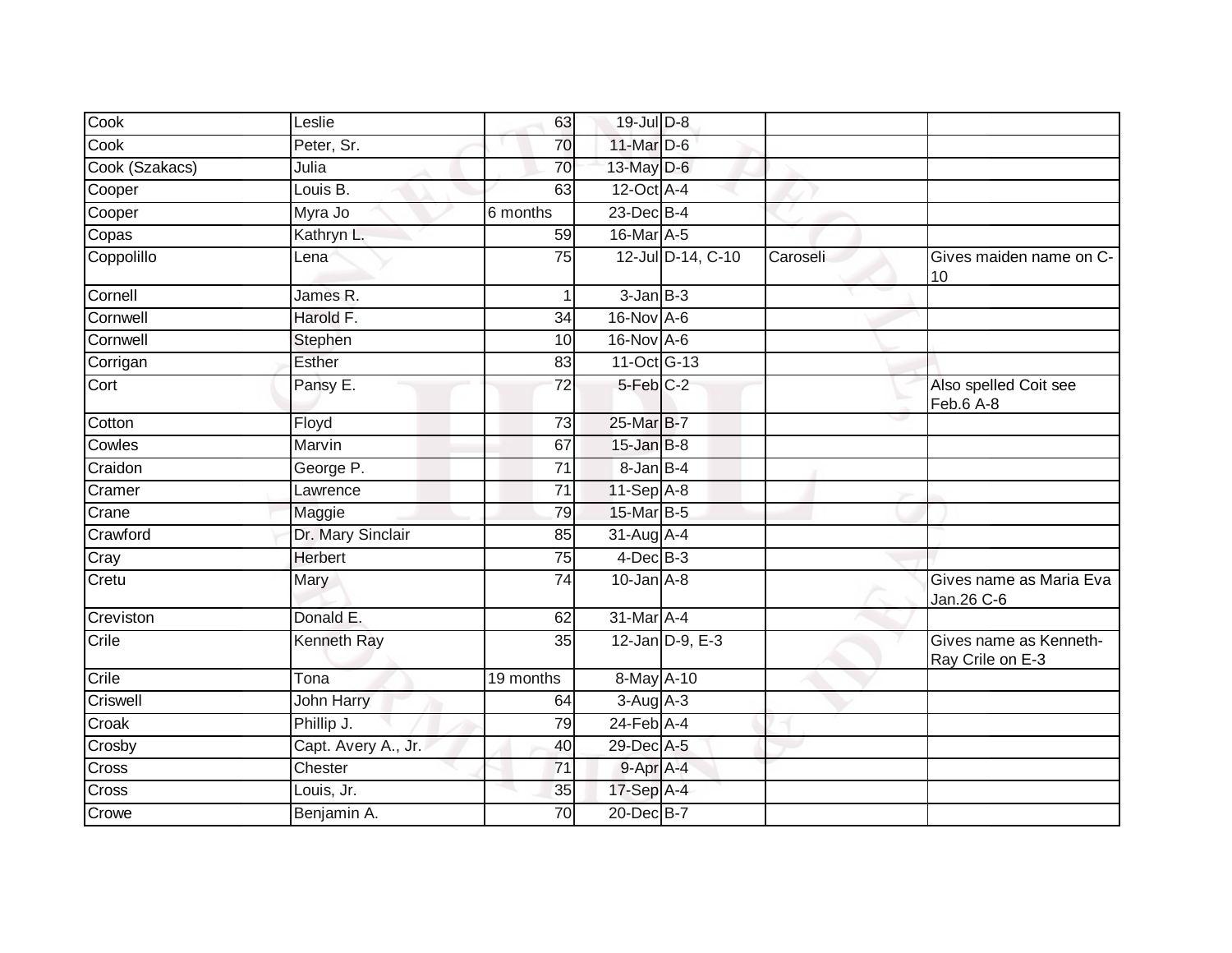| Cook | Leslie | 63 | 19-Jul | D-8 | | |
|---|---|---|---|---|---|---|
| Cook | Peter, Sr. | 70 | 11-Mar | D-6 | | |
| Cook (Szakacs) | Julia | 70 | 13-May | D-6 | | |
| Cooper | Louis B. | 63 | 12-Oct | A-4 | | |
| Cooper | Myra Jo | 6 months | 23-Dec | B-4 | | |
| Copas | Kathryn L. | 59 | 16-Mar | A-5 | | |
| Coppolillo | Lena | 75 | 12-Jul | D-14, C-10 | Caroseli | Gives maiden name on C-10 |
| Cornell | James R. | 1 | 3-Jan | B-3 | | |
| Cornwell | Harold F. | 34 | 16-Nov | A-6 | | |
| Cornwell | Stephen | 10 | 16-Nov | A-6 | | |
| Corrigan | Esther | 83 | 11-Oct | G-13 | | |
| Cort | Pansy E. | 72 | 5-Feb | C-2 | | Also spelled Coit see Feb.6 A-8 |
| Cotton | Floyd | 73 | 25-Mar | B-7 | | |
| Cowles | Marvin | 67 | 15-Jan | B-8 | | |
| Craidon | George P. | 71 | 8-Jan | B-4 | | |
| Cramer | Lawrence | 71 | 11-Sep | A-8 | | |
| Crane | Maggie | 79 | 15-Mar | B-5 | | |
| Crawford | Dr. Mary Sinclair | 85 | 31-Aug | A-4 | | |
| Cray | Herbert | 75 | 4-Dec | B-3 | | |
| Cretu | Mary | 74 | 10-Jan | A-8 | | Gives name as Maria Eva Jan.26 C-6 |
| Creviston | Donald E. | 62 | 31-Mar | A-4 | | |
| Crile | Kenneth Ray | 35 | 12-Jan | D-9, E-3 | | Gives name as Kenneth-Ray Crile on E-3 |
| Crile | Tona | 19 months | 8-May | A-10 | | |
| Criswell | John Harry | 64 | 3-Aug | A-3 | | |
| Croak | Phillip J. | 79 | 24-Feb | A-4 | | |
| Crosby | Capt. Avery A., Jr. | 40 | 29-Dec | A-5 | | |
| Cross | Chester | 71 | 9-Apr | A-4 | | |
| Cross | Louis, Jr. | 35 | 17-Sep | A-4 | | |
| Crowe | Benjamin A. | 70 | 20-Dec | B-7 | | |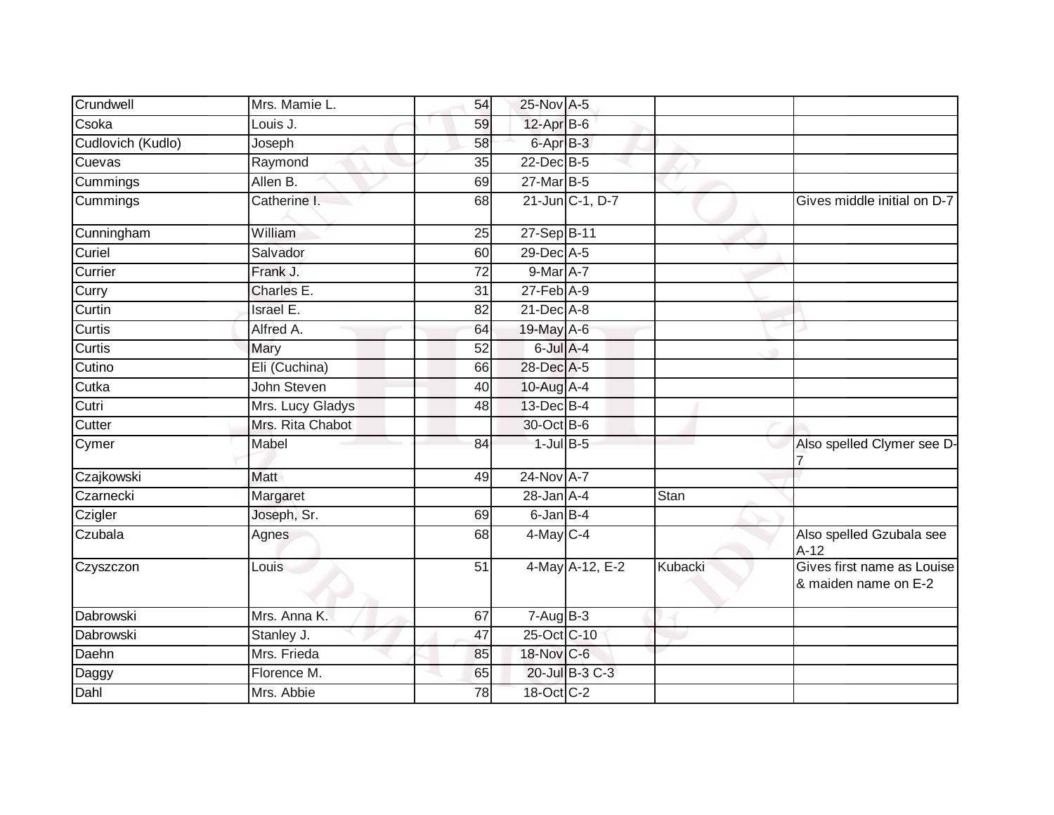| | | | | | | |
|---|---|---|---|---|---|---|
| Crundwell | Mrs. Mamie L. | 54 | 25-Nov | A-5 | | |
| Csoka | Louis J. | 59 | 12-Apr | B-6 | | |
| Cudlovich (Kudlo) | Joseph | 58 | 6-Apr | B-3 | | |
| Cuevas | Raymond | 35 | 22-Dec | B-5 | | |
| Cummings | Allen B. | 69 | 27-Mar | B-5 | | |
| Cummings | Catherine I. | 68 | 21-Jun | C-1, D-7 | | Gives middle initial on D-7 |
| Cunningham | William | 25 | 27-Sep | B-11 | | |
| Curiel | Salvador | 60 | 29-Dec | A-5 | | |
| Currier | Frank J. | 72 | 9-Mar | A-7 | | |
| Curry | Charles E. | 31 | 27-Feb | A-9 | | |
| Curtin | Israel E. | 82 | 21-Dec | A-8 | | |
| Curtis | Alfred A. | 64 | 19-May | A-6 | | |
| Curtis | Mary | 52 | 6-Jul | A-4 | | |
| Cutino | Eli (Cuchina) | 66 | 28-Dec | A-5 | | |
| Cutka | John Steven | 40 | 10-Aug | A-4 | | |
| Cutri | Mrs. Lucy Gladys | 48 | 13-Dec | B-4 | | |
| Cutter | Mrs. Rita Chabot | | 30-Oct | B-6 | | |
| Cymer | Mabel | 84 | 1-Jul | B-5 | | Also spelled Clymer see D-7 |
| Czajkowski | Matt | 49 | 24-Nov | A-7 | | |
| Czarnecki | Margaret | | 28-Jan | A-4 | Stan | |
| Czigler | Joseph, Sr. | 69 | 6-Jan | B-4 | | |
| Czubala | Agnes | 68 | 4-May | C-4 | | Also spelled Gzubala see A-12 |
| Czyszczon | Louis | 51 | 4-May | A-12, E-2 | Kubacki | Gives first name as Louise & maiden name on E-2 |
| Dabrowski | Mrs. Anna K. | 67 | 7-Aug | B-3 | | |
| Dabrowski | Stanley J. | 47 | 25-Oct | C-10 | | |
| Daehn | Mrs. Frieda | 85 | 18-Nov | C-6 | | |
| Daggy | Florence M. | 65 | 20-Jul | B-3 C-3 | | |
| Dahl | Mrs. Abbie | 78 | 18-Oct | C-2 | | |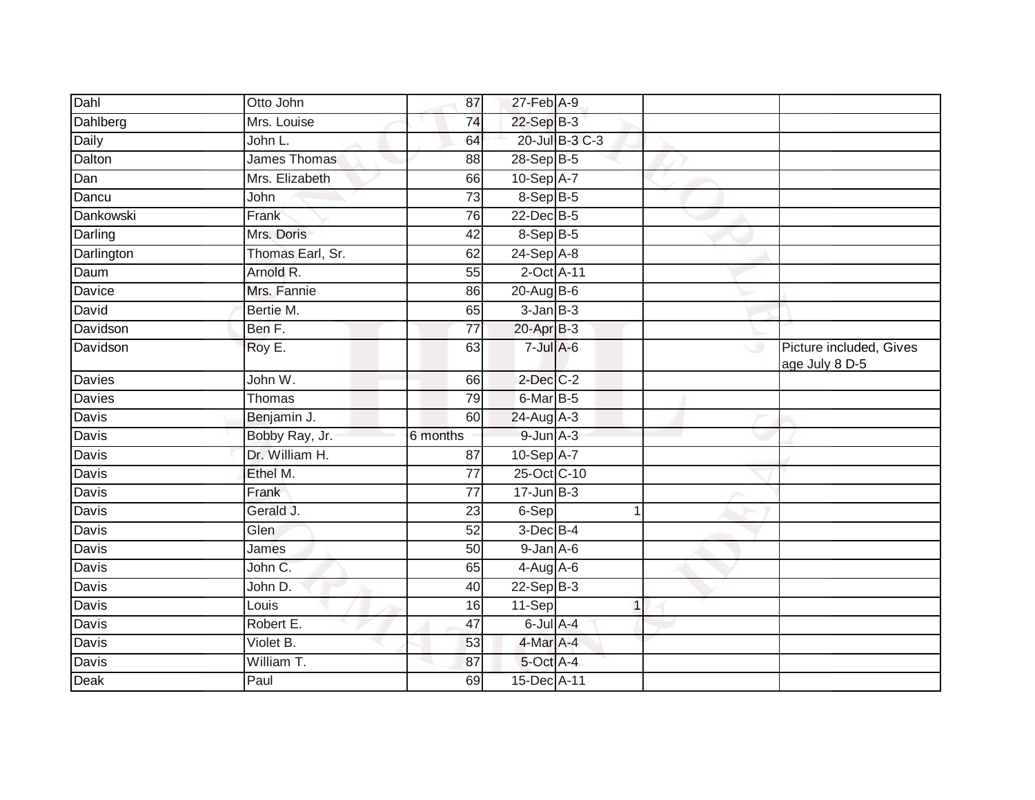| | | | | | | |
|---|---|---|---|---|---|---|
| Dahl | Otto John | 87 | 27-Feb | A-9 | | |
| Dahlberg | Mrs. Louise | 74 | 22-Sep | B-3 | | |
| Daily | John L. | 64 | 20-Jul | B-3 C-3 | | |
| Dalton | James Thomas | 88 | 28-Sep | B-5 | | |
| Dan | Mrs. Elizabeth | 66 | 10-Sep | A-7 | | |
| Dancu | John | 73 | 8-Sep | B-5 | | |
| Dankowski | Frank | 76 | 22-Dec | B-5 | | |
| Darling | Mrs. Doris | 42 | 8-Sep | B-5 | | |
| Darlington | Thomas Earl, Sr. | 62 | 24-Sep | A-8 | | |
| Daum | Arnold R. | 55 | 2-Oct | A-11 | | |
| Davice | Mrs. Fannie | 86 | 20-Aug | B-6 | | |
| David | Bertie M. | 65 | 3-Jan | B-3 | | |
| Davidson | Ben F. | 77 | 20-Apr | B-3 | | |
| Davidson | Roy E. | 63 | 7-Jul | A-6 | | Picture included, Gives age July 8 D-5 |
| Davies | John W. | 66 | 2-Dec | C-2 | | |
| Davies | Thomas | 79 | 6-Mar | B-5 | | |
| Davis | Benjamin J. | 60 | 24-Aug | A-3 | | |
| Davis | Bobby Ray, Jr. | 6 months | 9-Jun | A-3 | | |
| Davis | Dr. William H. | 87 | 10-Sep | A-7 | | |
| Davis | Ethel M. | 77 | 25-Oct | C-10 | | |
| Davis | Frank | 77 | 17-Jun | B-3 | | |
| Davis | Gerald J. | 23 | 6-Sep | 1 | | |
| Davis | Glen | 52 | 3-Dec | B-4 | | |
| Davis | James | 50 | 9-Jan | A-6 | | |
| Davis | John C. | 65 | 4-Aug | A-6 | | |
| Davis | John D. | 40 | 22-Sep | B-3 | | |
| Davis | Louis | 16 | 11-Sep | 1 | | |
| Davis | Robert E. | 47 | 6-Jul | A-4 | | |
| Davis | Violet B. | 53 | 4-Mar | A-4 | | |
| Davis | William T. | 87 | 5-Oct | A-4 | | |
| Deak | Paul | 69 | 15-Dec | A-11 | | |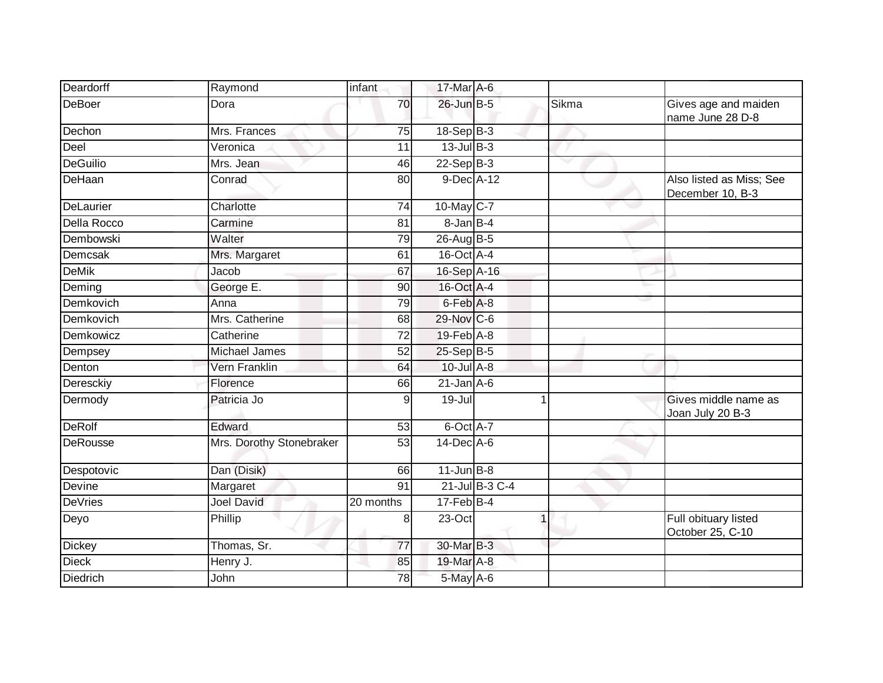| Deardorff | Raymond | infant | 17-Mar | A-6 | | |
|---|---|---|---|---|---|---|
| DeBoer | Dora | 70 | 26-Jun | B-5 | Sikma | Gives age and maiden name June 28 D-8 |
| Dechon | Mrs. Frances | 75 | 18-Sep | B-3 | | |
| Deel | Veronica | 11 | 13-Jul | B-3 | | |
| DeGuilio | Mrs. Jean | 46 | 22-Sep | B-3 | | |
| DeHaan | Conrad | 80 | 9-Dec | A-12 | | Also listed as Miss; See December 10, B-3 |
| DeLaurier | Charlotte | 74 | 10-May | C-7 | | |
| Della Rocco | Carmine | 81 | 8-Jan | B-4 | | |
| Dembowski | Walter | 79 | 26-Aug | B-5 | | |
| Demcsak | Mrs. Margaret | 61 | 16-Oct | A-4 | | |
| DeMik | Jacob | 67 | 16-Sep | A-16 | | |
| Deming | George E. | 90 | 16-Oct | A-4 | | |
| Demkovich | Anna | 79 | 6-Feb | A-8 | | |
| Demkovich | Mrs. Catherine | 68 | 29-Nov | C-6 | | |
| Demkowicz | Catherine | 72 | 19-Feb | A-8 | | |
| Dempsey | Michael James | 52 | 25-Sep | B-5 | | |
| Denton | Vern Franklin | 64 | 10-Jul | A-8 | | |
| Deresckiy | Florence | 66 | 21-Jan | A-6 | | |
| Dermody | Patricia Jo | 9 | 19-Jul | 1 | | Gives middle name as Joan July 20 B-3 |
| DeRolf | Edward | 53 | 6-Oct | A-7 | | |
| DeRousse | Mrs. Dorothy Stonebraker | 53 | 14-Dec | A-6 | | |
| Despotovic | Dan (Disik) | 66 | 11-Jun | B-8 | | |
| Devine | Margaret | 91 | 21-Jul | B-3 C-4 | | |
| DeVries | Joel David | 20 months | 17-Feb | B-4 | | |
| Deyo | Phillip | 8 | 23-Oct | 1 | | Full obituary listed October 25, C-10 |
| Dickey | Thomas, Sr. | 77 | 30-Mar | B-3 | | |
| Dieck | Henry J. | 85 | 19-Mar | A-8 | | |
| Diedrich | John | 78 | 5-May | A-6 | | |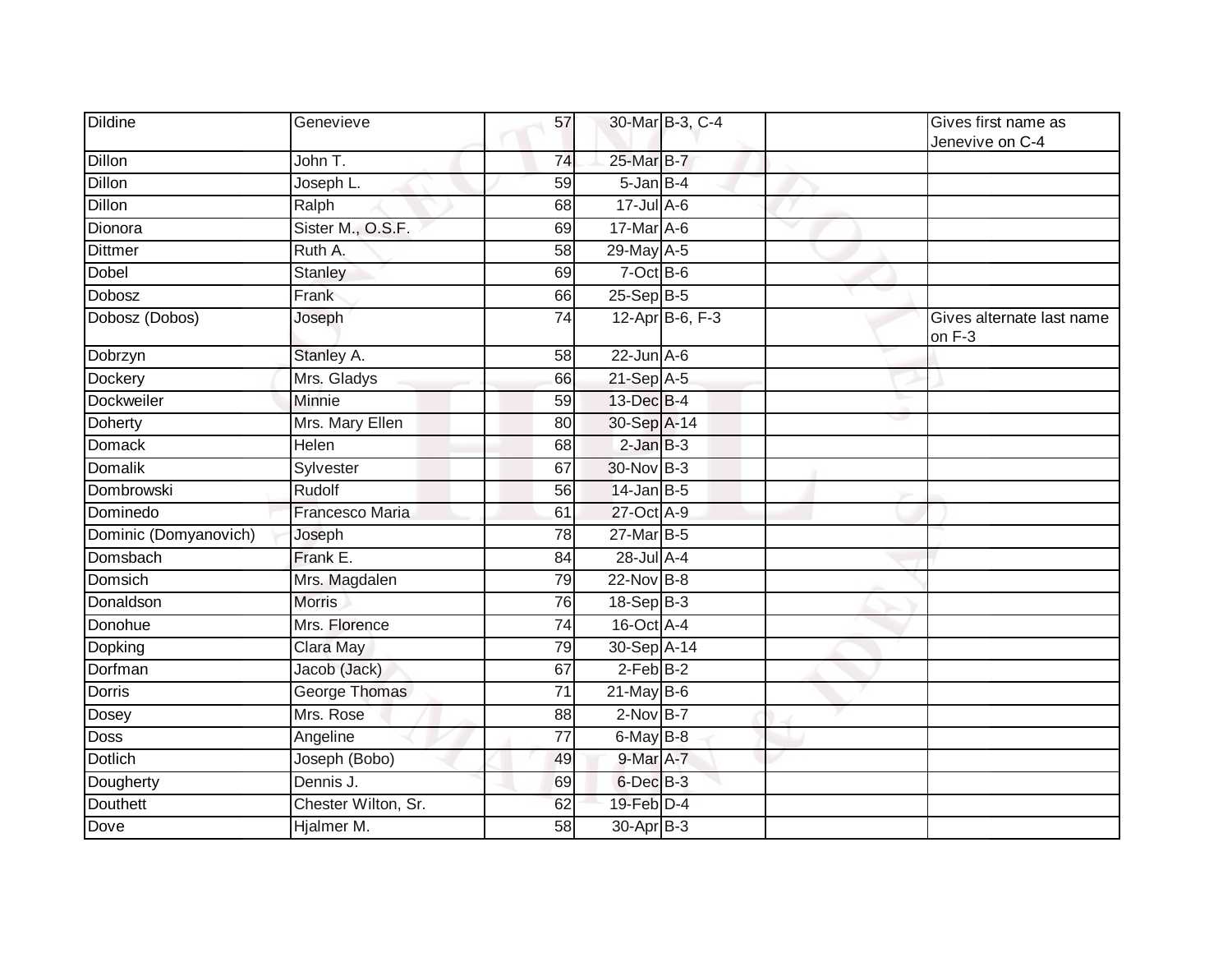| | | | | | | |
|---|---|---|---|---|---|---|
| Dildine | Genevieve | 57 | 30-Mar | B-3, C-4 | | Gives first name as Jenevive on C-4 |
| Dillon | John T. | 74 | 25-Mar | B-7 | | |
| Dillon | Joseph L. | 59 | 5-Jan | B-4 | | |
| Dillon | Ralph | 68 | 17-Jul | A-6 | | |
| Dionora | Sister M., O.S.F. | 69 | 17-Mar | A-6 | | |
| Dittmer | Ruth A. | 58 | 29-May | A-5 | | |
| Dobel | Stanley | 69 | 7-Oct | B-6 | | |
| Dobosz | Frank | 66 | 25-Sep | B-5 | | |
| Dobosz (Dobos) | Joseph | 74 | 12-Apr | B-6, F-3 | | Gives alternate last name on F-3 |
| Dobrzyn | Stanley A. | 58 | 22-Jun | A-6 | | |
| Dockery | Mrs. Gladys | 66 | 21-Sep | A-5 | | |
| Dockweiler | Minnie | 59 | 13-Dec | B-4 | | |
| Doherty | Mrs. Mary Ellen | 80 | 30-Sep | A-14 | | |
| Domack | Helen | 68 | 2-Jan | B-3 | | |
| Domalik | Sylvester | 67 | 30-Nov | B-3 | | |
| Dombrowski | Rudolf | 56 | 14-Jan | B-5 | | |
| Dominedo | Francesco Maria | 61 | 27-Oct | A-9 | | |
| Dominic (Domyanovich) | Joseph | 78 | 27-Mar | B-5 | | |
| Domsbach | Frank E. | 84 | 28-Jul | A-4 | | |
| Domsich | Mrs. Magdalen | 79 | 22-Nov | B-8 | | |
| Donaldson | Morris | 76 | 18-Sep | B-3 | | |
| Donohue | Mrs. Florence | 74 | 16-Oct | A-4 | | |
| Dopking | Clara May | 79 | 30-Sep | A-14 | | |
| Dorfman | Jacob (Jack) | 67 | 2-Feb | B-2 | | |
| Dorris | George Thomas | 71 | 21-May | B-6 | | |
| Dosey | Mrs. Rose | 88 | 2-Nov | B-7 | | |
| Doss | Angeline | 77 | 6-May | B-8 | | |
| Dotlich | Joseph (Bobo) | 49 | 9-Mar | A-7 | | |
| Dougherty | Dennis J. | 69 | 6-Dec | B-3 | | |
| Douthett | Chester Wilton, Sr. | 62 | 19-Feb | D-4 | | |
| Dove | Hjalmer M. | 58 | 30-Apr | B-3 | | |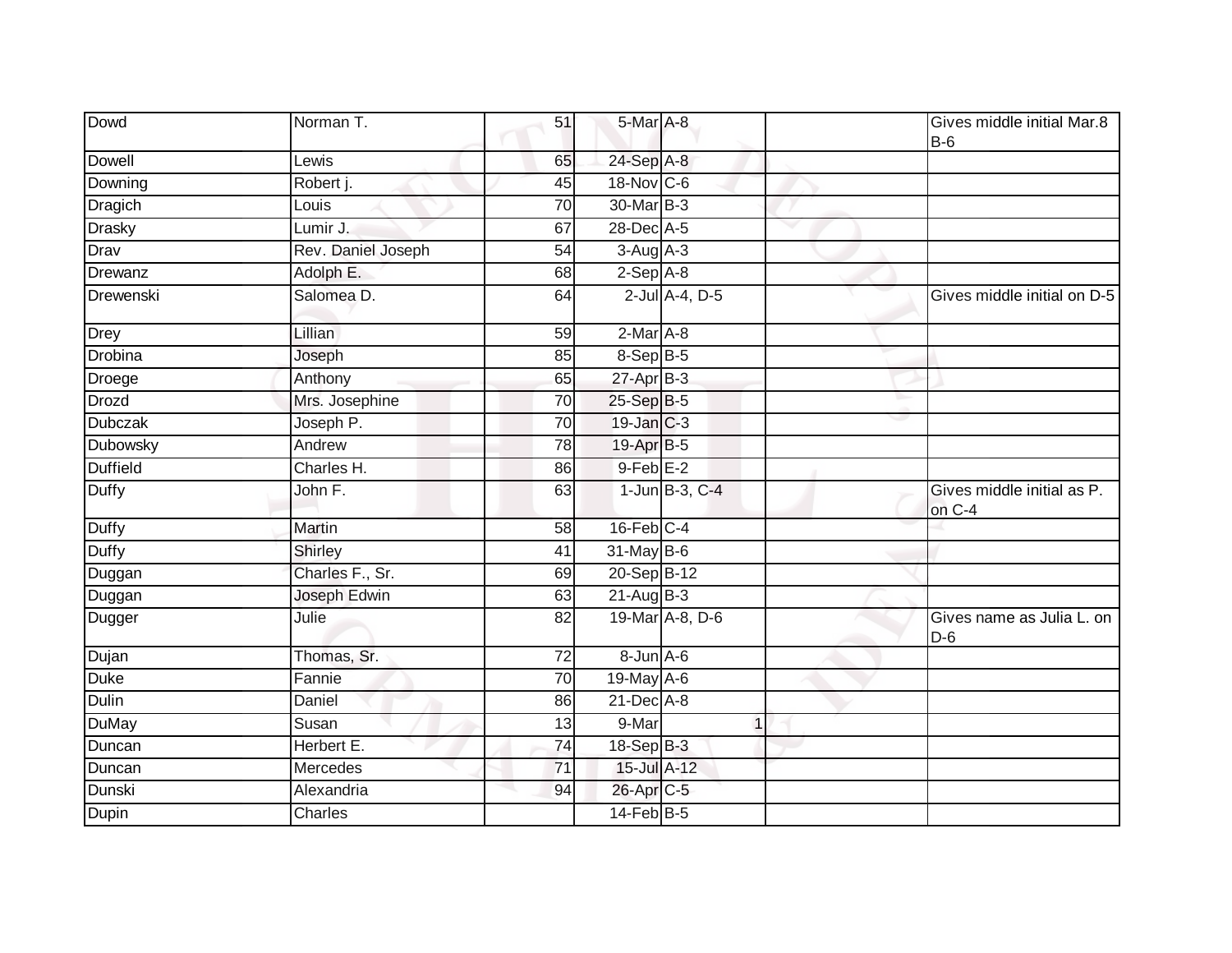| | | | | | | |
|---|---|---|---|---|---|---|
| Dowd | Norman T. | 51 | 5-Mar | A-8 | | Gives middle initial Mar.8 B-6 |
| Dowell | Lewis | 65 | 24-Sep | A-8 | | |
| Downing | Robert j. | 45 | 18-Nov | C-6 | | |
| Dragich | Louis | 70 | 30-Mar | B-3 | | |
| Drasky | Lumir J. | 67 | 28-Dec | A-5 | | |
| Drav | Rev. Daniel Joseph | 54 | 3-Aug | A-3 | | |
| Drewanz | Adolph E. | 68 | 2-Sep | A-8 | | |
| Drewenski | Salomea D. | 64 | 2-Jul | A-4, D-5 | | Gives middle initial on D-5 |
| Drey | Lillian | 59 | 2-Mar | A-8 | | |
| Drobina | Joseph | 85 | 8-Sep | B-5 | | |
| Droege | Anthony | 65 | 27-Apr | B-3 | | |
| Drozd | Mrs. Josephine | 70 | 25-Sep | B-5 | | |
| Dubczak | Joseph P. | 70 | 19-Jan | C-3 | | |
| Dubowsky | Andrew | 78 | 19-Apr | B-5 | | |
| Duffield | Charles H. | 86 | 9-Feb | E-2 | | |
| Duffy | John F. | 63 | 1-Jun | B-3, C-4 | | Gives middle initial as P. on C-4 |
| Duffy | Martin | 58 | 16-Feb | C-4 | | |
| Duffy | Shirley | 41 | 31-May | B-6 | | |
| Duggan | Charles F., Sr. | 69 | 20-Sep | B-12 | | |
| Duggan | Joseph Edwin | 63 | 21-Aug | B-3 | | |
| Dugger | Julie | 82 | 19-Mar | A-8, D-6 | | Gives name as Julia L. on D-6 |
| Dujan | Thomas, Sr. | 72 | 8-Jun | A-6 | | |
| Duke | Fannie | 70 | 19-May | A-6 | | |
| Dulin | Daniel | 86 | 21-Dec | A-8 | | |
| DuMay | Susan | 13 | 9-Mar | 1 | | |
| Duncan | Herbert E. | 74 | 18-Sep | B-3 | | |
| Duncan | Mercedes | 71 | 15-Jul | A-12 | | |
| Dunski | Alexandria | 94 | 26-Apr | C-5 | | |
| Dupin | Charles | | 14-Feb | B-5 | | |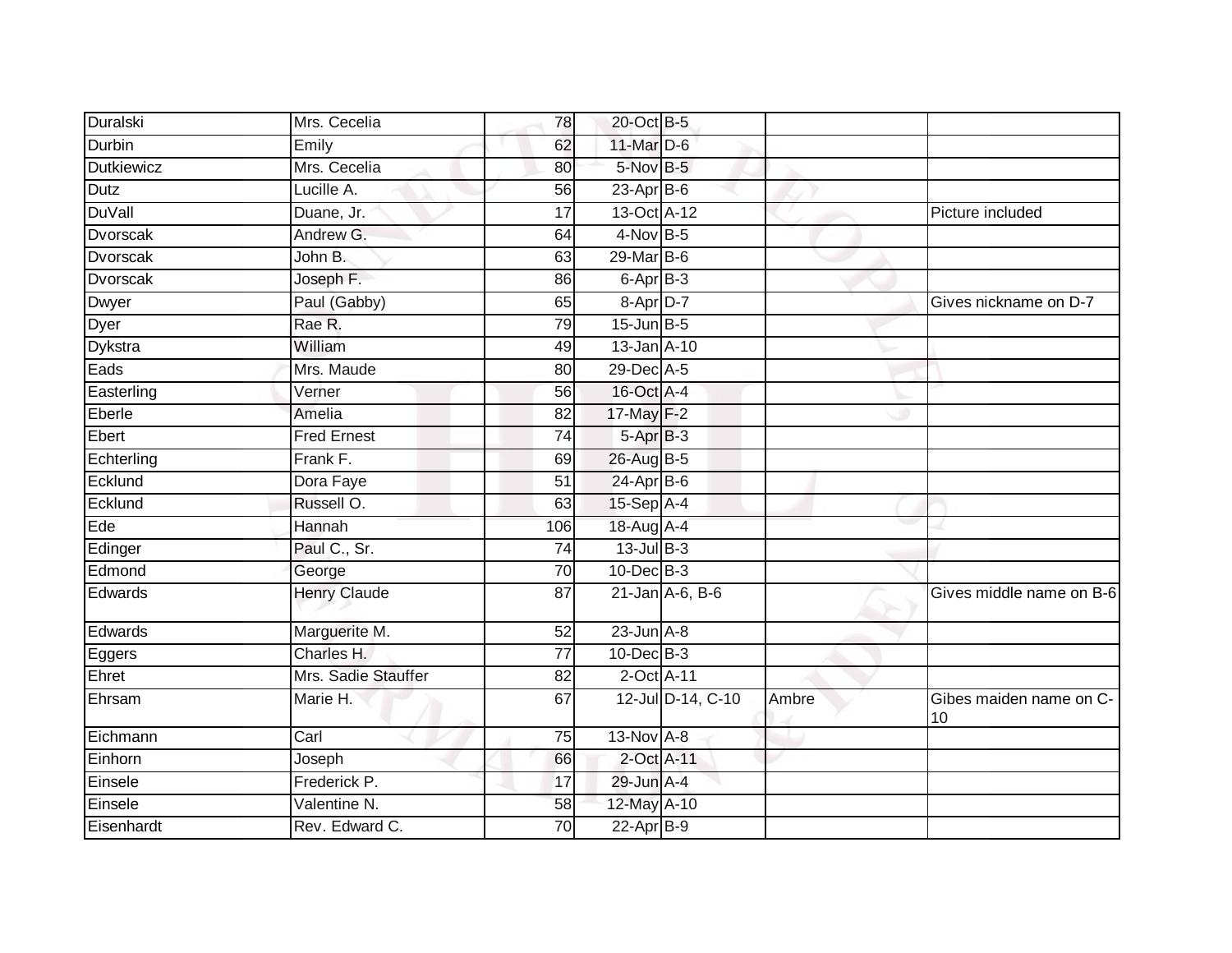| | | | | | | |
|---|---|---|---|---|---|---|
| Duralski | Mrs. Cecelia | 78 | 20-Oct | B-5 | | |
| Durbin | Emily | 62 | 11-Mar | D-6 | | |
| Dutkiewicz | Mrs. Cecelia | 80 | 5-Nov | B-5 | | |
| Dutz | Lucille A. | 56 | 23-Apr | B-6 | | |
| DuVall | Duane, Jr. | 17 | 13-Oct | A-12 | | Picture included |
| Dvorscak | Andrew G. | 64 | 4-Nov | B-5 | | |
| Dvorscak | John B. | 63 | 29-Mar | B-6 | | |
| Dvorscak | Joseph F. | 86 | 6-Apr | B-3 | | |
| Dwyer | Paul (Gabby) | 65 | 8-Apr | D-7 | | Gives nickname on D-7 |
| Dyer | Rae R. | 79 | 15-Jun | B-5 | | |
| Dykstra | William | 49 | 13-Jan | A-10 | | |
| Eads | Mrs. Maude | 80 | 29-Dec | A-5 | | |
| Easterling | Verner | 56 | 16-Oct | A-4 | | |
| Eberle | Amelia | 82 | 17-May | F-2 | | |
| Ebert | Fred Ernest | 74 | 5-Apr | B-3 | | |
| Echterling | Frank F. | 69 | 26-Aug | B-5 | | |
| Ecklund | Dora Faye | 51 | 24-Apr | B-6 | | |
| Ecklund | Russell O. | 63 | 15-Sep | A-4 | | |
| Ede | Hannah | 106 | 18-Aug | A-4 | | |
| Edinger | Paul C., Sr. | 74 | 13-Jul | B-3 | | |
| Edmond | George | 70 | 10-Dec | B-3 | | |
| Edwards | Henry Claude | 87 | 21-Jan | A-6, B-6 | | Gives middle name on B-6 |
| Edwards | Marguerite M. | 52 | 23-Jun | A-8 | | |
| Eggers | Charles H. | 77 | 10-Dec | B-3 | | |
| Ehret | Mrs. Sadie Stauffer | 82 | 2-Oct | A-11 | | |
| Ehrsam | Marie H. | 67 | 12-Jul | D-14, C-10 | Ambre | Gibes maiden name on C-10 |
| Eichmann | Carl | 75 | 13-Nov | A-8 | | |
| Einhorn | Joseph | 66 | 2-Oct | A-11 | | |
| Einsele | Frederick P. | 17 | 29-Jun | A-4 | | |
| Einsele | Valentine N. | 58 | 12-May | A-10 | | |
| Eisenhardt | Rev. Edward C. | 70 | 22-Apr | B-9 | | |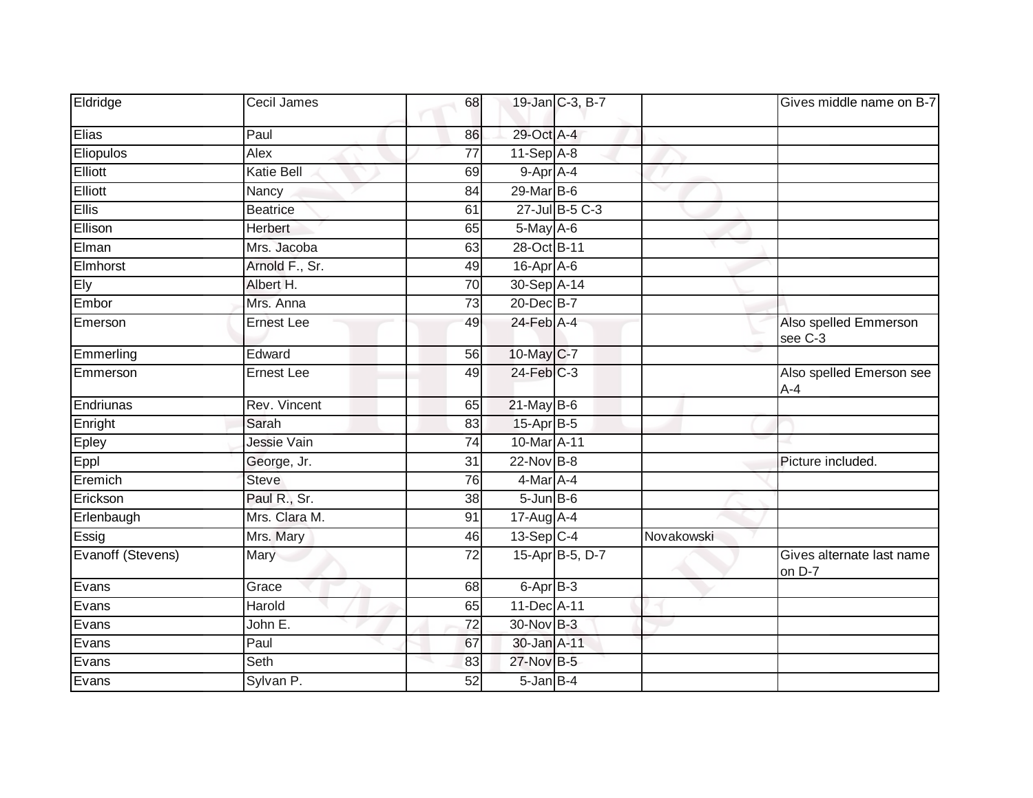| | | | | | | |
|---|---|---|---|---|---|---|
| Eldridge | Cecil James | 68 | 19-Jan | C-3, B-7 | | Gives middle name on B-7 |
| Elias | Paul | 86 | 29-Oct | A-4 | | |
| Eliopulos | Alex | 77 | 11-Sep | A-8 | | |
| Elliott | Katie Bell | 69 | 9-Apr | A-4 | | |
| Elliott | Nancy | 84 | 29-Mar | B-6 | | |
| Ellis | Beatrice | 61 | 27-Jul | B-5 C-3 | | |
| Ellison | Herbert | 65 | 5-May | A-6 | | |
| Elman | Mrs. Jacoba | 63 | 28-Oct | B-11 | | |
| Elmhorst | Arnold F., Sr. | 49 | 16-Apr | A-6 | | |
| Ely | Albert H. | 70 | 30-Sep | A-14 | | |
| Embor | Mrs. Anna | 73 | 20-Dec | B-7 | | |
| Emerson | Ernest Lee | 49 | 24-Feb | A-4 | | Also spelled Emmerson see C-3 |
| Emmerling | Edward | 56 | 10-May | C-7 | | |
| Emmerson | Ernest Lee | 49 | 24-Feb | C-3 | | Also spelled Emerson see A-4 |
| Endriunas | Rev. Vincent | 65 | 21-May | B-6 | | |
| Enright | Sarah | 83 | 15-Apr | B-5 | | |
| Epley | Jessie Vain | 74 | 10-Mar | A-11 | | |
| Eppl | George, Jr. | 31 | 22-Nov | B-8 | | Picture included. |
| Eremich | Steve | 76 | 4-Mar | A-4 | | |
| Erickson | Paul R., Sr. | 38 | 5-Jun | B-6 | | |
| Erlenbaugh | Mrs. Clara M. | 91 | 17-Aug | A-4 | | |
| Essig | Mrs. Mary | 46 | 13-Sep | C-4 | Novakowski | |
| Evanoff (Stevens) | Mary | 72 | 15-Apr | B-5, D-7 | | Gives alternate last name on D-7 |
| Evans | Grace | 68 | 6-Apr | B-3 | | |
| Evans | Harold | 65 | 11-Dec | A-11 | | |
| Evans | John E. | 72 | 30-Nov | B-3 | | |
| Evans | Paul | 67 | 30-Jan | A-11 | | |
| Evans | Seth | 83 | 27-Nov | B-5 | | |
| Evans | Sylvan P. | 52 | 5-Jan | B-4 | | |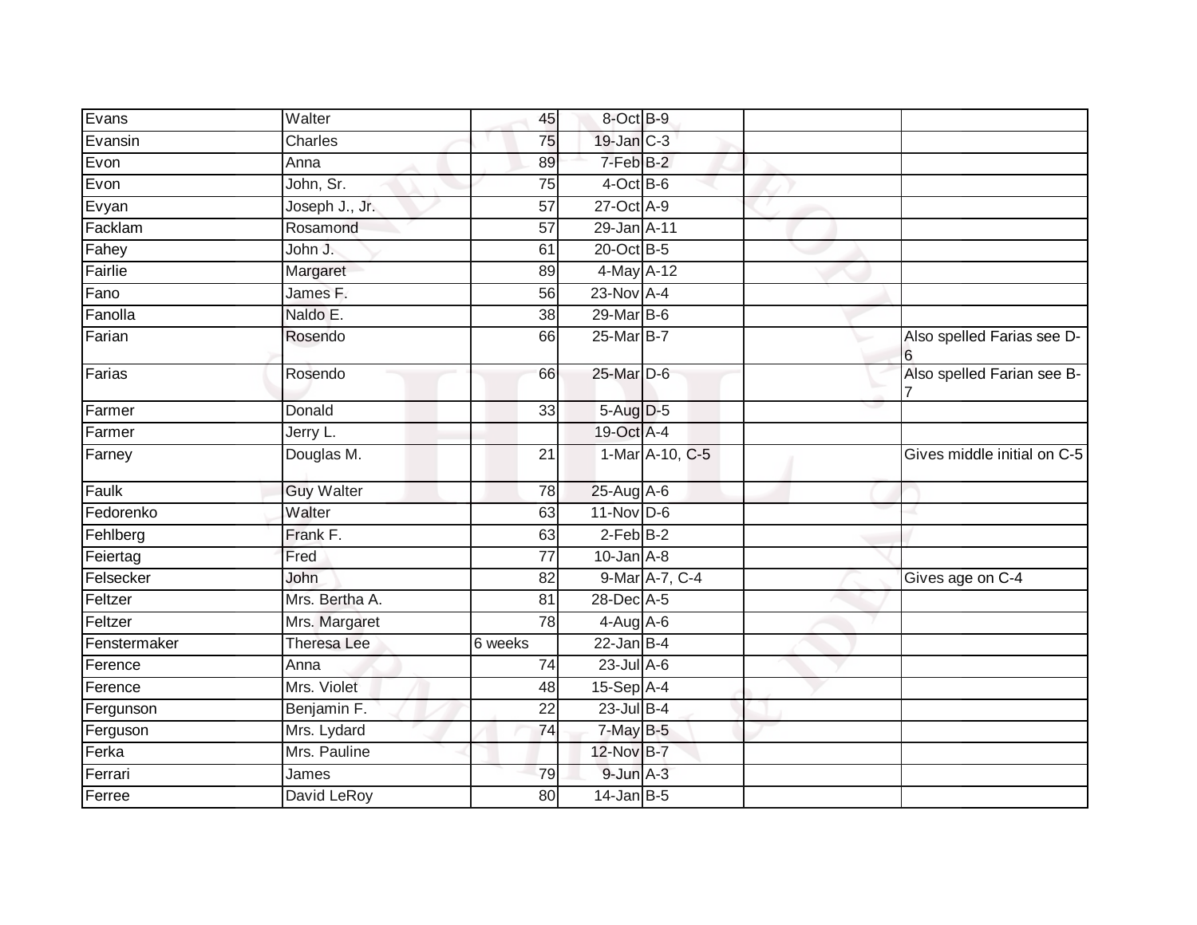| | | | | | | |
|---|---|---|---|---|---|---|
| Evans | Walter | 45 | 8-Oct | B-9 | | |
| Evansin | Charles | 75 | 19-Jan | C-3 | | |
| Evon | Anna | 89 | 7-Feb | B-2 | | |
| Evon | John, Sr. | 75 | 4-Oct | B-6 | | |
| Evyan | Joseph J., Jr. | 57 | 27-Oct | A-9 | | |
| Facklam | Rosamond | 57 | 29-Jan | A-11 | | |
| Fahey | John J. | 61 | 20-Oct | B-5 | | |
| Fairlie | Margaret | 89 | 4-May | A-12 | | |
| Fano | James F. | 56 | 23-Nov | A-4 | | |
| Fanolla | Naldo E. | 38 | 29-Mar | B-6 | | |
| Farian | Rosendo | 66 | 25-Mar | B-7 | | Also spelled Farias see D-6 |
| Farias | Rosendo | 66 | 25-Mar | D-6 | | Also spelled Farian see B-7 |
| Farmer | Donald | 33 | 5-Aug | D-5 | | |
| Farmer | Jerry L. | | 19-Oct | A-4 | | |
| Farney | Douglas M. | 21 | 1-Mar | A-10, C-5 | | Gives middle initial on C-5 |
| Faulk | Guy Walter | 78 | 25-Aug | A-6 | | |
| Fedorenko | Walter | 63 | 11-Nov | D-6 | | |
| Fehlberg | Frank F. | 63 | 2-Feb | B-2 | | |
| Feiertag | Fred | 77 | 10-Jan | A-8 | | |
| Felsecker | John | 82 | 9-Mar | A-7, C-4 | | Gives age on C-4 |
| Feltzer | Mrs. Bertha A. | 81 | 28-Dec | A-5 | | |
| Feltzer | Mrs. Margaret | 78 | 4-Aug | A-6 | | |
| Fenstermaker | Theresa Lee | 6 weeks | 22-Jan | B-4 | | |
| Ference | Anna | 74 | 23-Jul | A-6 | | |
| Ference | Mrs. Violet | 48 | 15-Sep | A-4 | | |
| Fergunson | Benjamin F. | 22 | 23-Jul | B-4 | | |
| Ferguson | Mrs. Lydard | 74 | 7-May | B-5 | | |
| Ferka | Mrs. Pauline | | 12-Nov | B-7 | | |
| Ferrari | James | 79 | 9-Jun | A-3 | | |
| Ferree | David LeRoy | 80 | 14-Jan | B-5 | | |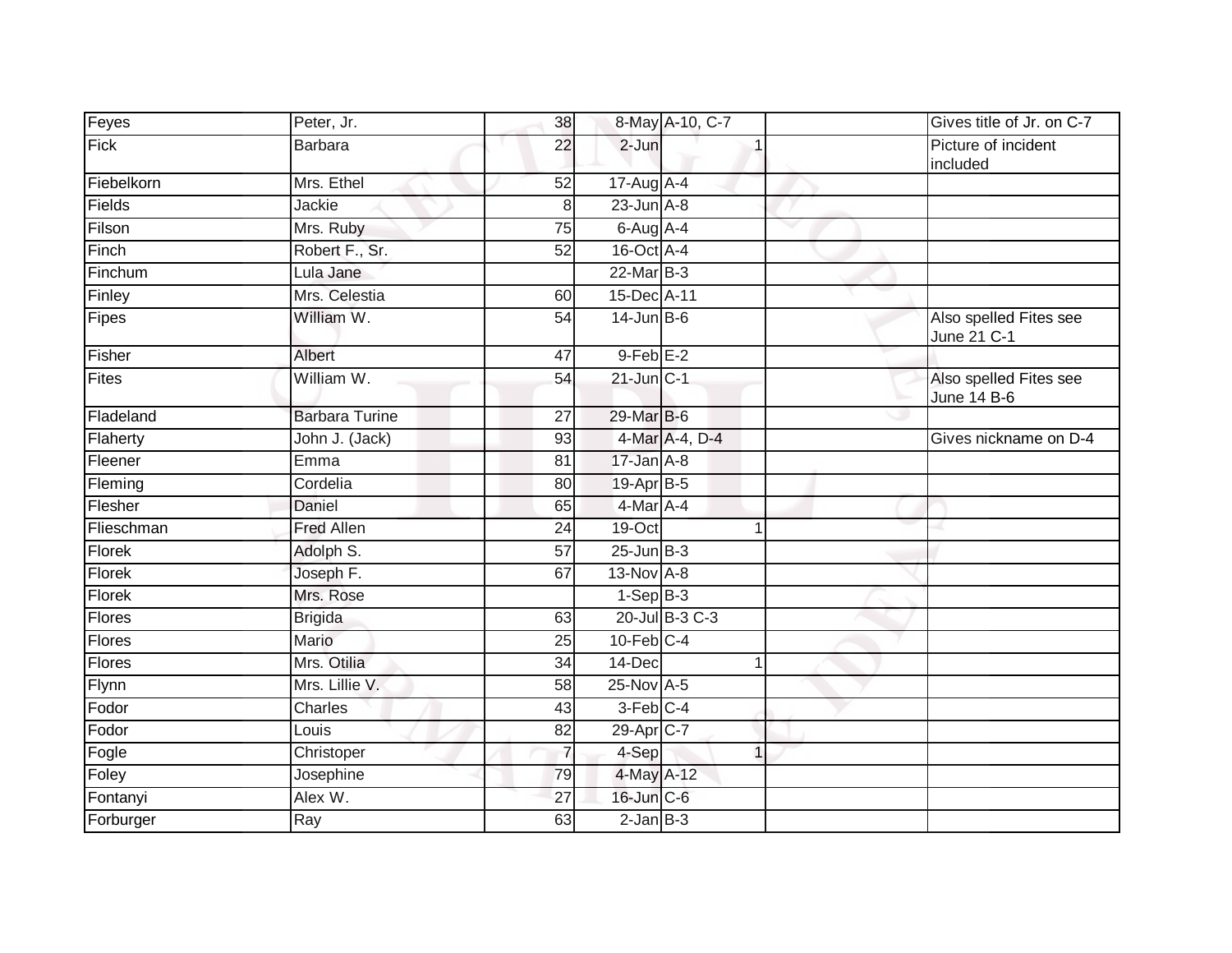| | | | | | | |
|---|---|---|---|---|---|---|
| Feyes | Peter, Jr. | 38 | 8-May | A-10, C-7 | | Gives title of Jr. on C-7 |
| Fick | Barbara | 22 | 2-Jun | 1 | | Picture of incident included |
| Fiebelkorn | Mrs. Ethel | 52 | 17-Aug | A-4 | | |
| Fields | Jackie | 8 | 23-Jun | A-8 | | |
| Filson | Mrs. Ruby | 75 | 6-Aug | A-4 | | |
| Finch | Robert F., Sr. | 52 | 16-Oct | A-4 | | |
| Finchum | Lula Jane | | 22-Mar | B-3 | | |
| Finley | Mrs. Celestia | 60 | 15-Dec | A-11 | | |
| Fipes | William W. | 54 | 14-Jun | B-6 | | Also spelled Fites see June 21 C-1 |
| Fisher | Albert | 47 | 9-Feb | E-2 | | |
| Fites | William W. | 54 | 21-Jun | C-1 | | Also spelled Fites see June 14 B-6 |
| Fladeland | Barbara Turine | 27 | 29-Mar | B-6 | | |
| Flaherty | John J. (Jack) | 93 | 4-Mar | A-4, D-4 | | Gives nickname on D-4 |
| Fleener | Emma | 81 | 17-Jan | A-8 | | |
| Fleming | Cordelia | 80 | 19-Apr | B-5 | | |
| Flesher | Daniel | 65 | 4-Mar | A-4 | | |
| Flieschman | Fred Allen | 24 | 19-Oct | 1 | | |
| Florek | Adolph S. | 57 | 25-Jun | B-3 | | |
| Florek | Joseph F. | 67 | 13-Nov | A-8 | | |
| Florek | Mrs. Rose | | 1-Sep | B-3 | | |
| Flores | Brigida | 63 | 20-Jul | B-3 C-3 | | |
| Flores | Mario | 25 | 10-Feb | C-4 | | |
| Flores | Mrs. Otilia | 34 | 14-Dec | 1 | | |
| Flynn | Mrs. Lillie V. | 58 | 25-Nov | A-5 | | |
| Fodor | Charles | 43 | 3-Feb | C-4 | | |
| Fodor | Louis | 82 | 29-Apr | C-7 | | |
| Fogle | Christoper | 7 | 4-Sep | 1 | | |
| Foley | Josephine | 79 | 4-May | A-12 | | |
| Fontanyi | Alex W. | 27 | 16-Jun | C-6 | | |
| Forburger | Ray | 63 | 2-Jan | B-3 | | |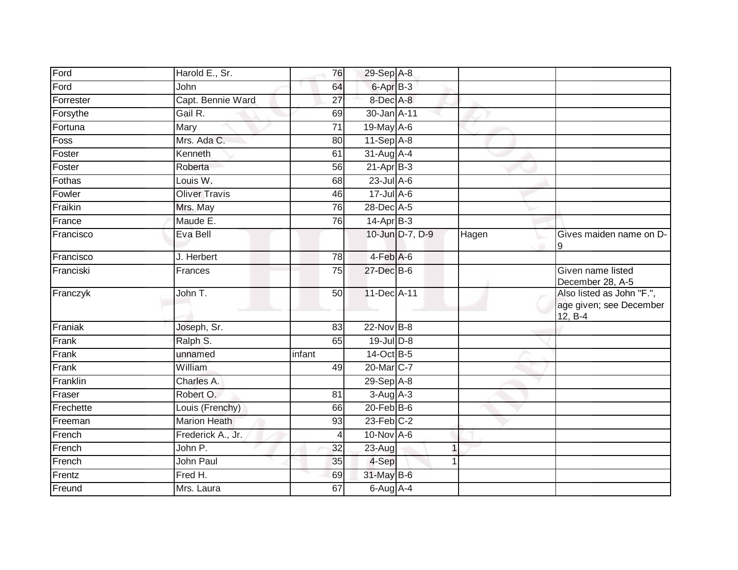| | | | | | | |
|---|---|---|---|---|---|---|
| Ford | Harold E., Sr. | 76 | 29-Sep | A-8 | | |
| Ford | John | 64 | 6-Apr | B-3 | | |
| Forrester | Capt. Bennie Ward | 27 | 8-Dec | A-8 | | |
| Forsythe | Gail R. | 69 | 30-Jan | A-11 | | |
| Fortuna | Mary | 71 | 19-May | A-6 | | |
| Foss | Mrs. Ada C. | 80 | 11-Sep | A-8 | | |
| Foster | Kenneth | 61 | 31-Aug | A-4 | | |
| Foster | Roberta | 56 | 21-Apr | B-3 | | |
| Fothas | Louis W. | 68 | 23-Jul | A-6 | | |
| Fowler | Oliver Travis | 46 | 17-Jul | A-6 | | |
| Fraikin | Mrs. May | 76 | 28-Dec | A-5 | | |
| France | Maude E. | 76 | 14-Apr | B-3 | | |
| Francisco | Eva Bell | | 10-Jun | D-7, D-9 | Hagen | Gives maiden name on D-9 |
| Francisco | J. Herbert | 78 | 4-Feb | A-6 | | |
| Franciski | Frances | 75 | 27-Dec | B-6 | | Given name listed December 28, A-5 |
| Franczyk | John T. | 50 | 11-Dec | A-11 | | Also listed as John "F.", age given; see December 12, B-4 |
| Franiak | Joseph, Sr. | 83 | 22-Nov | B-8 | | |
| Frank | Ralph S. | 65 | 19-Jul | D-8 | | |
| Frank | unnamed | infant | 14-Oct | B-5 | | |
| Frank | William | 49 | 20-Mar | C-7 | | |
| Franklin | Charles A. | | 29-Sep | A-8 | | |
| Fraser | Robert O. | 81 | 3-Aug | A-3 | | |
| Frechette | Louis (Frenchy) | 66 | 20-Feb | B-6 | | |
| Freeman | Marion Heath | 93 | 23-Feb | C-2 | | |
| French | Frederick A., Jr. | 4 | 10-Nov | A-6 | | |
| French | John P. | 32 | 23-Aug | 1 | | |
| French | John Paul | 35 | 4-Sep | 1 | | |
| Frentz | Fred H. | 69 | 31-May | B-6 | | |
| Freund | Mrs. Laura | 67 | 6-Aug | A-4 | | |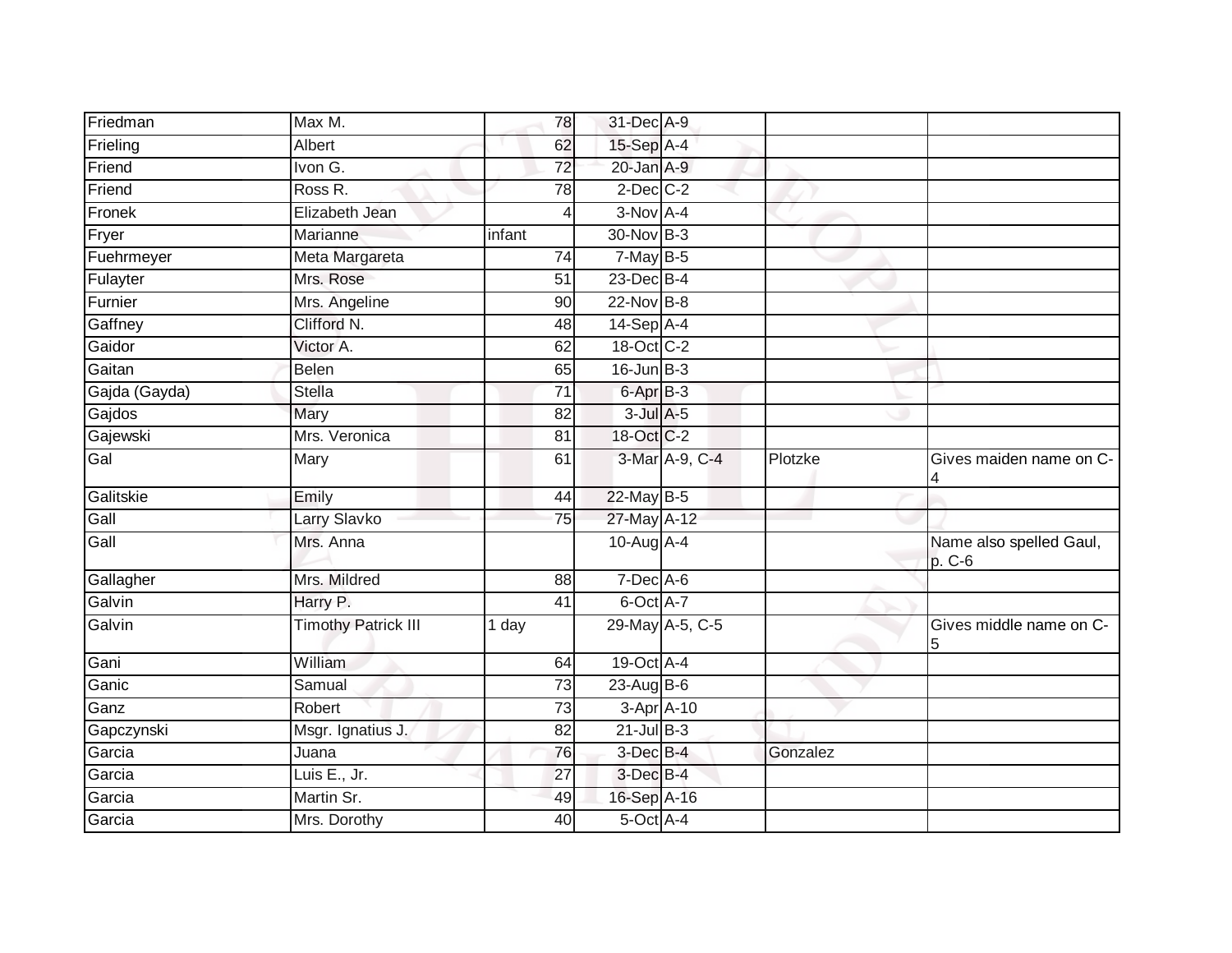| | | | | | | |
|---|---|---|---|---|---|---|
| Friedman | Max M. | 78 | 31-Dec | A-9 | | |
| Frieling | Albert | 62 | 15-Sep | A-4 | | |
| Friend | Ivon G. | 72 | 20-Jan | A-9 | | |
| Friend | Ross R. | 78 | 2-Dec | C-2 | | |
| Fronek | Elizabeth Jean | 4 | 3-Nov | A-4 | | |
| Fryer | Marianne | infant | 30-Nov | B-3 | | |
| Fuehrmeyer | Meta Margareta | 74 | 7-May | B-5 | | |
| Fulayter | Mrs. Rose | 51 | 23-Dec | B-4 | | |
| Furnier | Mrs. Angeline | 90 | 22-Nov | B-8 | | |
| Gaffney | Clifford N. | 48 | 14-Sep | A-4 | | |
| Gaidor | Victor A. | 62 | 18-Oct | C-2 | | |
| Gaitan | Belen | 65 | 16-Jun | B-3 | | |
| Gajda (Gayda) | Stella | 71 | 6-Apr | B-3 | | |
| Gajdos | Mary | 82 | 3-Jul | A-5 | | |
| Gajewski | Mrs. Veronica | 81 | 18-Oct | C-2 | | |
| Gal | Mary | 61 | 3-Mar | A-9, C-4 | Plotzke | Gives maiden name on C-4 |
| Galitskie | Emily | 44 | 22-May | B-5 | | |
| Gall | Larry Slavko | 75 | 27-May | A-12 | | |
| Gall | Mrs. Anna | | 10-Aug | A-4 | | Name also spelled Gaul, p. C-6 |
| Gallagher | Mrs. Mildred | 88 | 7-Dec | A-6 | | |
| Galvin | Harry P. | 41 | 6-Oct | A-7 | | |
| Galvin | Timothy Patrick III | 1 day | 29-May | A-5, C-5 | | Gives middle name on C-5 |
| Gani | William | 64 | 19-Oct | A-4 | | |
| Ganic | Samual | 73 | 23-Aug | B-6 | | |
| Ganz | Robert | 73 | 3-Apr | A-10 | | |
| Gapczynski | Msgr. Ignatius J. | 82 | 21-Jul | B-3 | | |
| Garcia | Juana | 76 | 3-Dec | B-4 | Gonzalez | |
| Garcia | Luis E., Jr. | 27 | 3-Dec | B-4 | | |
| Garcia | Martin Sr. | 49 | 16-Sep | A-16 | | |
| Garcia | Mrs. Dorothy | 40 | 5-Oct | A-4 | | |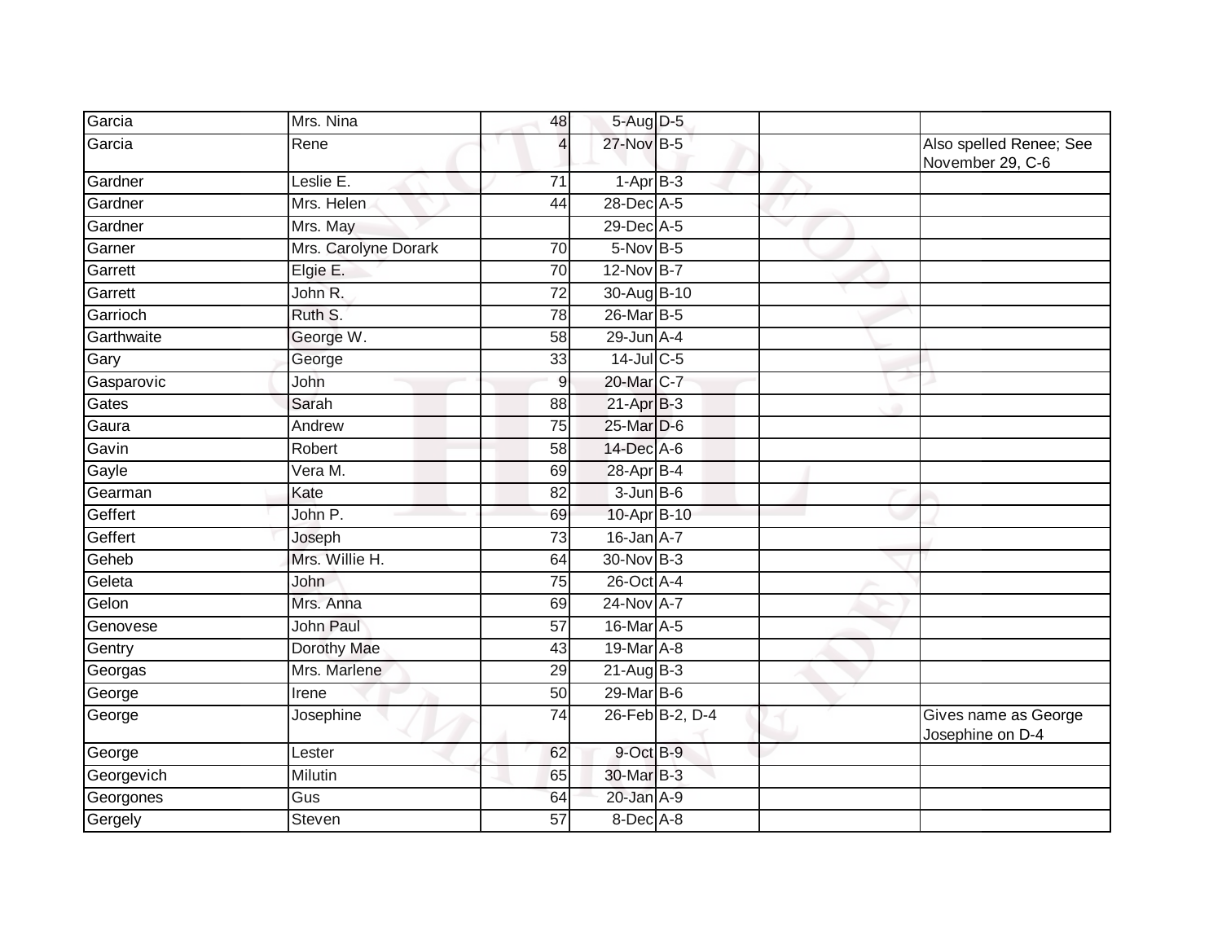| | | | | | | |
|---|---|---|---|---|---|---|
| Garcia | Mrs. Nina | 48 | 5-Aug | D-5 | | |
| Garcia | Rene | 4 | 27-Nov | B-5 | | Also spelled Renee; See November 29, C-6 |
| Gardner | Leslie E. | 71 | 1-Apr | B-3 | | |
| Gardner | Mrs. Helen | 44 | 28-Dec | A-5 | | |
| Gardner | Mrs. May | | 29-Dec | A-5 | | |
| Garner | Mrs. Carolyne Dorark | 70 | 5-Nov | B-5 | | |
| Garrett | Elgie E. | 70 | 12-Nov | B-7 | | |
| Garrett | John R. | 72 | 30-Aug | B-10 | | |
| Garrioch | Ruth S. | 78 | 26-Mar | B-5 | | |
| Garthwaite | George W. | 58 | 29-Jun | A-4 | | |
| Gary | George | 33 | 14-Jul | C-5 | | |
| Gasparovic | John | 9 | 20-Mar | C-7 | | |
| Gates | Sarah | 88 | 21-Apr | B-3 | | |
| Gaura | Andrew | 75 | 25-Mar | D-6 | | |
| Gavin | Robert | 58 | 14-Dec | A-6 | | |
| Gayle | Vera M. | 69 | 28-Apr | B-4 | | |
| Gearman | Kate | 82 | 3-Jun | B-6 | | |
| Geffert | John P. | 69 | 10-Apr | B-10 | | |
| Geffert | Joseph | 73 | 16-Jan | A-7 | | |
| Geheb | Mrs. Willie H. | 64 | 30-Nov | B-3 | | |
| Geleta | John | 75 | 26-Oct | A-4 | | |
| Gelon | Mrs. Anna | 69 | 24-Nov | A-7 | | |
| Genovese | John Paul | 57 | 16-Mar | A-5 | | |
| Gentry | Dorothy Mae | 43 | 19-Mar | A-8 | | |
| Georgas | Mrs. Marlene | 29 | 21-Aug | B-3 | | |
| George | Irene | 50 | 29-Mar | B-6 | | |
| George | Josephine | 74 | 26-Feb | B-2, D-4 | | Gives name as George Josephine on D-4 |
| George | Lester | 62 | 9-Oct | B-9 | | |
| Georgevich | Milutin | 65 | 30-Mar | B-3 | | |
| Georgones | Gus | 64 | 20-Jan | A-9 | | |
| Gergely | Steven | 57 | 8-Dec | A-8 | | |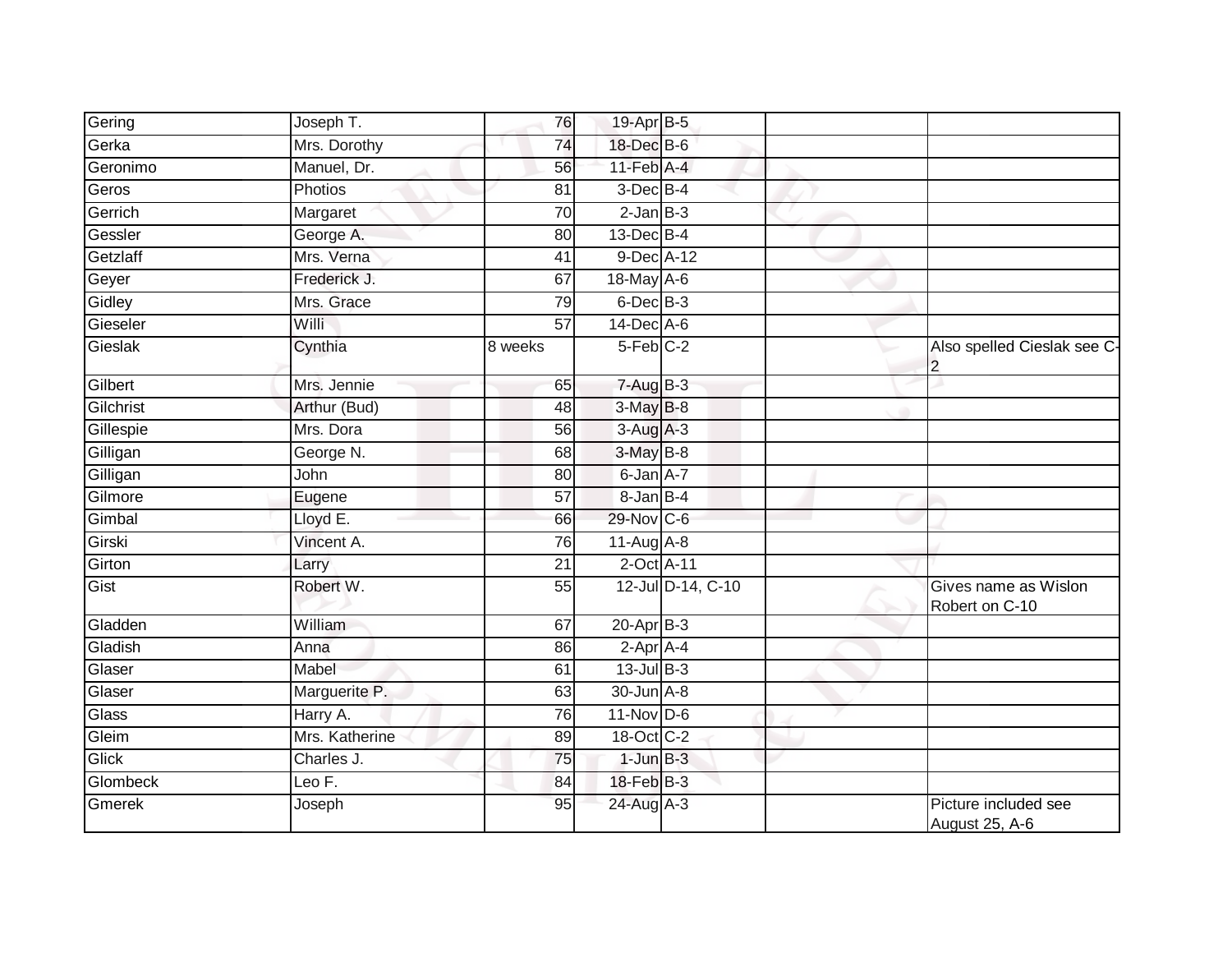| | | | | | | |
|---|---|---|---|---|---|---|
| Gering | Joseph T. | 76 | 19-Apr | B-5 | | |
| Gerka | Mrs. Dorothy | 74 | 18-Dec | B-6 | | |
| Geronimo | Manuel, Dr. | 56 | 11-Feb | A-4 | | |
| Geros | Photios | 81 | 3-Dec | B-4 | | |
| Gerrich | Margaret | 70 | 2-Jan | B-3 | | |
| Gessler | George A. | 80 | 13-Dec | B-4 | | |
| Getzlaff | Mrs. Verna | 41 | 9-Dec | A-12 | | |
| Geyer | Frederick J. | 67 | 18-May | A-6 | | |
| Gidley | Mrs. Grace | 79 | 6-Dec | B-3 | | |
| Gieseler | Willi | 57 | 14-Dec | A-6 | | |
| Gieslak | Cynthia | 8 weeks | 5-Feb | C-2 | | Also spelled Cieslak see C-2 |
| Gilbert | Mrs. Jennie | 65 | 7-Aug | B-3 | | |
| Gilchrist | Arthur (Bud) | 48 | 3-May | B-8 | | |
| Gillespie | Mrs. Dora | 56 | 3-Aug | A-3 | | |
| Gilligan | George N. | 68 | 3-May | B-8 | | |
| Gilligan | John | 80 | 6-Jan | A-7 | | |
| Gilmore | Eugene | 57 | 8-Jan | B-4 | | |
| Gimbal | Lloyd E. | 66 | 29-Nov | C-6 | | |
| Girski | Vincent A. | 76 | 11-Aug | A-8 | | |
| Girton | Larry | 21 | 2-Oct | A-11 | | |
| Gist | Robert W. | 55 | 12-Jul | D-14, C-10 | | Gives name as Wislon Robert on C-10 |
| Gladden | William | 67 | 20-Apr | B-3 | | |
| Gladish | Anna | 86 | 2-Apr | A-4 | | |
| Glaser | Mabel | 61 | 13-Jul | B-3 | | |
| Glaser | Marguerite P. | 63 | 30-Jun | A-8 | | |
| Glass | Harry A. | 76 | 11-Nov | D-6 | | |
| Gleim | Mrs. Katherine | 89 | 18-Oct | C-2 | | |
| Glick | Charles J. | 75 | 1-Jun | B-3 | | |
| Glombeck | Leo F. | 84 | 18-Feb | B-3 | | |
| Gmerek | Joseph | 95 | 24-Aug | A-3 | | Picture included see August 25, A-6 |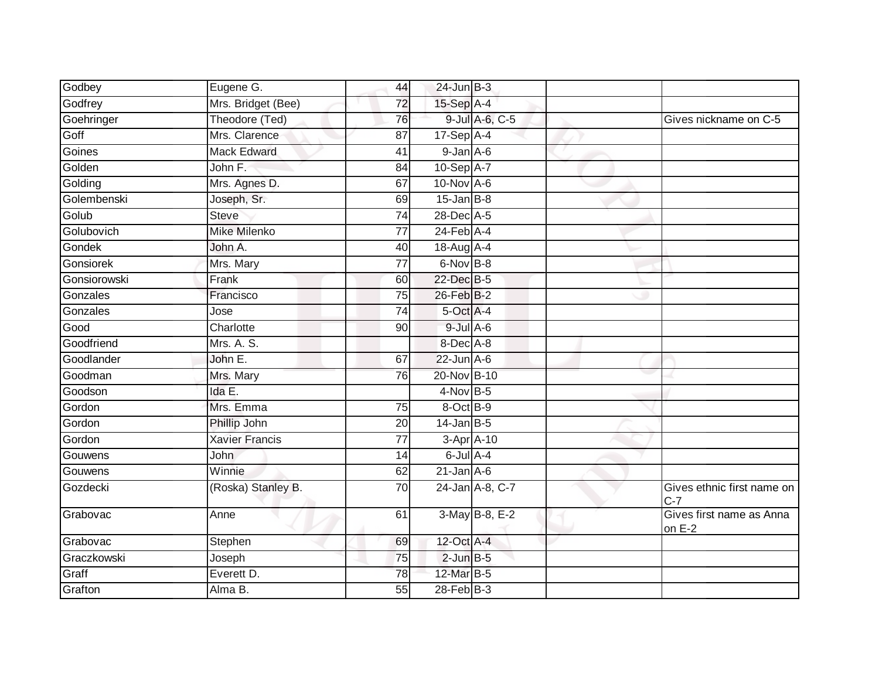| | | | | | | |
|---|---|---|---|---|---|---|
| Godbey | Eugene G. | 44 | 24-Jun | B-3 | | |
| Godfrey | Mrs. Bridget (Bee) | 72 | 15-Sep | A-4 | | |
| Goehringer | Theodore (Ted) | 76 | 9-Jul | A-6, C-5 | | Gives nickname on C-5 |
| Goff | Mrs. Clarence | 87 | 17-Sep | A-4 | | |
| Goines | Mack Edward | 41 | 9-Jan | A-6 | | |
| Golden | John F. | 84 | 10-Sep | A-7 | | |
| Golding | Mrs. Agnes D. | 67 | 10-Nov | A-6 | | |
| Golembenski | Joseph, Sr. | 69 | 15-Jan | B-8 | | |
| Golub | Steve | 74 | 28-Dec | A-5 | | |
| Golubovich | Mike Milenko | 77 | 24-Feb | A-4 | | |
| Gondek | John A. | 40 | 18-Aug | A-4 | | |
| Gonsiorek | Mrs. Mary | 77 | 6-Nov | B-8 | | |
| Gonsiorowski | Frank | 60 | 22-Dec | B-5 | | |
| Gonzales | Francisco | 75 | 26-Feb | B-2 | | |
| Gonzales | Jose | 74 | 5-Oct | A-4 | | |
| Good | Charlotte | 90 | 9-Jul | A-6 | | |
| Goodfriend | Mrs. A. S. | | 8-Dec | A-8 | | |
| Goodlander | John E. | 67 | 22-Jun | A-6 | | |
| Goodman | Mrs. Mary | 76 | 20-Nov | B-10 | | |
| Goodson | Ida E. | | 4-Nov | B-5 | | |
| Gordon | Mrs. Emma | 75 | 8-Oct | B-9 | | |
| Gordon | Phillip John | 20 | 14-Jan | B-5 | | |
| Gordon | Xavier Francis | 77 | 3-Apr | A-10 | | |
| Gouwens | John | 14 | 6-Jul | A-4 | | |
| Gouwens | Winnie | 62 | 21-Jan | A-6 | | |
| Gozdecki | (Roska) Stanley B. | 70 | 24-Jan | A-8, C-7 | | Gives ethnic first name on C-7 |
| Grabovac | Anne | 61 | 3-May | B-8, E-2 | | Gives first name as Anna on E-2 |
| Grabovac | Stephen | 69 | 12-Oct | A-4 | | |
| Graczkowski | Joseph | 75 | 2-Jun | B-5 | | |
| Graff | Everett D. | 78 | 12-Mar | B-5 | | |
| Grafton | Alma B. | 55 | 28-Feb | B-3 | | |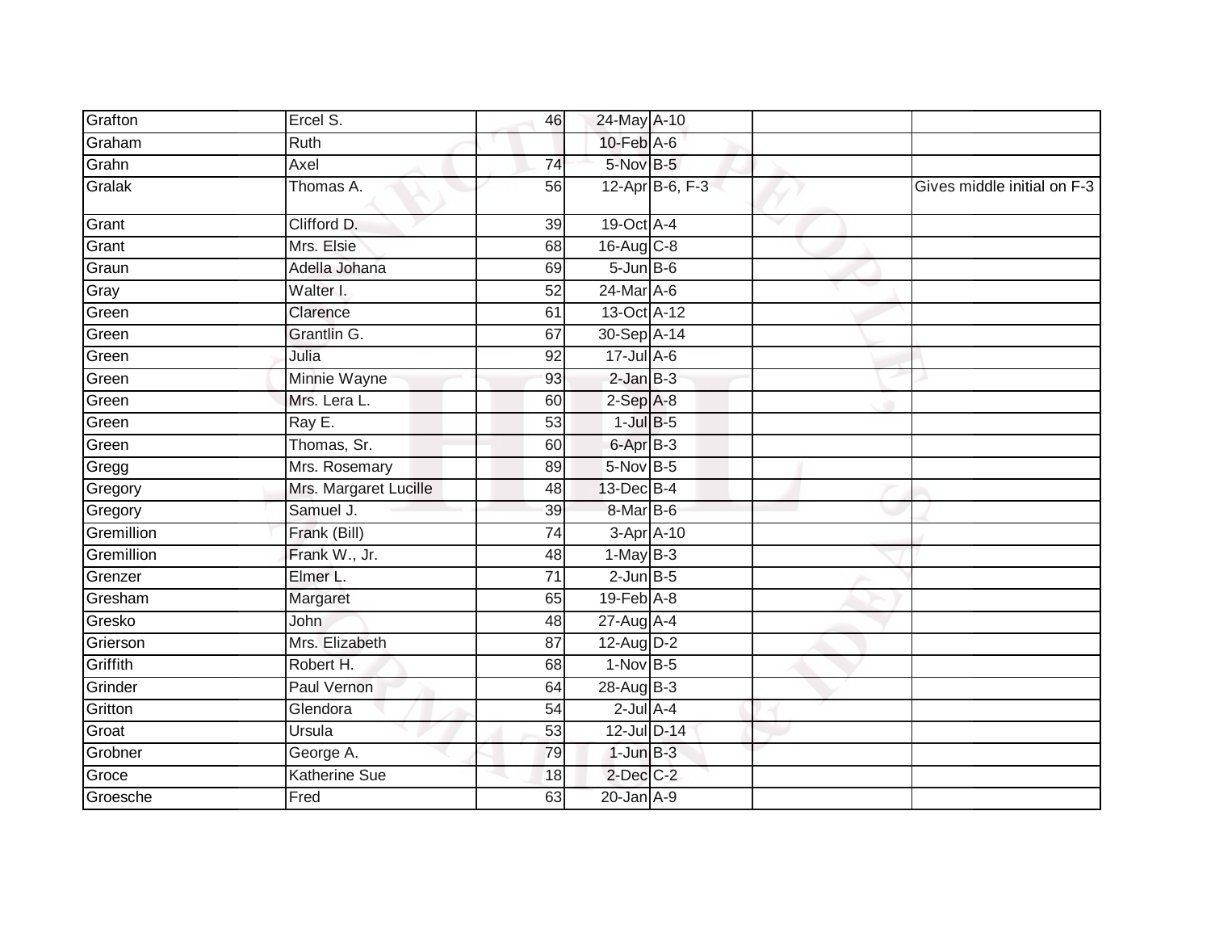| | | | | | | |
|---|---|---|---|---|---|---|
| Grafton | Ercel S. | 46 | 24-May | A-10 | | |
| Graham | Ruth | | 10-Feb | A-6 | | |
| Grahn | Axel | 74 | 5-Nov | B-5 | | |
| Gralak | Thomas A. | 56 | 12-Apr | B-6, F-3 | | Gives middle initial on F-3 |
| Grant | Clifford D. | 39 | 19-Oct | A-4 | | |
| Grant | Mrs. Elsie | 68 | 16-Aug | C-8 | | |
| Graun | Adella Johana | 69 | 5-Jun | B-6 | | |
| Gray | Walter I. | 52 | 24-Mar | A-6 | | |
| Green | Clarence | 61 | 13-Oct | A-12 | | |
| Green | Grantlin G. | 67 | 30-Sep | A-14 | | |
| Green | Julia | 92 | 17-Jul | A-6 | | |
| Green | Minnie Wayne | 93 | 2-Jan | B-3 | | |
| Green | Mrs. Lera L. | 60 | 2-Sep | A-8 | | |
| Green | Ray E. | 53 | 1-Jul | B-5 | | |
| Green | Thomas, Sr. | 60 | 6-Apr | B-3 | | |
| Gregg | Mrs. Rosemary | 89 | 5-Nov | B-5 | | |
| Gregory | Mrs. Margaret Lucille | 48 | 13-Dec | B-4 | | |
| Gregory | Samuel J. | 39 | 8-Mar | B-6 | | |
| Gremillion | Frank (Bill) | 74 | 3-Apr | A-10 | | |
| Gremillion | Frank W., Jr. | 48 | 1-May | B-3 | | |
| Grenzer | Elmer L. | 71 | 2-Jun | B-5 | | |
| Gresham | Margaret | 65 | 19-Feb | A-8 | | |
| Gresko | John | 48 | 27-Aug | A-4 | | |
| Grierson | Mrs. Elizabeth | 87 | 12-Aug | D-2 | | |
| Griffith | Robert H. | 68 | 1-Nov | B-5 | | |
| Grinder | Paul Vernon | 64 | 28-Aug | B-3 | | |
| Gritton | Glendora | 54 | 2-Jul | A-4 | | |
| Groat | Ursula | 53 | 12-Jul | D-14 | | |
| Grobner | George A. | 79 | 1-Jun | B-3 | | |
| Groce | Katherine Sue | 18 | 2-Dec | C-2 | | |
| Groesche | Fred | 63 | 20-Jan | A-9 | | |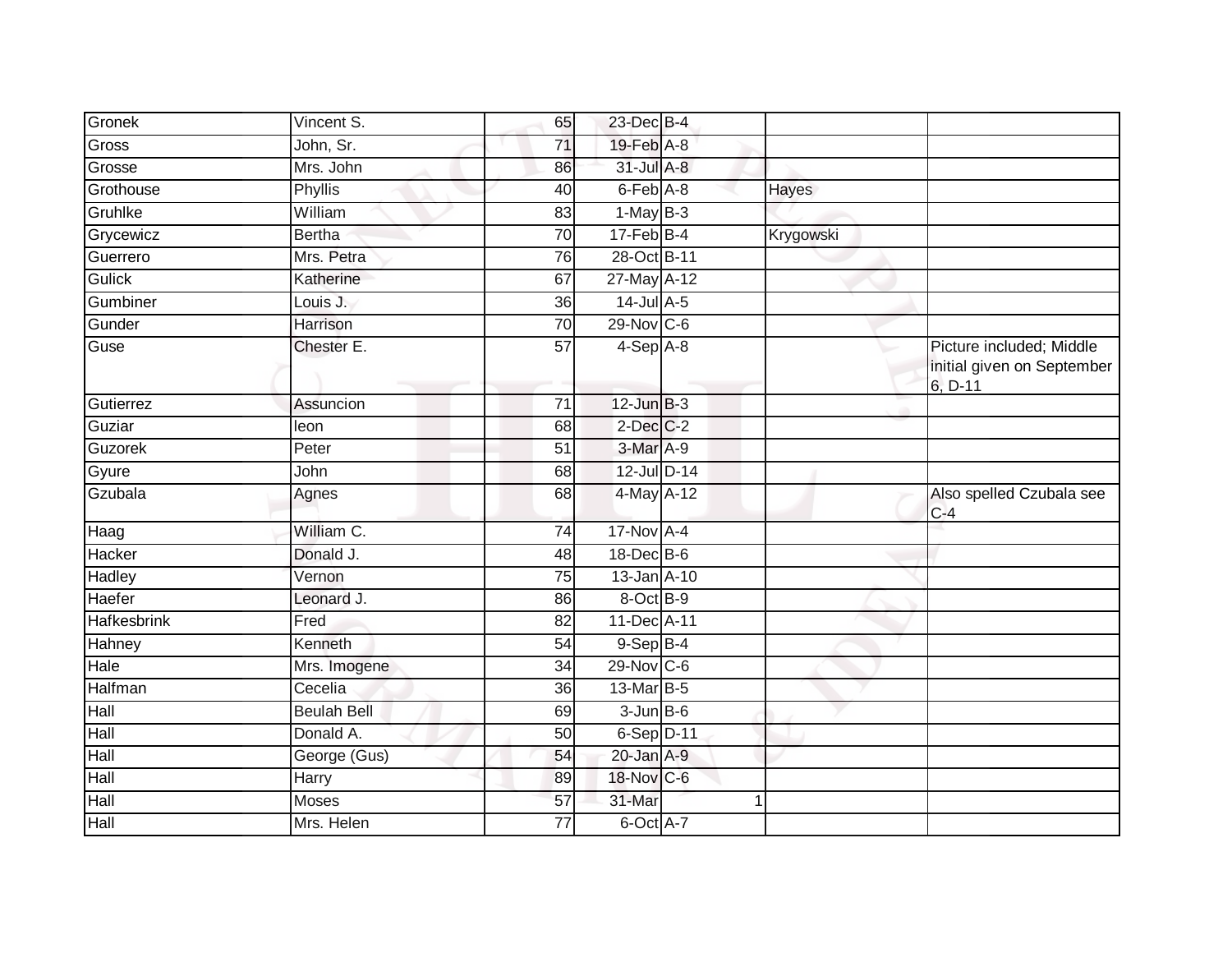| | | | | | | |
|---|---|---|---|---|---|---|
| Gronek | Vincent S. | 65 | 23-Dec | B-4 | | |
| Gross | John, Sr. | 71 | 19-Feb | A-8 | | |
| Grosse | Mrs. John | 86 | 31-Jul | A-8 | | |
| Grothouse | Phyllis | 40 | 6-Feb | A-8 | Hayes | |
| Gruhlke | William | 83 | 1-May | B-3 | | |
| Grycewicz | Bertha | 70 | 17-Feb | B-4 | Krygowski | |
| Guerrero | Mrs. Petra | 76 | 28-Oct | B-11 | | |
| Gulick | Katherine | 67 | 27-May | A-12 | | |
| Gumbiner | Louis J. | 36 | 14-Jul | A-5 | | |
| Gunder | Harrison | 70 | 29-Nov | C-6 | | |
| Guse | Chester E. | 57 | 4-Sep | A-8 | | Picture included; Middle initial given on September 6, D-11 |
| Gutierrez | Assuncion | 71 | 12-Jun | B-3 | | |
| Guziar | leon | 68 | 2-Dec | C-2 | | |
| Guzorek | Peter | 51 | 3-Mar | A-9 | | |
| Gyure | John | 68 | 12-Jul | D-14 | | |
| Gzubala | Agnes | 68 | 4-May | A-12 | | Also spelled Czubala see C-4 |
| Haag | William C. | 74 | 17-Nov | A-4 | | |
| Hacker | Donald J. | 48 | 18-Dec | B-6 | | |
| Hadley | Vernon | 75 | 13-Jan | A-10 | | |
| Haefer | Leonard J. | 86 | 8-Oct | B-9 | | |
| Hafkesbrink | Fred | 82 | 11-Dec | A-11 | | |
| Hahney | Kenneth | 54 | 9-Sep | B-4 | | |
| Hale | Mrs. Imogene | 34 | 29-Nov | C-6 | | |
| Halfman | Cecelia | 36 | 13-Mar | B-5 | | |
| Hall | Beulah Bell | 69 | 3-Jun | B-6 | | |
| Hall | Donald A. | 50 | 6-Sep | D-11 | | |
| Hall | George (Gus) | 54 | 20-Jan | A-9 | | |
| Hall | Harry | 89 | 18-Nov | C-6 | | |
| Hall | Moses | 57 | 31-Mar | 1 | | |
| Hall | Mrs. Helen | 77 | 6-Oct | A-7 | | |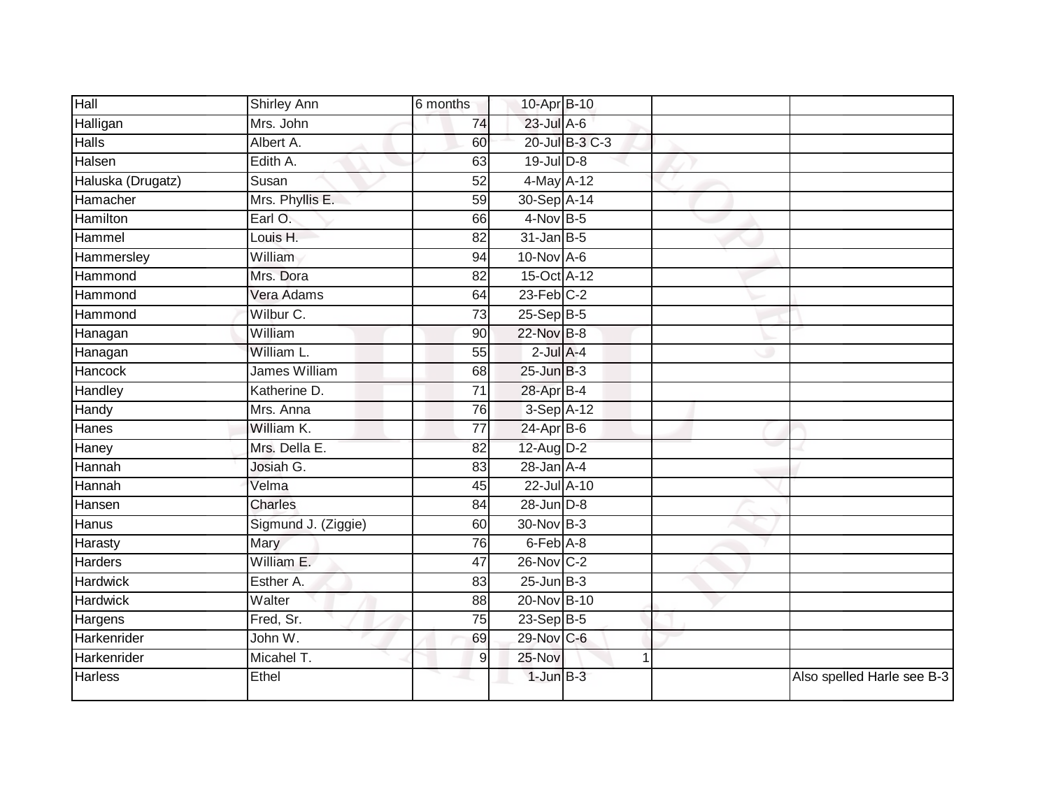| | | | | | | | |
|---|---|---|---|---|---|---|---|
| Hall | Shirley Ann | 6 months | 10-Apr | B-10 | | | |
| Halligan | Mrs. John | 74 | 23-Jul | A-6 | | | |
| Halls | Albert A. | 60 | 20-Jul | B-3 C-3 | | | |
| Halsen | Edith A. | 63 | 19-Jul | D-8 | | | |
| Haluska (Drugatz) | Susan | 52 | 4-May | A-12 | | | |
| Hamacher | Mrs. Phyllis E. | 59 | 30-Sep | A-14 | | | |
| Hamilton | Earl O. | 66 | 4-Nov | B-5 | | | |
| Hammel | Louis H. | 82 | 31-Jan | B-5 | | | |
| Hammersley | William | 94 | 10-Nov | A-6 | | | |
| Hammond | Mrs. Dora | 82 | 15-Oct | A-12 | | | |
| Hammond | Vera Adams | 64 | 23-Feb | C-2 | | | |
| Hammond | Wilbur C. | 73 | 25-Sep | B-5 | | | |
| Hanagan | William | 90 | 22-Nov | B-8 | | | |
| Hanagan | William L. | 55 | 2-Jul | A-4 | | | |
| Hancock | James William | 68 | 25-Jun | B-3 | | | |
| Handley | Katherine D. | 71 | 28-Apr | B-4 | | | |
| Handy | Mrs. Anna | 76 | 3-Sep | A-12 | | | |
| Hanes | William K. | 77 | 24-Apr | B-6 | | | |
| Haney | Mrs. Della E. | 82 | 12-Aug | D-2 | | | |
| Hannah | Josiah G. | 83 | 28-Jan | A-4 | | | |
| Hannah | Velma | 45 | 22-Jul | A-10 | | | |
| Hansen | Charles | 84 | 28-Jun | D-8 | | | |
| Hanus | Sigmund J. (Ziggie) | 60 | 30-Nov | B-3 | | | |
| Harasty | Mary | 76 | 6-Feb | A-8 | | | |
| Harders | William E. | 47 | 26-Nov | C-2 | | | |
| Hardwick | Esther A. | 83 | 25-Jun | B-3 | | | |
| Hardwick | Walter | 88 | 20-Nov | B-10 | | | |
| Hargens | Fred, Sr. | 75 | 23-Sep | B-5 | | | |
| Harkenrider | John W. | 69 | 29-Nov | C-6 | | | |
| Harkenrider | Micahel T. | 9 | 25-Nov | | 1 | | |
| Harless | Ethel | | 1-Jun | B-3 | | | Also spelled Harle see B-3 |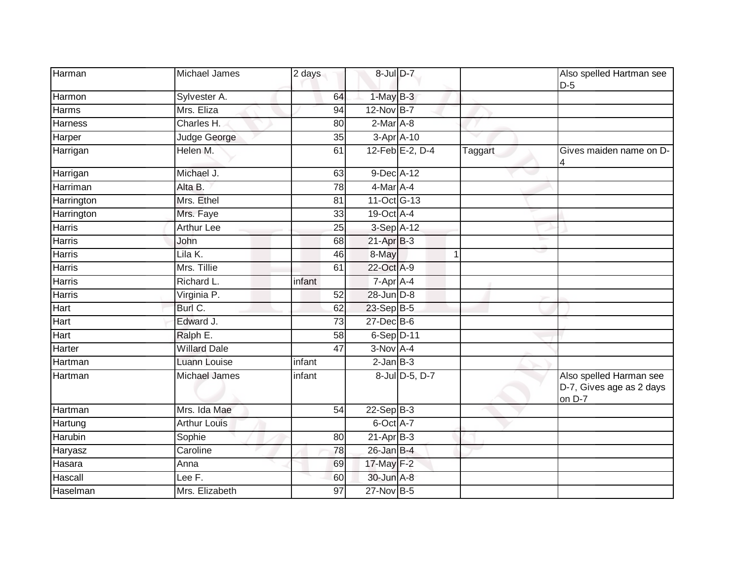| | | | | | | |
|---|---|---|---|---|---|---|
| Harman | Michael James | 2 days | 8-Jul | D-7 | | Also spelled Hartman see D-5 |
| Harmon | Sylvester A. | 64 | 1-May | B-3 | | |
| Harms | Mrs. Eliza | 94 | 12-Nov | B-7 | | |
| Harness | Charles H. | 80 | 2-Mar | A-8 | | |
| Harper | Judge George | 35 | 3-Apr | A-10 | | |
| Harrigan | Helen M. | 61 | 12-Feb | E-2, D-4 | Taggart | Gives maiden name on D-4 |
| Harrigan | Michael J. | 63 | 9-Dec | A-12 | | |
| Harriman | Alta B. | 78 | 4-Mar | A-4 | | |
| Harrington | Mrs. Ethel | 81 | 11-Oct | G-13 | | |
| Harrington | Mrs. Faye | 33 | 19-Oct | A-4 | | |
| Harris | Arthur Lee | 25 | 3-Sep | A-12 | | |
| Harris | John | 68 | 21-Apr | B-3 | | |
| Harris | Lila K. | 46 | 8-May | 1 | | |
| Harris | Mrs. Tillie | 61 | 22-Oct | A-9 | | |
| Harris | Richard L. | infant | 7-Apr | A-4 | | |
| Harris | Virginia P. | 52 | 28-Jun | D-8 | | |
| Hart | Burl C. | 62 | 23-Sep | B-5 | | |
| Hart | Edward J. | 73 | 27-Dec | B-6 | | |
| Hart | Ralph E. | 58 | 6-Sep | D-11 | | |
| Harter | Willard Dale | 47 | 3-Nov | A-4 | | |
| Hartman | Luann Louise | infant | 2-Jan | B-3 | | |
| Hartman | Michael James | infant | 8-Jul | D-5, D-7 | | Also spelled Harman see D-7, Gives age as 2 days on D-7 |
| Hartman | Mrs. Ida Mae | 54 | 22-Sep | B-3 | | |
| Hartung | Arthur Louis | | 6-Oct | A-7 | | |
| Harubin | Sophie | 80 | 21-Apr | B-3 | | |
| Haryasz | Caroline | 78 | 26-Jan | B-4 | | |
| Hasara | Anna | 69 | 17-May | F-2 | | |
| Hascall | Lee F. | 60 | 30-Jun | A-8 | | |
| Haselman | Mrs. Elizabeth | 97 | 27-Nov | B-5 | | |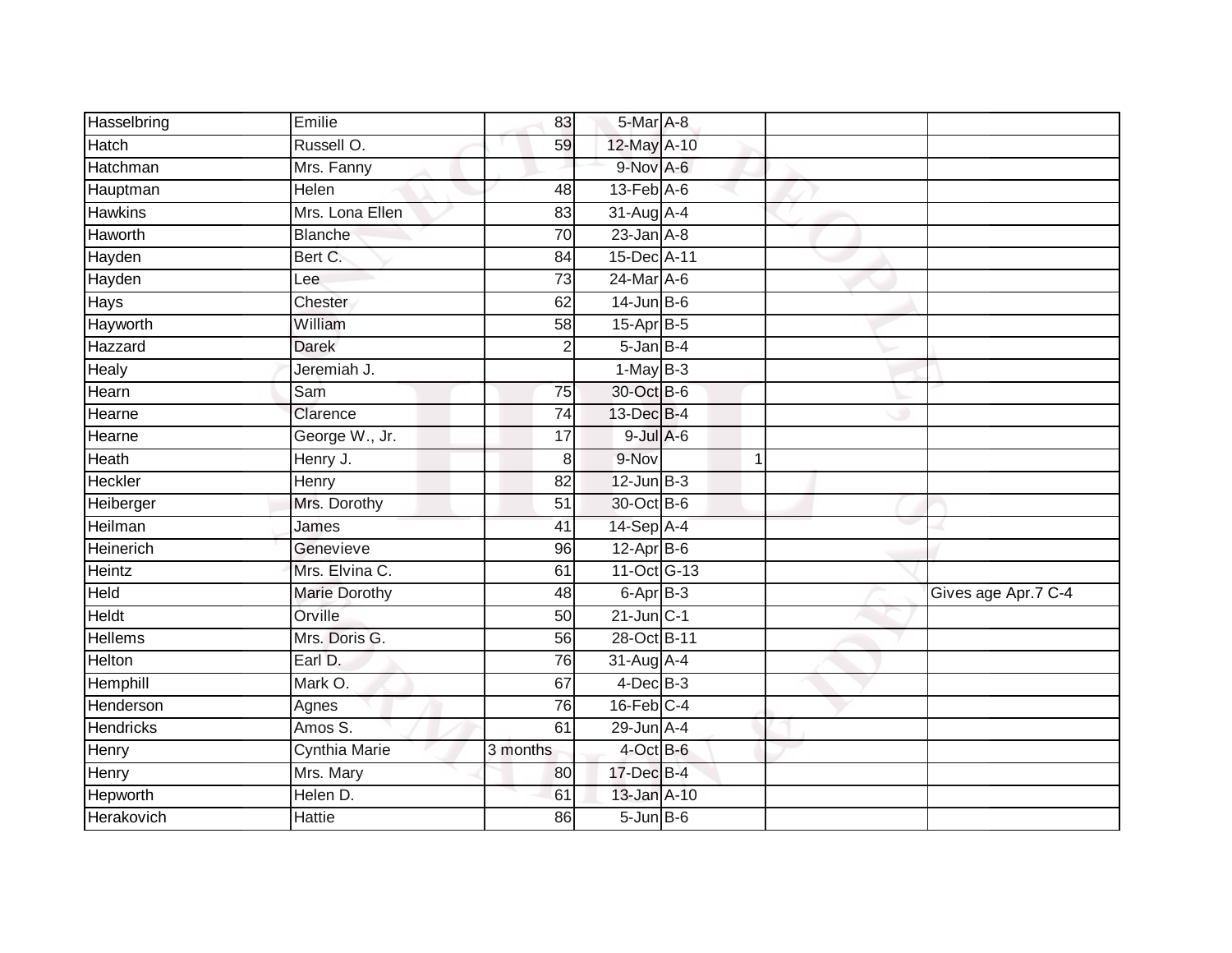| | | | | | | |
|---|---|---|---|---|---|---|
| Hasselbring | Emilie | 83 | 5-Mar | A-8 | | |
| Hatch | Russell O. | 59 | 12-May | A-10 | | |
| Hatchman | Mrs. Fanny | | 9-Nov | A-6 | | |
| Hauptman | Helen | 48 | 13-Feb | A-6 | | |
| Hawkins | Mrs. Lona Ellen | 83 | 31-Aug | A-4 | | |
| Haworth | Blanche | 70 | 23-Jan | A-8 | | |
| Hayden | Bert C. | 84 | 15-Dec | A-11 | | |
| Hayden | Lee | 73 | 24-Mar | A-6 | | |
| Hays | Chester | 62 | 14-Jun | B-6 | | |
| Hayworth | William | 58 | 15-Apr | B-5 | | |
| Hazzard | Darek | 2 | 5-Jan | B-4 | | |
| Healy | Jeremiah J. | | 1-May | B-3 | | |
| Hearn | Sam | 75 | 30-Oct | B-6 | | |
| Hearne | Clarence | 74 | 13-Dec | B-4 | | |
| Hearne | George W., Jr. | 17 | 9-Jul | A-6 | | |
| Heath | Henry J. | 8 | 9-Nov | 1 | | |
| Heckler | Henry | 82 | 12-Jun | B-3 | | |
| Heiberger | Mrs. Dorothy | 51 | 30-Oct | B-6 | | |
| Heilman | James | 41 | 14-Sep | A-4 | | |
| Heinerich | Genevieve | 96 | 12-Apr | B-6 | | |
| Heintz | Mrs. Elvina C. | 61 | 11-Oct | G-13 | | |
| Held | Marie Dorothy | 48 | 6-Apr | B-3 | | Gives age Apr.7 C-4 |
| Heldt | Orville | 50 | 21-Jun | C-1 | | |
| Hellems | Mrs. Doris G. | 56 | 28-Oct | B-11 | | |
| Helton | Earl D. | 76 | 31-Aug | A-4 | | |
| Hemphill | Mark O. | 67 | 4-Dec | B-3 | | |
| Henderson | Agnes | 76 | 16-Feb | C-4 | | |
| Hendricks | Amos S. | 61 | 29-Jun | A-4 | | |
| Henry | Cynthia Marie | 3 months | 4-Oct | B-6 | | |
| Henry | Mrs. Mary | 80 | 17-Dec | B-4 | | |
| Hepworth | Helen D. | 61 | 13-Jan | A-10 | | |
| Herakovich | Hattie | 86 | 5-Jun | B-6 | | |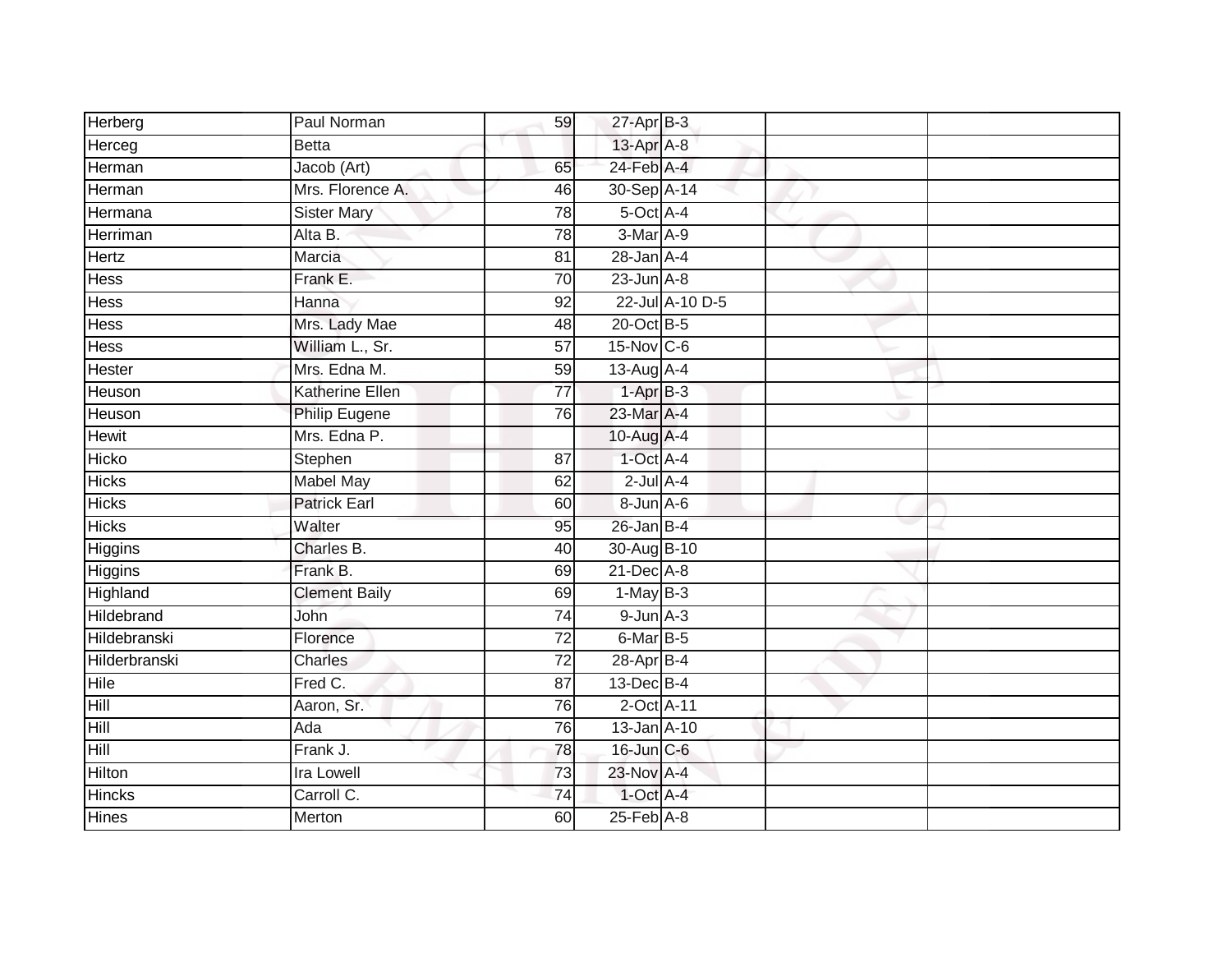| | | | | | | |
|---|---|---|---|---|---|---|
| Herberg | Paul Norman | 59 | 27-Apr | B-3 | | |
| Herceg | Betta | | 13-Apr | A-8 | | |
| Herman | Jacob (Art) | 65 | 24-Feb | A-4 | | |
| Herman | Mrs. Florence A. | 46 | 30-Sep | A-14 | | |
| Hermana | Sister Mary | 78 | 5-Oct | A-4 | | |
| Herriman | Alta B. | 78 | 3-Mar | A-9 | | |
| Hertz | Marcia | 81 | 28-Jan | A-4 | | |
| Hess | Frank E. | 70 | 23-Jun | A-8 | | |
| Hess | Hanna | 92 | 22-Jul | A-10 D-5 | | |
| Hess | Mrs. Lady Mae | 48 | 20-Oct | B-5 | | |
| Hess | William L., Sr. | 57 | 15-Nov | C-6 | | |
| Hester | Mrs. Edna M. | 59 | 13-Aug | A-4 | | |
| Heuson | Katherine Ellen | 77 | 1-Apr | B-3 | | |
| Heuson | Philip Eugene | 76 | 23-Mar | A-4 | | |
| Hewit | Mrs. Edna P. | | 10-Aug | A-4 | | |
| Hicko | Stephen | 87 | 1-Oct | A-4 | | |
| Hicks | Mabel May | 62 | 2-Jul | A-4 | | |
| Hicks | Patrick Earl | 60 | 8-Jun | A-6 | | |
| Hicks | Walter | 95 | 26-Jan | B-4 | | |
| Higgins | Charles B. | 40 | 30-Aug | B-10 | | |
| Higgins | Frank B. | 69 | 21-Dec | A-8 | | |
| Highland | Clement Baily | 69 | 1-May | B-3 | | |
| Hildebrand | John | 74 | 9-Jun | A-3 | | |
| Hildebranski | Florence | 72 | 6-Mar | B-5 | | |
| Hilderbranski | Charles | 72 | 28-Apr | B-4 | | |
| Hile | Fred C. | 87 | 13-Dec | B-4 | | |
| Hill | Aaron, Sr. | 76 | 2-Oct | A-11 | | |
| Hill | Ada | 76 | 13-Jan | A-10 | | |
| Hill | Frank J. | 78 | 16-Jun | C-6 | | |
| Hilton | Ira Lowell | 73 | 23-Nov | A-4 | | |
| Hincks | Carroll C. | 74 | 1-Oct | A-4 | | |
| Hines | Merton | 60 | 25-Feb | A-8 | | |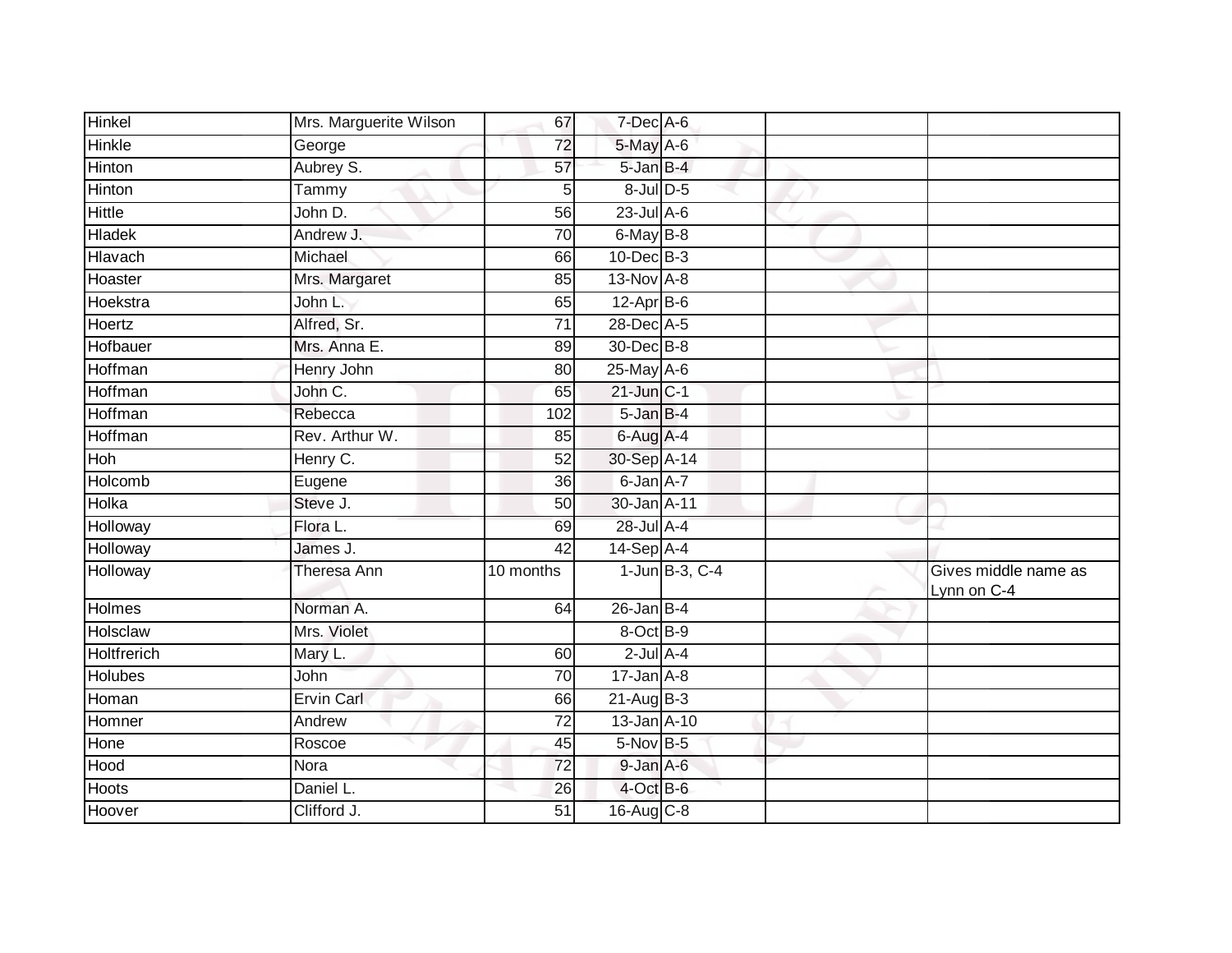| Hinkel | Mrs. Marguerite Wilson | 67 | 7-Dec | A-6 | | |
|---|---|---|---|---|---|---|
| Hinkle | George | 72 | 5-May | A-6 | | |
| Hinton | Aubrey S. | 57 | 5-Jan | B-4 | | |
| Hinton | Tammy | 5 | 8-Jul | D-5 | | |
| Hittle | John D. | 56 | 23-Jul | A-6 | | |
| Hladek | Andrew J. | 70 | 6-May | B-8 | | |
| Hlavach | Michael | 66 | 10-Dec | B-3 | | |
| Hoaster | Mrs. Margaret | 85 | 13-Nov | A-8 | | |
| Hoekstra | John L. | 65 | 12-Apr | B-6 | | |
| Hoertz | Alfred, Sr. | 71 | 28-Dec | A-5 | | |
| Hofbauer | Mrs. Anna E. | 89 | 30-Dec | B-8 | | |
| Hoffman | Henry John | 80 | 25-May | A-6 | | |
| Hoffman | John C. | 65 | 21-Jun | C-1 | | |
| Hoffman | Rebecca | 102 | 5-Jan | B-4 | | |
| Hoffman | Rev. Arthur W. | 85 | 6-Aug | A-4 | | |
| Hoh | Henry C. | 52 | 30-Sep | A-14 | | |
| Holcomb | Eugene | 36 | 6-Jan | A-7 | | |
| Holka | Steve J. | 50 | 30-Jan | A-11 | | |
| Holloway | Flora L. | 69 | 28-Jul | A-4 | | |
| Holloway | James J. | 42 | 14-Sep | A-4 | | |
| Holloway | Theresa Ann | 10 months | 1-Jun | B-3, C-4 | | Gives middle name as Lynn on C-4 |
| Holmes | Norman A. | 64 | 26-Jan | B-4 | | |
| Holsclaw | Mrs. Violet | | 8-Oct | B-9 | | |
| Holtfrerich | Mary L. | 60 | 2-Jul | A-4 | | |
| Holubes | John | 70 | 17-Jan | A-8 | | |
| Homan | Ervin Carl | 66 | 21-Aug | B-3 | | |
| Homner | Andrew | 72 | 13-Jan | A-10 | | |
| Hone | Roscoe | 45 | 5-Nov | B-5 | | |
| Hood | Nora | 72 | 9-Jan | A-6 | | |
| Hoots | Daniel L. | 26 | 4-Oct | B-6 | | |
| Hoover | Clifford J. | 51 | 16-Aug | C-8 | | |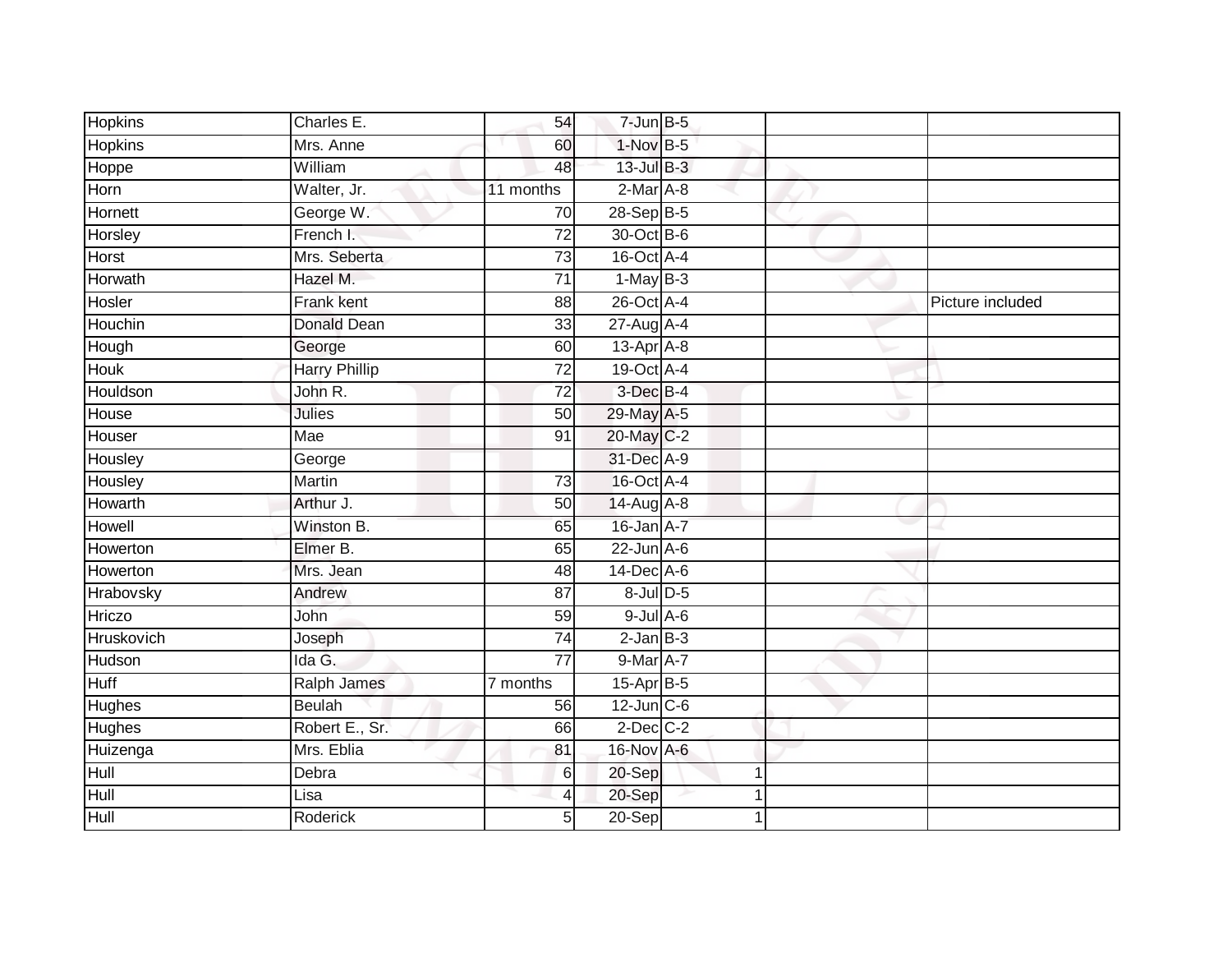| Hopkins | Charles E. | 54 | 7-Jun | B-5 | | | |
|---|---|---|---|---|---|---|---|
| Hopkins | Mrs. Anne | 60 | 1-Nov | B-5 | | | |
| Hoppe | William | 48 | 13-Jul | B-3 | | | |
| Horn | Walter, Jr. | 11 months | 2-Mar | A-8 | | | |
| Hornett | George W. | 70 | 28-Sep | B-5 | | | |
| Horsley | French I. | 72 | 30-Oct | B-6 | | | |
| Horst | Mrs. Seberta | 73 | 16-Oct | A-4 | | | |
| Horwath | Hazel M. | 71 | 1-May | B-3 | | | |
| Hosler | Frank kent | 88 | 26-Oct | A-4 | | | Picture included |
| Houchin | Donald Dean | 33 | 27-Aug | A-4 | | | |
| Hough | George | 60 | 13-Apr | A-8 | | | |
| Houk | Harry Phillip | 72 | 19-Oct | A-4 | | | |
| Houldson | John R. | 72 | 3-Dec | B-4 | | | |
| House | Julies | 50 | 29-May | A-5 | | | |
| Houser | Mae | 91 | 20-May | C-2 | | | |
| Housley | George | | 31-Dec | A-9 | | | |
| Housley | Martin | 73 | 16-Oct | A-4 | | | |
| Howarth | Arthur J. | 50 | 14-Aug | A-8 | | | |
| Howell | Winston B. | 65 | 16-Jan | A-7 | | | |
| Howerton | Elmer B. | 65 | 22-Jun | A-6 | | | |
| Howerton | Mrs. Jean | 48 | 14-Dec | A-6 | | | |
| Hrabovsky | Andrew | 87 | 8-Jul | D-5 | | | |
| Hriczo | John | 59 | 9-Jul | A-6 | | | |
| Hruskovich | Joseph | 74 | 2-Jan | B-3 | | | |
| Hudson | Ida G. | 77 | 9-Mar | A-7 | | | |
| Huff | Ralph James | 7 months | 15-Apr | B-5 | | | |
| Hughes | Beulah | 56 | 12-Jun | C-6 | | | |
| Hughes | Robert E., Sr. | 66 | 2-Dec | C-2 | | | |
| Huizenga | Mrs. Eblia | 81 | 16-Nov | A-6 | | | |
| Hull | Debra | 6 | 20-Sep | | 1 | | |
| Hull | Lisa | 4 | 20-Sep | | 1 | | |
| Hull | Roderick | 5 | 20-Sep | | 1 | | |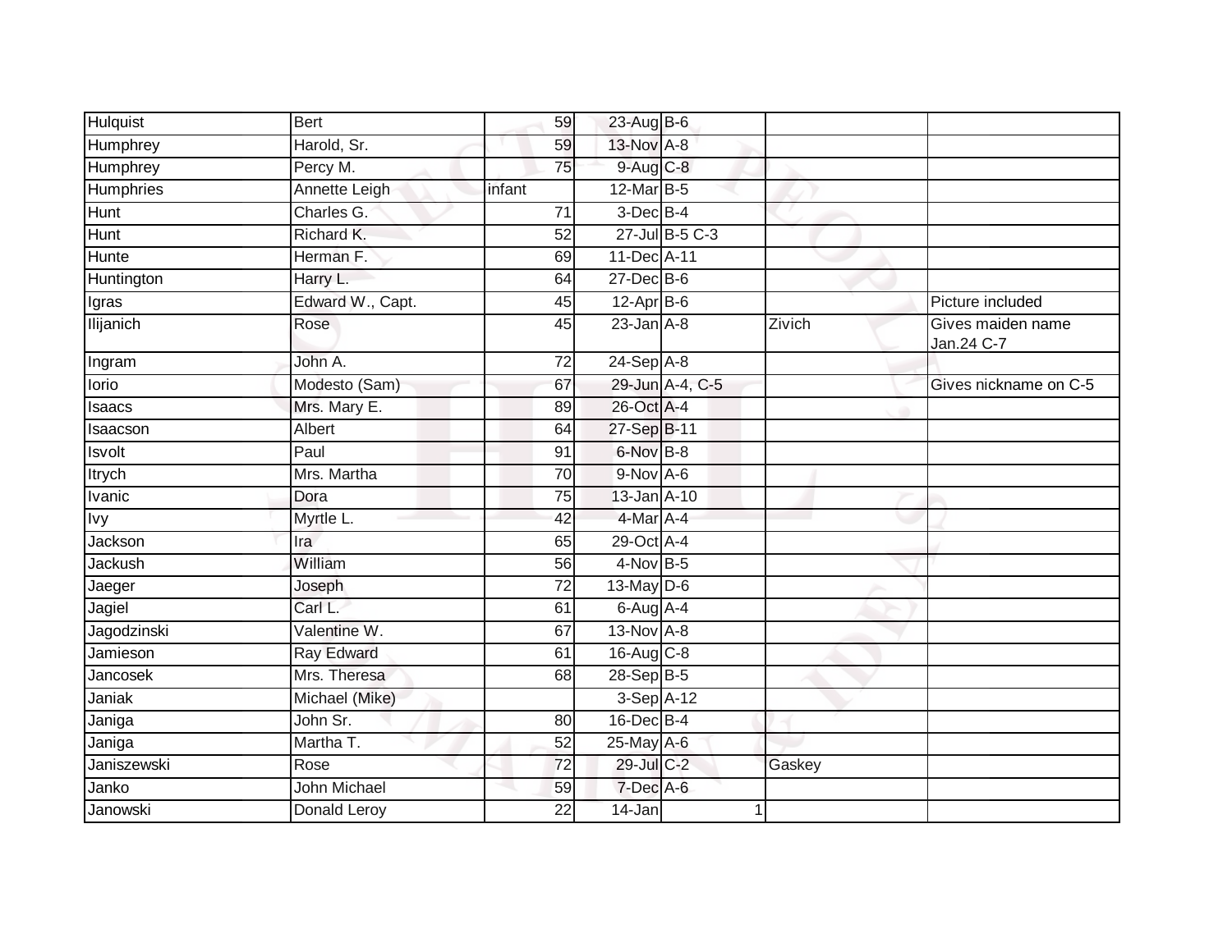| | | | | | | |
|---|---|---|---|---|---|---|
| Hulquist | Bert | 59 | 23-Aug | B-6 | | |
| Humphrey | Harold, Sr. | 59 | 13-Nov | A-8 | | |
| Humphrey | Percy M. | 75 | 9-Aug | C-8 | | |
| Humphries | Annette Leigh | infant | 12-Mar | B-5 | | |
| Hunt | Charles G. | 71 | 3-Dec | B-4 | | |
| Hunt | Richard K. | 52 | 27-Jul | B-5 C-3 | | |
| Hunte | Herman F. | 69 | 11-Dec | A-11 | | |
| Huntington | Harry L. | 64 | 27-Dec | B-6 | | |
| Igras | Edward W., Capt. | 45 | 12-Apr | B-6 | | Picture included |
| Ilijanich | Rose | 45 | 23-Jan | A-8 | Zivich | Gives maiden name Jan.24 C-7 |
| Ingram | John A. | 72 | 24-Sep | A-8 | | |
| Iorio | Modesto (Sam) | 67 | 29-Jun | A-4, C-5 | | Gives nickname on C-5 |
| Isaacs | Mrs. Mary E. | 89 | 26-Oct | A-4 | | |
| Isaacson | Albert | 64 | 27-Sep | B-11 | | |
| Isvolt | Paul | 91 | 6-Nov | B-8 | | |
| Itrych | Mrs. Martha | 70 | 9-Nov | A-6 | | |
| Ivanic | Dora | 75 | 13-Jan | A-10 | | |
| Ivy | Myrtle L. | 42 | 4-Mar | A-4 | | |
| Jackson | Ira | 65 | 29-Oct | A-4 | | |
| Jackush | William | 56 | 4-Nov | B-5 | | |
| Jaeger | Joseph | 72 | 13-May | D-6 | | |
| Jagiel | Carl L. | 61 | 6-Aug | A-4 | | |
| Jagodzinski | Valentine W. | 67 | 13-Nov | A-8 | | |
| Jamieson | Ray Edward | 61 | 16-Aug | C-8 | | |
| Jancosek | Mrs. Theresa | 68 | 28-Sep | B-5 | | |
| Janiak | Michael (Mike) | | 3-Sep | A-12 | | |
| Janiga | John Sr. | 80 | 16-Dec | B-4 | | |
| Janiga | Martha T. | 52 | 25-May | A-6 | | |
| Janiszewski | Rose | 72 | 29-Jul | C-2 | Gaskey | |
| Janko | John Michael | 59 | 7-Dec | A-6 | | |
| Janowski | Donald Leroy | 22 | 14-Jan | 1 | | |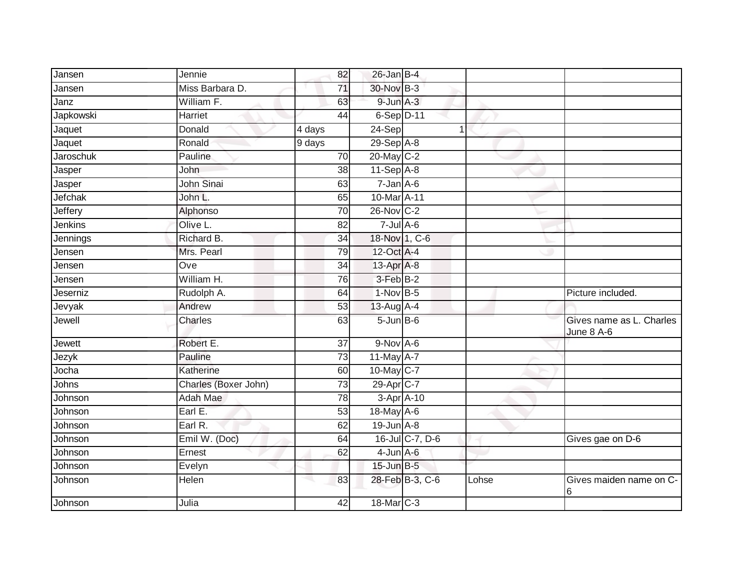| | | | | | | |
|---|---|---|---|---|---|---|
| Jansen | Jennie | 82 | 26-Jan | B-4 | | |
| Jansen | Miss Barbara D. | 71 | 30-Nov | B-3 | | |
| Janz | William F. | 63 | 9-Jun | A-3 | | |
| Japkowski | Harriet | 44 | 6-Sep | D-11 | | |
| Jaquet | Donald | 4 days | 24-Sep | 1 | | |
| Jaquet | Ronald | 9 days | 29-Sep | A-8 | | |
| Jaroschuk | Pauline | 70 | 20-May | C-2 | | |
| Jasper | John | 38 | 11-Sep | A-8 | | |
| Jasper | John Sinai | 63 | 7-Jan | A-6 | | |
| Jefchak | John L. | 65 | 10-Mar | A-11 | | |
| Jeffery | Alphonso | 70 | 26-Nov | C-2 | | |
| Jenkins | Olive L. | 82 | 7-Jul | A-6 | | |
| Jennings | Richard B. | 34 | 18-Nov | 1, C-6 | | |
| Jensen | Mrs. Pearl | 79 | 12-Oct | A-4 | | |
| Jensen | Ove | 34 | 13-Apr | A-8 | | |
| Jensen | William H. | 76 | 3-Feb | B-2 | | |
| Jeserniz | Rudolph A. | 64 | 1-Nov | B-5 | | Picture included. |
| Jevyak | Andrew | 53 | 13-Aug | A-4 | | |
| Jewell | Charles | 63 | 5-Jun | B-6 | | Gives name as L. Charles June 8 A-6 |
| Jewett | Robert E. | 37 | 9-Nov | A-6 | | |
| Jezyk | Pauline | 73 | 11-May | A-7 | | |
| Jocha | Katherine | 60 | 10-May | C-7 | | |
| Johns | Charles (Boxer John) | 73 | 29-Apr | C-7 | | |
| Johnson | Adah Mae | 78 | 3-Apr | A-10 | | |
| Johnson | Earl E. | 53 | 18-May | A-6 | | |
| Johnson | Earl R. | 62 | 19-Jun | A-8 | | |
| Johnson | Emil W. (Doc) | 64 | 16-Jul | C-7, D-6 | | Gives gae on D-6 |
| Johnson | Ernest | 62 | 4-Jun | A-6 | | |
| Johnson | Evelyn | | 15-Jun | B-5 | | |
| Johnson | Helen | 83 | 28-Feb | B-3, C-6 | Lohse | Gives maiden name on C-6 |
| Johnson | Julia | 42 | 18-Mar | C-3 | | |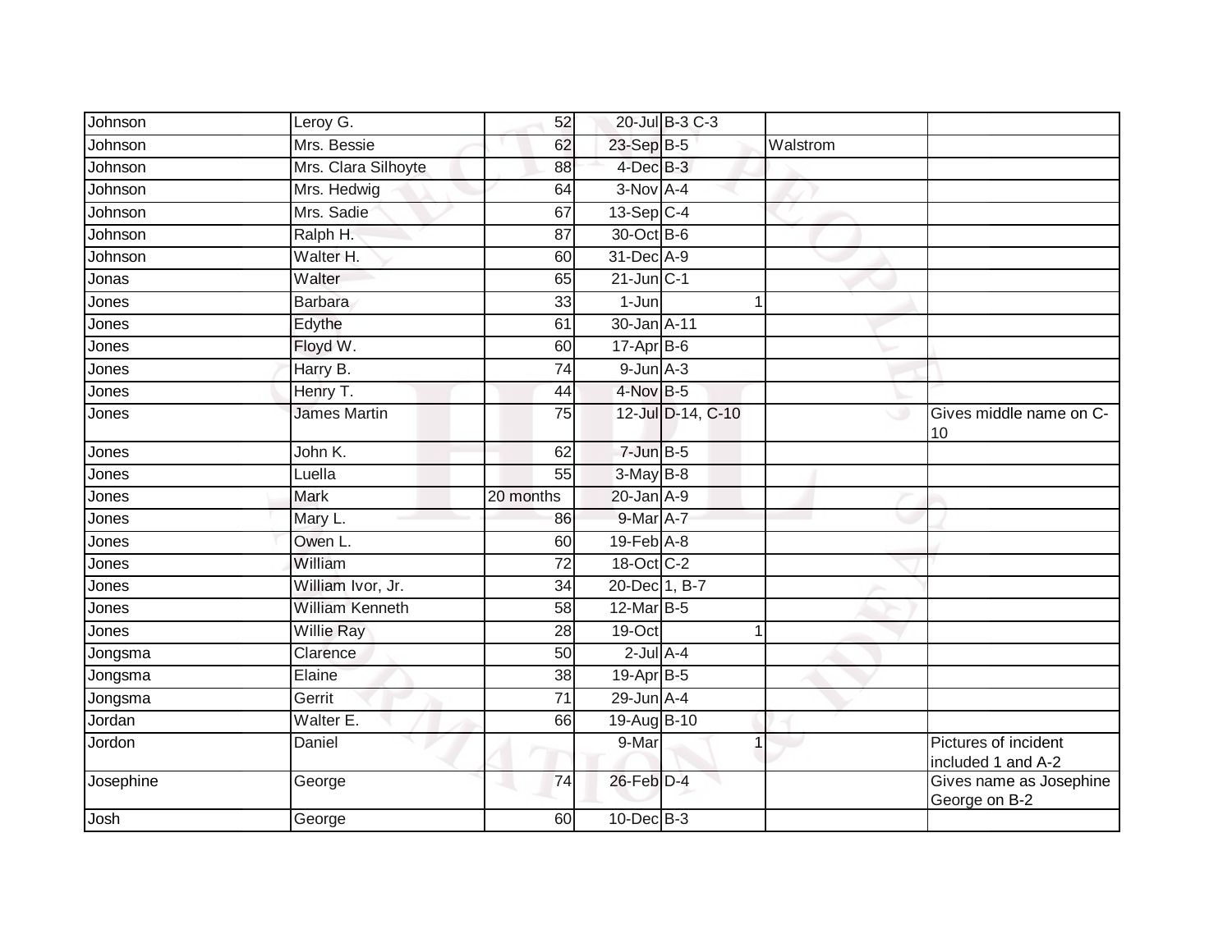| | | | | | | |
|---|---|---|---|---|---|---|
| Johnson | Leroy G. | 52 | 20-Jul | B-3 C-3 | | |
| Johnson | Mrs. Bessie | 62 | 23-Sep | B-5 | Walstrom | |
| Johnson | Mrs. Clara Silhoyte | 88 | 4-Dec | B-3 | | |
| Johnson | Mrs. Hedwig | 64 | 3-Nov | A-4 | | |
| Johnson | Mrs. Sadie | 67 | 13-Sep | C-4 | | |
| Johnson | Ralph H. | 87 | 30-Oct | B-6 | | |
| Johnson | Walter H. | 60 | 31-Dec | A-9 | | |
| Jonas | Walter | 65 | 21-Jun | C-1 | | |
| Jones | Barbara | 33 | 1-Jun | 1 | | |
| Jones | Edythe | 61 | 30-Jan | A-11 | | |
| Jones | Floyd W. | 60 | 17-Apr | B-6 | | |
| Jones | Harry B. | 74 | 9-Jun | A-3 | | |
| Jones | Henry T. | 44 | 4-Nov | B-5 | | |
| Jones | James Martin | 75 | 12-Jul | D-14, C-10 | | Gives middle name on C-10 |
| Jones | John K. | 62 | 7-Jun | B-5 | | |
| Jones | Luella | 55 | 3-May | B-8 | | |
| Jones | Mark | 20 months | 20-Jan | A-9 | | |
| Jones | Mary L. | 86 | 9-Mar | A-7 | | |
| Jones | Owen L. | 60 | 19-Feb | A-8 | | |
| Jones | William | 72 | 18-Oct | C-2 | | |
| Jones | William Ivor, Jr. | 34 | 20-Dec | 1, B-7 | | |
| Jones | William Kenneth | 58 | 12-Mar | B-5 | | |
| Jones | Willie Ray | 28 | 19-Oct | 1 | | |
| Jongsma | Clarence | 50 | 2-Jul | A-4 | | |
| Jongsma | Elaine | 38 | 19-Apr | B-5 | | |
| Jongsma | Gerrit | 71 | 29-Jun | A-4 | | |
| Jordan | Walter E. | 66 | 19-Aug | B-10 | | |
| Jordon | Daniel | | 9-Mar | 1 | | Pictures of incident included 1 and A-2 |
| Josephine | George | 74 | 26-Feb | D-4 | | Gives name as Josephine George on B-2 |
| Josh | George | 60 | 10-Dec | B-3 | | |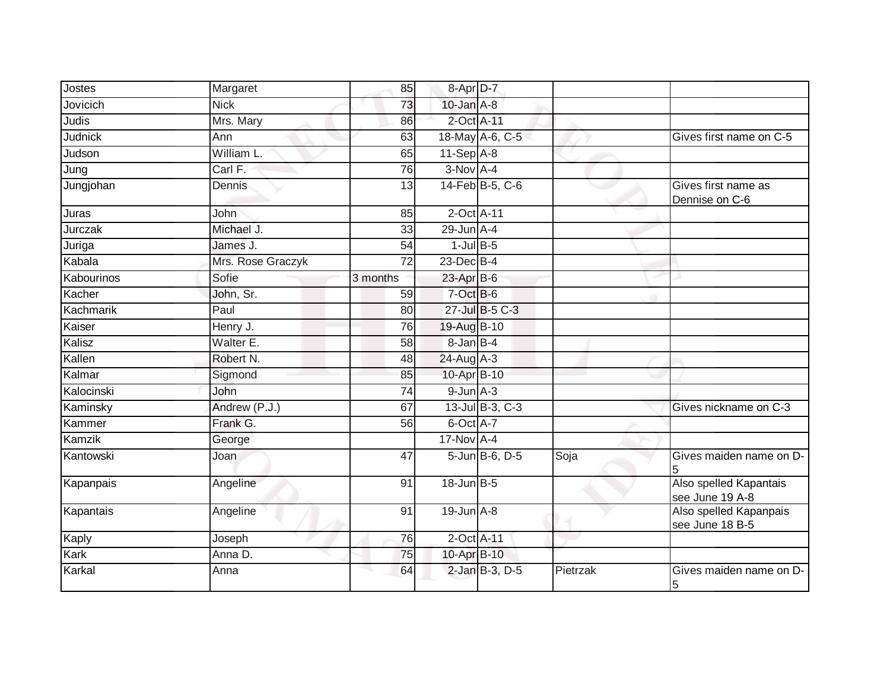| | | | | | | |
|---|---|---|---|---|---|---|
| Jostes | Margaret | 85 | 8-Apr | D-7 | | |
| Jovicich | Nick | 73 | 10-Jan | A-8 | | |
| Judis | Mrs. Mary | 86 | 2-Oct | A-11 | | |
| Judnick | Ann | 63 | 18-May | A-6, C-5 | | Gives first name on C-5 |
| Judson | William L. | 65 | 11-Sep | A-8 | | |
| Jung | Carl F. | 76 | 3-Nov | A-4 | | |
| Jungjohan | Dennis | 13 | 14-Feb | B-5, C-6 | | Gives first name as Dennise on C-6 |
| Juras | John | 85 | 2-Oct | A-11 | | |
| Jurczak | Michael J. | 33 | 29-Jun | A-4 | | |
| Juriga | James J. | 54 | 1-Jul | B-5 | | |
| Kabala | Mrs. Rose Graczyk | 72 | 23-Dec | B-4 | | |
| Kabourinos | Sofie | 3 months | 23-Apr | B-6 | | |
| Kacher | John, Sr. | 59 | 7-Oct | B-6 | | |
| Kachmarik | Paul | 80 | 27-Jul | B-5 C-3 | | |
| Kaiser | Henry J. | 76 | 19-Aug | B-10 | | |
| Kalisz | Walter E. | 58 | 8-Jan | B-4 | | |
| Kallen | Robert N. | 48 | 24-Aug | A-3 | | |
| Kalmar | Sigmond | 85 | 10-Apr | B-10 | | |
| Kalocinski | John | 74 | 9-Jun | A-3 | | |
| Kaminsky | Andrew (P.J.) | 67 | 13-Jul | B-3, C-3 | | Gives nickname on C-3 |
| Kammer | Frank G. | 56 | 6-Oct | A-7 | | |
| Kamzik | George | | 17-Nov | A-4 | | |
| Kantowski | Joan | 47 | 5-Jun | B-6, D-5 | Soja | Gives maiden name on D-5 |
| Kapanpais | Angeline | 91 | 18-Jun | B-5 | | Also spelled Kapantais see June 19 A-8 |
| Kapantais | Angeline | 91 | 19-Jun | A-8 | | Also spelled Kapanpais see June 18 B-5 |
| Kaply | Joseph | 76 | 2-Oct | A-11 | | |
| Kark | Anna D. | 75 | 10-Apr | B-10 | | |
| Karkal | Anna | 64 | 2-Jan | B-3, D-5 | Pietrzak | Gives maiden name on D-5 |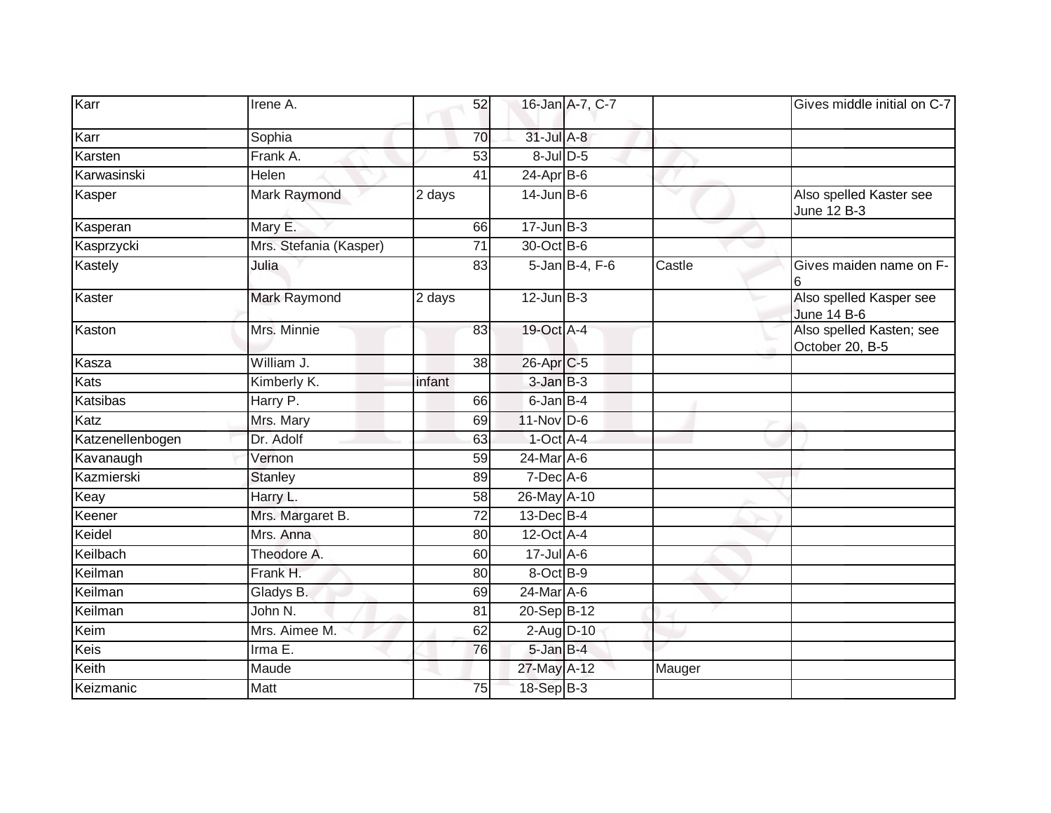| Karr | Irene A. | 52 | 16-Jan | A-7, C-7 | | Gives middle initial on C-7 |
|---|---|---|---|---|---|---|
| Karr | Sophia | 70 | 31-Jul | A-8 | | |
| Karsten | Frank A. | 53 | 8-Jul | D-5 | | |
| Karwasinski | Helen | 41 | 24-Apr | B-6 | | |
| Kasper | Mark Raymond | 2 days | 14-Jun | B-6 | | Also spelled Kaster see June 12 B-3 |
| Kasperan | Mary E. | 66 | 17-Jun | B-3 | | |
| Kasprzycki | Mrs. Stefania (Kasper) | 71 | 30-Oct | B-6 | | |
| Kastely | Julia | 83 | 5-Jan | B-4, F-6 | Castle | Gives maiden name on F-6 |
| Kaster | Mark Raymond | 2 days | 12-Jun | B-3 | | Also spelled Kasper see June 14 B-6 |
| Kaston | Mrs. Minnie | 83 | 19-Oct | A-4 | | Also spelled Kasten; see October 20, B-5 |
| Kasza | William J. | 38 | 26-Apr | C-5 | | |
| Kats | Kimberly K. | infant | 3-Jan | B-3 | | |
| Katsibas | Harry P. | 66 | 6-Jan | B-4 | | |
| Katz | Mrs. Mary | 69 | 11-Nov | D-6 | | |
| Katzenellenbogen | Dr. Adolf | 63 | 1-Oct | A-4 | | |
| Kavanaugh | Vernon | 59 | 24-Mar | A-6 | | |
| Kazmierski | Stanley | 89 | 7-Dec | A-6 | | |
| Keay | Harry L. | 58 | 26-May | A-10 | | |
| Keener | Mrs. Margaret B. | 72 | 13-Dec | B-4 | | |
| Keidel | Mrs. Anna | 80 | 12-Oct | A-4 | | |
| Keilbach | Theodore A. | 60 | 17-Jul | A-6 | | |
| Keilman | Frank H. | 80 | 8-Oct | B-9 | | |
| Keilman | Gladys B. | 69 | 24-Mar | A-6 | | |
| Keilman | John N. | 81 | 20-Sep | B-12 | | |
| Keim | Mrs. Aimee M. | 62 | 2-Aug | D-10 | | |
| Keis | Irma E. | 76 | 5-Jan | B-4 | | |
| Keith | Maude | | 27-May | A-12 | Mauger | |
| Keizmanic | Matt | 75 | 18-Sep | B-3 | | |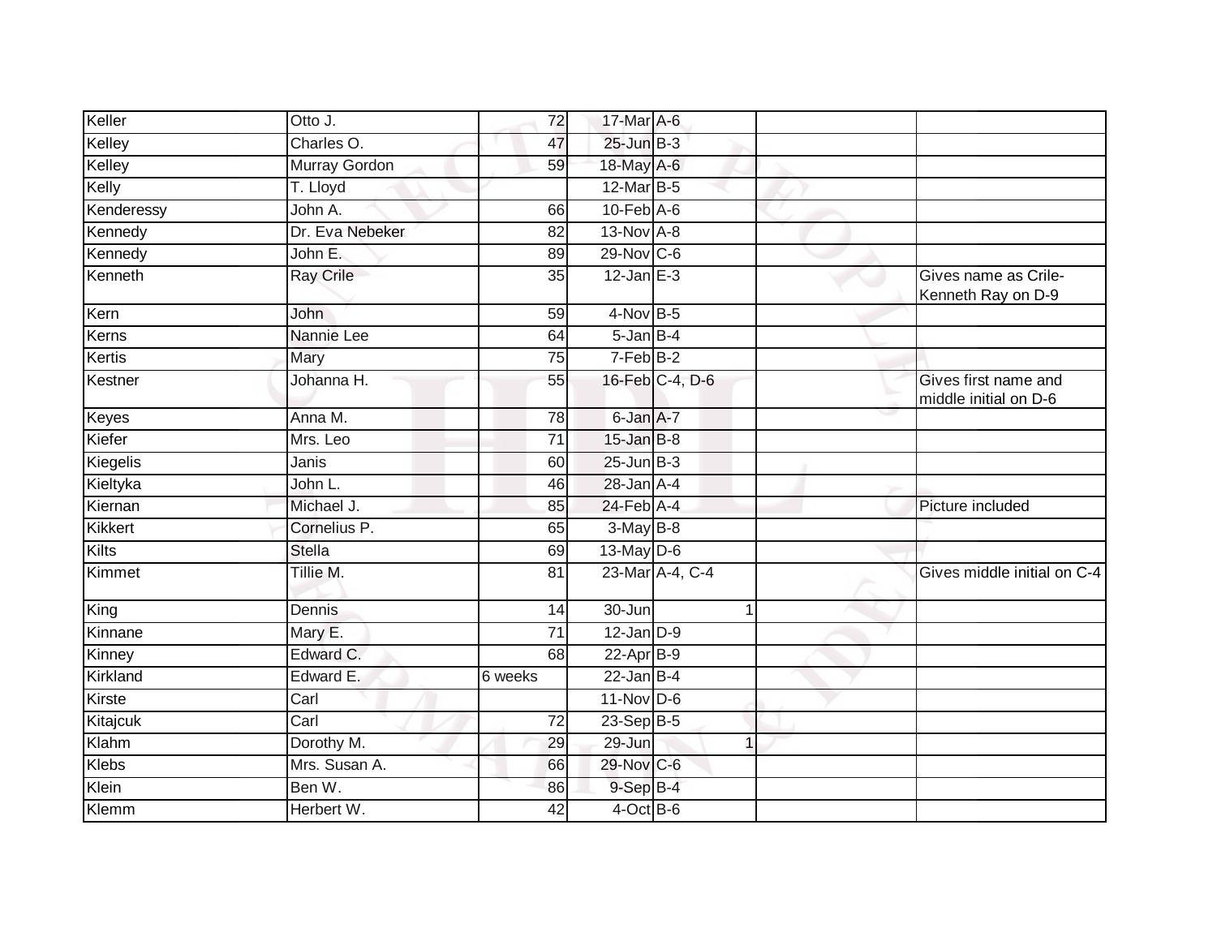| Keller | Otto J. | 72 | 17-Mar | A-6 | | |
|---|---|---|---|---|---|---|
| Kelley | Charles O. | 47 | 25-Jun | B-3 | | |
| Kelley | Murray Gordon | 59 | 18-May | A-6 | | |
| Kelly | T. Lloyd | | 12-Mar | B-5 | | |
| Kenderessy | John A. | 66 | 10-Feb | A-6 | | |
| Kennedy | Dr. Eva Nebeker | 82 | 13-Nov | A-8 | | |
| Kennedy | John E. | 89 | 29-Nov | C-6 | | |
| Kenneth | Ray Crile | 35 | 12-Jan | E-3 | | Gives name as Crile-Kenneth Ray on D-9 |
| Kern | John | 59 | 4-Nov | B-5 | | |
| Kerns | Nannie Lee | 64 | 5-Jan | B-4 | | |
| Kertis | Mary | 75 | 7-Feb | B-2 | | |
| Kestner | Johanna H. | 55 | 16-Feb | C-4, D-6 | | Gives first name and middle initial on D-6 |
| Keyes | Anna M. | 78 | 6-Jan | A-7 | | |
| Kiefer | Mrs. Leo | 71 | 15-Jan | B-8 | | |
| Kiegelis | Janis | 60 | 25-Jun | B-3 | | |
| Kieltyka | John L. | 46 | 28-Jan | A-4 | | |
| Kiernan | Michael J. | 85 | 24-Feb | A-4 | | Picture included |
| Kikkert | Cornelius P. | 65 | 3-May | B-8 | | |
| Kilts | Stella | 69 | 13-May | D-6 | | |
| Kimmet | Tillie M. | 81 | 23-Mar | A-4, C-4 | | Gives middle initial on C-4 |
| King | Dennis | 14 | 30-Jun | 1 | | |
| Kinnane | Mary E. | 71 | 12-Jan | D-9 | | |
| Kinney | Edward C. | 68 | 22-Apr | B-9 | | |
| Kirkland | Edward E. | 6 weeks | 22-Jan | B-4 | | |
| Kirste | Carl | | 11-Nov | D-6 | | |
| Kitajcuk | Carl | 72 | 23-Sep | B-5 | | |
| Klahm | Dorothy M. | 29 | 29-Jun | 1 | | |
| Klebs | Mrs. Susan A. | 66 | 29-Nov | C-6 | | |
| Klein | Ben W. | 86 | 9-Sep | B-4 | | |
| Klemm | Herbert W. | 42 | 4-Oct | B-6 | | |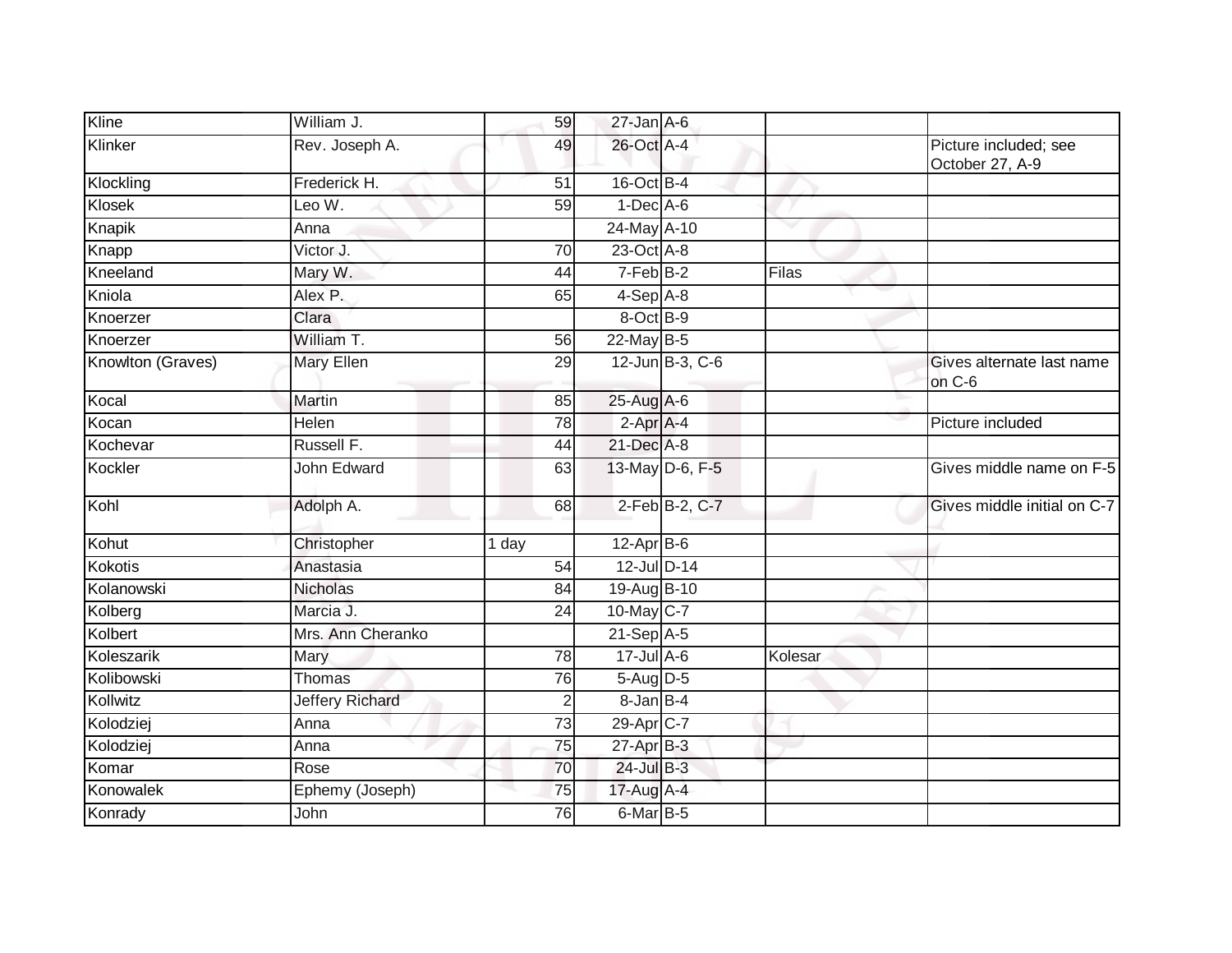| | | | | | | |
|---|---|---|---|---|---|---|
| Kline | William J. | 59 | 27-Jan | A-6 | | |
| Klinker | Rev. Joseph A. | 49 | 26-Oct | A-4 | | Picture included; see October 27, A-9 |
| Klockling | Frederick H. | 51 | 16-Oct | B-4 | | |
| Klosek | Leo W. | 59 | 1-Dec | A-6 | | |
| Knapik | Anna | | 24-May | A-10 | | |
| Knapp | Victor J. | 70 | 23-Oct | A-8 | | |
| Kneeland | Mary W. | 44 | 7-Feb | B-2 | Filas | |
| Kniola | Alex P. | 65 | 4-Sep | A-8 | | |
| Knoerzer | Clara | | 8-Oct | B-9 | | |
| Knoerzer | William T. | 56 | 22-May | B-5 | | |
| Knowlton (Graves) | Mary Ellen | 29 | 12-Jun | B-3, C-6 | | Gives alternate last name on C-6 |
| Kocal | Martin | 85 | 25-Aug | A-6 | | |
| Kocan | Helen | 78 | 2-Apr | A-4 | | Picture included |
| Kochevar | Russell F. | 44 | 21-Dec | A-8 | | |
| Kockler | John Edward | 63 | 13-May | D-6, F-5 | | Gives middle name on F-5 |
| Kohl | Adolph A. | 68 | 2-Feb | B-2, C-7 | | Gives middle initial on C-7 |
| Kohut | Christopher | 1 day | 12-Apr | B-6 | | |
| Kokotis | Anastasia | 54 | 12-Jul | D-14 | | |
| Kolanowski | Nicholas | 84 | 19-Aug | B-10 | | |
| Kolberg | Marcia J. | 24 | 10-May | C-7 | | |
| Kolbert | Mrs. Ann Cheranko | | 21-Sep | A-5 | | |
| Koleszarik | Mary | 78 | 17-Jul | A-6 | Kolesar | |
| Kolibowski | Thomas | 76 | 5-Aug | D-5 | | |
| Kollwitz | Jeffery Richard | 2 | 8-Jan | B-4 | | |
| Kolodziej | Anna | 73 | 29-Apr | C-7 | | |
| Kolodziej | Anna | 75 | 27-Apr | B-3 | | |
| Komar | Rose | 70 | 24-Jul | B-3 | | |
| Konowalek | Ephemy (Joseph) | 75 | 17-Aug | A-4 | | |
| Konrady | John | 76 | 6-Mar | B-5 | | |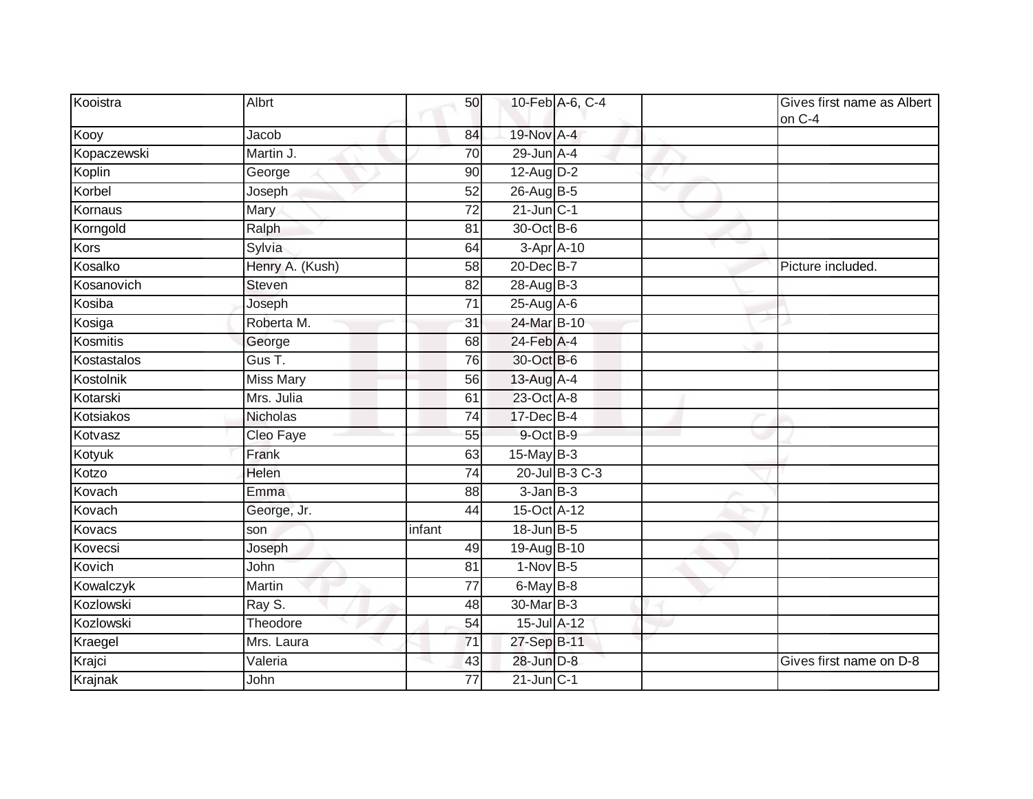| | | | | | | |
|---|---|---|---|---|---|---|
| Kooistra | Albrt | 50 | 10-Feb | A-6, C-4 | | Gives first name as Albert on C-4 |
| Kooy | Jacob | 84 | 19-Nov | A-4 | | |
| Kopaczewski | Martin J. | 70 | 29-Jun | A-4 | | |
| Koplin | George | 90 | 12-Aug | D-2 | | |
| Korbel | Joseph | 52 | 26-Aug | B-5 | | |
| Kornaus | Mary | 72 | 21-Jun | C-1 | | |
| Korngold | Ralph | 81 | 30-Oct | B-6 | | |
| Kors | Sylvia | 64 | 3-Apr | A-10 | | |
| Kosalko | Henry A. (Kush) | 58 | 20-Dec | B-7 | | Picture included. |
| Kosanovich | Steven | 82 | 28-Aug | B-3 | | |
| Kosiba | Joseph | 71 | 25-Aug | A-6 | | |
| Kosiga | Roberta M. | 31 | 24-Mar | B-10 | | |
| Kosmitis | George | 68 | 24-Feb | A-4 | | |
| Kostastalos | Gus T. | 76 | 30-Oct | B-6 | | |
| Kostolnik | Miss Mary | 56 | 13-Aug | A-4 | | |
| Kotarski | Mrs. Julia | 61 | 23-Oct | A-8 | | |
| Kotsiakos | Nicholas | 74 | 17-Dec | B-4 | | |
| Kotvasz | Cleo Faye | 55 | 9-Oct | B-9 | | |
| Kotyuk | Frank | 63 | 15-May | B-3 | | |
| Kotzo | Helen | 74 | 20-Jul | B-3 C-3 | | |
| Kovach | Emma | 88 | 3-Jan | B-3 | | |
| Kovach | George, Jr. | 44 | 15-Oct | A-12 | | |
| Kovacs | son | infant | 18-Jun | B-5 | | |
| Kovecsi | Joseph | 49 | 19-Aug | B-10 | | |
| Kovich | John | 81 | 1-Nov | B-5 | | |
| Kowalczyk | Martin | 77 | 6-May | B-8 | | |
| Kozlowski | Ray S. | 48 | 30-Mar | B-3 | | |
| Kozlowski | Theodore | 54 | 15-Jul | A-12 | | |
| Kraegel | Mrs. Laura | 71 | 27-Sep | B-11 | | |
| Krajci | Valeria | 43 | 28-Jun | D-8 | | Gives first name on D-8 |
| Krajnak | John | 77 | 21-Jun | C-1 | | |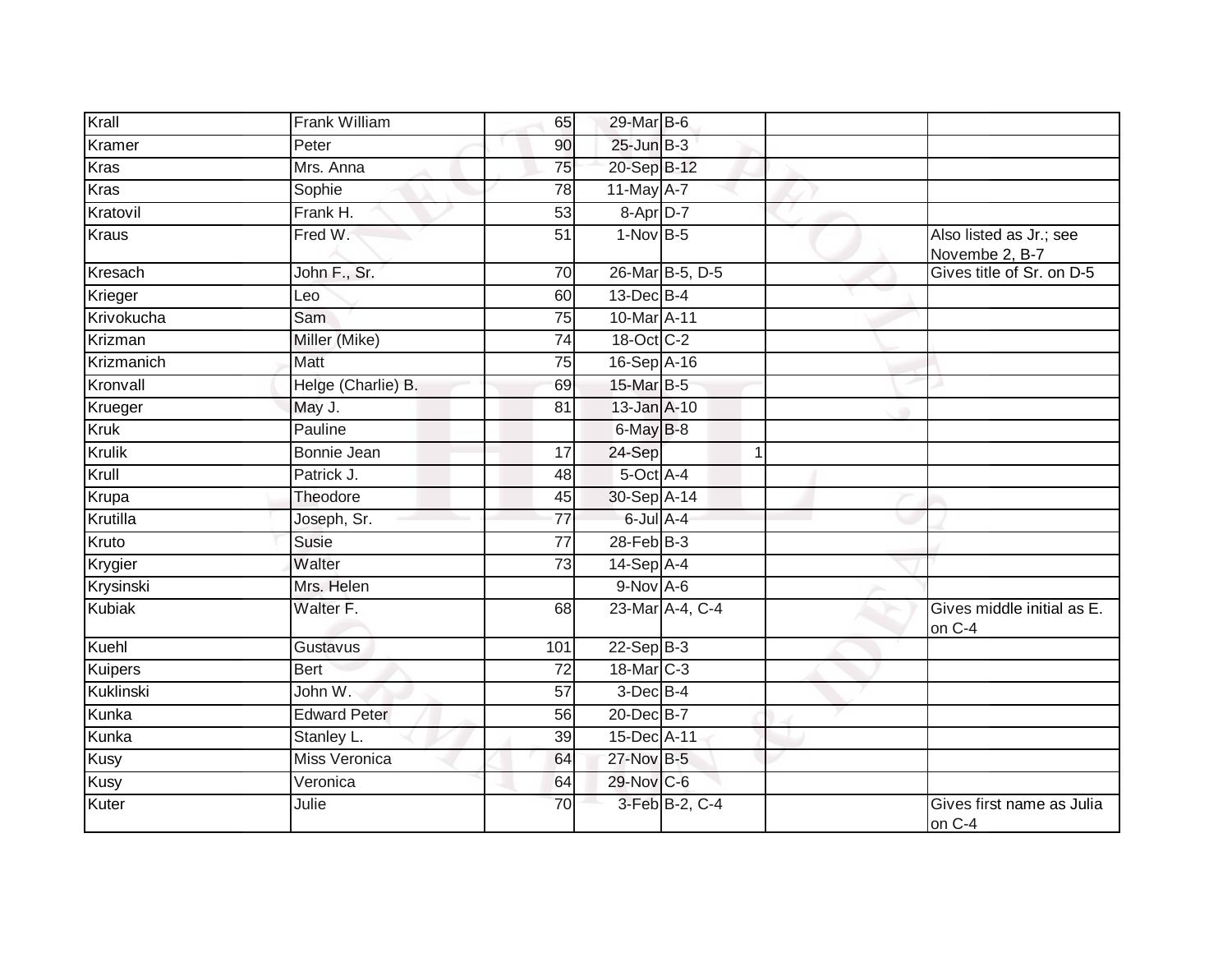| | | | | | | | |
|---|---|---|---|---|---|---|---|
| Krall | Frank William | 65 | 29-Mar | B-6 | | | |
| Kramer | Peter | 90 | 25-Jun | B-3 | | | |
| Kras | Mrs. Anna | 75 | 20-Sep | B-12 | | | |
| Kras | Sophie | 78 | 11-May | A-7 | | | |
| Kratovil | Frank H. | 53 | 8-Apr | D-7 | | | |
| Kraus | Fred W. | 51 | 1-Nov | B-5 | | | Also listed as Jr.; see Novembe 2, B-7 |
| Kresach | John F., Sr. | 70 | 26-Mar | B-5, D-5 | | | Gives title of Sr. on D-5 |
| Krieger | Leo | 60 | 13-Dec | B-4 | | | |
| Krivokucha | Sam | 75 | 10-Mar | A-11 | | | |
| Krizman | Miller (Mike) | 74 | 18-Oct | C-2 | | | |
| Krizmanich | Matt | 75 | 16-Sep | A-16 | | | |
| Kronvall | Helge (Charlie) B. | 69 | 15-Mar | B-5 | | | |
| Krueger | May J. | 81 | 13-Jan | A-10 | | | |
| Kruk | Pauline | | 6-May | B-8 | | | |
| Krulik | Bonnie Jean | 17 | 24-Sep | | 1 | | |
| Krull | Patrick J. | 48 | 5-Oct | A-4 | | | |
| Krupa | Theodore | 45 | 30-Sep | A-14 | | | |
| Krutilla | Joseph, Sr. | 77 | 6-Jul | A-4 | | | |
| Kruto | Susie | 77 | 28-Feb | B-3 | | | |
| Krygier | Walter | 73 | 14-Sep | A-4 | | | |
| Krysinski | Mrs. Helen | | 9-Nov | A-6 | | | |
| Kubiak | Walter F. | 68 | 23-Mar | A-4, C-4 | | | Gives middle initial as E. on C-4 |
| Kuehl | Gustavus | 101 | 22-Sep | B-3 | | | |
| Kuipers | Bert | 72 | 18-Mar | C-3 | | | |
| Kuklinski | John W. | 57 | 3-Dec | B-4 | | | |
| Kunka | Edward Peter | 56 | 20-Dec | B-7 | | | |
| Kunka | Stanley L. | 39 | 15-Dec | A-11 | | | |
| Kusy | Miss Veronica | 64 | 27-Nov | B-5 | | | |
| Kusy | Veronica | 64 | 29-Nov | C-6 | | | |
| Kuter | Julie | 70 | 3-Feb | B-2, C-4 | | | Gives first name as Julia on C-4 |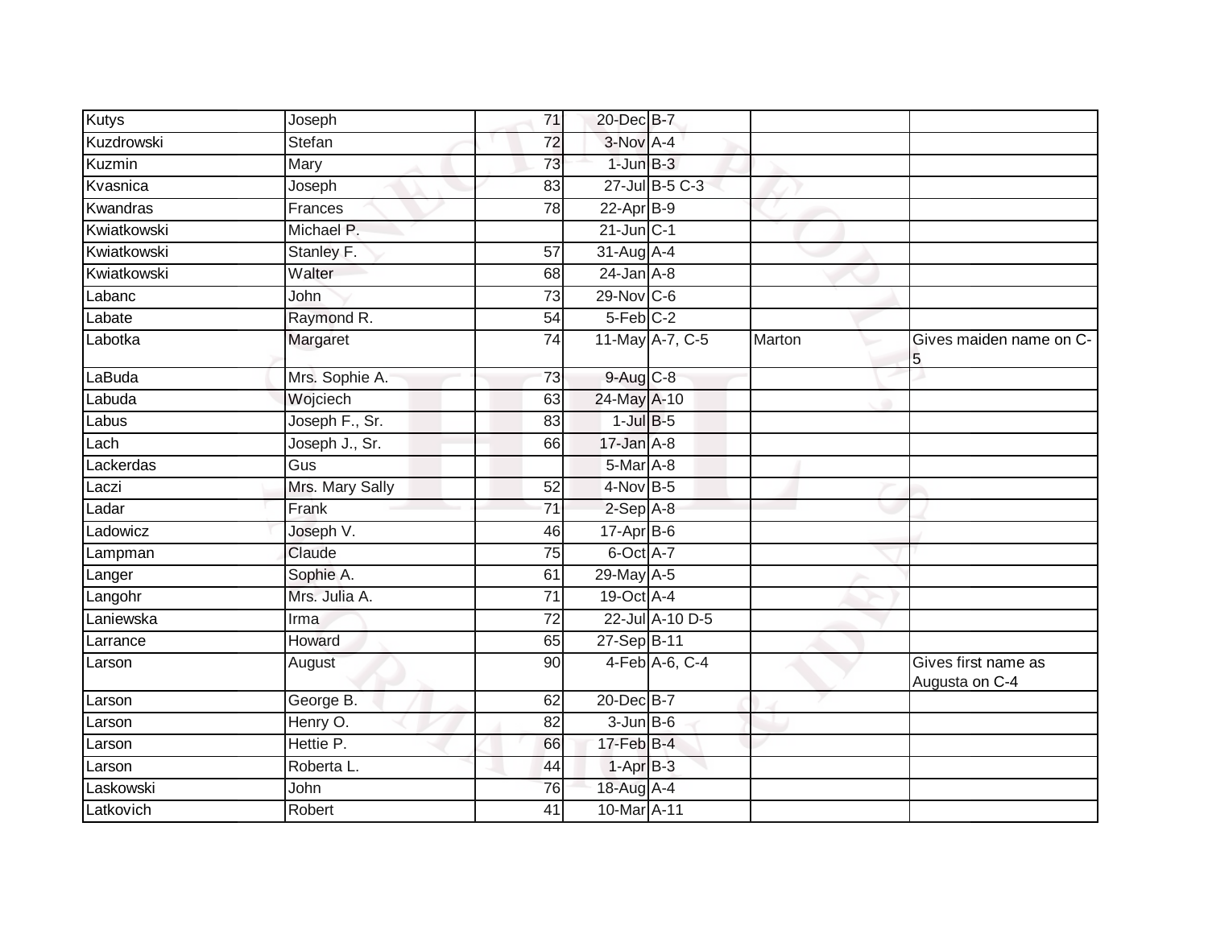| | | | | | | |
|---|---|---|---|---|---|---|
| Kutys | Joseph | 71 | 20-Dec | B-7 | | |
| Kuzdrowski | Stefan | 72 | 3-Nov | A-4 | | |
| Kuzmin | Mary | 73 | 1-Jun | B-3 | | |
| Kvasnica | Joseph | 83 | 27-Jul | B-5 C-3 | | |
| Kwandras | Frances | 78 | 22-Apr | B-9 | | |
| Kwiatkowski | Michael P. | | 21-Jun | C-1 | | |
| Kwiatkowski | Stanley F. | 57 | 31-Aug | A-4 | | |
| Kwiatkowski | Walter | 68 | 24-Jan | A-8 | | |
| Labanc | John | 73 | 29-Nov | C-6 | | |
| Labate | Raymond R. | 54 | 5-Feb | C-2 | | |
| Labotka | Margaret | 74 | 11-May | A-7, C-5 | Marton | Gives maiden name on C-5 |
| LaBuda | Mrs. Sophie A. | 73 | 9-Aug | C-8 | | |
| Labuda | Wojciech | 63 | 24-May | A-10 | | |
| Labus | Joseph F., Sr. | 83 | 1-Jul | B-5 | | |
| Lach | Joseph J., Sr. | 66 | 17-Jan | A-8 | | |
| Lackerdas | Gus | | 5-Mar | A-8 | | |
| Laczi | Mrs. Mary Sally | 52 | 4-Nov | B-5 | | |
| Ladar | Frank | 71 | 2-Sep | A-8 | | |
| Ladowicz | Joseph V. | 46 | 17-Apr | B-6 | | |
| Lampman | Claude | 75 | 6-Oct | A-7 | | |
| Langer | Sophie A. | 61 | 29-May | A-5 | | |
| Langohr | Mrs. Julia A. | 71 | 19-Oct | A-4 | | |
| Laniewska | Irma | 72 | 22-Jul | A-10 D-5 | | |
| Larrance | Howard | 65 | 27-Sep | B-11 | | |
| Larson | August | 90 | 4-Feb | A-6, C-4 | | Gives first name as Augusta on C-4 |
| Larson | George B. | 62 | 20-Dec | B-7 | | |
| Larson | Henry O. | 82 | 3-Jun | B-6 | | |
| Larson | Hettie P. | 66 | 17-Feb | B-4 | | |
| Larson | Roberta L. | 44 | 1-Apr | B-3 | | |
| Laskowski | John | 76 | 18-Aug | A-4 | | |
| Latkovich | Robert | 41 | 10-Mar | A-11 | | |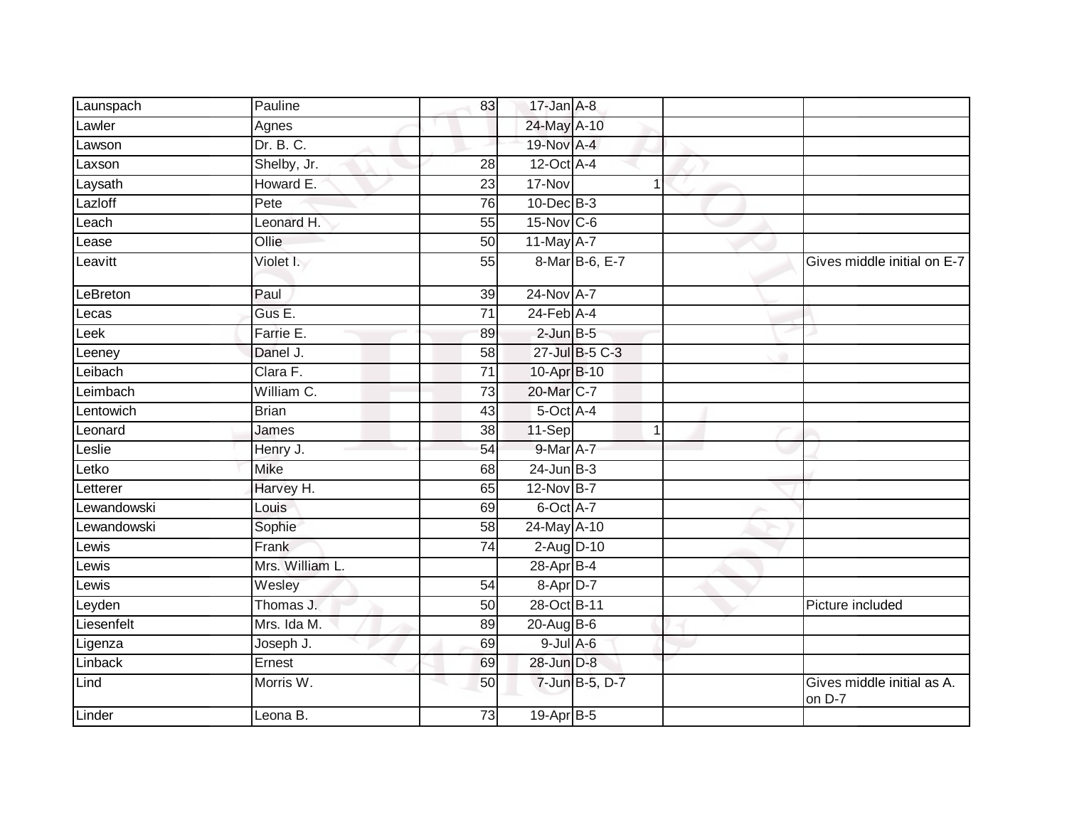| | | | | | | |
|---|---|---|---|---|---|---|
| Launspach | Pauline | 83 | 17-Jan | A-8 | | |
| Lawler | Agnes | | 24-May | A-10 | | |
| Lawson | Dr. B. C. | | 19-Nov | A-4 | | |
| Laxson | Shelby, Jr. | 28 | 12-Oct | A-4 | | |
| Laysath | Howard E. | 23 | 17-Nov | 1 | | |
| Lazloff | Pete | 76 | 10-Dec | B-3 | | |
| Leach | Leonard H. | 55 | 15-Nov | C-6 | | |
| Lease | Ollie | 50 | 11-May | A-7 | | |
| Leavitt | Violet I. | 55 | 8-Mar | B-6, E-7 | | Gives middle initial on E-7 |
| LeBreton | Paul | 39 | 24-Nov | A-7 | | |
| Lecas | Gus E. | 71 | 24-Feb | A-4 | | |
| Leek | Farrie E. | 89 | 2-Jun | B-5 | | |
| Leeney | Danel J. | 58 | 27-Jul | B-5 C-3 | | |
| Leibach | Clara F. | 71 | 10-Apr | B-10 | | |
| Leimbach | William C. | 73 | 20-Mar | C-7 | | |
| Lentowich | Brian | 43 | 5-Oct | A-4 | | |
| Leonard | James | 38 | 11-Sep | 1 | | |
| Leslie | Henry J. | 54 | 9-Mar | A-7 | | |
| Letko | Mike | 68 | 24-Jun | B-3 | | |
| Letterer | Harvey H. | 65 | 12-Nov | B-7 | | |
| Lewandowski | Louis | 69 | 6-Oct | A-7 | | |
| Lewandowski | Sophie | 58 | 24-May | A-10 | | |
| Lewis | Frank | 74 | 2-Aug | D-10 | | |
| Lewis | Mrs. William L. | | 28-Apr | B-4 | | |
| Lewis | Wesley | 54 | 8-Apr | D-7 | | |
| Leyden | Thomas J. | 50 | 28-Oct | B-11 | | Picture included |
| Liesenfelt | Mrs. Ida M. | 89 | 20-Aug | B-6 | | |
| Ligenza | Joseph J. | 69 | 9-Jul | A-6 | | |
| Linback | Ernest | 69 | 28-Jun | D-8 | | |
| Lind | Morris W. | 50 | 7-Jun | B-5, D-7 | | Gives middle initial as A. on D-7 |
| Linder | Leona B. | 73 | 19-Apr | B-5 | | |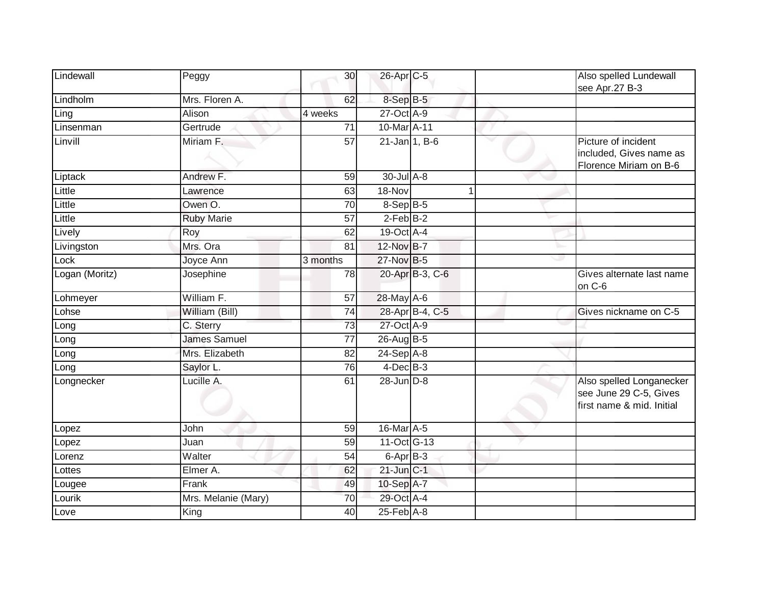| | | | | | | |
|---|---|---|---|---|---|---|
| Lindewall | Peggy | 30 | 26-Apr | C-5 | | Also spelled Lundewall see Apr.27 B-3 |
| Lindholm | Mrs. Floren A. | 62 | 8-Sep | B-5 | | |
| Ling | Alison | 4 weeks | 27-Oct | A-9 | | |
| Linsenman | Gertrude | 71 | 10-Mar | A-11 | | |
| Linvill | Miriam F. | 57 | 21-Jan | 1, B-6 | | Picture of incident included, Gives name as Florence Miriam on B-6 |
| Liptack | Andrew F. | 59 | 30-Jul | A-8 | | |
| Little | Lawrence | 63 | 18-Nov | 1 | | |
| Little | Owen O. | 70 | 8-Sep | B-5 | | |
| Little | Ruby Marie | 57 | 2-Feb | B-2 | | |
| Lively | Roy | 62 | 19-Oct | A-4 | | |
| Livingston | Mrs. Ora | 81 | 12-Nov | B-7 | | |
| Lock | Joyce Ann | 3 months | 27-Nov | B-5 | | |
| Logan (Moritz) | Josephine | 78 | 20-Apr | B-3, C-6 | | Gives alternate last name on C-6 |
| Lohmeyer | William F. | 57 | 28-May | A-6 | | |
| Lohse | William (Bill) | 74 | 28-Apr | B-4, C-5 | | Gives nickname on C-5 |
| Long | C. Sterry | 73 | 27-Oct | A-9 | | |
| Long | James Samuel | 77 | 26-Aug | B-5 | | |
| Long | Mrs. Elizabeth | 82 | 24-Sep | A-8 | | |
| Long | Saylor L. | 76 | 4-Dec | B-3 | | |
| Longnecker | Lucille A. | 61 | 28-Jun | D-8 | | Also spelled Longanecker see June 29 C-5, Gives first name & mid. Initial |
| Lopez | John | 59 | 16-Mar | A-5 | | |
| Lopez | Juan | 59 | 11-Oct | G-13 | | |
| Lorenz | Walter | 54 | 6-Apr | B-3 | | |
| Lottes | Elmer A. | 62 | 21-Jun | C-1 | | |
| Lougee | Frank | 49 | 10-Sep | A-7 | | |
| Lourik | Mrs. Melanie (Mary) | 70 | 29-Oct | A-4 | | |
| Love | King | 40 | 25-Feb | A-8 | | |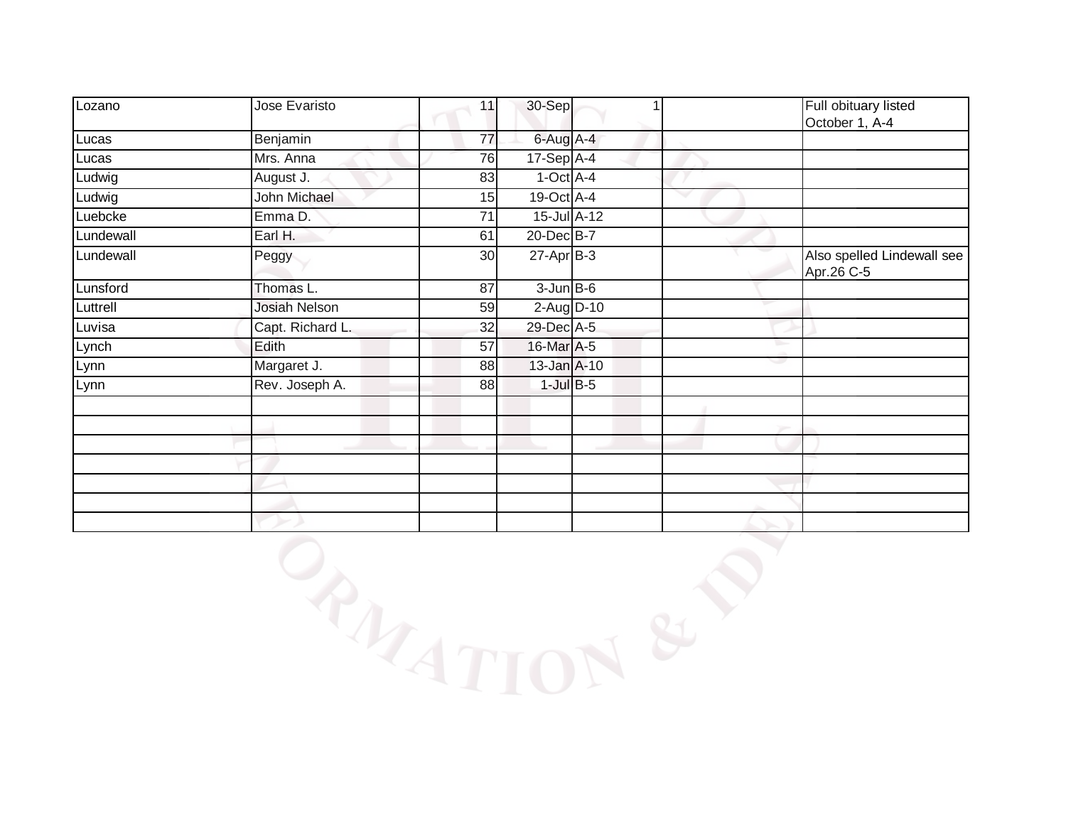| | | | | | | |
|---|---|---|---|---|---|---|
| Lozano | Jose Evaristo | 11 | 30-Sep | 1 | | Full obituary listed October 1, A-4 |
| Lucas | Benjamin | 77 | 6-Aug | A-4 | | |
| Lucas | Mrs. Anna | 76 | 17-Sep | A-4 | | |
| Ludwig | August J. | 83 | 1-Oct | A-4 | | |
| Ludwig | John Michael | 15 | 19-Oct | A-4 | | |
| Luebcke | Emma D. | 71 | 15-Jul | A-12 | | |
| Lundewall | Earl H. | 61 | 20-Dec | B-7 | | |
| Lundewall | Peggy | 30 | 27-Apr | B-3 | | Also spelled Lindewall see Apr.26 C-5 |
| Lunsford | Thomas L. | 87 | 3-Jun | B-6 | | |
| Luttrell | Josiah Nelson | 59 | 2-Aug | D-10 | | |
| Luvisa | Capt. Richard L. | 32 | 29-Dec | A-5 | | |
| Lynch | Edith | 57 | 16-Mar | A-5 | | |
| Lynn | Margaret J. | 88 | 13-Jan | A-10 | | |
| Lynn | Rev. Joseph A. | 88 | 1-Jul | B-5 | | |
| | | | | | | |
| | | | | | | |
| | | | | | | |
| | | | | | | |
| | | | | | | |
| | | | | | | |
| | | | | | | |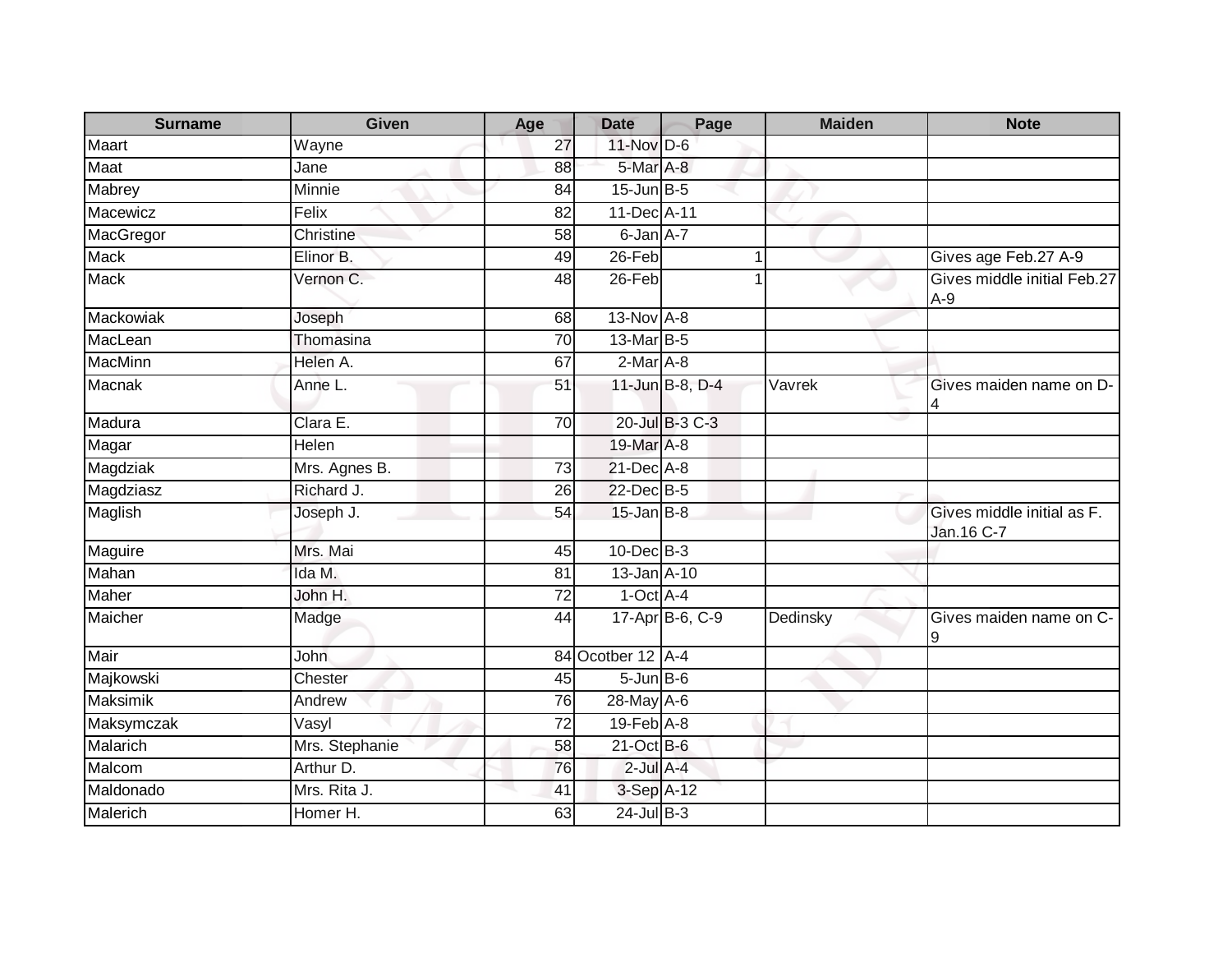| Surname | Given | Age | Date | Page | Maiden | Note |
|---|---|---|---|---|---|---|
| Maart | Wayne | 27 | 11-Nov | D-6 | | |
| Maat | Jane | 88 | 5-Mar | A-8 | | |
| Mabrey | Minnie | 84 | 15-Jun | B-5 | | |
| Macewicz | Felix | 82 | 11-Dec | A-11 | | |
| MacGregor | Christine | 58 | 6-Jan | A-7 | | |
| Mack | Elinor B. | 49 | 26-Feb | 1 | | Gives age Feb.27 A-9 |
| Mack | Vernon C. | 48 | 26-Feb | 1 | | Gives middle initial Feb.27 A-9 |
| Mackowiak | Joseph | 68 | 13-Nov | A-8 | | |
| MacLean | Thomasina | 70 | 13-Mar | B-5 | | |
| MacMinn | Helen A. | 67 | 2-Mar | A-8 | | |
| Macnak | Anne L. | 51 | 11-Jun | B-8, D-4 | Vavrek | Gives maiden name on D-4 |
| Madura | Clara E. | 70 | 20-Jul | B-3 C-3 | | |
| Magar | Helen | | 19-Mar | A-8 | | |
| Magdziak | Mrs. Agnes B. | 73 | 21-Dec | A-8 | | |
| Magdziasz | Richard J. | 26 | 22-Dec | B-5 | | |
| Maglish | Joseph J. | 54 | 15-Jan | B-8 | | Gives middle initial as F. Jan.16 C-7 |
| Maguire | Mrs. Mai | 45 | 10-Dec | B-3 | | |
| Mahan | Ida M. | 81 | 13-Jan | A-10 | | |
| Maher | John H. | 72 | 1-Oct | A-4 | | |
| Maicher | Madge | 44 | 17-Apr | B-6, C-9 | Dedinsky | Gives maiden name on C-9 |
| Mair | John | 84 | Ocotber 12 | A-4 | | |
| Majkowski | Chester | 45 | 5-Jun | B-6 | | |
| Maksimik | Andrew | 76 | 28-May | A-6 | | |
| Maksymczak | Vasyl | 72 | 19-Feb | A-8 | | |
| Malarich | Mrs. Stephanie | 58 | 21-Oct | B-6 | | |
| Malcom | Arthur D. | 76 | 2-Jul | A-4 | | |
| Maldonado | Mrs. Rita J. | 41 | 3-Sep | A-12 | | |
| Malerich | Homer H. | 63 | 24-Jul | B-3 | | |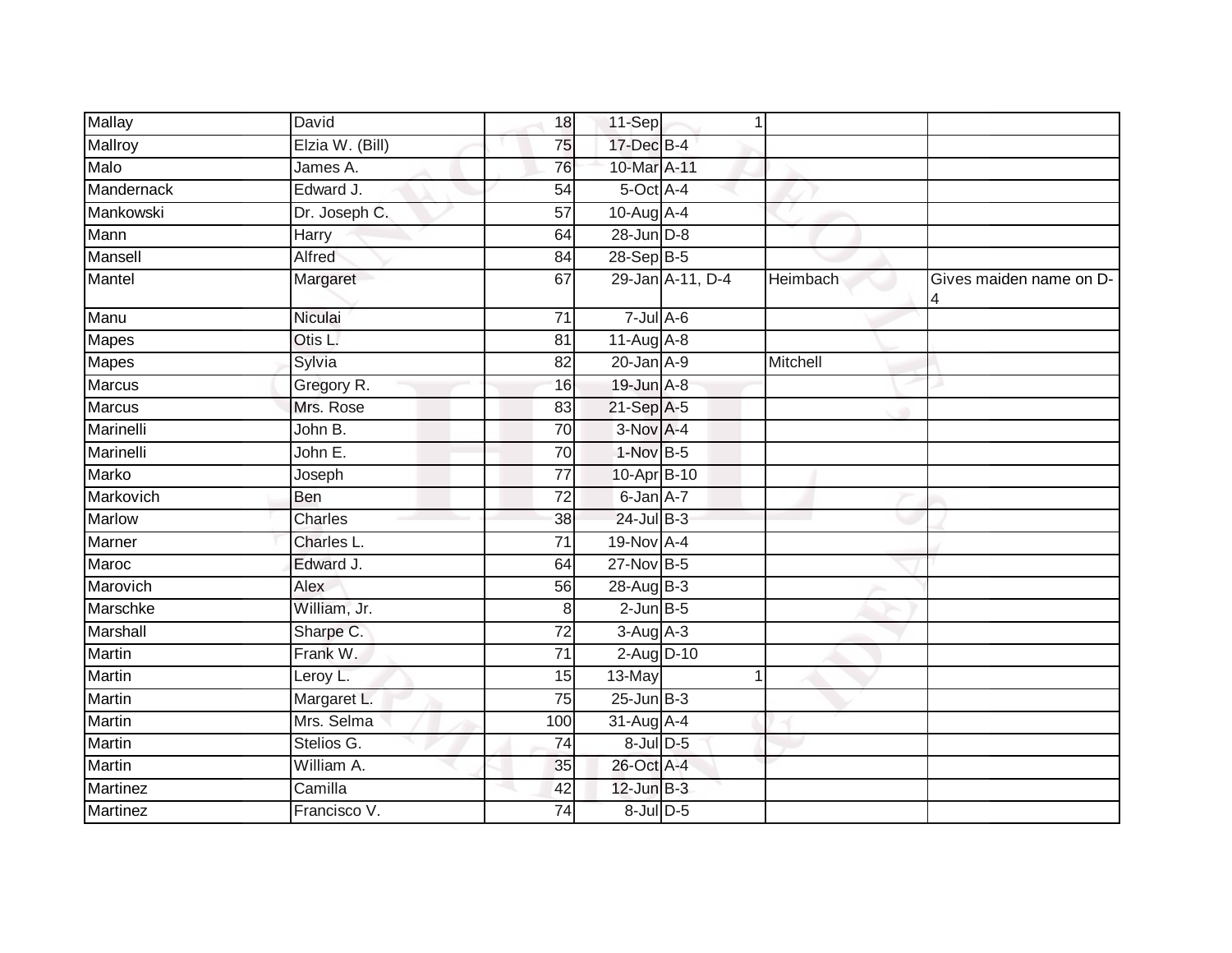| | | | | | | |
|---|---|---|---|---|---|---|
| Mallay | David | 18 | 11-Sep | 1 | | |
| Mallroy | Elzia W. (Bill) | 75 | 17-Dec | B-4 | | |
| Malo | James A. | 76 | 10-Mar | A-11 | | |
| Mandernack | Edward J. | 54 | 5-Oct | A-4 | | |
| Mankowski | Dr. Joseph C. | 57 | 10-Aug | A-4 | | |
| Mann | Harry | 64 | 28-Jun | D-8 | | |
| Mansell | Alfred | 84 | 28-Sep | B-5 | | |
| Mantel | Margaret | 67 | 29-Jan | A-11, D-4 | Heimbach | Gives maiden name on D-4 |
| Manu | Niculai | 71 | 7-Jul | A-6 | | |
| Mapes | Otis L. | 81 | 11-Aug | A-8 | | |
| Mapes | Sylvia | 82 | 20-Jan | A-9 | Mitchell | |
| Marcus | Gregory R. | 16 | 19-Jun | A-8 | | |
| Marcus | Mrs. Rose | 83 | 21-Sep | A-5 | | |
| Marinelli | John B. | 70 | 3-Nov | A-4 | | |
| Marinelli | John E. | 70 | 1-Nov | B-5 | | |
| Marko | Joseph | 77 | 10-Apr | B-10 | | |
| Markovich | Ben | 72 | 6-Jan | A-7 | | |
| Marlow | Charles | 38 | 24-Jul | B-3 | | |
| Marner | Charles L. | 71 | 19-Nov | A-4 | | |
| Maroc | Edward J. | 64 | 27-Nov | B-5 | | |
| Marovich | Alex | 56 | 28-Aug | B-3 | | |
| Marschke | William, Jr. | 8 | 2-Jun | B-5 | | |
| Marshall | Sharpe C. | 72 | 3-Aug | A-3 | | |
| Martin | Frank W. | 71 | 2-Aug | D-10 | | |
| Martin | Leroy L. | 15 | 13-May | 1 | | |
| Martin | Margaret L. | 75 | 25-Jun | B-3 | | |
| Martin | Mrs. Selma | 100 | 31-Aug | A-4 | | |
| Martin | Stelios G. | 74 | 8-Jul | D-5 | | |
| Martin | William A. | 35 | 26-Oct | A-4 | | |
| Martinez | Camilla | 42 | 12-Jun | B-3 | | |
| Martinez | Francisco V. | 74 | 8-Jul | D-5 | | |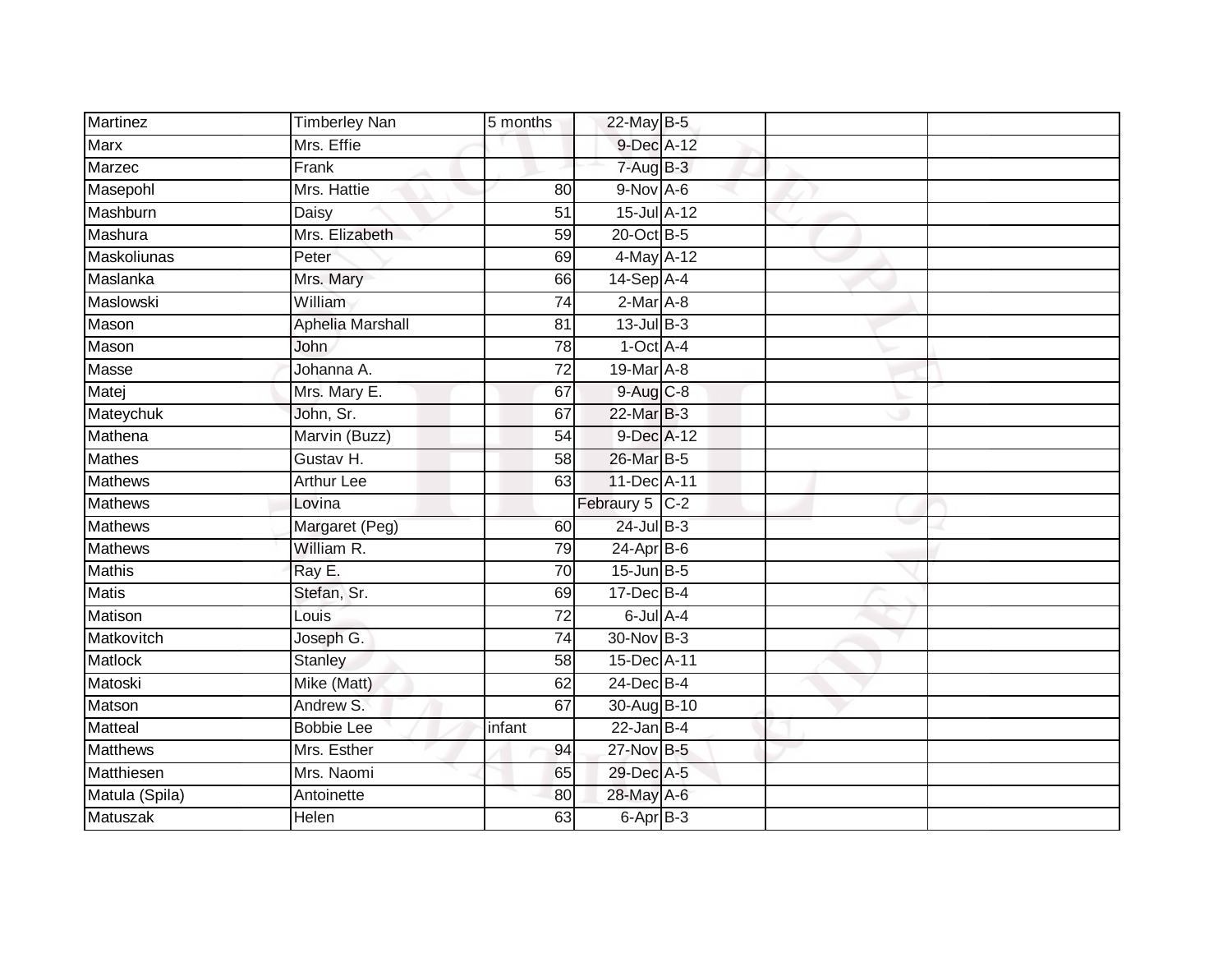| | | | | | | |
|---|---|---|---|---|---|---|
| Martinez | Timberley Nan | 5 months | 22-May | B-5 | | |
| Marx | Mrs. Effie | | 9-Dec | A-12 | | |
| Marzec | Frank | | 7-Aug | B-3 | | |
| Masepohl | Mrs. Hattie | 80 | 9-Nov | A-6 | | |
| Mashburn | Daisy | 51 | 15-Jul | A-12 | | |
| Mashura | Mrs. Elizabeth | 59 | 20-Oct | B-5 | | |
| Maskoliunas | Peter | 69 | 4-May | A-12 | | |
| Maslanka | Mrs. Mary | 66 | 14-Sep | A-4 | | |
| Maslowski | William | 74 | 2-Mar | A-8 | | |
| Mason | Aphelia Marshall | 81 | 13-Jul | B-3 | | |
| Mason | John | 78 | 1-Oct | A-4 | | |
| Masse | Johanna A. | 72 | 19-Mar | A-8 | | |
| Matej | Mrs. Mary E. | 67 | 9-Aug | C-8 | | |
| Mateychuk | John, Sr. | 67 | 22-Mar | B-3 | | |
| Mathena | Marvin (Buzz) | 54 | 9-Dec | A-12 | | |
| Mathes | Gustav H. | 58 | 26-Mar | B-5 | | |
| Mathews | Arthur Lee | 63 | 11-Dec | A-11 | | |
| Mathews | Lovina | | Febraury 5 | C-2 | | |
| Mathews | Margaret (Peg) | 60 | 24-Jul | B-3 | | |
| Mathews | William R. | 79 | 24-Apr | B-6 | | |
| Mathis | Ray E. | 70 | 15-Jun | B-5 | | |
| Matis | Stefan, Sr. | 69 | 17-Dec | B-4 | | |
| Matison | Louis | 72 | 6-Jul | A-4 | | |
| Matkovitch | Joseph G. | 74 | 30-Nov | B-3 | | |
| Matlock | Stanley | 58 | 15-Dec | A-11 | | |
| Matoski | Mike (Matt) | 62 | 24-Dec | B-4 | | |
| Matson | Andrew S. | 67 | 30-Aug | B-10 | | |
| Matteal | Bobbie Lee | infant | 22-Jan | B-4 | | |
| Matthews | Mrs. Esther | 94 | 27-Nov | B-5 | | |
| Matthiesen | Mrs. Naomi | 65 | 29-Dec | A-5 | | |
| Matula (Spila) | Antoinette | 80 | 28-May | A-6 | | |
| Matuszak | Helen | 63 | 6-Apr | B-3 | | |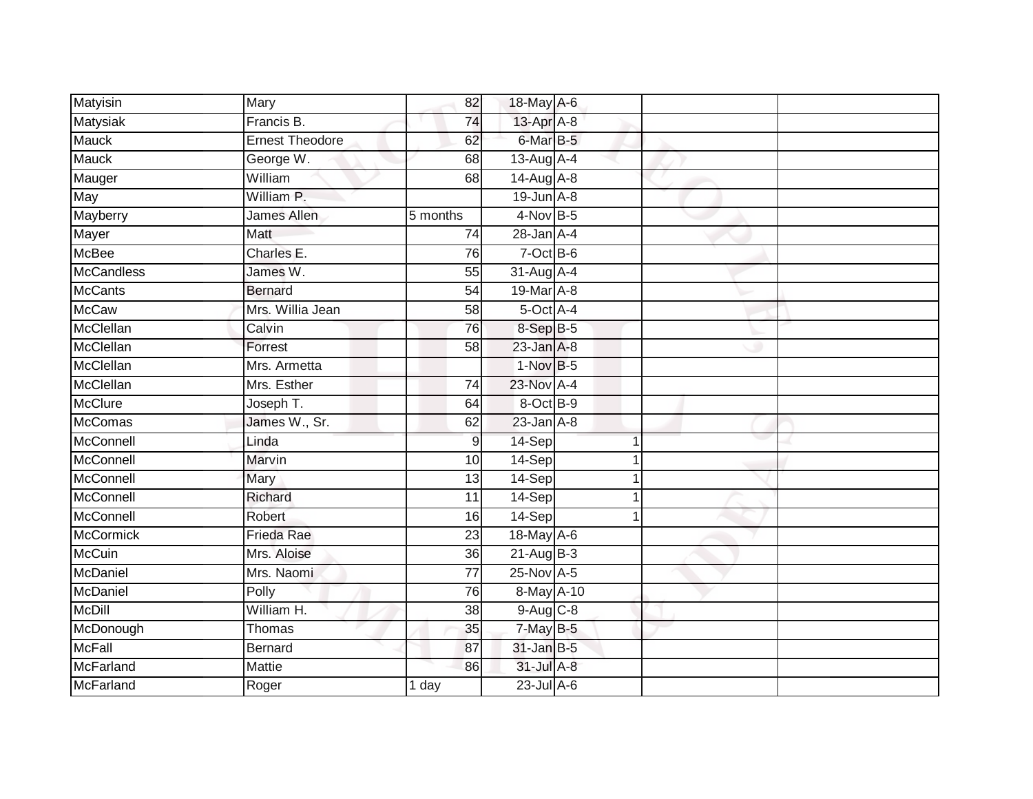| | | | | | | | |
|---|---|---|---|---|---|---|---|
| Matyisin | Mary | 82 | 18-May | A-6 | | | |
| Matysiak | Francis B. | 74 | 13-Apr | A-8 | | | |
| Mauck | Ernest Theodore | 62 | 6-Mar | B-5 | | | |
| Mauck | George W. | 68 | 13-Aug | A-4 | | | |
| Mauger | William | 68 | 14-Aug | A-8 | | | |
| May | William P. | | 19-Jun | A-8 | | | |
| Mayberry | James Allen | 5 months | 4-Nov | B-5 | | | |
| Mayer | Matt | 74 | 28-Jan | A-4 | | | |
| McBee | Charles E. | 76 | 7-Oct | B-6 | | | |
| McCandless | James W. | 55 | 31-Aug | A-4 | | | |
| McCants | Bernard | 54 | 19-Mar | A-8 | | | |
| McCaw | Mrs. Willia Jean | 58 | 5-Oct | A-4 | | | |
| McClellan | Calvin | 76 | 8-Sep | B-5 | | | |
| McClellan | Forrest | 58 | 23-Jan | A-8 | | | |
| McClellan | Mrs. Armetta | | 1-Nov | B-5 | | | |
| McClellan | Mrs. Esther | 74 | 23-Nov | A-4 | | | |
| McClure | Joseph T. | 64 | 8-Oct | B-9 | | | |
| McComas | James W., Sr. | 62 | 23-Jan | A-8 | | | |
| McConnell | Linda | 9 | 14-Sep | | 1 | | |
| McConnell | Marvin | 10 | 14-Sep | | 1 | | |
| McConnell | Mary | 13 | 14-Sep | | 1 | | |
| McConnell | Richard | 11 | 14-Sep | | 1 | | |
| McConnell | Robert | 16 | 14-Sep | | 1 | | |
| McCormick | Frieda Rae | 23 | 18-May | A-6 | | | |
| McCuin | Mrs. Aloise | 36 | 21-Aug | B-3 | | | |
| McDaniel | Mrs. Naomi | 77 | 25-Nov | A-5 | | | |
| McDaniel | Polly | 76 | 8-May | A-10 | | | |
| McDill | William H. | 38 | 9-Aug | C-8 | | | |
| McDonough | Thomas | 35 | 7-May | B-5 | | | |
| McFall | Bernard | 87 | 31-Jan | B-5 | | | |
| McFarland | Mattie | 86 | 31-Jul | A-8 | | | |
| McFarland | Roger | 1 day | 23-Jul | A-6 | | | |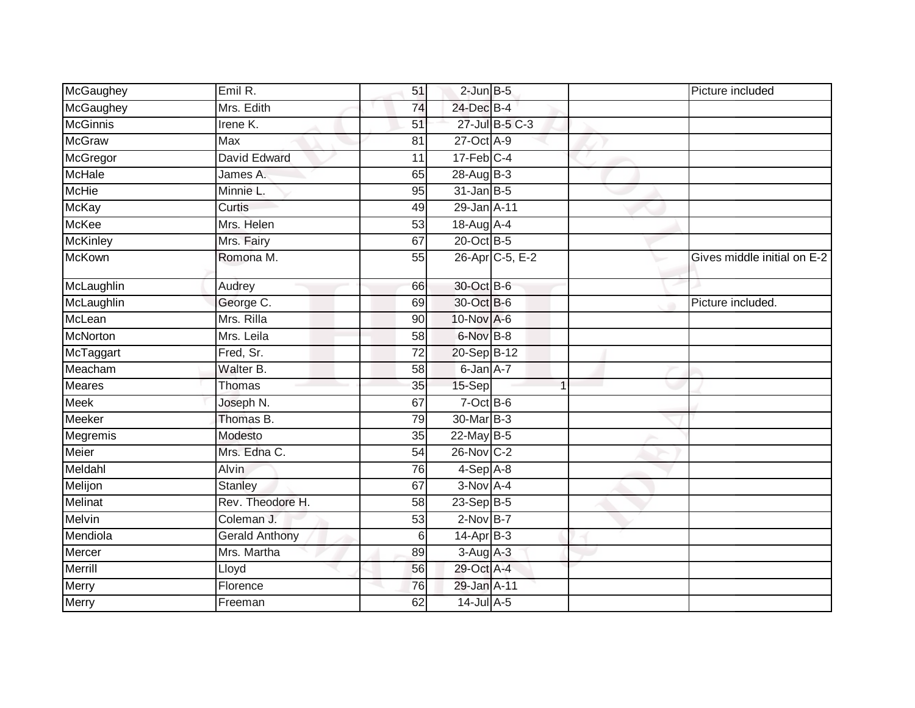| | | | | | | | |
|---|---|---|---|---|---|---|---|
| McGaughey | Emil R. | 51 | 2-Jun | B-5 | | | Picture included |
| McGaughey | Mrs. Edith | 74 | 24-Dec | B-4 | | | |
| McGinnis | Irene K. | 51 | 27-Jul | B-5 C-3 | | | |
| McGraw | Max | 81 | 27-Oct | A-9 | | | |
| McGregor | David Edward | 11 | 17-Feb | C-4 | | | |
| McHale | James A. | 65 | 28-Aug | B-3 | | | |
| McHie | Minnie L. | 95 | 31-Jan | B-5 | | | |
| McKay | Curtis | 49 | 29-Jan | A-11 | | | |
| McKee | Mrs. Helen | 53 | 18-Aug | A-4 | | | |
| McKinley | Mrs. Fairy | 67 | 20-Oct | B-5 | | | |
| McKown | Romona M. | 55 | 26-Apr | C-5, E-2 | | | Gives middle initial on E-2 |
| McLaughlin | Audrey | 66 | 30-Oct | B-6 | | | |
| McLaughlin | George C. | 69 | 30-Oct | B-6 | | | Picture included. |
| McLean | Mrs. Rilla | 90 | 10-Nov | A-6 | | | |
| McNorton | Mrs. Leila | 58 | 6-Nov | B-8 | | | |
| McTaggart | Fred, Sr. | 72 | 20-Sep | B-12 | | | |
| Meacham | Walter B. | 58 | 6-Jan | A-7 | | | |
| Meares | Thomas | 35 | 15-Sep | | 1 | | |
| Meek | Joseph N. | 67 | 7-Oct | B-6 | | | |
| Meeker | Thomas B. | 79 | 30-Mar | B-3 | | | |
| Megremis | Modesto | 35 | 22-May | B-5 | | | |
| Meier | Mrs. Edna C. | 54 | 26-Nov | C-2 | | | |
| Meldahl | Alvin | 76 | 4-Sep | A-8 | | | |
| Melijon | Stanley | 67 | 3-Nov | A-4 | | | |
| Melinat | Rev. Theodore H. | 58 | 23-Sep | B-5 | | | |
| Melvin | Coleman J. | 53 | 2-Nov | B-7 | | | |
| Mendiola | Gerald Anthony | 6 | 14-Apr | B-3 | | | |
| Mercer | Mrs. Martha | 89 | 3-Aug | A-3 | | | |
| Merrill | Lloyd | 56 | 29-Oct | A-4 | | | |
| Merry | Florence | 76 | 29-Jan | A-11 | | | |
| Merry | Freeman | 62 | 14-Jul | A-5 | | | |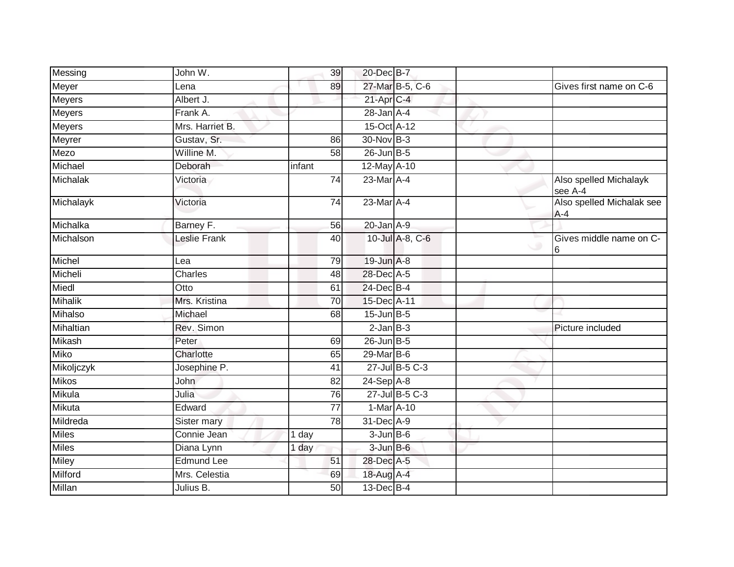| Messing | John W. | 39 | 20-Dec | B-7 | | |
|---|---|---|---|---|---|---|
| Meyer | Lena | 89 | 27-Mar | B-5, C-6 | | Gives first name on C-6 |
| Meyers | Albert J. | | 21-Apr | C-4 | | |
| Meyers | Frank A. | | 28-Jan | A-4 | | |
| Meyers | Mrs. Harriet B. | | 15-Oct | A-12 | | |
| Meyrer | Gustav, Sr. | 86 | 30-Nov | B-3 | | |
| Mezo | Willine M. | 58 | 26-Jun | B-5 | | |
| Michael | Deborah | infant | 12-May | A-10 | | |
| Michalak | Victoria | 74 | 23-Mar | A-4 | | Also spelled Michalayk see A-4 |
| Michalayk | Victoria | 74 | 23-Mar | A-4 | | Also spelled Michalak see A-4 |
| Michalka | Barney F. | 56 | 20-Jan | A-9 | | |
| Michalson | Leslie Frank | 40 | 10-Jul | A-8, C-6 | | Gives middle name on C-6 |
| Michel | Lea | 79 | 19-Jun | A-8 | | |
| Micheli | Charles | 48 | 28-Dec | A-5 | | |
| Miedl | Otto | 61 | 24-Dec | B-4 | | |
| Mihalik | Mrs. Kristina | 70 | 15-Dec | A-11 | | |
| Mihalso | Michael | 68 | 15-Jun | B-5 | | |
| Mihaltian | Rev. Simon | | 2-Jan | B-3 | | Picture included |
| Mikash | Peter | 69 | 26-Jun | B-5 | | |
| Miko | Charlotte | 65 | 29-Mar | B-6 | | |
| Mikoljczyk | Josephine P. | 41 | 27-Jul | B-5 C-3 | | |
| Mikos | John | 82 | 24-Sep | A-8 | | |
| Mikula | Julia | 76 | 27-Jul | B-5 C-3 | | |
| Mikuta | Edward | 77 | 1-Mar | A-10 | | |
| Mildreda | Sister mary | 78 | 31-Dec | A-9 | | |
| Miles | Connie Jean | 1 day | 3-Jun | B-6 | | |
| Miles | Diana Lynn | 1 day | 3-Jun | B-6 | | |
| Miley | Edmund Lee | 51 | 28-Dec | A-5 | | |
| Milford | Mrs. Celestia | 69 | 18-Aug | A-4 | | |
| Millan | Julius B. | 50 | 13-Dec | B-4 | | |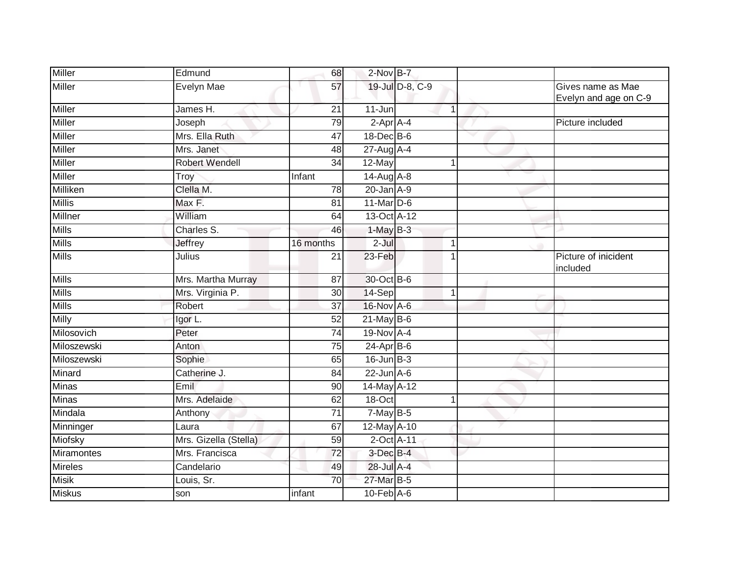| | | | | | | | |
|---|---|---|---|---|---|---|---|
| Miller | Edmund | 68 | 2-Nov | B-7 | | | |
| Miller | Evelyn Mae | 57 | 19-Jul | D-8, C-9 | | | Gives name as Mae Evelyn and age on C-9 |
| Miller | James H. | 21 | 11-Jun | | 1 | | |
| Miller | Joseph | 79 | 2-Apr | A-4 | | | Picture included |
| Miller | Mrs. Ella Ruth | 47 | 18-Dec | B-6 | | | |
| Miller | Mrs. Janet | 48 | 27-Aug | A-4 | | | |
| Miller | Robert Wendell | 34 | 12-May | | 1 | | |
| Miller | Troy | Infant | 14-Aug | A-8 | | | |
| Milliken | Clella M. | 78 | 20-Jan | A-9 | | | |
| Millis | Max F. | 81 | 11-Mar | D-6 | | | |
| Millner | William | 64 | 13-Oct | A-12 | | | |
| Mills | Charles S. | 46 | 1-May | B-3 | | | |
| Mills | Jeffrey | 16 months | 2-Jul | | 1 | | |
| Mills | Julius | 21 | 23-Feb | | 1 | | Picture of inicident included |
| Mills | Mrs. Martha Murray | 87 | 30-Oct | B-6 | | | |
| Mills | Mrs. Virginia P. | 30 | 14-Sep | | 1 | | |
| Mills | Robert | 37 | 16-Nov | A-6 | | | |
| Milly | Igor L. | 52 | 21-May | B-6 | | | |
| Milosovich | Peter | 74 | 19-Nov | A-4 | | | |
| Miloszewski | Anton | 75 | 24-Apr | B-6 | | | |
| Miloszewski | Sophie | 65 | 16-Jun | B-3 | | | |
| Minard | Catherine J. | 84 | 22-Jun | A-6 | | | |
| Minas | Emil | 90 | 14-May | A-12 | | | |
| Minas | Mrs. Adelaide | 62 | 18-Oct | | 1 | | |
| Mindala | Anthony | 71 | 7-May | B-5 | | | |
| Minninger | Laura | 67 | 12-May | A-10 | | | |
| Miofsky | Mrs. Gizella (Stella) | 59 | 2-Oct | A-11 | | | |
| Miramontes | Mrs. Francisca | 72 | 3-Dec | B-4 | | | |
| Mireles | Candelario | 49 | 28-Jul | A-4 | | | |
| Misik | Louis, Sr. | 70 | 27-Mar | B-5 | | | |
| Miskus | son | infant | 10-Feb | A-6 | | | |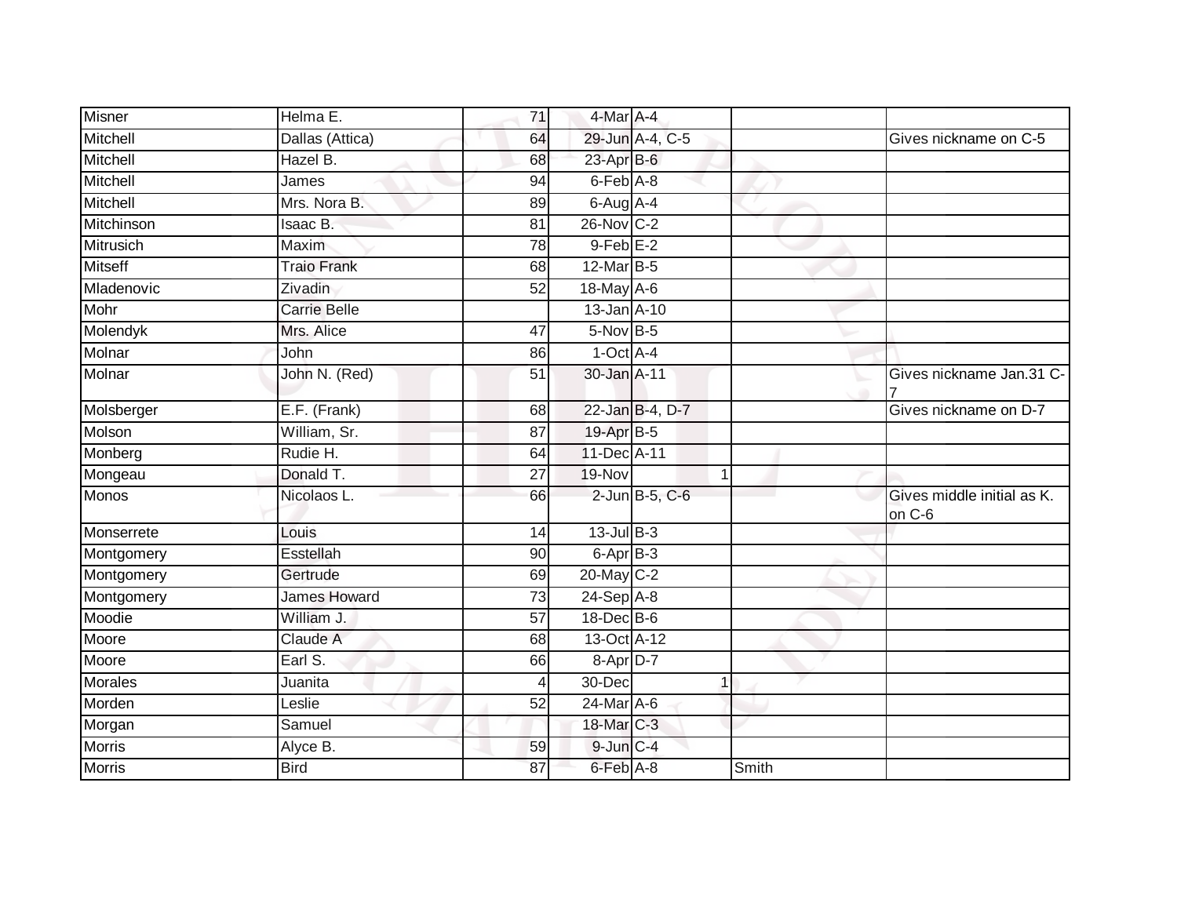| Misner | Helma E. | 71 | 4-Mar | A-4 | | | |
|---|---|---|---|---|---|---|---|
| Mitchell | Dallas (Attica) | 64 | 29-Jun | A-4, C-5 | | | Gives nickname on C-5 |
| Mitchell | Hazel B. | 68 | 23-Apr | B-6 | | | |
| Mitchell | James | 94 | 6-Feb | A-8 | | | |
| Mitchell | Mrs. Nora B. | 89 | 6-Aug | A-4 | | | |
| Mitchinson | Isaac B. | 81 | 26-Nov | C-2 | | | |
| Mitrusich | Maxim | 78 | 9-Feb | E-2 | | | |
| Mitseff | Traio Frank | 68 | 12-Mar | B-5 | | | |
| Mladenovic | Zivadin | 52 | 18-May | A-6 | | | |
| Mohr | Carrie Belle | | 13-Jan | A-10 | | | |
| Molendyk | Mrs. Alice | 47 | 5-Nov | B-5 | | | |
| Molnar | John | 86 | 1-Oct | A-4 | | | |
| Molnar | John N. (Red) | 51 | 30-Jan | A-11 | | | Gives nickname Jan.31 C-7 |
| Molsberger | E.F. (Frank) | 68 | 22-Jan | B-4, D-7 | | | Gives nickname on D-7 |
| Molson | William, Sr. | 87 | 19-Apr | B-5 | | | |
| Monberg | Rudie H. | 64 | 11-Dec | A-11 | | | |
| Mongeau | Donald T. | 27 | 19-Nov | | 1 | | |
| Monos | Nicolaos L. | 66 | 2-Jun | B-5, C-6 | | | Gives middle initial as K. on C-6 |
| Monserrete | Louis | 14 | 13-Jul | B-3 | | | |
| Montgomery | Esstellah | 90 | 6-Apr | B-3 | | | |
| Montgomery | Gertrude | 69 | 20-May | C-2 | | | |
| Montgomery | James Howard | 73 | 24-Sep | A-8 | | | |
| Moodie | William J. | 57 | 18-Dec | B-6 | | | |
| Moore | Claude A | 68 | 13-Oct | A-12 | | | |
| Moore | Earl S. | 66 | 8-Apr | D-7 | | | |
| Morales | Juanita | 4 | 30-Dec | | 1 | | |
| Morden | Leslie | 52 | 24-Mar | A-6 | | | |
| Morgan | Samuel | | 18-Mar | C-3 | | | |
| Morris | Alyce B. | 59 | 9-Jun | C-4 | | | |
| Morris | Bird | 87 | 6-Feb | A-8 | | Smith | |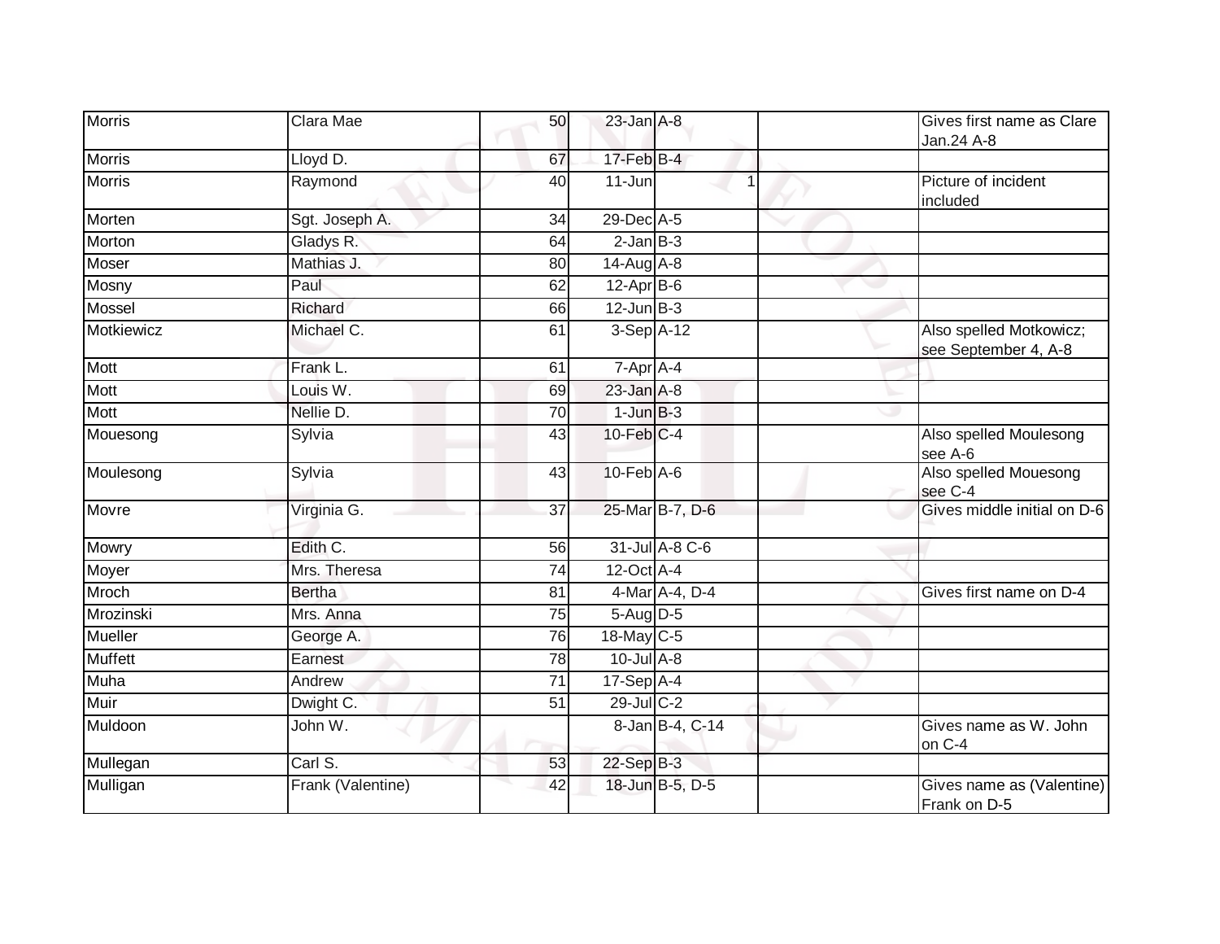| Morris | Clara Mae | 50 | 23-Jan | A-8 | | Gives first name as Clare Jan.24 A-8 |
|---|---|---|---|---|---|---|
| Morris | Lloyd D. | 67 | 17-Feb | B-4 | | |
| Morris | Raymond | 40 | 11-Jun | 1 | | Picture of incident included |
| Morten | Sgt. Joseph A. | 34 | 29-Dec | A-5 | | |
| Morton | Gladys R. | 64 | 2-Jan | B-3 | | |
| Moser | Mathias J. | 80 | 14-Aug | A-8 | | |
| Mosny | Paul | 62 | 12-Apr | B-6 | | |
| Mossel | Richard | 66 | 12-Jun | B-3 | | |
| Motkiewicz | Michael C. | 61 | 3-Sep | A-12 | | Also spelled Motkowicz; see September 4, A-8 |
| Mott | Frank L. | 61 | 7-Apr | A-4 | | |
| Mott | Louis W. | 69 | 23-Jan | A-8 | | |
| Mott | Nellie D. | 70 | 1-Jun | B-3 | | |
| Mouesong | Sylvia | 43 | 10-Feb | C-4 | | Also spelled Moulesong see A-6 |
| Moulesong | Sylvia | 43 | 10-Feb | A-6 | | Also spelled Mouesong see C-4 |
| Movre | Virginia G. | 37 | 25-Mar | B-7, D-6 | | Gives middle initial on D-6 |
| Mowry | Edith C. | 56 | 31-Jul | A-8 C-6 | | |
| Moyer | Mrs. Theresa | 74 | 12-Oct | A-4 | | |
| Mroch | Bertha | 81 | 4-Mar | A-4, D-4 | | Gives first name on D-4 |
| Mrozinski | Mrs. Anna | 75 | 5-Aug | D-5 | | |
| Mueller | George A. | 76 | 18-May | C-5 | | |
| Muffett | Earnest | 78 | 10-Jul | A-8 | | |
| Muha | Andrew | 71 | 17-Sep | A-4 | | |
| Muir | Dwight C. | 51 | 29-Jul | C-2 | | |
| Muldoon | John W. | | 8-Jan | B-4, C-14 | | Gives name as W. John on C-4 |
| Mullegan | Carl S. | 53 | 22-Sep | B-3 | | |
| Mulligan | Frank (Valentine) | 42 | 18-Jun | B-5, D-5 | | Gives name as (Valentine) Frank on D-5 |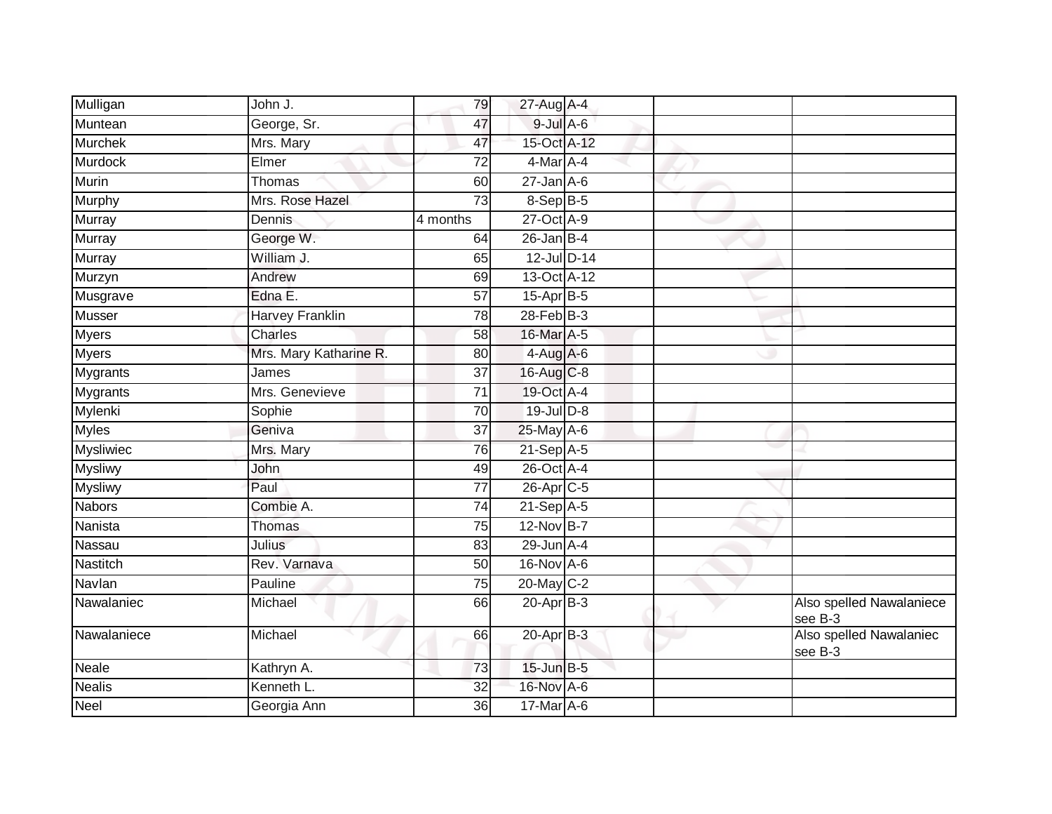| | | | | | | |
|---|---|---|---|---|---|---|
| Mulligan | John J. | 79 | 27-Aug | A-4 | | |
| Muntean | George, Sr. | 47 | 9-Jul | A-6 | | |
| Murchek | Mrs. Mary | 47 | 15-Oct | A-12 | | |
| Murdock | Elmer | 72 | 4-Mar | A-4 | | |
| Murin | Thomas | 60 | 27-Jan | A-6 | | |
| Murphy | Mrs. Rose Hazel | 73 | 8-Sep | B-5 | | |
| Murray | Dennis | 4 months | 27-Oct | A-9 | | |
| Murray | George W. | 64 | 26-Jan | B-4 | | |
| Murray | William J. | 65 | 12-Jul | D-14 | | |
| Murzyn | Andrew | 69 | 13-Oct | A-12 | | |
| Musgrave | Edna E. | 57 | 15-Apr | B-5 | | |
| Musser | Harvey Franklin | 78 | 28-Feb | B-3 | | |
| Myers | Charles | 58 | 16-Mar | A-5 | | |
| Myers | Mrs. Mary Katharine R. | 80 | 4-Aug | A-6 | | |
| Mygrants | James | 37 | 16-Aug | C-8 | | |
| Mygrants | Mrs. Genevieve | 71 | 19-Oct | A-4 | | |
| Mylenki | Sophie | 70 | 19-Jul | D-8 | | |
| Myles | Geniva | 37 | 25-May | A-6 | | |
| Mysliwiec | Mrs. Mary | 76 | 21-Sep | A-5 | | |
| Mysliwy | John | 49 | 26-Oct | A-4 | | |
| Mysliwy | Paul | 77 | 26-Apr | C-5 | | |
| Nabors | Combie A. | 74 | 21-Sep | A-5 | | |
| Nanista | Thomas | 75 | 12-Nov | B-7 | | |
| Nassau | Julius | 83 | 29-Jun | A-4 | | |
| Nastitch | Rev. Varnava | 50 | 16-Nov | A-6 | | |
| Navlan | Pauline | 75 | 20-May | C-2 | | |
| Nawalaniec | Michael | 66 | 20-Apr | B-3 | | Also spelled Nawalaniece see B-3 |
| Nawalaniece | Michael | 66 | 20-Apr | B-3 | | Also spelled Nawalaniec see B-3 |
| Neale | Kathryn A. | 73 | 15-Jun | B-5 | | |
| Nealis | Kenneth L. | 32 | 16-Nov | A-6 | | |
| Neel | Georgia Ann | 36 | 17-Mar | A-6 | | |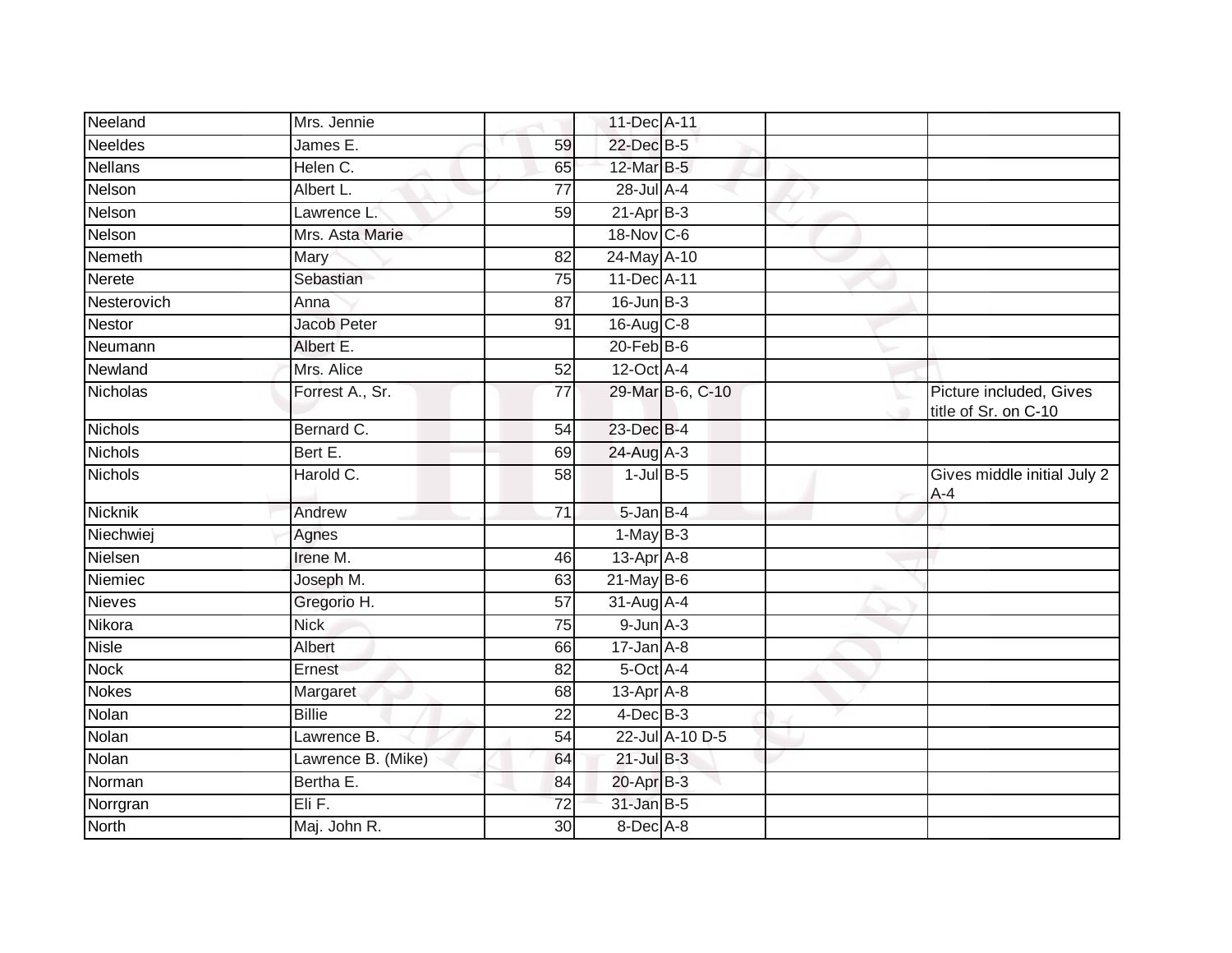| | | | | | | |
|---|---|---|---|---|---|---|
| Neeland | Mrs. Jennie | | 11-Dec | A-11 | | |
| Neeldes | James E. | 59 | 22-Dec | B-5 | | |
| Nellans | Helen C. | 65 | 12-Mar | B-5 | | |
| Nelson | Albert L. | 77 | 28-Jul | A-4 | | |
| Nelson | Lawrence L. | 59 | 21-Apr | B-3 | | |
| Nelson | Mrs. Asta Marie | | 18-Nov | C-6 | | |
| Nemeth | Mary | 82 | 24-May | A-10 | | |
| Nerete | Sebastian | 75 | 11-Dec | A-11 | | |
| Nesterovich | Anna | 87 | 16-Jun | B-3 | | |
| Nestor | Jacob Peter | 91 | 16-Aug | C-8 | | |
| Neumann | Albert E. | | 20-Feb | B-6 | | |
| Newland | Mrs. Alice | 52 | 12-Oct | A-4 | | |
| Nicholas | Forrest A., Sr. | 77 | 29-Mar | B-6, C-10 | | Picture included, Gives title of Sr. on C-10 |
| Nichols | Bernard C. | 54 | 23-Dec | B-4 | | |
| Nichols | Bert E. | 69 | 24-Aug | A-3 | | |
| Nichols | Harold C. | 58 | 1-Jul | B-5 | | Gives middle initial July 2 A-4 |
| Nicknik | Andrew | 71 | 5-Jan | B-4 | | |
| Niechwiej | Agnes | | 1-May | B-3 | | |
| Nielsen | Irene M. | 46 | 13-Apr | A-8 | | |
| Niemiec | Joseph M. | 63 | 21-May | B-6 | | |
| Nieves | Gregorio H. | 57 | 31-Aug | A-4 | | |
| Nikora | Nick | 75 | 9-Jun | A-3 | | |
| Nisle | Albert | 66 | 17-Jan | A-8 | | |
| Nock | Ernest | 82 | 5-Oct | A-4 | | |
| Nokes | Margaret | 68 | 13-Apr | A-8 | | |
| Nolan | Billie | 22 | 4-Dec | B-3 | | |
| Nolan | Lawrence B. | 54 | 22-Jul | A-10 D-5 | | |
| Nolan | Lawrence B. (Mike) | 64 | 21-Jul | B-3 | | |
| Norman | Bertha E. | 84 | 20-Apr | B-3 | | |
| Norrgran | Eli F. | 72 | 31-Jan | B-5 | | |
| North | Maj. John R. | 30 | 8-Dec | A-8 | | |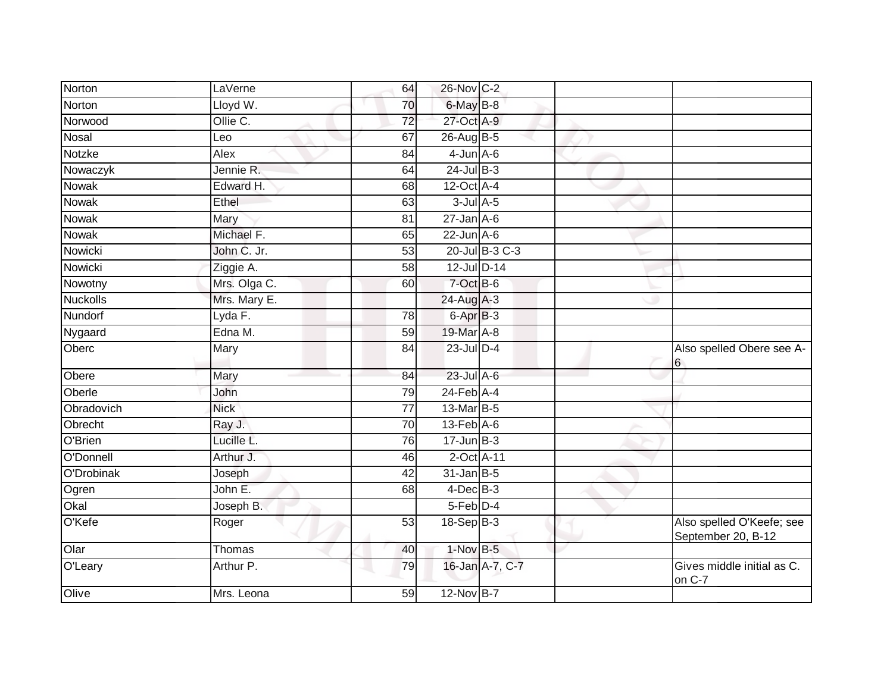| | | | | | | |
|---|---|---|---|---|---|---|
| Norton | LaVerne | 64 | 26-Nov | C-2 | | |
| Norton | Lloyd W. | 70 | 6-May | B-8 | | |
| Norwood | Ollie C. | 72 | 27-Oct | A-9 | | |
| Nosal | Leo | 67 | 26-Aug | B-5 | | |
| Notzke | Alex | 84 | 4-Jun | A-6 | | |
| Nowaczyk | Jennie R. | 64 | 24-Jul | B-3 | | |
| Nowak | Edward H. | 68 | 12-Oct | A-4 | | |
| Nowak | Ethel | 63 | 3-Jul | A-5 | | |
| Nowak | Mary | 81 | 27-Jan | A-6 | | |
| Nowak | Michael F. | 65 | 22-Jun | A-6 | | |
| Nowicki | John C. Jr. | 53 | 20-Jul | B-3 C-3 | | |
| Nowicki | Ziggie A. | 58 | 12-Jul | D-14 | | |
| Nowotny | Mrs. Olga C. | 60 | 7-Oct | B-6 | | |
| Nuckolls | Mrs. Mary E. | | 24-Aug | A-3 | | |
| Nundorf | Lyda F. | 78 | 6-Apr | B-3 | | |
| Nygaard | Edna M. | 59 | 19-Mar | A-8 | | |
| Oberc | Mary | 84 | 23-Jul | D-4 | | Also spelled Obere see A-6 |
| Obere | Mary | 84 | 23-Jul | A-6 | | |
| Oberle | John | 79 | 24-Feb | A-4 | | |
| Obradovich | Nick | 77 | 13-Mar | B-5 | | |
| Obrecht | Ray J. | 70 | 13-Feb | A-6 | | |
| O'Brien | Lucille L. | 76 | 17-Jun | B-3 | | |
| O'Donnell | Arthur J. | 46 | 2-Oct | A-11 | | |
| O'Drobinak | Joseph | 42 | 31-Jan | B-5 | | |
| Ogren | John E. | 68 | 4-Dec | B-3 | | |
| Okal | Joseph B. | | 5-Feb | D-4 | | |
| O'Kefe | Roger | 53 | 18-Sep | B-3 | | Also spelled O'Keefe; see September 20, B-12 |
| Olar | Thomas | 40 | 1-Nov | B-5 | | |
| O'Leary | Arthur P. | 79 | 16-Jan | A-7, C-7 | | Gives middle initial as C. on C-7 |
| Olive | Mrs. Leona | 59 | 12-Nov | B-7 | | |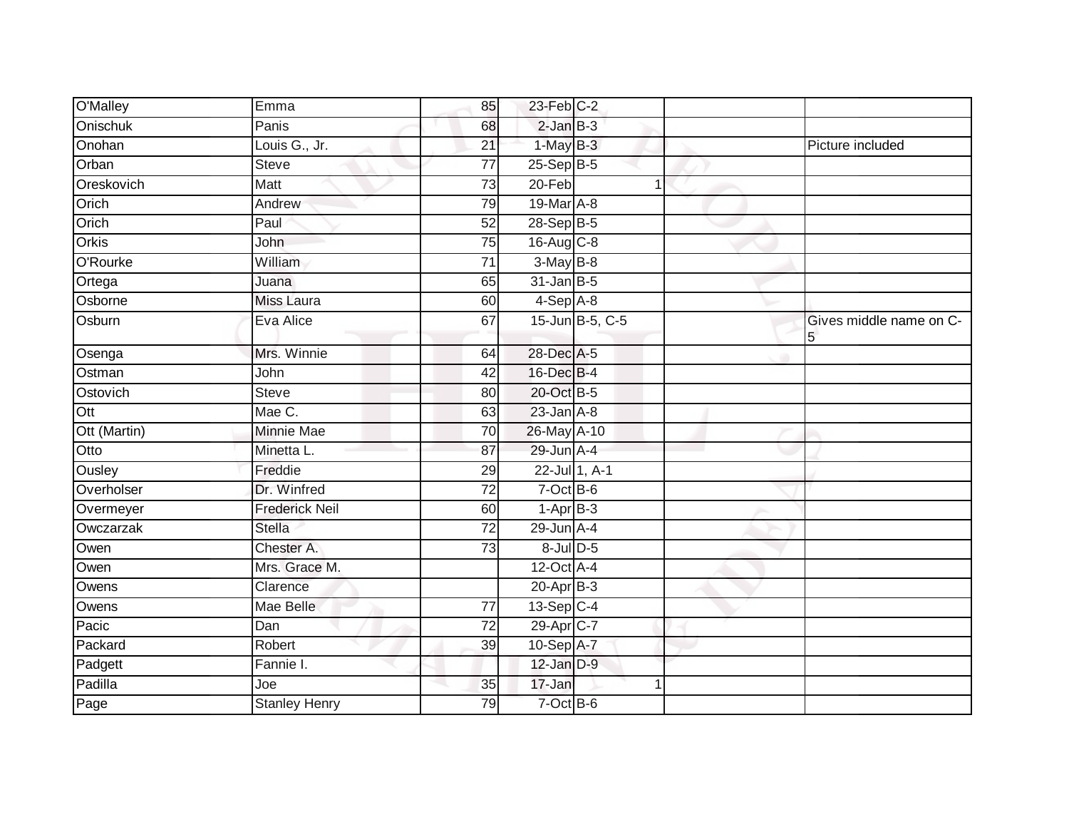| | | | | | | |
|---|---|---|---|---|---|---|
| O'Malley | Emma | 85 | 23-Feb | C-2 | | |
| Onischuk | Panis | 68 | 2-Jan | B-3 | | |
| Onohan | Louis G., Jr. | 21 | 1-May | B-3 | | Picture included |
| Orban | Steve | 77 | 25-Sep | B-5 | | |
| Oreskovich | Matt | 73 | 20-Feb | 1 | | |
| Orich | Andrew | 79 | 19-Mar | A-8 | | |
| Orich | Paul | 52 | 28-Sep | B-5 | | |
| Orkis | John | 75 | 16-Aug | C-8 | | |
| O'Rourke | William | 71 | 3-May | B-8 | | |
| Ortega | Juana | 65 | 31-Jan | B-5 | | |
| Osborne | Miss Laura | 60 | 4-Sep | A-8 | | |
| Osburn | Eva Alice | 67 | 15-Jun | B-5, C-5 | | Gives middle name on C-5 |
| Osenga | Mrs. Winnie | 64 | 28-Dec | A-5 | | |
| Ostman | John | 42 | 16-Dec | B-4 | | |
| Ostovich | Steve | 80 | 20-Oct | B-5 | | |
| Ott | Mae C. | 63 | 23-Jan | A-8 | | |
| Ott (Martin) | Minnie Mae | 70 | 26-May | A-10 | | |
| Otto | Minetta L. | 87 | 29-Jun | A-4 | | |
| Ousley | Freddie | 29 | 22-Jul | 1, A-1 | | |
| Overholser | Dr. Winfred | 72 | 7-Oct | B-6 | | |
| Overmeyer | Frederick Neil | 60 | 1-Apr | B-3 | | |
| Owczarzak | Stella | 72 | 29-Jun | A-4 | | |
| Owen | Chester A. | 73 | 8-Jul | D-5 | | |
| Owen | Mrs. Grace M. | | 12-Oct | A-4 | | |
| Owens | Clarence | | 20-Apr | B-3 | | |
| Owens | Mae Belle | 77 | 13-Sep | C-4 | | |
| Pacic | Dan | 72 | 29-Apr | C-7 | | |
| Packard | Robert | 39 | 10-Sep | A-7 | | |
| Padgett | Fannie I. | | 12-Jan | D-9 | | |
| Padilla | Joe | 35 | 17-Jan | 1 | | |
| Page | Stanley Henry | 79 | 7-Oct | B-6 | | |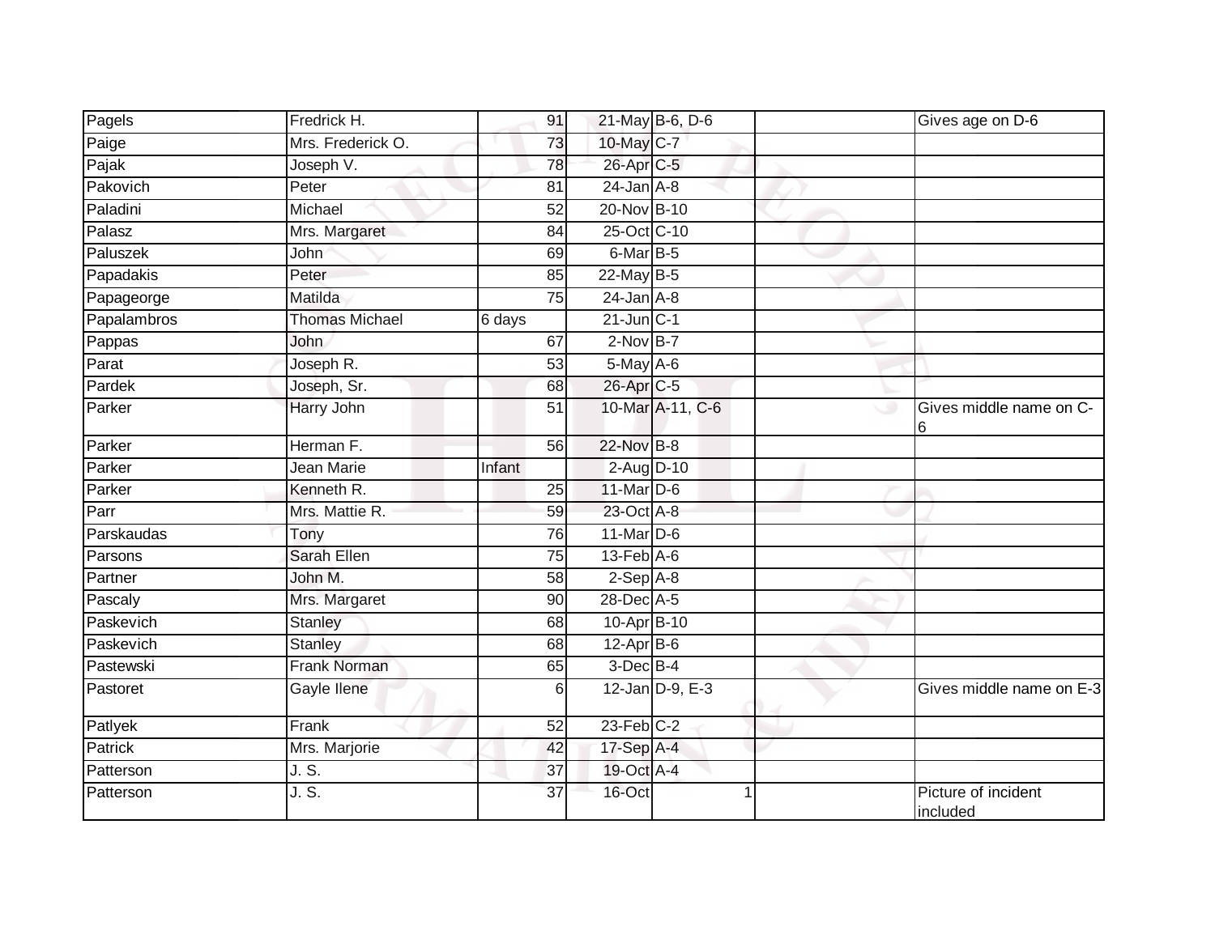| | | | | | | |
|---|---|---|---|---|---|---|
| Pagels | Fredrick H. | 91 | 21-May | B-6, D-6 | | Gives age on D-6 |
| Paige | Mrs. Frederick O. | 73 | 10-May | C-7 | | |
| Pajak | Joseph V. | 78 | 26-Apr | C-5 | | |
| Pakovich | Peter | 81 | 24-Jan | A-8 | | |
| Paladini | Michael | 52 | 20-Nov | B-10 | | |
| Palasz | Mrs. Margaret | 84 | 25-Oct | C-10 | | |
| Paluszek | John | 69 | 6-Mar | B-5 | | |
| Papadakis | Peter | 85 | 22-May | B-5 | | |
| Papageorge | Matilda | 75 | 24-Jan | A-8 | | |
| Papalambros | Thomas Michael | 6 days | 21-Jun | C-1 | | |
| Pappas | John | 67 | 2-Nov | B-7 | | |
| Parat | Joseph R. | 53 | 5-May | A-6 | | |
| Pardek | Joseph, Sr. | 68 | 26-Apr | C-5 | | |
| Parker | Harry John | 51 | 10-Mar | A-11, C-6 | | Gives middle name on C-6 |
| Parker | Herman F. | 56 | 22-Nov | B-8 | | |
| Parker | Jean Marie | Infant | 2-Aug | D-10 | | |
| Parker | Kenneth R. | 25 | 11-Mar | D-6 | | |
| Parr | Mrs. Mattie R. | 59 | 23-Oct | A-8 | | |
| Parskaudas | Tony | 76 | 11-Mar | D-6 | | |
| Parsons | Sarah Ellen | 75 | 13-Feb | A-6 | | |
| Partner | John M. | 58 | 2-Sep | A-8 | | |
| Pascaly | Mrs. Margaret | 90 | 28-Dec | A-5 | | |
| Paskevich | Stanley | 68 | 10-Apr | B-10 | | |
| Paskevich | Stanley | 68 | 12-Apr | B-6 | | |
| Pastewski | Frank Norman | 65 | 3-Dec | B-4 | | |
| Pastoret | Gayle Ilene | 6 | 12-Jan | D-9, E-3 | | Gives middle name on E-3 |
| Patlyek | Frank | 52 | 23-Feb | C-2 | | |
| Patrick | Mrs. Marjorie | 42 | 17-Sep | A-4 | | |
| Patterson | J. S. | 37 | 19-Oct | A-4 | | |
| Patterson | J. S. | 37 | 16-Oct | 1 | | Picture of incident included |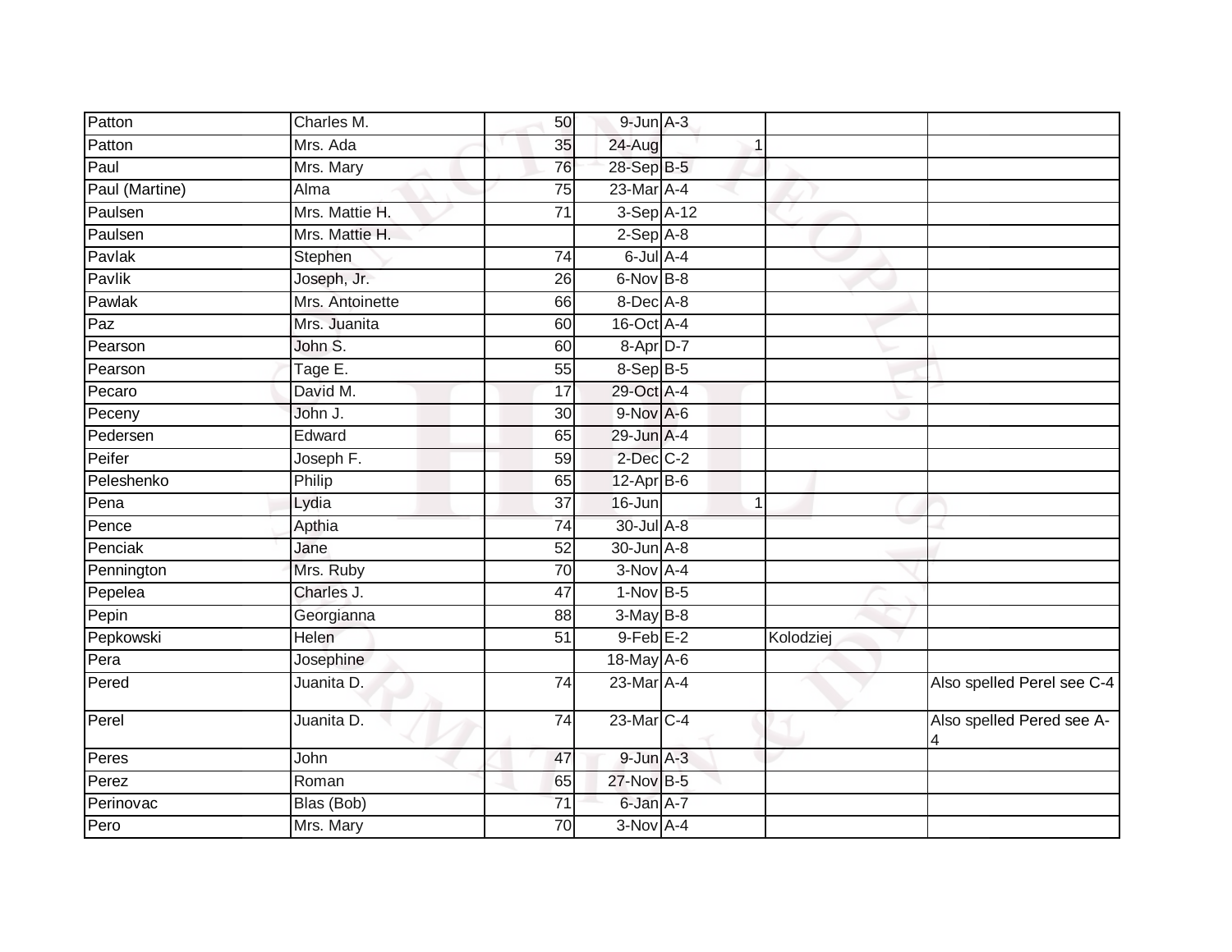| | | | | | | |
|---|---|---|---|---|---|---|
| Patton | Charles M. | 50 | 9-Jun | A-3 | | |
| Patton | Mrs. Ada | 35 | 24-Aug | 1 | | |
| Paul | Mrs. Mary | 76 | 28-Sep | B-5 | | |
| Paul (Martine) | Alma | 75 | 23-Mar | A-4 | | |
| Paulsen | Mrs. Mattie H. | 71 | 3-Sep | A-12 | | |
| Paulsen | Mrs. Mattie H. | | 2-Sep | A-8 | | |
| Pavlak | Stephen | 74 | 6-Jul | A-4 | | |
| Pavlik | Joseph, Jr. | 26 | 6-Nov | B-8 | | |
| Pawlak | Mrs. Antoinette | 66 | 8-Dec | A-8 | | |
| Paz | Mrs. Juanita | 60 | 16-Oct | A-4 | | |
| Pearson | John S. | 60 | 8-Apr | D-7 | | |
| Pearson | Tage E. | 55 | 8-Sep | B-5 | | |
| Pecaro | David M. | 17 | 29-Oct | A-4 | | |
| Peceny | John J. | 30 | 9-Nov | A-6 | | |
| Pedersen | Edward | 65 | 29-Jun | A-4 | | |
| Peifer | Joseph F. | 59 | 2-Dec | C-2 | | |
| Peleshenko | Philip | 65 | 12-Apr | B-6 | | |
| Pena | Lydia | 37 | 16-Jun | 1 | | |
| Pence | Apthia | 74 | 30-Jul | A-8 | | |
| Penciak | Jane | 52 | 30-Jun | A-8 | | |
| Pennington | Mrs. Ruby | 70 | 3-Nov | A-4 | | |
| Pepelea | Charles J. | 47 | 1-Nov | B-5 | | |
| Pepin | Georgianna | 88 | 3-May | B-8 | | |
| Pepkowski | Helen | 51 | 9-Feb | E-2 | Kolodziej | |
| Pera | Josephine | | 18-May | A-6 | | |
| Pered | Juanita D. | 74 | 23-Mar | A-4 | | Also spelled Perel see C-4 |
| Perel | Juanita D. | 74 | 23-Mar | C-4 | | Also spelled Pered see A-4 |
| Peres | John | 47 | 9-Jun | A-3 | | |
| Perez | Roman | 65 | 27-Nov | B-5 | | |
| Perinovac | Blas (Bob) | 71 | 6-Jan | A-7 | | |
| Pero | Mrs. Mary | 70 | 3-Nov | A-4 | | |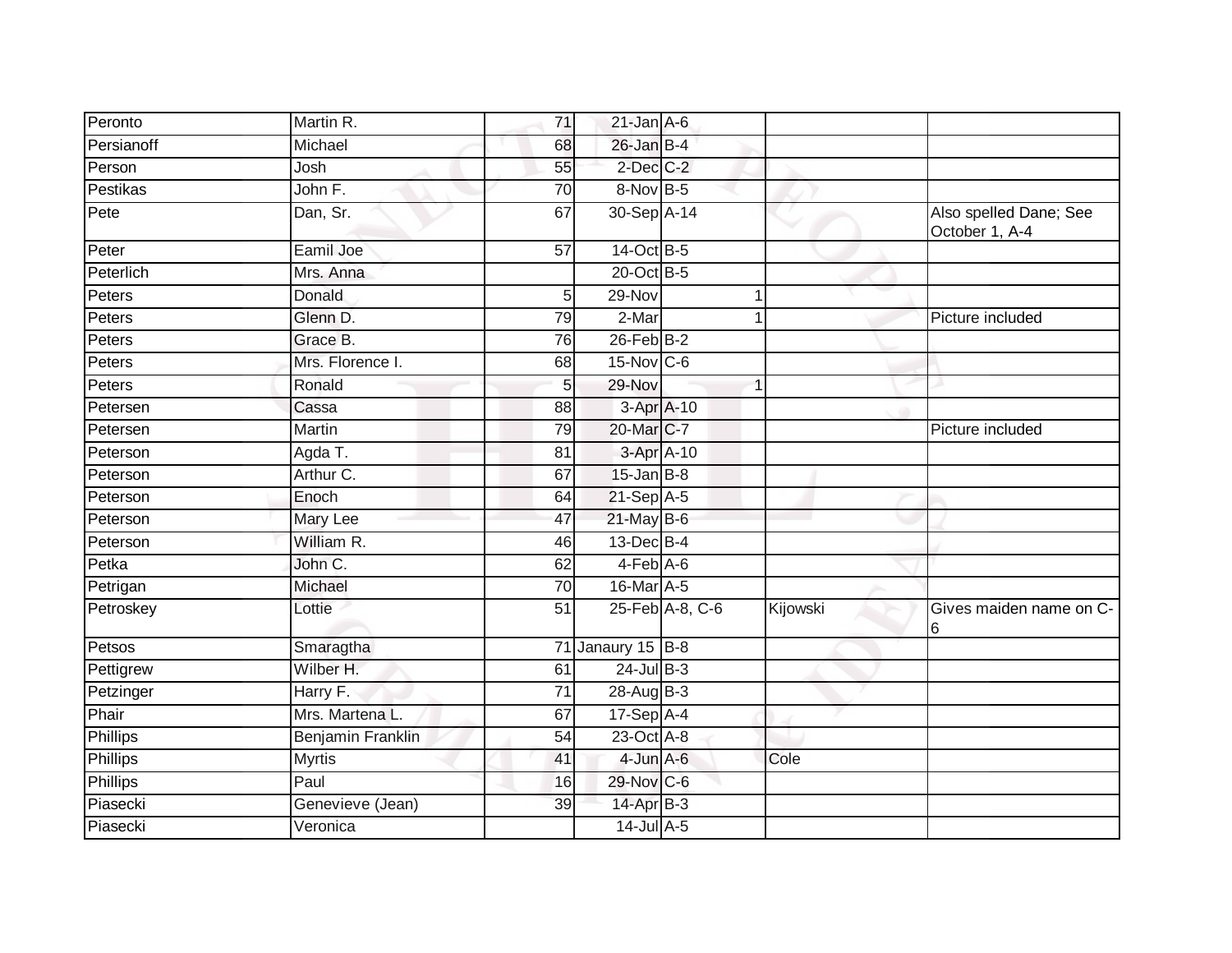| | | | | | | |
|---|---|---|---|---|---|---|
| Peronto | Martin R. | 71 | 21-Jan | A-6 | | |
| Persianoff | Michael | 68 | 26-Jan | B-4 | | |
| Person | Josh | 55 | 2-Dec | C-2 | | |
| Pestikas | John F. | 70 | 8-Nov | B-5 | | |
| Pete | Dan, Sr. | 67 | 30-Sep | A-14 | | Also spelled Dane; See October 1, A-4 |
| Peter | Eamil Joe | 57 | 14-Oct | B-5 | | |
| Peterlich | Mrs. Anna | | 20-Oct | B-5 | | |
| Peters | Donald | 5 | 29-Nov | 1 | | |
| Peters | Glenn D. | 79 | 2-Mar | 1 | | Picture included |
| Peters | Grace B. | 76 | 26-Feb | B-2 | | |
| Peters | Mrs. Florence I. | 68 | 15-Nov | C-6 | | |
| Peters | Ronald | 5 | 29-Nov | 1 | | |
| Petersen | Cassa | 88 | 3-Apr | A-10 | | |
| Petersen | Martin | 79 | 20-Mar | C-7 | | Picture included |
| Peterson | Agda T. | 81 | 3-Apr | A-10 | | |
| Peterson | Arthur C. | 67 | 15-Jan | B-8 | | |
| Peterson | Enoch | 64 | 21-Sep | A-5 | | |
| Peterson | Mary Lee | 47 | 21-May | B-6 | | |
| Peterson | William R. | 46 | 13-Dec | B-4 | | |
| Petka | John C. | 62 | 4-Feb | A-6 | | |
| Petrigan | Michael | 70 | 16-Mar | A-5 | | |
| Petroskey | Lottie | 51 | 25-Feb | A-8, C-6 | Kijowski | Gives maiden name on C-6 |
| Petsos | Smaragtha | 71 | Janaury 15 | B-8 | | |
| Pettigrew | Wilber H. | 61 | 24-Jul | B-3 | | |
| Petzinger | Harry F. | 71 | 28-Aug | B-3 | | |
| Phair | Mrs. Martena L. | 67 | 17-Sep | A-4 | | |
| Phillips | Benjamin Franklin | 54 | 23-Oct | A-8 | | |
| Phillips | Myrtis | 41 | 4-Jun | A-6 | Cole | |
| Phillips | Paul | 16 | 29-Nov | C-6 | | |
| Piasecki | Genevieve (Jean) | 39 | 14-Apr | B-3 | | |
| Piasecki | Veronica | | 14-Jul | A-5 | | |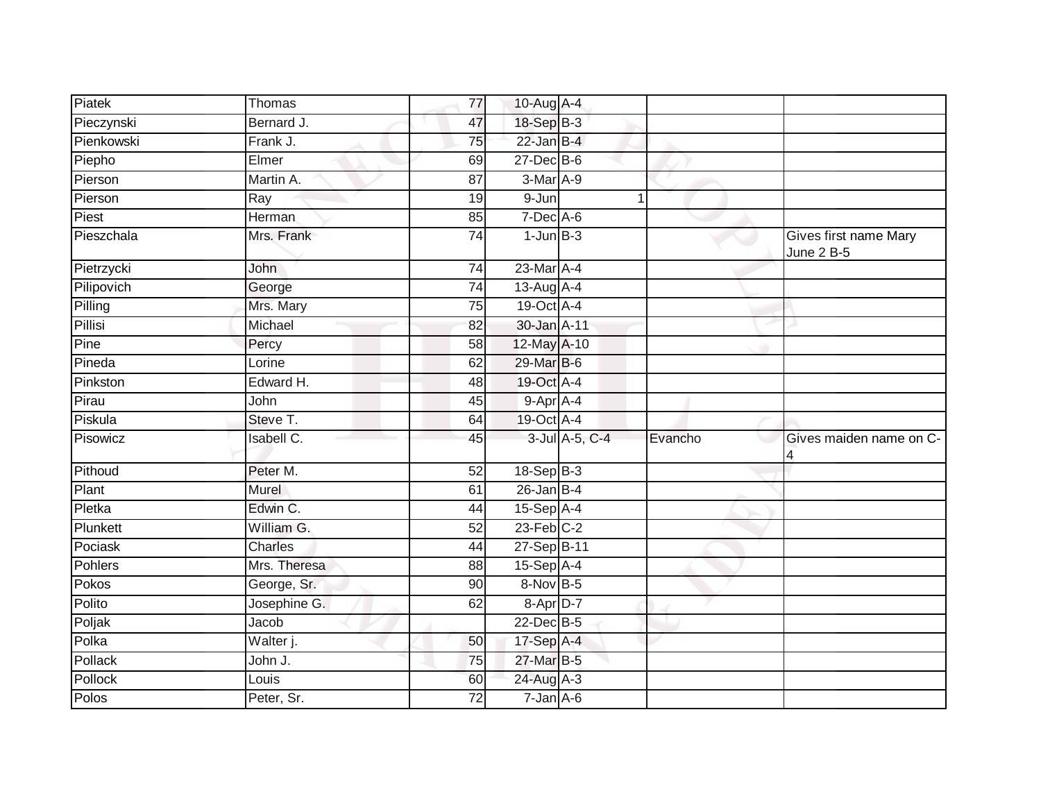| | | | | | | |
|---|---|---|---|---|---|---|
| Piatek | Thomas | 77 | 10-Aug | A-4 | | |
| Pieczynski | Bernard J. | 47 | 18-Sep | B-3 | | |
| Pienkowski | Frank J. | 75 | 22-Jan | B-4 | | |
| Piepho | Elmer | 69 | 27-Dec | B-6 | | |
| Pierson | Martin A. | 87 | 3-Mar | A-9 | | |
| Pierson | Ray | 19 | 9-Jun | 1 | | |
| Piest | Herman | 85 | 7-Dec | A-6 | | |
| Pieszchala | Mrs. Frank | 74 | 1-Jun | B-3 | | Gives first name Mary June 2 B-5 |
| Pietrzycki | John | 74 | 23-Mar | A-4 | | |
| Pilipovich | George | 74 | 13-Aug | A-4 | | |
| Pilling | Mrs. Mary | 75 | 19-Oct | A-4 | | |
| Pillisi | Michael | 82 | 30-Jan | A-11 | | |
| Pine | Percy | 58 | 12-May | A-10 | | |
| Pineda | Lorine | 62 | 29-Mar | B-6 | | |
| Pinkston | Edward H. | 48 | 19-Oct | A-4 | | |
| Pirau | John | 45 | 9-Apr | A-4 | | |
| Piskula | Steve T. | 64 | 19-Oct | A-4 | | |
| Pisowicz | Isabell C. | 45 | 3-Jul | A-5, C-4 | Evancho | Gives maiden name on C-4 |
| Pithoud | Peter M. | 52 | 18-Sep | B-3 | | |
| Plant | Murel | 61 | 26-Jan | B-4 | | |
| Pletka | Edwin C. | 44 | 15-Sep | A-4 | | |
| Plunkett | William G. | 52 | 23-Feb | C-2 | | |
| Pociask | Charles | 44 | 27-Sep | B-11 | | |
| Pohlers | Mrs. Theresa | 88 | 15-Sep | A-4 | | |
| Pokos | George, Sr. | 90 | 8-Nov | B-5 | | |
| Polito | Josephine G. | 62 | 8-Apr | D-7 | | |
| Poljak | Jacob | | 22-Dec | B-5 | | |
| Polka | Walter j. | 50 | 17-Sep | A-4 | | |
| Pollack | John J. | 75 | 27-Mar | B-5 | | |
| Pollock | Louis | 60 | 24-Aug | A-3 | | |
| Polos | Peter, Sr. | 72 | 7-Jan | A-6 | | |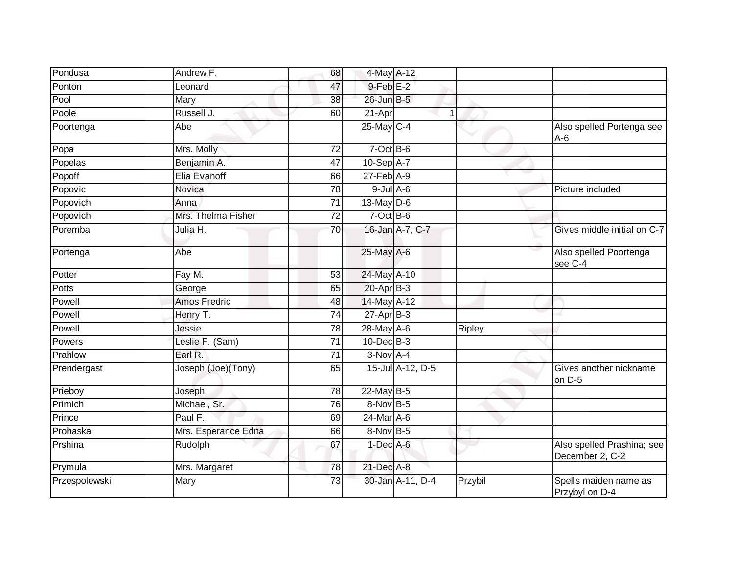| | | | | | | |
|---|---|---|---|---|---|---|
| Pondusa | Andrew F. | 68 | 4-May | A-12 | | |
| Ponton | Leonard | 47 | 9-Feb | E-2 | | |
| Pool | Mary | 38 | 26-Jun | B-5 | | |
| Poole | Russell J. | 60 | 21-Apr | 1 | | |
| Poortenga | Abe | | 25-May | C-4 | | Also spelled Portenga see A-6 |
| Popa | Mrs. Molly | 72 | 7-Oct | B-6 | | |
| Popelas | Benjamin A. | 47 | 10-Sep | A-7 | | |
| Popoff | Elia Evanoff | 66 | 27-Feb | A-9 | | |
| Popovic | Novica | 78 | 9-Jul | A-6 | | Picture included |
| Popovich | Anna | 71 | 13-May | D-6 | | |
| Popovich | Mrs. Thelma Fisher | 72 | 7-Oct | B-6 | | |
| Poremba | Julia H. | 70 | 16-Jan | A-7, C-7 | | Gives middle initial on C-7 |
| Portenga | Abe | | 25-May | A-6 | | Also spelled Poortenga see C-4 |
| Potter | Fay M. | 53 | 24-May | A-10 | | |
| Potts | George | 65 | 20-Apr | B-3 | | |
| Powell | Amos Fredric | 48 | 14-May | A-12 | | |
| Powell | Henry T. | 74 | 27-Apr | B-3 | | |
| Powell | Jessie | 78 | 28-May | A-6 | Ripley | |
| Powers | Leslie F. (Sam) | 71 | 10-Dec | B-3 | | |
| Prahlow | Earl R. | 71 | 3-Nov | A-4 | | |
| Prendergast | Joseph (Joe)(Tony) | 65 | 15-Jul | A-12, D-5 | | Gives another nickname on D-5 |
| Prieboy | Joseph | 78 | 22-May | B-5 | | |
| Primich | Michael, Sr. | 76 | 8-Nov | B-5 | | |
| Prince | Paul F. | 69 | 24-Mar | A-6 | | |
| Prohaska | Mrs. Esperance Edna | 66 | 8-Nov | B-5 | | |
| Prshina | Rudolph | 67 | 1-Dec | A-6 | | Also spelled Prashina; see December 2, C-2 |
| Prymula | Mrs. Margaret | 78 | 21-Dec | A-8 | | |
| Przespolewski | Mary | 73 | 30-Jan | A-11, D-4 | Przybil | Spells maiden name as Przybyl on D-4 |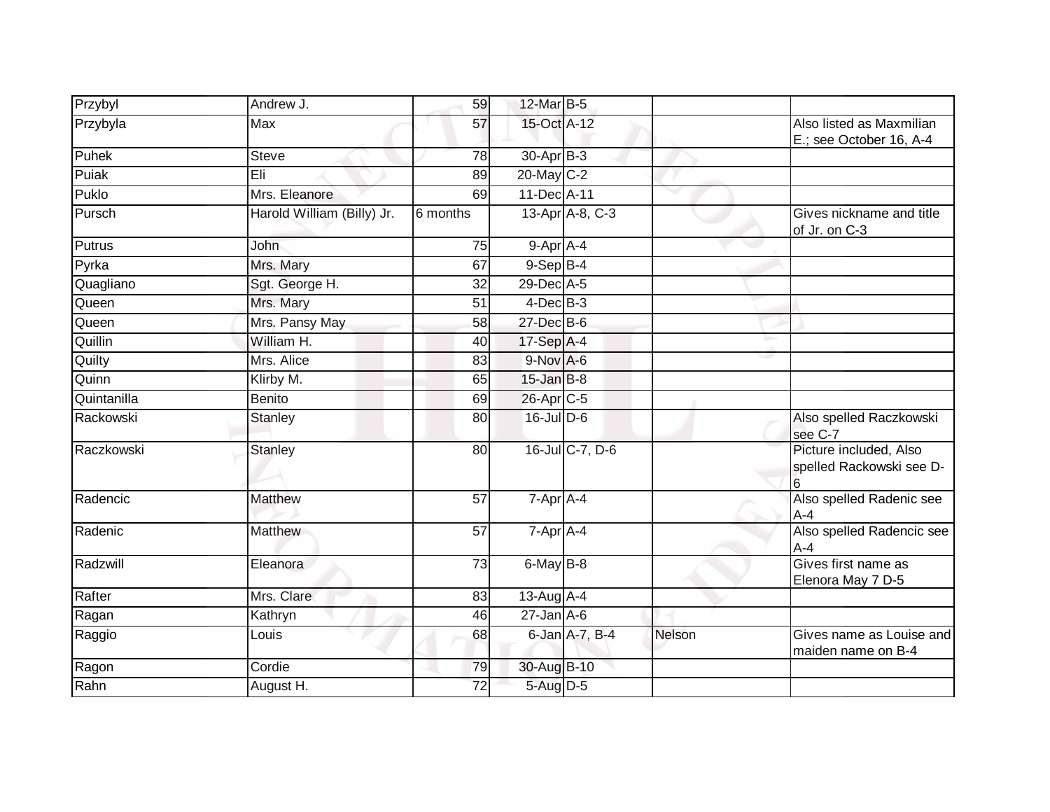| Przybyl | Andrew J. | 59 | 12-Mar | B-5 | | |
|---|---|---|---|---|---|---|
| Przybyla | Max | 57 | 15-Oct | A-12 | | Also listed as Maxmilian E.; see October 16, A-4 |
| Puhek | Steve | 78 | 30-Apr | B-3 | | |
| Puiak | Eli | 89 | 20-May | C-2 | | |
| Puklo | Mrs. Eleanore | 69 | 11-Dec | A-11 | | |
| Pursch | Harold William (Billy) Jr. | 6 months | 13-Apr | A-8, C-3 | | Gives nickname and title of Jr. on C-3 |
| Putrus | John | 75 | 9-Apr | A-4 | | |
| Pyrka | Mrs. Mary | 67 | 9-Sep | B-4 | | |
| Quagliano | Sgt. George H. | 32 | 29-Dec | A-5 | | |
| Queen | Mrs. Mary | 51 | 4-Dec | B-3 | | |
| Queen | Mrs. Pansy May | 58 | 27-Dec | B-6 | | |
| Quillin | William H. | 40 | 17-Sep | A-4 | | |
| Quilty | Mrs. Alice | 83 | 9-Nov | A-6 | | |
| Quinn | Klirby M. | 65 | 15-Jan | B-8 | | |
| Quintanilla | Benito | 69 | 26-Apr | C-5 | | |
| Rackowski | Stanley | 80 | 16-Jul | D-6 | | Also spelled Raczkowski see C-7 |
| Raczkowski | Stanley | 80 | 16-Jul | C-7, D-6 | | Picture included, Also spelled Rackowski see D-6 |
| Radencic | Matthew | 57 | 7-Apr | A-4 | | Also spelled Radenic see A-4 |
| Radenic | Matthew | 57 | 7-Apr | A-4 | | Also spelled Radencic see A-4 |
| Radzwill | Eleanora | 73 | 6-May | B-8 | | Gives first name as Elenora May 7 D-5 |
| Rafter | Mrs. Clare | 83 | 13-Aug | A-4 | | |
| Ragan | Kathryn | 46 | 27-Jan | A-6 | | |
| Raggio | Louis | 68 | 6-Jan | A-7, B-4 | Nelson | Gives name as Louise and maiden name on B-4 |
| Ragon | Cordie | 79 | 30-Aug | B-10 | | |
| Rahn | August H. | 72 | 5-Aug | D-5 | | |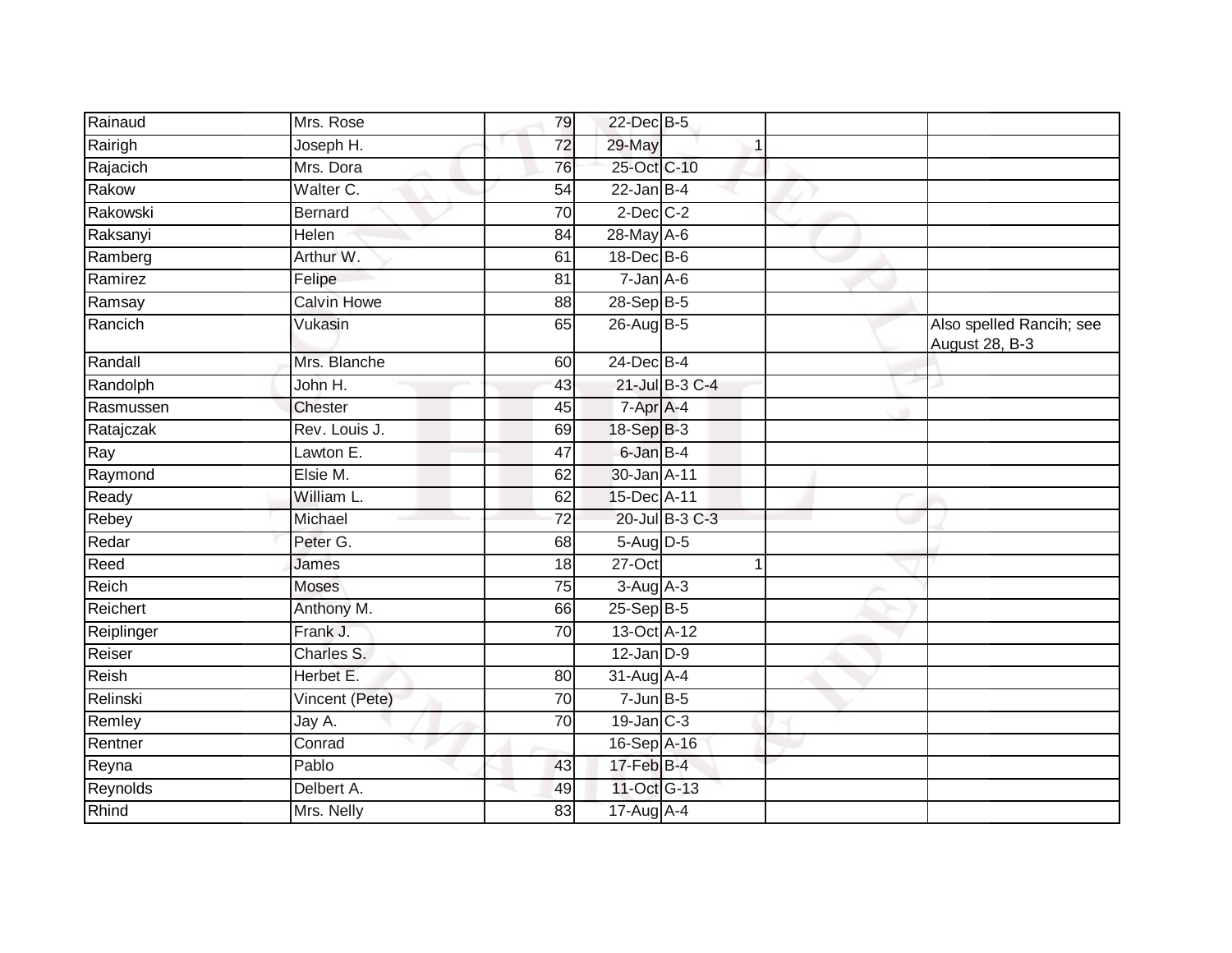| | | | | | | |
|---|---|---|---|---|---|---|
| Rainaud | Mrs. Rose | 79 | 22-Dec | B-5 | | |
| Rairigh | Joseph H. | 72 | 29-May | 1 | | |
| Rajacich | Mrs. Dora | 76 | 25-Oct | C-10 | | |
| Rakow | Walter C. | 54 | 22-Jan | B-4 | | |
| Rakowski | Bernard | 70 | 2-Dec | C-2 | | |
| Raksanyi | Helen | 84 | 28-May | A-6 | | |
| Ramberg | Arthur W. | 61 | 18-Dec | B-6 | | |
| Ramirez | Felipe | 81 | 7-Jan | A-6 | | |
| Ramsay | Calvin Howe | 88 | 28-Sep | B-5 | | |
| Rancich | Vukasin | 65 | 26-Aug | B-5 | | Also spelled Rancih; see August 28, B-3 |
| Randall | Mrs. Blanche | 60 | 24-Dec | B-4 | | |
| Randolph | John H. | 43 | 21-Jul | B-3 C-4 | | |
| Rasmussen | Chester | 45 | 7-Apr | A-4 | | |
| Ratajczak | Rev. Louis J. | 69 | 18-Sep | B-3 | | |
| Ray | Lawton E. | 47 | 6-Jan | B-4 | | |
| Raymond | Elsie M. | 62 | 30-Jan | A-11 | | |
| Ready | William L. | 62 | 15-Dec | A-11 | | |
| Rebey | Michael | 72 | 20-Jul | B-3 C-3 | | |
| Redar | Peter G. | 68 | 5-Aug | D-5 | | |
| Reed | James | 18 | 27-Oct | 1 | | |
| Reich | Moses | 75 | 3-Aug | A-3 | | |
| Reichert | Anthony M. | 66 | 25-Sep | B-5 | | |
| Reiplinger | Frank J. | 70 | 13-Oct | A-12 | | |
| Reiser | Charles S. | | 12-Jan | D-9 | | |
| Reish | Herbet E. | 80 | 31-Aug | A-4 | | |
| Relinski | Vincent (Pete) | 70 | 7-Jun | B-5 | | |
| Remley | Jay A. | 70 | 19-Jan | C-3 | | |
| Rentner | Conrad | | 16-Sep | A-16 | | |
| Reyna | Pablo | 43 | 17-Feb | B-4 | | |
| Reynolds | Delbert A. | 49 | 11-Oct | G-13 | | |
| Rhind | Mrs. Nelly | 83 | 17-Aug | A-4 | | |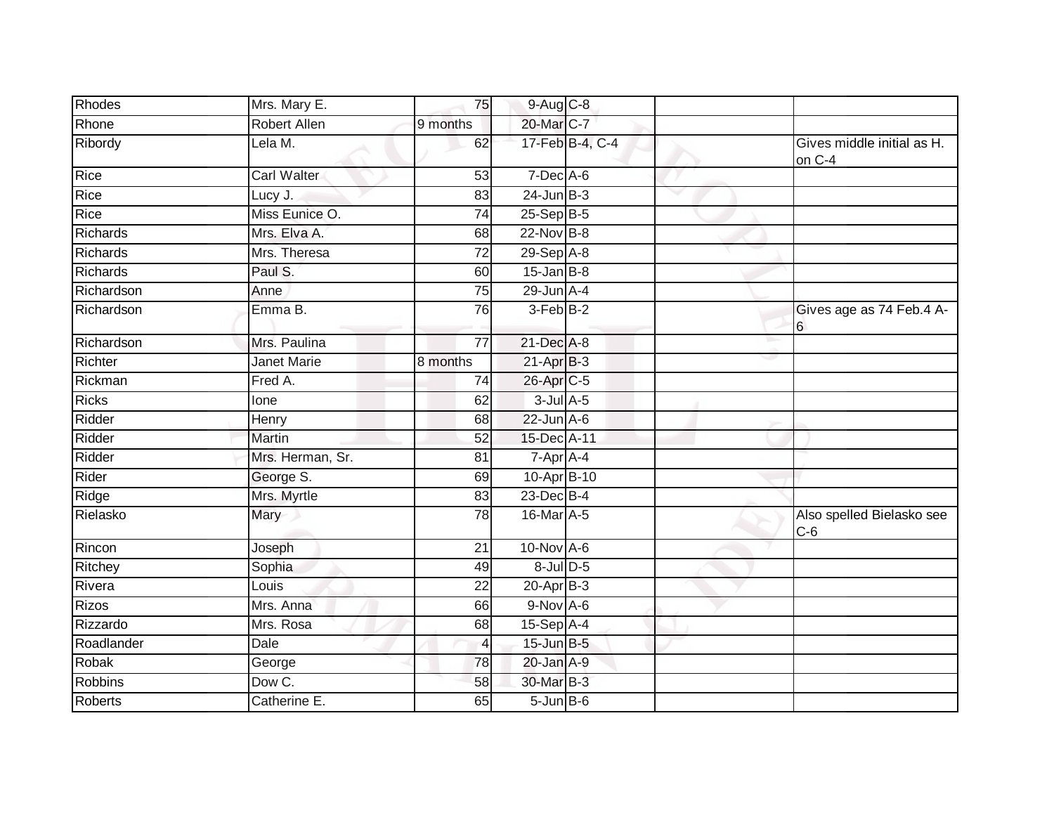| Rhodes | Mrs. Mary E. | 75 | 9-Aug | C-8 | | |
|---|---|---|---|---|---|---|
| Rhone | Robert Allen | 9 months | 20-Mar | C-7 | | |
| Ribordy | Lela M. | 62 | 17-Feb | B-4, C-4 | | Gives middle initial as H. on C-4 |
| Rice | Carl Walter | 53 | 7-Dec | A-6 | | |
| Rice | Lucy J. | 83 | 24-Jun | B-3 | | |
| Rice | Miss Eunice O. | 74 | 25-Sep | B-5 | | |
| Richards | Mrs. Elva A. | 68 | 22-Nov | B-8 | | |
| Richards | Mrs. Theresa | 72 | 29-Sep | A-8 | | |
| Richards | Paul S. | 60 | 15-Jan | B-8 | | |
| Richardson | Anne | 75 | 29-Jun | A-4 | | |
| Richardson | Emma B. | 76 | 3-Feb | B-2 | | Gives age as 74 Feb.4 A-6 |
| Richardson | Mrs. Paulina | 77 | 21-Dec | A-8 | | |
| Richter | Janet Marie | 8 months | 21-Apr | B-3 | | |
| Rickman | Fred A. | 74 | 26-Apr | C-5 | | |
| Ricks | Ione | 62 | 3-Jul | A-5 | | |
| Ridder | Henry | 68 | 22-Jun | A-6 | | |
| Ridder | Martin | 52 | 15-Dec | A-11 | | |
| Ridder | Mrs. Herman, Sr. | 81 | 7-Apr | A-4 | | |
| Rider | George S. | 69 | 10-Apr | B-10 | | |
| Ridge | Mrs. Myrtle | 83 | 23-Dec | B-4 | | |
| Rielasko | Mary | 78 | 16-Mar | A-5 | | Also spelled Bielasko see C-6 |
| Rincon | Joseph | 21 | 10-Nov | A-6 | | |
| Ritchey | Sophia | 49 | 8-Jul | D-5 | | |
| Rivera | Louis | 22 | 20-Apr | B-3 | | |
| Rizos | Mrs. Anna | 66 | 9-Nov | A-6 | | |
| Rizzardo | Mrs. Rosa | 68 | 15-Sep | A-4 | | |
| Roadlander | Dale | 4 | 15-Jun | B-5 | | |
| Robak | George | 78 | 20-Jan | A-9 | | |
| Robbins | Dow C. | 58 | 30-Mar | B-3 | | |
| Roberts | Catherine E. | 65 | 5-Jun | B-6 | | |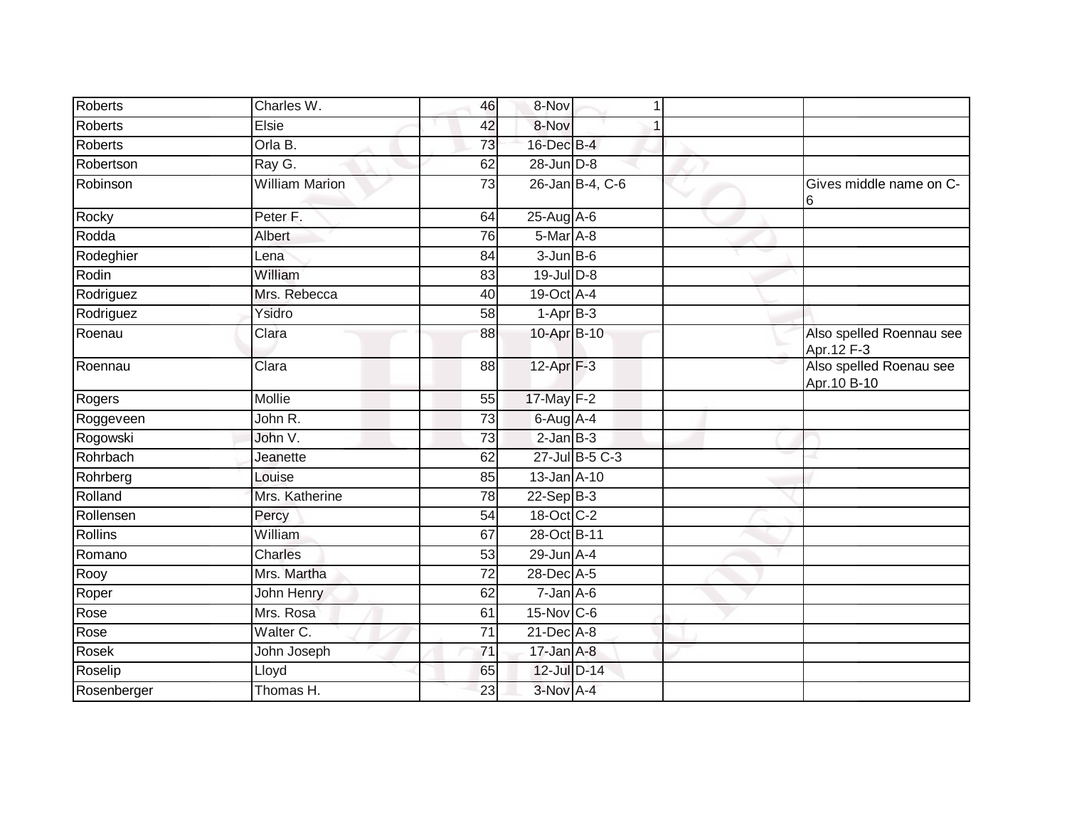| | | | | | | |
|---|---|---|---|---|---|---|
| Roberts | Charles W. | 46 | 8-Nov | 1 | | |
| Roberts | Elsie | 42 | 8-Nov | 1 | | |
| Roberts | Orla B. | 73 | 16-Dec | B-4 | | |
| Robertson | Ray G. | 62 | 28-Jun | D-8 | | |
| Robinson | William Marion | 73 | 26-Jan | B-4, C-6 | | Gives middle name on C-6 |
| Rocky | Peter F. | 64 | 25-Aug | A-6 | | |
| Rodda | Albert | 76 | 5-Mar | A-8 | | |
| Rodeghier | Lena | 84 | 3-Jun | B-6 | | |
| Rodin | William | 83 | 19-Jul | D-8 | | |
| Rodriguez | Mrs. Rebecca | 40 | 19-Oct | A-4 | | |
| Rodriguez | Ysidro | 58 | 1-Apr | B-3 | | |
| Roenau | Clara | 88 | 10-Apr | B-10 | | Also spelled Roennau see Apr.12 F-3 |
| Roennau | Clara | 88 | 12-Apr | F-3 | | Also spelled Roenau see Apr.10 B-10 |
| Rogers | Mollie | 55 | 17-May | F-2 | | |
| Roggeveen | John R. | 73 | 6-Aug | A-4 | | |
| Rogowski | John V. | 73 | 2-Jan | B-3 | | |
| Rohrbach | Jeanette | 62 | 27-Jul | B-5 C-3 | | |
| Rohrberg | Louise | 85 | 13-Jan | A-10 | | |
| Rolland | Mrs. Katherine | 78 | 22-Sep | B-3 | | |
| Rollensen | Percy | 54 | 18-Oct | C-2 | | |
| Rollins | William | 67 | 28-Oct | B-11 | | |
| Romano | Charles | 53 | 29-Jun | A-4 | | |
| Rooy | Mrs. Martha | 72 | 28-Dec | A-5 | | |
| Roper | John Henry | 62 | 7-Jan | A-6 | | |
| Rose | Mrs. Rosa | 61 | 15-Nov | C-6 | | |
| Rose | Walter C. | 71 | 21-Dec | A-8 | | |
| Rosek | John Joseph | 71 | 17-Jan | A-8 | | |
| Roselip | Lloyd | 65 | 12-Jul | D-14 | | |
| Rosenberger | Thomas H. | 23 | 3-Nov | A-4 | | |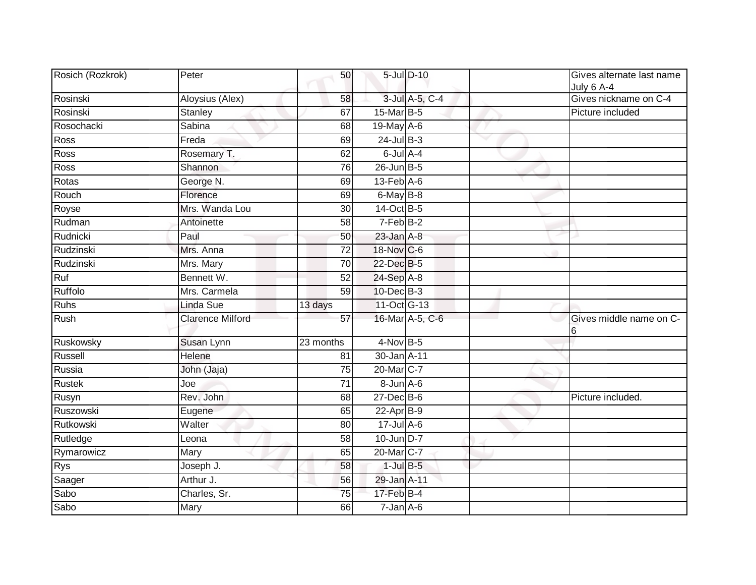| | | | | | | |
|---|---|---|---|---|---|---|
| Rosich (Rozkrok) | Peter | 50 | 5-Jul | D-10 | | Gives alternate last name July 6 A-4 |
| Rosinski | Aloysius (Alex) | 58 | 3-Jul | A-5, C-4 | | Gives nickname on C-4 |
| Rosinski | Stanley | 67 | 15-Mar | B-5 | | Picture included |
| Rosochacki | Sabina | 68 | 19-May | A-6 | | |
| Ross | Freda | 69 | 24-Jul | B-3 | | |
| Ross | Rosemary T. | 62 | 6-Jul | A-4 | | |
| Ross | Shannon | 76 | 26-Jun | B-5 | | |
| Rotas | George N. | 69 | 13-Feb | A-6 | | |
| Rouch | Florence | 69 | 6-May | B-8 | | |
| Royse | Mrs. Wanda Lou | 30 | 14-Oct | B-5 | | |
| Rudman | Antoinette | 58 | 7-Feb | B-2 | | |
| Rudnicki | Paul | 50 | 23-Jan | A-8 | | |
| Rudzinski | Mrs. Anna | 72 | 18-Nov | C-6 | | |
| Rudzinski | Mrs. Mary | 70 | 22-Dec | B-5 | | |
| Ruf | Bennett W. | 52 | 24-Sep | A-8 | | |
| Ruffolo | Mrs. Carmela | 59 | 10-Dec | B-3 | | |
| Ruhs | Linda Sue | 13 days | 11-Oct | G-13 | | |
| Rush | Clarence Milford | 57 | 16-Mar | A-5, C-6 | | Gives middle name on C-6 |
| Ruskowsky | Susan Lynn | 23 months | 4-Nov | B-5 | | |
| Russell | Helene | 81 | 30-Jan | A-11 | | |
| Russia | John (Jaja) | 75 | 20-Mar | C-7 | | |
| Rustek | Joe | 71 | 8-Jun | A-6 | | |
| Rusyn | Rev. John | 68 | 27-Dec | B-6 | | Picture included. |
| Ruszowski | Eugene | 65 | 22-Apr | B-9 | | |
| Rutkowski | Walter | 80 | 17-Jul | A-6 | | |
| Rutledge | Leona | 58 | 10-Jun | D-7 | | |
| Rymarowicz | Mary | 65 | 20-Mar | C-7 | | |
| Rys | Joseph J. | 58 | 1-Jul | B-5 | | |
| Saager | Arthur J. | 56 | 29-Jan | A-11 | | |
| Sabo | Charles, Sr. | 75 | 17-Feb | B-4 | | |
| Sabo | Mary | 66 | 7-Jan | A-6 | | |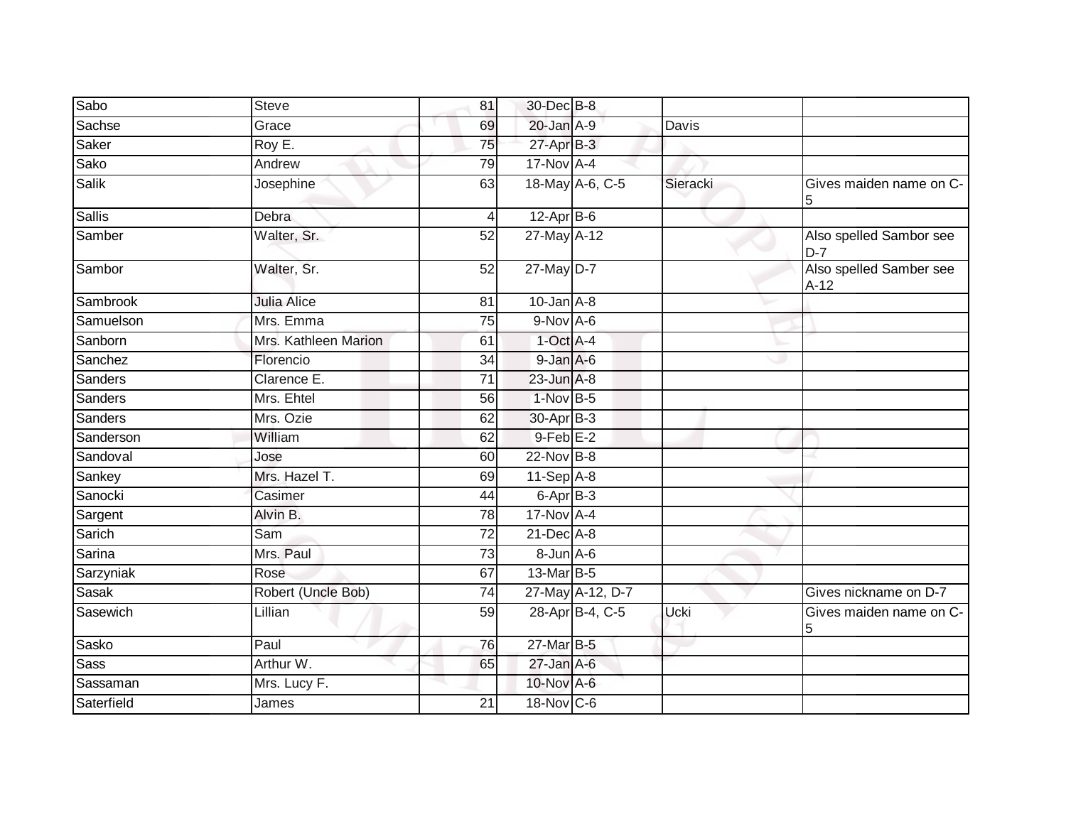| Sabo | Steve | 81 | 30-Dec | B-8 | | |
|---|---|---|---|---|---|---|
| Sachse | Grace | 69 | 20-Jan | A-9 | Davis | |
| Saker | Roy E. | 75 | 27-Apr | B-3 | | |
| Sako | Andrew | 79 | 17-Nov | A-4 | | |
| Salik | Josephine | 63 | 18-May | A-6, C-5 | Sieracki | Gives maiden name on C-5 |
| Sallis | Debra | 4 | 12-Apr | B-6 | | |
| Samber | Walter, Sr. | 52 | 27-May | A-12 | | Also spelled Sambor see D-7 |
| Sambor | Walter, Sr. | 52 | 27-May | D-7 | | Also spelled Samber see A-12 |
| Sambrook | Julia Alice | 81 | 10-Jan | A-8 | | |
| Samuelson | Mrs. Emma | 75 | 9-Nov | A-6 | | |
| Sanborn | Mrs. Kathleen Marion | 61 | 1-Oct | A-4 | | |
| Sanchez | Florencio | 34 | 9-Jan | A-6 | | |
| Sanders | Clarence E. | 71 | 23-Jun | A-8 | | |
| Sanders | Mrs. Ehtel | 56 | 1-Nov | B-5 | | |
| Sanders | Mrs. Ozie | 62 | 30-Apr | B-3 | | |
| Sanderson | William | 62 | 9-Feb | E-2 | | |
| Sandoval | Jose | 60 | 22-Nov | B-8 | | |
| Sankey | Mrs. Hazel T. | 69 | 11-Sep | A-8 | | |
| Sanocki | Casimer | 44 | 6-Apr | B-3 | | |
| Sargent | Alvin B. | 78 | 17-Nov | A-4 | | |
| Sarich | Sam | 72 | 21-Dec | A-8 | | |
| Sarina | Mrs. Paul | 73 | 8-Jun | A-6 | | |
| Sarzyniak | Rose | 67 | 13-Mar | B-5 | | |
| Sasak | Robert (Uncle Bob) | 74 | 27-May | A-12, D-7 | | Gives nickname on D-7 |
| Sasewich | Lillian | 59 | 28-Apr | B-4, C-5 | Ucki | Gives maiden name on C-5 |
| Sasko | Paul | 76 | 27-Mar | B-5 | | |
| Sass | Arthur W. | 65 | 27-Jan | A-6 | | |
| Sassaman | Mrs. Lucy F. | | 10-Nov | A-6 | | |
| Saterfield | James | 21 | 18-Nov | C-6 | | |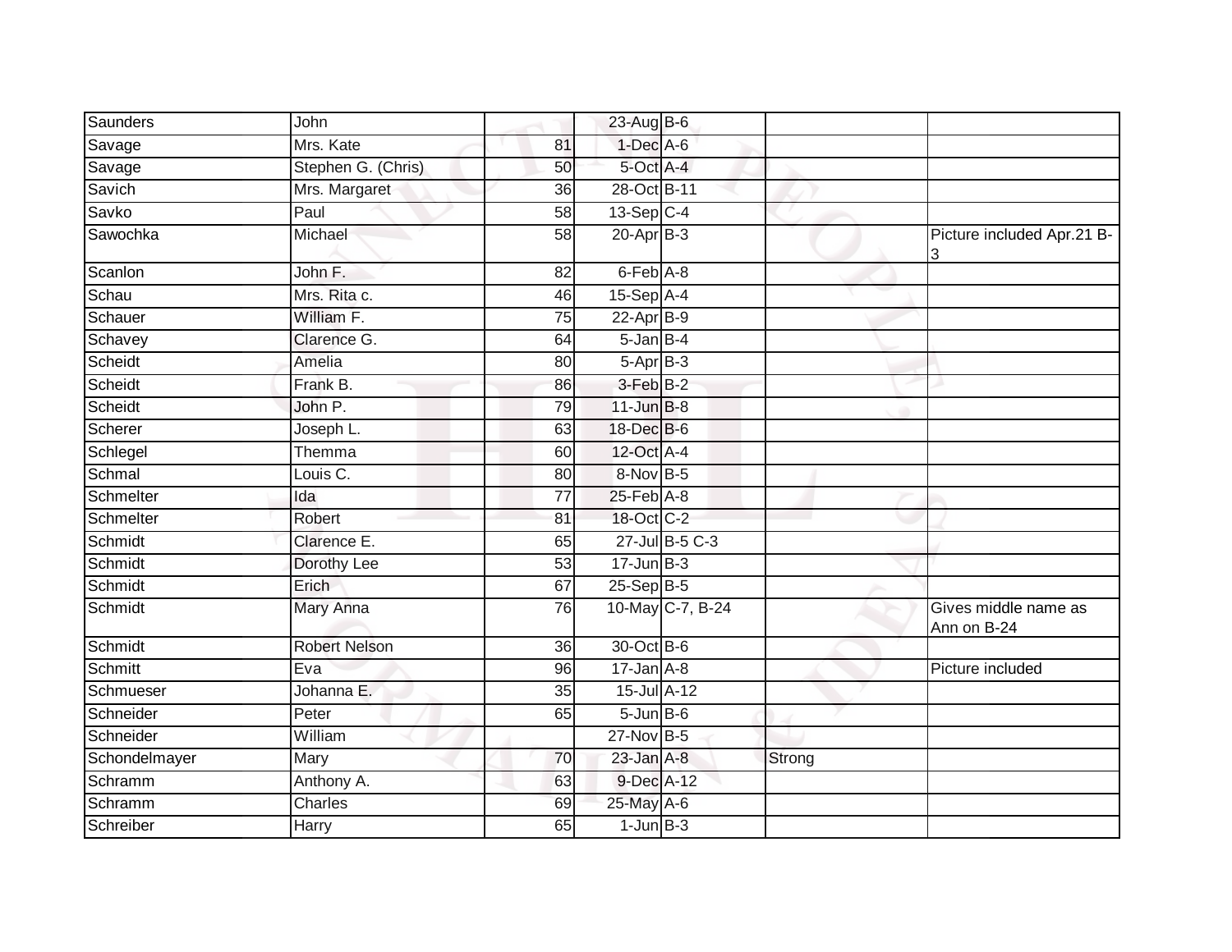| | | | | | | |
|---|---|---|---|---|---|---|
| Saunders | John | | 23-Aug | B-6 | | |
| Savage | Mrs. Kate | 81 | 1-Dec | A-6 | | |
| Savage | Stephen G. (Chris) | 50 | 5-Oct | A-4 | | |
| Savich | Mrs. Margaret | 36 | 28-Oct | B-11 | | |
| Savko | Paul | 58 | 13-Sep | C-4 | | |
| Sawochka | Michael | 58 | 20-Apr | B-3 | | Picture included Apr.21 B-3 |
| Scanlon | John F. | 82 | 6-Feb | A-8 | | |
| Schau | Mrs. Rita c. | 46 | 15-Sep | A-4 | | |
| Schauer | William F. | 75 | 22-Apr | B-9 | | |
| Schavey | Clarence G. | 64 | 5-Jan | B-4 | | |
| Scheidt | Amelia | 80 | 5-Apr | B-3 | | |
| Scheidt | Frank B. | 86 | 3-Feb | B-2 | | |
| Scheidt | John P. | 79 | 11-Jun | B-8 | | |
| Scherer | Joseph L. | 63 | 18-Dec | B-6 | | |
| Schlegel | Themma | 60 | 12-Oct | A-4 | | |
| Schmal | Louis C. | 80 | 8-Nov | B-5 | | |
| Schmelter | Ida | 77 | 25-Feb | A-8 | | |
| Schmelter | Robert | 81 | 18-Oct | C-2 | | |
| Schmidt | Clarence E. | 65 | 27-Jul | B-5 C-3 | | |
| Schmidt | Dorothy Lee | 53 | 17-Jun | B-3 | | |
| Schmidt | Erich | 67 | 25-Sep | B-5 | | |
| Schmidt | Mary Anna | 76 | 10-May | C-7, B-24 | | Gives middle name as Ann on B-24 |
| Schmidt | Robert Nelson | 36 | 30-Oct | B-6 | | |
| Schmitt | Eva | 96 | 17-Jan | A-8 | | Picture included |
| Schmueser | Johanna E. | 35 | 15-Jul | A-12 | | |
| Schneider | Peter | 65 | 5-Jun | B-6 | | |
| Schneider | William | | 27-Nov | B-5 | | |
| Schondelmayer | Mary | 70 | 23-Jan | A-8 | Strong | |
| Schramm | Anthony A. | 63 | 9-Dec | A-12 | | |
| Schramm | Charles | 69 | 25-May | A-6 | | |
| Schreiber | Harry | 65 | 1-Jun | B-3 | | |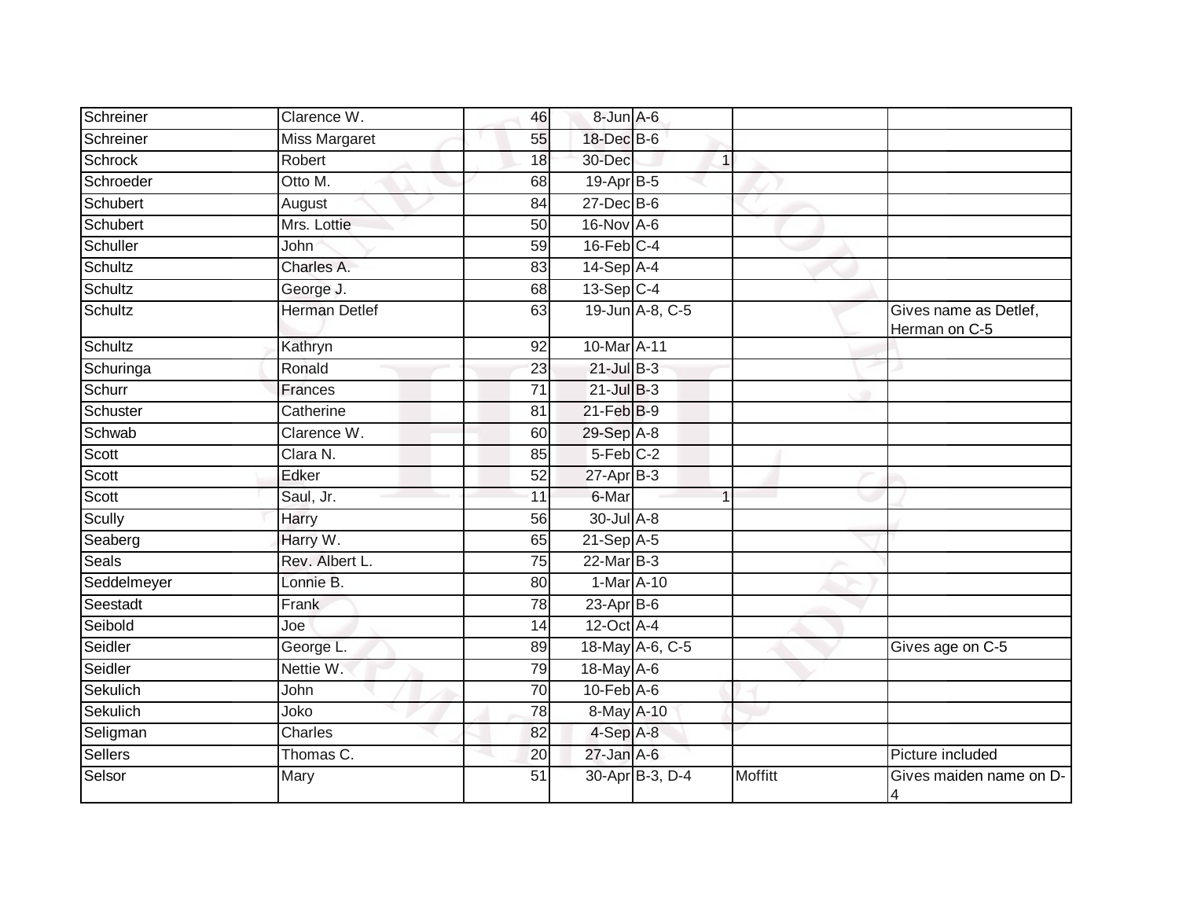| | | | | | | |
|---|---|---|---|---|---|---|
| Schreiner | Clarence W. | 46 | 8-Jun | A-6 | | |
| Schreiner | Miss Margaret | 55 | 18-Dec | B-6 | | |
| Schrock | Robert | 18 | 30-Dec | 1 | | |
| Schroeder | Otto M. | 68 | 19-Apr | B-5 | | |
| Schubert | August | 84 | 27-Dec | B-6 | | |
| Schubert | Mrs. Lottie | 50 | 16-Nov | A-6 | | |
| Schuller | John | 59 | 16-Feb | C-4 | | |
| Schultz | Charles A. | 83 | 14-Sep | A-4 | | |
| Schultz | George J. | 68 | 13-Sep | C-4 | | |
| Schultz | Herman Detlef | 63 | 19-Jun | A-8, C-5 | | Gives name as Detlef, Herman on C-5 |
| Schultz | Kathryn | 92 | 10-Mar | A-11 | | |
| Schuringa | Ronald | 23 | 21-Jul | B-3 | | |
| Schurr | Frances | 71 | 21-Jul | B-3 | | |
| Schuster | Catherine | 81 | 21-Feb | B-9 | | |
| Schwab | Clarence W. | 60 | 29-Sep | A-8 | | |
| Scott | Clara N. | 85 | 5-Feb | C-2 | | |
| Scott | Edker | 52 | 27-Apr | B-3 | | |
| Scott | Saul, Jr. | 11 | 6-Mar | 1 | | |
| Scully | Harry | 56 | 30-Jul | A-8 | | |
| Seaberg | Harry W. | 65 | 21-Sep | A-5 | | |
| Seals | Rev. Albert L. | 75 | 22-Mar | B-3 | | |
| Seddelmeyer | Lonnie B. | 80 | 1-Mar | A-10 | | |
| Seestadt | Frank | 78 | 23-Apr | B-6 | | |
| Seibold | Joe | 14 | 12-Oct | A-4 | | |
| Seidler | George L. | 89 | 18-May | A-6, C-5 | | Gives age on C-5 |
| Seidler | Nettie W. | 79 | 18-May | A-6 | | |
| Sekulich | John | 70 | 10-Feb | A-6 | | |
| Sekulich | Joko | 78 | 8-May | A-10 | | |
| Seligman | Charles | 82 | 4-Sep | A-8 | | |
| Sellers | Thomas C. | 20 | 27-Jan | A-6 | | Picture included |
| Selsor | Mary | 51 | 30-Apr | B-3, D-4 | Moffitt | Gives maiden name on D-4 |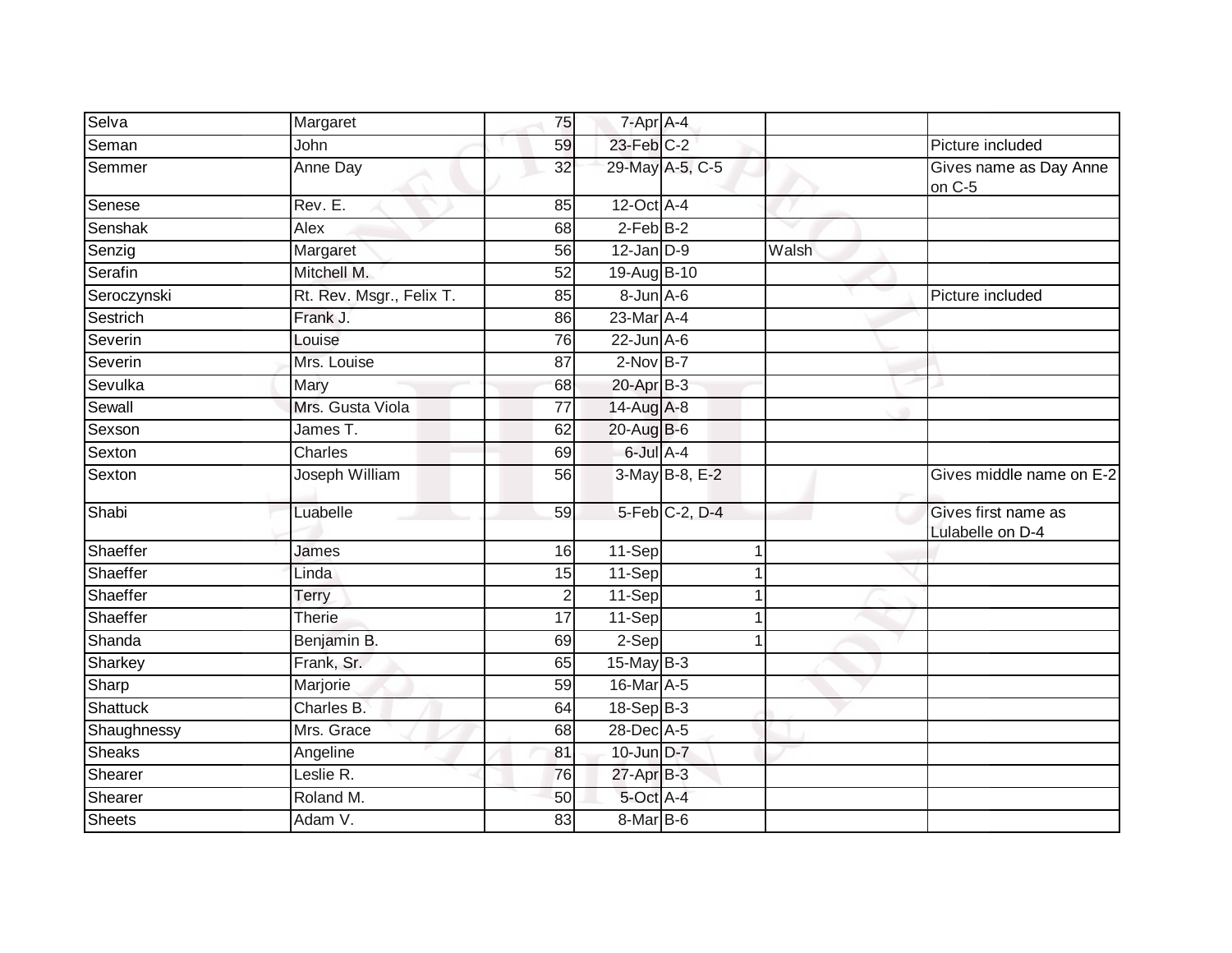| | | | | | | |
|---|---|---|---|---|---|---|
| Selva | Margaret | 75 | 7-Apr | A-4 | | |
| Seman | John | 59 | 23-Feb | C-2 | | Picture included |
| Semmer | Anne Day | 32 | 29-May | A-5, C-5 | | Gives name as Day Anne on C-5 |
| Senese | Rev. E. | 85 | 12-Oct | A-4 | | |
| Senshak | Alex | 68 | 2-Feb | B-2 | | |
| Senzig | Margaret | 56 | 12-Jan | D-9 | Walsh | |
| Serafin | Mitchell M. | 52 | 19-Aug | B-10 | | |
| Seroczynski | Rt. Rev. Msgr., Felix T. | 85 | 8-Jun | A-6 | | Picture included |
| Sestrich | Frank J. | 86 | 23-Mar | A-4 | | |
| Severin | Louise | 76 | 22-Jun | A-6 | | |
| Severin | Mrs. Louise | 87 | 2-Nov | B-7 | | |
| Sevulka | Mary | 68 | 20-Apr | B-3 | | |
| Sewall | Mrs. Gusta Viola | 77 | 14-Aug | A-8 | | |
| Sexson | James T. | 62 | 20-Aug | B-6 | | |
| Sexton | Charles | 69 | 6-Jul | A-4 | | |
| Sexton | Joseph William | 56 | 3-May | B-8, E-2 | | Gives middle name on E-2 |
| Shabi | Luabelle | 59 | 5-Feb | C-2, D-4 | | Gives first name as Lulabelle on D-4 |
| Shaeffer | James | 16 | 11-Sep | 1 | | |
| Shaeffer | Linda | 15 | 11-Sep | 1 | | |
| Shaeffer | Terry | 2 | 11-Sep | 1 | | |
| Shaeffer | Therie | 17 | 11-Sep | 1 | | |
| Shanda | Benjamin B. | 69 | 2-Sep | 1 | | |
| Sharkey | Frank, Sr. | 65 | 15-May | B-3 | | |
| Sharp | Marjorie | 59 | 16-Mar | A-5 | | |
| Shattuck | Charles B. | 64 | 18-Sep | B-3 | | |
| Shaughnessy | Mrs. Grace | 68 | 28-Dec | A-5 | | |
| Sheaks | Angeline | 81 | 10-Jun | D-7 | | |
| Shearer | Leslie R. | 76 | 27-Apr | B-3 | | |
| Shearer | Roland M. | 50 | 5-Oct | A-4 | | |
| Sheets | Adam V. | 83 | 8-Mar | B-6 | | |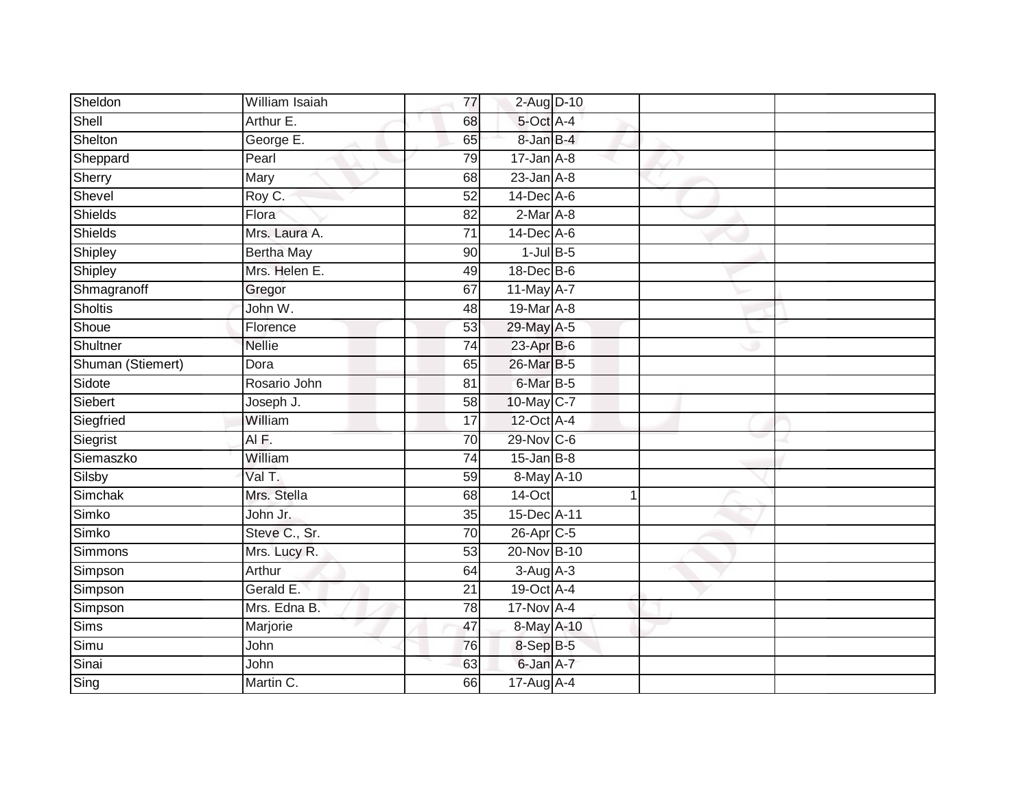| | | | | | | |
|---|---|---|---|---|---|---|
| Sheldon | William Isaiah | 77 | 2-Aug | D-10 | | |
| Shell | Arthur E. | 68 | 5-Oct | A-4 | | |
| Shelton | George E. | 65 | 8-Jan | B-4 | | |
| Sheppard | Pearl | 79 | 17-Jan | A-8 | | |
| Sherry | Mary | 68 | 23-Jan | A-8 | | |
| Shevel | Roy C. | 52 | 14-Dec | A-6 | | |
| Shields | Flora | 82 | 2-Mar | A-8 | | |
| Shields | Mrs. Laura A. | 71 | 14-Dec | A-6 | | |
| Shipley | Bertha May | 90 | 1-Jul | B-5 | | |
| Shipley | Mrs. Helen E. | 49 | 18-Dec | B-6 | | |
| Shmagranoff | Gregor | 67 | 11-May | A-7 | | |
| Sholtis | John W. | 48 | 19-Mar | A-8 | | |
| Shoue | Florence | 53 | 29-May | A-5 | | |
| Shultner | Nellie | 74 | 23-Apr | B-6 | | |
| Shuman (Stiemert) | Dora | 65 | 26-Mar | B-5 | | |
| Sidote | Rosario John | 81 | 6-Mar | B-5 | | |
| Siebert | Joseph J. | 58 | 10-May | C-7 | | |
| Siegfried | William | 17 | 12-Oct | A-4 | | |
| Siegrist | Al F. | 70 | 29-Nov | C-6 | | |
| Siemaszko | William | 74 | 15-Jan | B-8 | | |
| Silsby | Val T. | 59 | 8-May | A-10 | | |
| Simchak | Mrs. Stella | 68 | 14-Oct | 1 | | |
| Simko | John Jr. | 35 | 15-Dec | A-11 | | |
| Simko | Steve C., Sr. | 70 | 26-Apr | C-5 | | |
| Simmons | Mrs. Lucy R. | 53 | 20-Nov | B-10 | | |
| Simpson | Arthur | 64 | 3-Aug | A-3 | | |
| Simpson | Gerald E. | 21 | 19-Oct | A-4 | | |
| Simpson | Mrs. Edna B. | 78 | 17-Nov | A-4 | | |
| Sims | Marjorie | 47 | 8-May | A-10 | | |
| Simu | John | 76 | 8-Sep | B-5 | | |
| Sinai | John | 63 | 6-Jan | A-7 | | |
| Sing | Martin C. | 66 | 17-Aug | A-4 | | |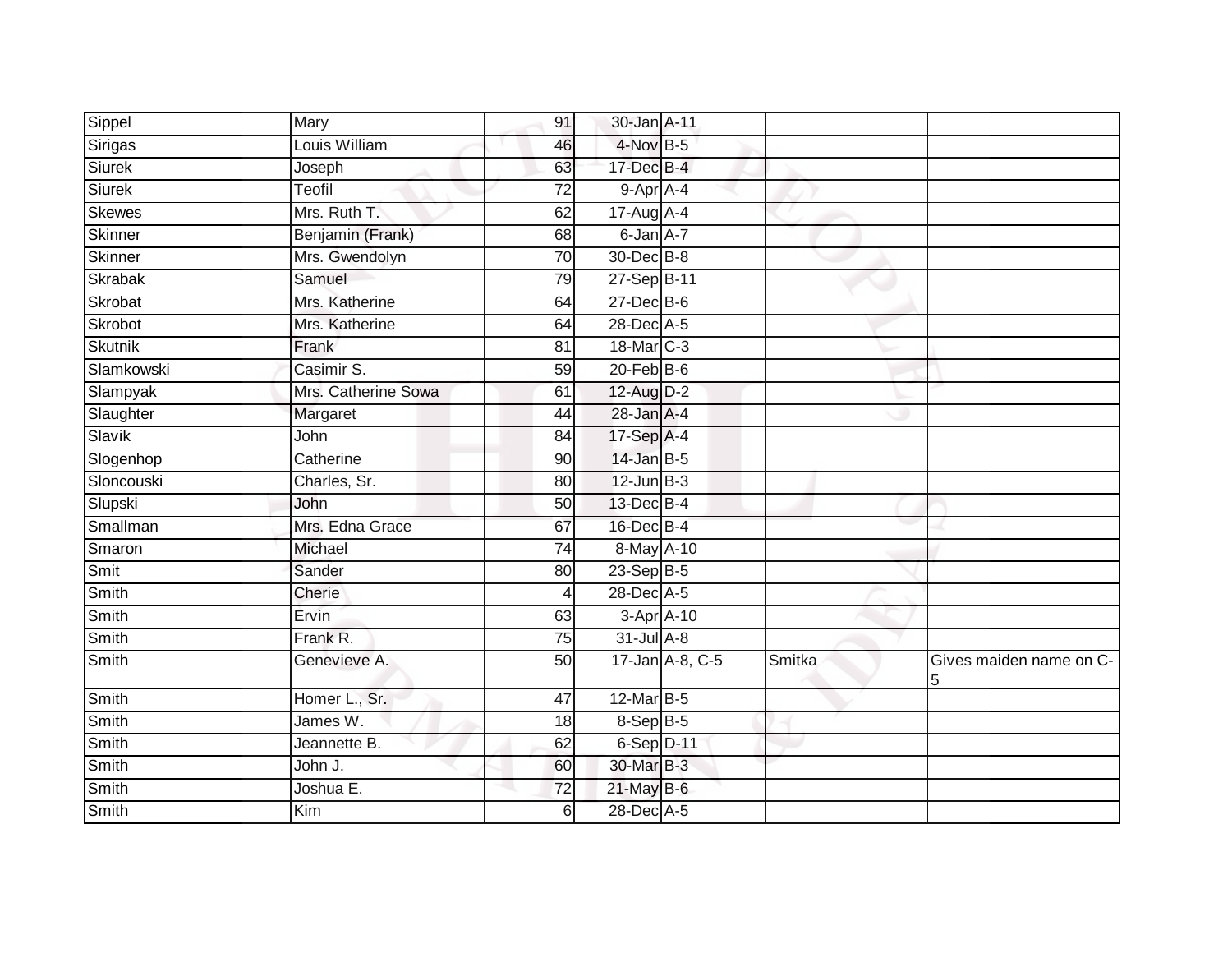| | | | | | | |
|---|---|---|---|---|---|---|
| Sippel | Mary | 91 | 30-Jan | A-11 | | |
| Sirigas | Louis William | 46 | 4-Nov | B-5 | | |
| Siurek | Joseph | 63 | 17-Dec | B-4 | | |
| Siurek | Teofil | 72 | 9-Apr | A-4 | | |
| Skewes | Mrs. Ruth T. | 62 | 17-Aug | A-4 | | |
| Skinner | Benjamin (Frank) | 68 | 6-Jan | A-7 | | |
| Skinner | Mrs. Gwendolyn | 70 | 30-Dec | B-8 | | |
| Skrabak | Samuel | 79 | 27-Sep | B-11 | | |
| Skrobat | Mrs. Katherine | 64 | 27-Dec | B-6 | | |
| Skrobot | Mrs. Katherine | 64 | 28-Dec | A-5 | | |
| Skutnik | Frank | 81 | 18-Mar | C-3 | | |
| Slamkowski | Casimir S. | 59 | 20-Feb | B-6 | | |
| Slampyak | Mrs. Catherine Sowa | 61 | 12-Aug | D-2 | | |
| Slaughter | Margaret | 44 | 28-Jan | A-4 | | |
| Slavik | John | 84 | 17-Sep | A-4 | | |
| Slogenhop | Catherine | 90 | 14-Jan | B-5 | | |
| Sloncouski | Charles, Sr. | 80 | 12-Jun | B-3 | | |
| Slupski | John | 50 | 13-Dec | B-4 | | |
| Smallman | Mrs. Edna Grace | 67 | 16-Dec | B-4 | | |
| Smaron | Michael | 74 | 8-May | A-10 | | |
| Smit | Sander | 80 | 23-Sep | B-5 | | |
| Smith | Cherie | 4 | 28-Dec | A-5 | | |
| Smith | Ervin | 63 | 3-Apr | A-10 | | |
| Smith | Frank R. | 75 | 31-Jul | A-8 | | |
| Smith | Genevieve A. | 50 | 17-Jan | A-8, C-5 | Smitka | Gives maiden name on C-5 |
| Smith | Homer L., Sr. | 47 | 12-Mar | B-5 | | |
| Smith | James W. | 18 | 8-Sep | B-5 | | |
| Smith | Jeannette B. | 62 | 6-Sep | D-11 | | |
| Smith | John J. | 60 | 30-Mar | B-3 | | |
| Smith | Joshua E. | 72 | 21-May | B-6 | | |
| Smith | Kim | 6 | 28-Dec | A-5 | | |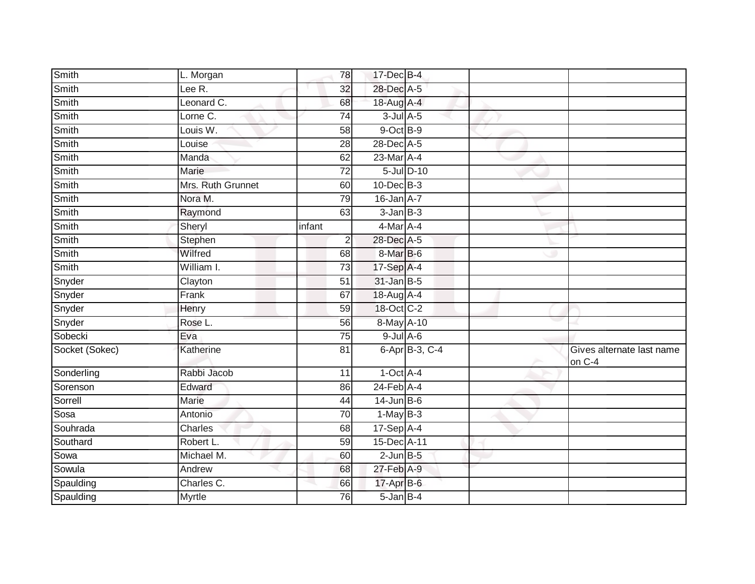| | | | | | | |
|---|---|---|---|---|---|---|
| Smith | L. Morgan | 78 | 17-Dec | B-4 | | |
| Smith | Lee R. | 32 | 28-Dec | A-5 | | |
| Smith | Leonard C. | 68 | 18-Aug | A-4 | | |
| Smith | Lorne C. | 74 | 3-Jul | A-5 | | |
| Smith | Louis W. | 58 | 9-Oct | B-9 | | |
| Smith | Louise | 28 | 28-Dec | A-5 | | |
| Smith | Manda | 62 | 23-Mar | A-4 | | |
| Smith | Marie | 72 | 5-Jul | D-10 | | |
| Smith | Mrs. Ruth Grunnet | 60 | 10-Dec | B-3 | | |
| Smith | Nora M. | 79 | 16-Jan | A-7 | | |
| Smith | Raymond | 63 | 3-Jan | B-3 | | |
| Smith | Sheryl | infant | 4-Mar | A-4 | | |
| Smith | Stephen | 2 | 28-Dec | A-5 | | |
| Smith | Wilfred | 68 | 8-Mar | B-6 | | |
| Smith | William I. | 73 | 17-Sep | A-4 | | |
| Snyder | Clayton | 51 | 31-Jan | B-5 | | |
| Snyder | Frank | 67 | 18-Aug | A-4 | | |
| Snyder | Henry | 59 | 18-Oct | C-2 | | |
| Snyder | Rose L. | 56 | 8-May | A-10 | | |
| Sobecki | Eva | 75 | 9-Jul | A-6 | | |
| Socket (Sokec) | Katherine | 81 | 6-Apr | B-3, C-4 | | Gives alternate last name on C-4 |
| Sonderling | Rabbi Jacob | 11 | 1-Oct | A-4 | | |
| Sorenson | Edward | 86 | 24-Feb | A-4 | | |
| Sorrell | Marie | 44 | 14-Jun | B-6 | | |
| Sosa | Antonio | 70 | 1-May | B-3 | | |
| Souhrada | Charles | 68 | 17-Sep | A-4 | | |
| Southard | Robert L. | 59 | 15-Dec | A-11 | | |
| Sowa | Michael M. | 60 | 2-Jun | B-5 | | |
| Sowula | Andrew | 68 | 27-Feb | A-9 | | |
| Spaulding | Charles C. | 66 | 17-Apr | B-6 | | |
| Spaulding | Myrtle | 76 | 5-Jan | B-4 | | |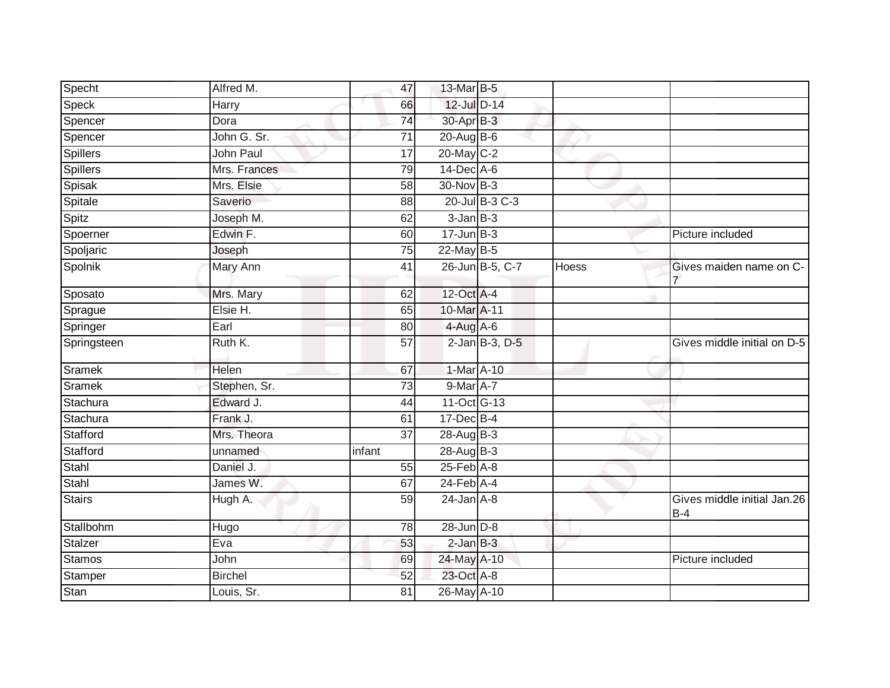| | | | | | | |
|---|---|---|---|---|---|---|
| Specht | Alfred M. | 47 | 13-Mar | B-5 | | |
| Speck | Harry | 66 | 12-Jul | D-14 | | |
| Spencer | Dora | 74 | 30-Apr | B-3 | | |
| Spencer | John G. Sr. | 71 | 20-Aug | B-6 | | |
| Spillers | John Paul | 17 | 20-May | C-2 | | |
| Spillers | Mrs. Frances | 79 | 14-Dec | A-6 | | |
| Spisak | Mrs. Elsie | 58 | 30-Nov | B-3 | | |
| Spitale | Saverio | 88 | 20-Jul | B-3 C-3 | | |
| Spitz | Joseph M. | 62 | 3-Jan | B-3 | | |
| Spoerner | Edwin F. | 60 | 17-Jun | B-3 | | Picture included |
| Spoljaric | Joseph | 75 | 22-May | B-5 | | |
| Spolnik | Mary Ann | 41 | 26-Jun | B-5, C-7 | Hoess | Gives maiden name on C-7 |
| Sposato | Mrs. Mary | 62 | 12-Oct | A-4 | | |
| Sprague | Elsie H. | 65 | 10-Mar | A-11 | | |
| Springer | Earl | 80 | 4-Aug | A-6 | | |
| Springsteen | Ruth K. | 57 | 2-Jan | B-3, D-5 | | Gives middle initial on D-5 |
| Sramek | Helen | 67 | 1-Mar | A-10 | | |
| Sramek | Stephen, Sr. | 73 | 9-Mar | A-7 | | |
| Stachura | Edward J. | 44 | 11-Oct | G-13 | | |
| Stachura | Frank J. | 61 | 17-Dec | B-4 | | |
| Stafford | Mrs. Theora | 37 | 28-Aug | B-3 | | |
| Stafford | unnamed | infant | 28-Aug | B-3 | | |
| Stahl | Daniel J. | 55 | 25-Feb | A-8 | | |
| Stahl | James W. | 67 | 24-Feb | A-4 | | |
| Stairs | Hugh A. | 59 | 24-Jan | A-8 | | Gives middle initial Jan.26 B-4 |
| Stallbohm | Hugo | 78 | 28-Jun | D-8 | | |
| Stalzer | Eva | 53 | 2-Jan | B-3 | | |
| Stamos | John | 69 | 24-May | A-10 | | Picture included |
| Stamper | Birchel | 52 | 23-Oct | A-8 | | |
| Stan | Louis, Sr. | 81 | 26-May | A-10 | | |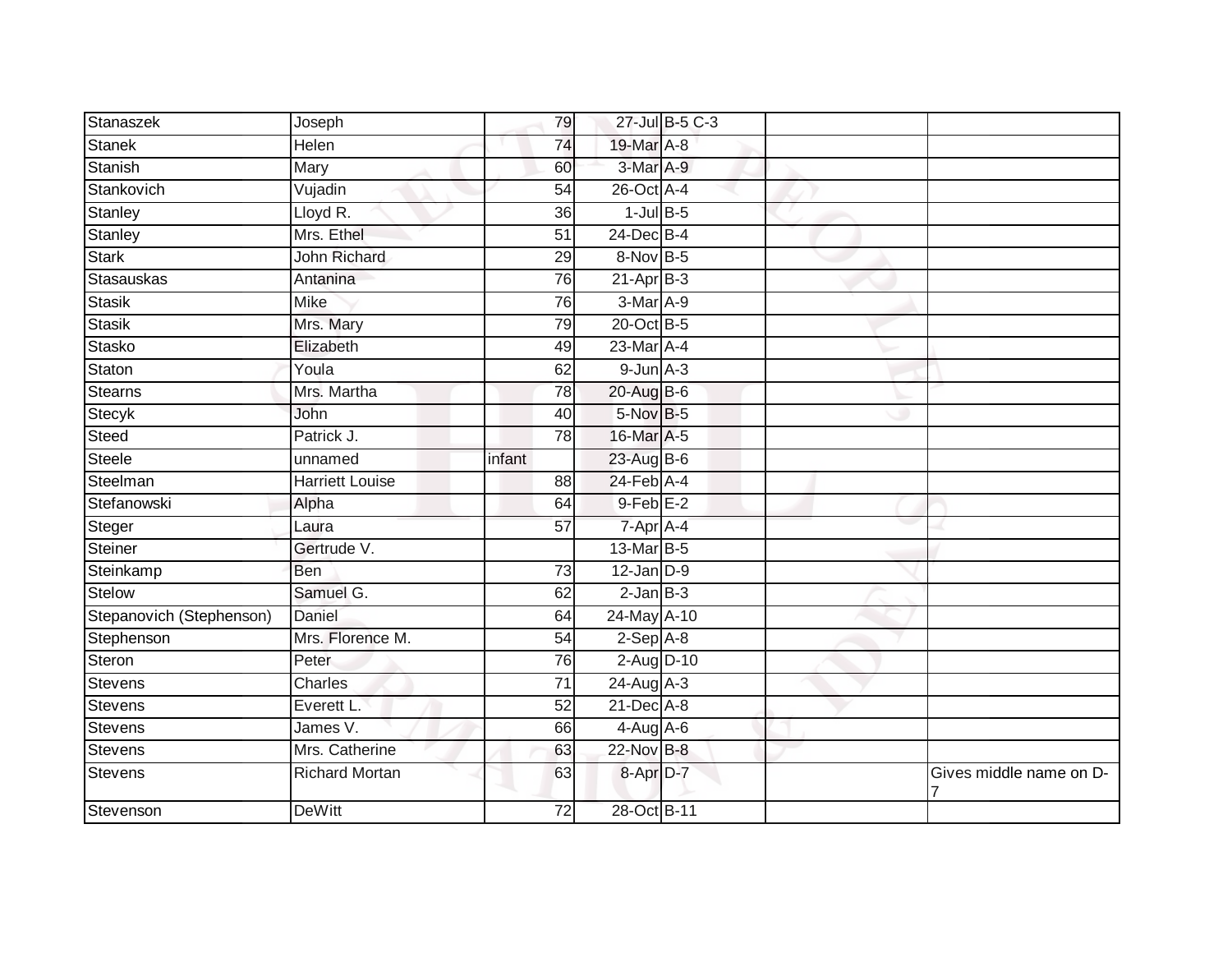| | | | | | | |
|---|---|---|---|---|---|---|
| Stanaszek | Joseph | 79 | 27-Jul | B-5 C-3 | | |
| Stanek | Helen | 74 | 19-Mar | A-8 | | |
| Stanish | Mary | 60 | 3-Mar | A-9 | | |
| Stankovich | Vujadin | 54 | 26-Oct | A-4 | | |
| Stanley | Lloyd R. | 36 | 1-Jul | B-5 | | |
| Stanley | Mrs. Ethel | 51 | 24-Dec | B-4 | | |
| Stark | John Richard | 29 | 8-Nov | B-5 | | |
| Stasauskas | Antanina | 76 | 21-Apr | B-3 | | |
| Stasik | Mike | 76 | 3-Mar | A-9 | | |
| Stasik | Mrs. Mary | 79 | 20-Oct | B-5 | | |
| Stasko | Elizabeth | 49 | 23-Mar | A-4 | | |
| Staton | Youla | 62 | 9-Jun | A-3 | | |
| Stearns | Mrs. Martha | 78 | 20-Aug | B-6 | | |
| Stecyk | John | 40 | 5-Nov | B-5 | | |
| Steed | Patrick J. | 78 | 16-Mar | A-5 | | |
| Steele | unnamed | infant | 23-Aug | B-6 | | |
| Steelman | Harriett Louise | 88 | 24-Feb | A-4 | | |
| Stefanowski | Alpha | 64 | 9-Feb | E-2 | | |
| Steger | Laura | 57 | 7-Apr | A-4 | | |
| Steiner | Gertrude V. | | 13-Mar | B-5 | | |
| Steinkamp | Ben | 73 | 12-Jan | D-9 | | |
| Stelow | Samuel G. | 62 | 2-Jan | B-3 | | |
| Stepanovich (Stephenson) | Daniel | 64 | 24-May | A-10 | | |
| Stephenson | Mrs. Florence M. | 54 | 2-Sep | A-8 | | |
| Steron | Peter | 76 | 2-Aug | D-10 | | |
| Stevens | Charles | 71 | 24-Aug | A-3 | | |
| Stevens | Everett L. | 52 | 21-Dec | A-8 | | |
| Stevens | James V. | 66 | 4-Aug | A-6 | | |
| Stevens | Mrs. Catherine | 63 | 22-Nov | B-8 | | |
| Stevens | Richard Mortan | 63 | 8-Apr | D-7 | | Gives middle name on D-7 |
| Stevenson | DeWitt | 72 | 28-Oct | B-11 | | |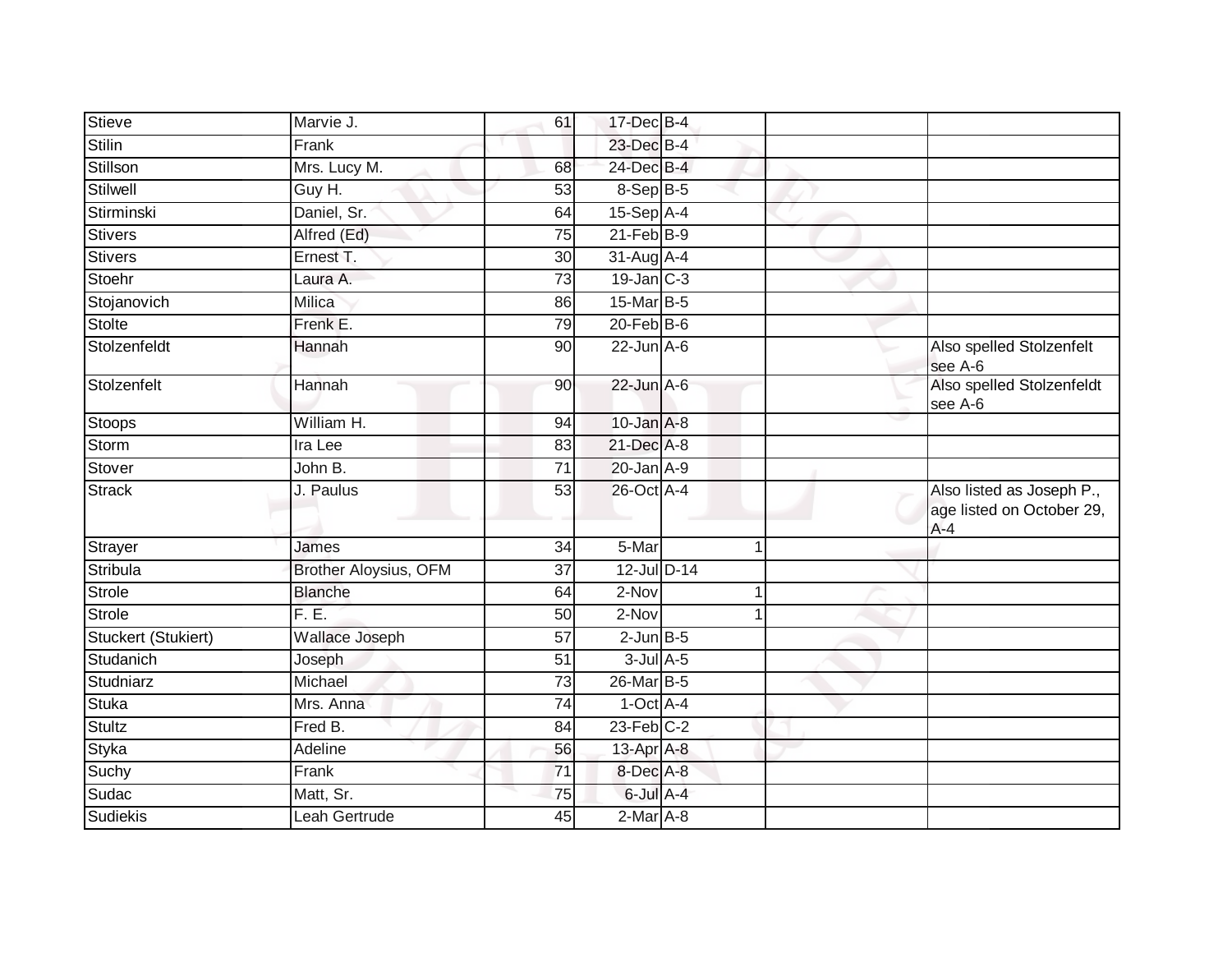| | | | | | | |
|---|---|---|---|---|---|---|
| Stieve | Marvie J. | 61 | 17-Dec | B-4 | | |
| Stilin | Frank | | 23-Dec | B-4 | | |
| Stillson | Mrs. Lucy M. | 68 | 24-Dec | B-4 | | |
| Stilwell | Guy H. | 53 | 8-Sep | B-5 | | |
| Stirminski | Daniel, Sr. | 64 | 15-Sep | A-4 | | |
| Stivers | Alfred (Ed) | 75 | 21-Feb | B-9 | | |
| Stivers | Ernest T. | 30 | 31-Aug | A-4 | | |
| Stoehr | Laura A. | 73 | 19-Jan | C-3 | | |
| Stojanovich | Milica | 86 | 15-Mar | B-5 | | |
| Stolte | Frenk E. | 79 | 20-Feb | B-6 | | |
| Stolzenfeldt | Hannah | 90 | 22-Jun | A-6 | | Also spelled Stolzenfelt see A-6 |
| Stolzenfelt | Hannah | 90 | 22-Jun | A-6 | | Also spelled Stolzenfeldt see A-6 |
| Stoops | William H. | 94 | 10-Jan | A-8 | | |
| Storm | Ira Lee | 83 | 21-Dec | A-8 | | |
| Stover | John B. | 71 | 20-Jan | A-9 | | |
| Strack | J. Paulus | 53 | 26-Oct | A-4 | | Also listed as Joseph P., age listed on October 29, A-4 |
| Strayer | James | 34 | 5-Mar | 1 | | |
| Stribula | Brother Aloysius, OFM | 37 | 12-Jul | D-14 | | |
| Strole | Blanche | 64 | 2-Nov | 1 | | |
| Strole | F. E. | 50 | 2-Nov | 1 | | |
| Stuckert (Stukiert) | Wallace Joseph | 57 | 2-Jun | B-5 | | |
| Studanich | Joseph | 51 | 3-Jul | A-5 | | |
| Studniarz | Michael | 73 | 26-Mar | B-5 | | |
| Stuka | Mrs. Anna | 74 | 1-Oct | A-4 | | |
| Stultz | Fred B. | 84 | 23-Feb | C-2 | | |
| Styka | Adeline | 56 | 13-Apr | A-8 | | |
| Suchy | Frank | 71 | 8-Dec | A-8 | | |
| Sudac | Matt, Sr. | 75 | 6-Jul | A-4 | | |
| Sudiekis | Leah Gertrude | 45 | 2-Mar | A-8 | | |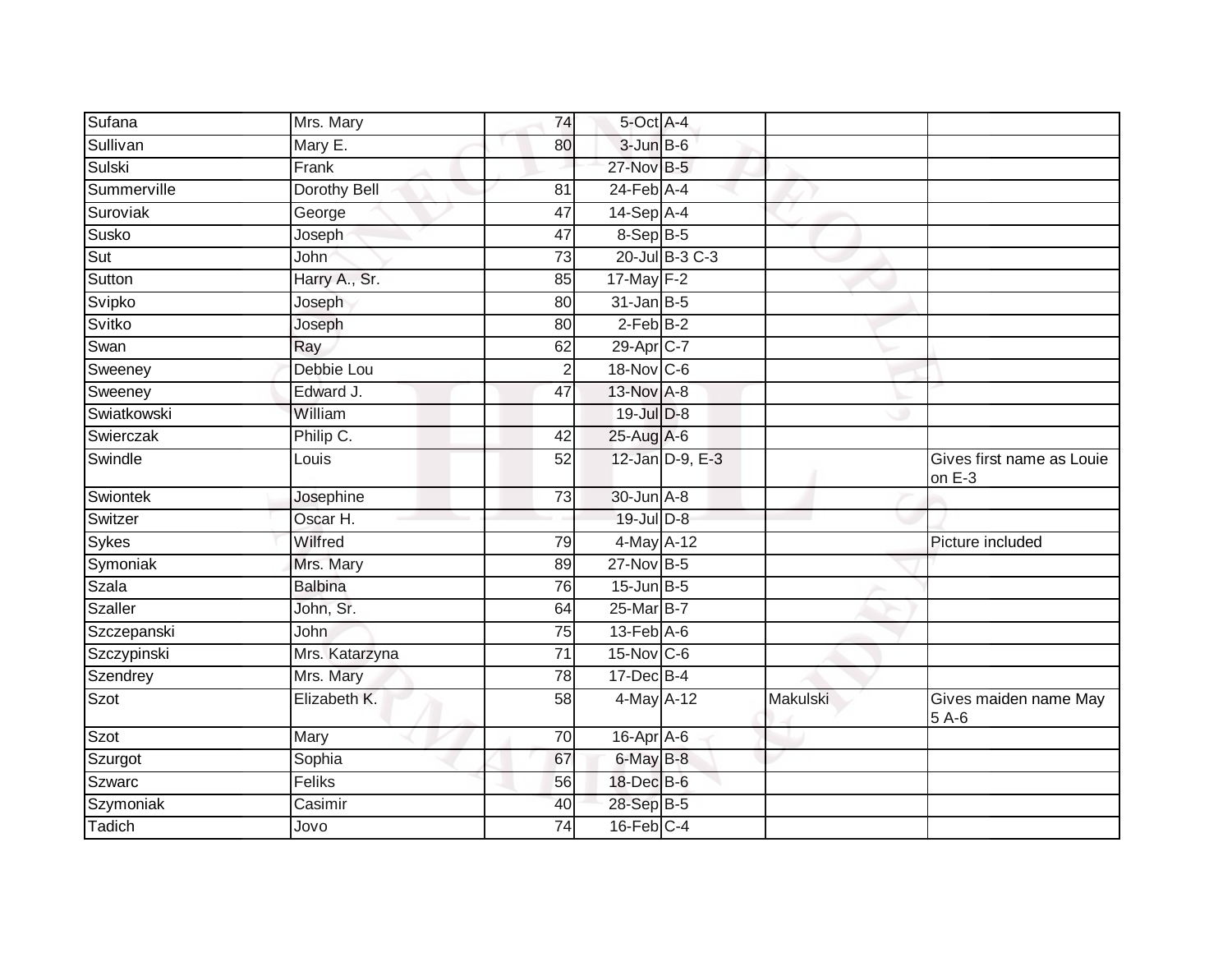| | | | | | | |
|---|---|---|---|---|---|---|
| Sufana | Mrs. Mary | 74 | 5-Oct | A-4 | | |
| Sullivan | Mary E. | 80 | 3-Jun | B-6 | | |
| Sulski | Frank | | 27-Nov | B-5 | | |
| Summerville | Dorothy Bell | 81 | 24-Feb | A-4 | | |
| Suroviak | George | 47 | 14-Sep | A-4 | | |
| Susko | Joseph | 47 | 8-Sep | B-5 | | |
| Sut | John | 73 | 20-Jul | B-3 C-3 | | |
| Sutton | Harry A., Sr. | 85 | 17-May | F-2 | | |
| Svipko | Joseph | 80 | 31-Jan | B-5 | | |
| Svitko | Joseph | 80 | 2-Feb | B-2 | | |
| Swan | Ray | 62 | 29-Apr | C-7 | | |
| Sweeney | Debbie Lou | 2 | 18-Nov | C-6 | | |
| Sweeney | Edward J. | 47 | 13-Nov | A-8 | | |
| Swiatkowski | William | | 19-Jul | D-8 | | |
| Swierczak | Philip C. | 42 | 25-Aug | A-6 | | |
| Swindle | Louis | 52 | 12-Jan | D-9, E-3 | | Gives first name as Louie on E-3 |
| Swiontek | Josephine | 73 | 30-Jun | A-8 | | |
| Switzer | Oscar H. | | 19-Jul | D-8 | | |
| Sykes | Wilfred | 79 | 4-May | A-12 | | Picture included |
| Symoniak | Mrs. Mary | 89 | 27-Nov | B-5 | | |
| Szala | Balbina | 76 | 15-Jun | B-5 | | |
| Szaller | John, Sr. | 64 | 25-Mar | B-7 | | |
| Szczepanski | John | 75 | 13-Feb | A-6 | | |
| Szczypinski | Mrs. Katarzyna | 71 | 15-Nov | C-6 | | |
| Szendrey | Mrs. Mary | 78 | 17-Dec | B-4 | | |
| Szot | Elizabeth K. | 58 | 4-May | A-12 | Makulski | Gives maiden name May 5 A-6 |
| Szot | Mary | 70 | 16-Apr | A-6 | | |
| Szurgot | Sophia | 67 | 6-May | B-8 | | |
| Szwarc | Feliks | 56 | 18-Dec | B-6 | | |
| Szymoniak | Casimir | 40 | 28-Sep | B-5 | | |
| Tadich | Jovo | 74 | 16-Feb | C-4 | | |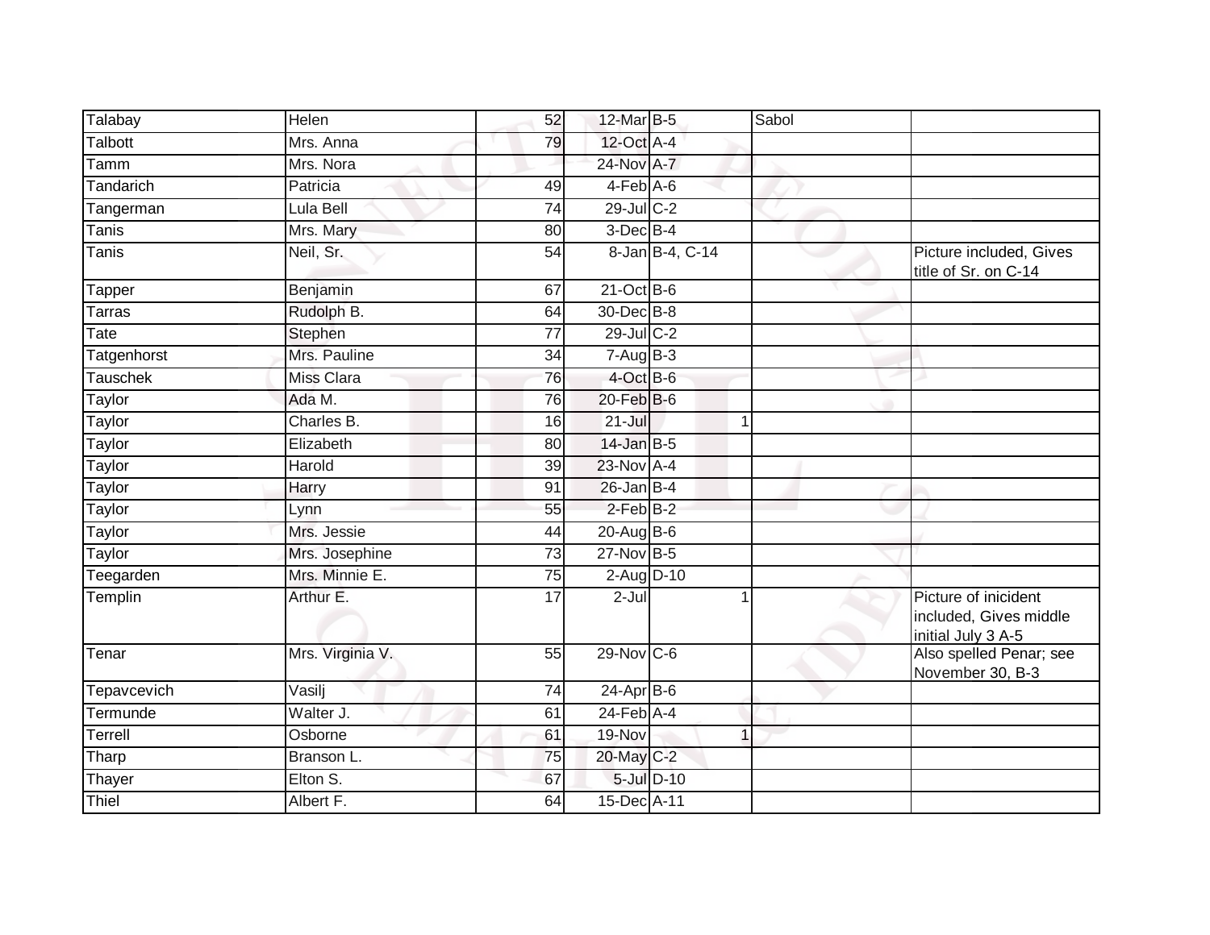| Talabay | Helen | 52 | 12-Mar | B-5 | | Sabol | |
|---|---|---|---|---|---|---|---|
| Talbott | Mrs. Anna | 79 | 12-Oct | A-4 | | | |
| Tamm | Mrs. Nora | | 24-Nov | A-7 | | | |
| Tandarich | Patricia | 49 | 4-Feb | A-6 | | | |
| Tangerman | Lula Bell | 74 | 29-Jul | C-2 | | | |
| Tanis | Mrs. Mary | 80 | 3-Dec | B-4 | | | |
| Tanis | Neil, Sr. | 54 | 8-Jan | B-4, C-14 | | | Picture included, Gives title of Sr. on C-14 |
| Tapper | Benjamin | 67 | 21-Oct | B-6 | | | |
| Tarras | Rudolph B. | 64 | 30-Dec | B-8 | | | |
| Tate | Stephen | 77 | 29-Jul | C-2 | | | |
| Tatgenhorst | Mrs. Pauline | 34 | 7-Aug | B-3 | | | |
| Tauschek | Miss Clara | 76 | 4-Oct | B-6 | | | |
| Taylor | Ada M. | 76 | 20-Feb | B-6 | | | |
| Taylor | Charles B. | 16 | 21-Jul | | 1 | | |
| Taylor | Elizabeth | 80 | 14-Jan | B-5 | | | |
| Taylor | Harold | 39 | 23-Nov | A-4 | | | |
| Taylor | Harry | 91 | 26-Jan | B-4 | | | |
| Taylor | Lynn | 55 | 2-Feb | B-2 | | | |
| Taylor | Mrs. Jessie | 44 | 20-Aug | B-6 | | | |
| Taylor | Mrs. Josephine | 73 | 27-Nov | B-5 | | | |
| Teegarden | Mrs. Minnie E. | 75 | 2-Aug | D-10 | | | |
| Templin | Arthur E. | 17 | 2-Jul | | 1 | | Picture of inicident included, Gives middle initial July 3 A-5 |
| Tenar | Mrs. Virginia V. | 55 | 29-Nov | C-6 | | | Also spelled Penar; see November 30, B-3 |
| Tepavcevich | Vasilj | 74 | 24-Apr | B-6 | | | |
| Termunde | Walter J. | 61 | 24-Feb | A-4 | | | |
| Terrell | Osborne | 61 | 19-Nov | | 1 | | |
| Tharp | Branson L. | 75 | 20-May | C-2 | | | |
| Thayer | Elton S. | 67 | 5-Jul | D-10 | | | |
| Thiel | Albert F. | 64 | 15-Dec | A-11 | | | |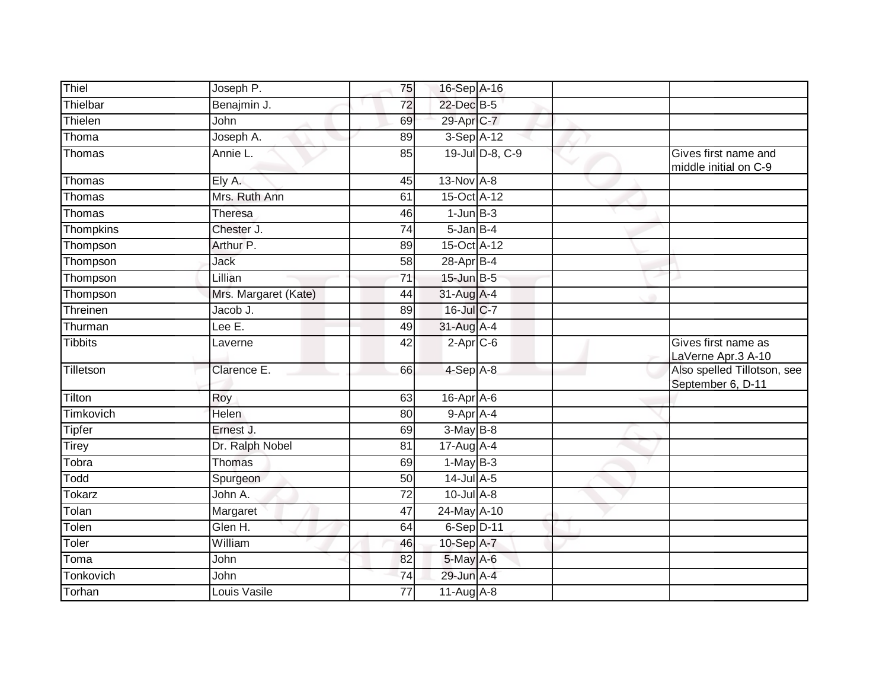| Thiel | Joseph P. | 75 | 16-Sep | A-16 | | |
|---|---|---|---|---|---|---|
| Thielbar | Benajmin J. | 72 | 22-Dec | B-5 | | |
| Thielen | John | 69 | 29-Apr | C-7 | | |
| Thoma | Joseph A. | 89 | 3-Sep | A-12 | | |
| Thomas | Annie L. | 85 | 19-Jul | D-8, C-9 | | Gives first name and middle initial on C-9 |
| Thomas | Ely A. | 45 | 13-Nov | A-8 | | |
| Thomas | Mrs. Ruth Ann | 61 | 15-Oct | A-12 | | |
| Thomas | Theresa | 46 | 1-Jun | B-3 | | |
| Thompkins | Chester J. | 74 | 5-Jan | B-4 | | |
| Thompson | Arthur P. | 89 | 15-Oct | A-12 | | |
| Thompson | Jack | 58 | 28-Apr | B-4 | | |
| Thompson | Lillian | 71 | 15-Jun | B-5 | | |
| Thompson | Mrs. Margaret (Kate) | 44 | 31-Aug | A-4 | | |
| Threinen | Jacob J. | 89 | 16-Jul | C-7 | | |
| Thurman | Lee E. | 49 | 31-Aug | A-4 | | |
| Tibbits | Laverne | 42 | 2-Apr | C-6 | | Gives first name as LaVerne Apr.3 A-10 |
| Tilletson | Clarence E. | 66 | 4-Sep | A-8 | | Also spelled Tillotson, see September 6, D-11 |
| Tilton | Roy | 63 | 16-Apr | A-6 | | |
| Timkovich | Helen | 80 | 9-Apr | A-4 | | |
| Tipfer | Ernest J. | 69 | 3-May | B-8 | | |
| Tirey | Dr. Ralph Nobel | 81 | 17-Aug | A-4 | | |
| Tobra | Thomas | 69 | 1-May | B-3 | | |
| Todd | Spurgeon | 50 | 14-Jul | A-5 | | |
| Tokarz | John A. | 72 | 10-Jul | A-8 | | |
| Tolan | Margaret | 47 | 24-May | A-10 | | |
| Tolen | Glen H. | 64 | 6-Sep | D-11 | | |
| Toler | William | 46 | 10-Sep | A-7 | | |
| Toma | John | 82 | 5-May | A-6 | | |
| Tonkovich | John | 74 | 29-Jun | A-4 | | |
| Torhan | Louis Vasile | 77 | 11-Aug | A-8 | | |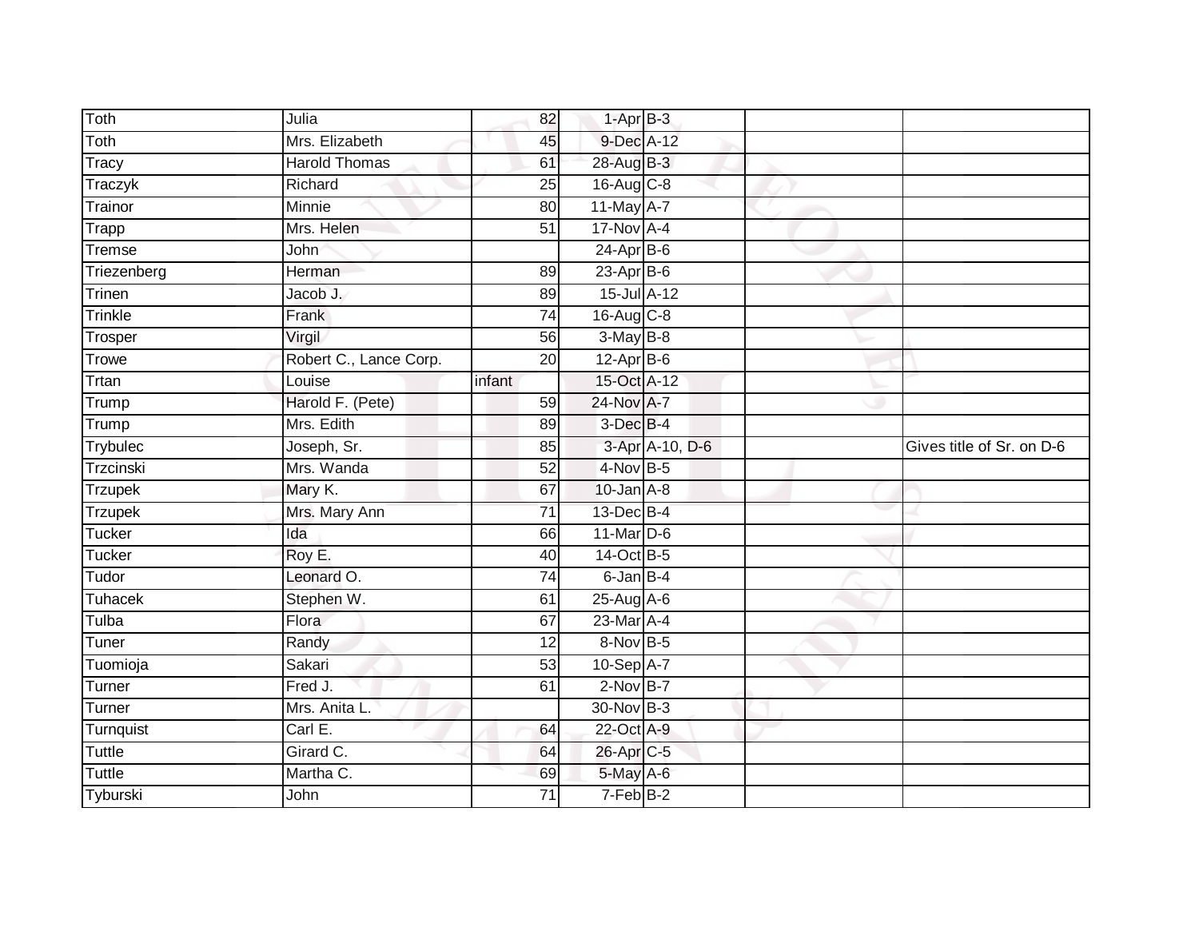| Toth | Julia | 82 | 1-Apr | B-3 | | |
|---|---|---|---|---|---|---|
| Toth | Mrs. Elizabeth | 45 | 9-Dec | A-12 | | |
| Tracy | Harold Thomas | 61 | 28-Aug | B-3 | | |
| Traczyk | Richard | 25 | 16-Aug | C-8 | | |
| Trainor | Minnie | 80 | 11-May | A-7 | | |
| Trapp | Mrs. Helen | 51 | 17-Nov | A-4 | | |
| Tremse | John | | 24-Apr | B-6 | | |
| Triezenberg | Herman | 89 | 23-Apr | B-6 | | |
| Trinen | Jacob J. | 89 | 15-Jul | A-12 | | |
| Trinkle | Frank | 74 | 16-Aug | C-8 | | |
| Trosper | Virgil | 56 | 3-May | B-8 | | |
| Trowe | Robert C., Lance Corp. | 20 | 12-Apr | B-6 | | |
| Trtan | Louise | infant | 15-Oct | A-12 | | |
| Trump | Harold F. (Pete) | 59 | 24-Nov | A-7 | | |
| Trump | Mrs. Edith | 89 | 3-Dec | B-4 | | |
| Trybulec | Joseph, Sr. | 85 | 3-Apr | A-10, D-6 | | Gives title of Sr. on D-6 |
| Trzcinski | Mrs. Wanda | 52 | 4-Nov | B-5 | | |
| Trzupek | Mary K. | 67 | 10-Jan | A-8 | | |
| Trzupek | Mrs. Mary Ann | 71 | 13-Dec | B-4 | | |
| Tucker | Ida | 66 | 11-Mar | D-6 | | |
| Tucker | Roy E. | 40 | 14-Oct | B-5 | | |
| Tudor | Leonard O. | 74 | 6-Jan | B-4 | | |
| Tuhacek | Stephen W. | 61 | 25-Aug | A-6 | | |
| Tulba | Flora | 67 | 23-Mar | A-4 | | |
| Tuner | Randy | 12 | 8-Nov | B-5 | | |
| Tuomioja | Sakari | 53 | 10-Sep | A-7 | | |
| Turner | Fred J. | 61 | 2-Nov | B-7 | | |
| Turner | Mrs. Anita L. | | 30-Nov | B-3 | | |
| Turnquist | Carl E. | 64 | 22-Oct | A-9 | | |
| Tuttle | Girard C. | 64 | 26-Apr | C-5 | | |
| Tuttle | Martha C. | 69 | 5-May | A-6 | | |
| Tyburski | John | 71 | 7-Feb | B-2 | | |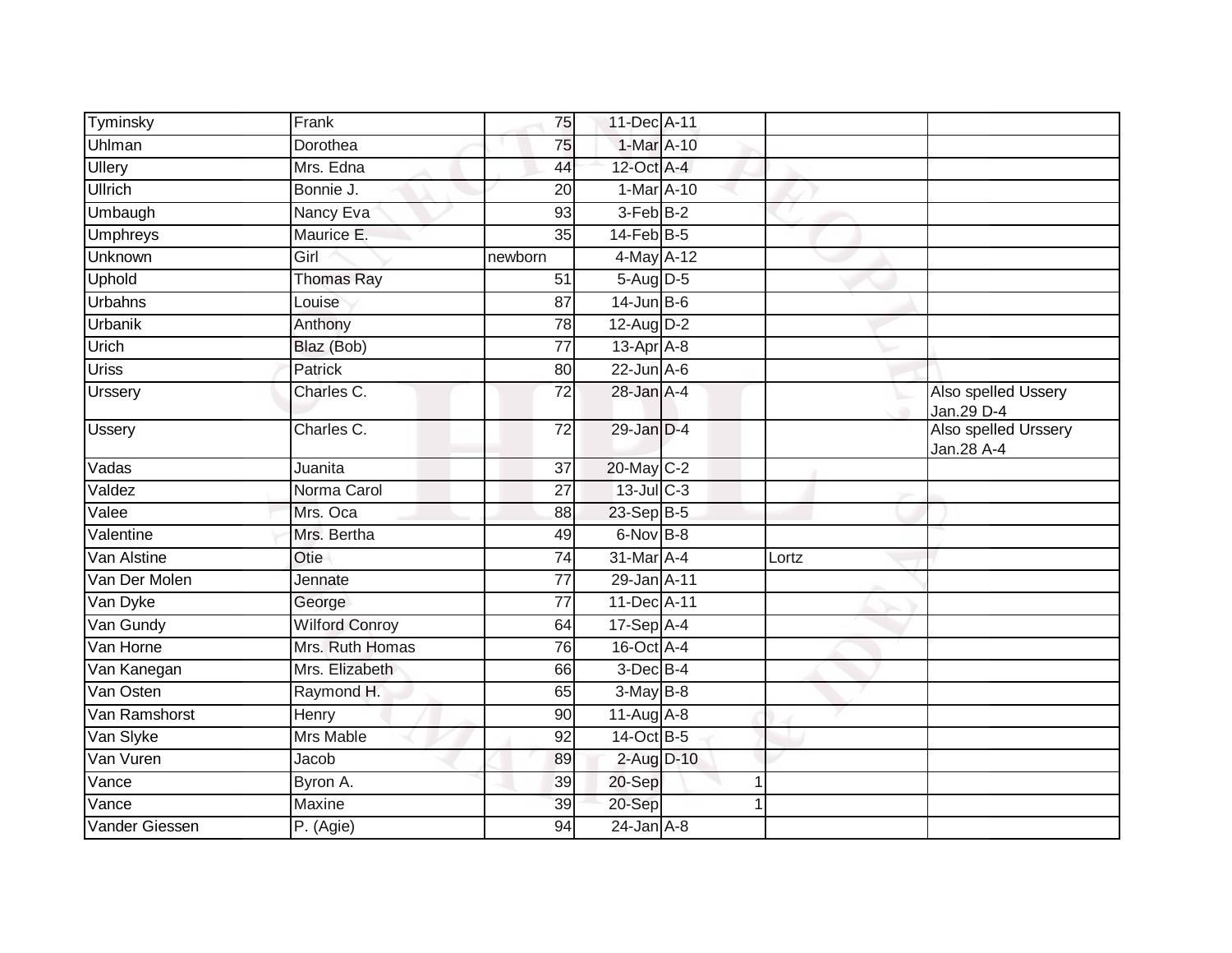| | | | | | | |
|---|---|---|---|---|---|---|
| Tyminsky | Frank | 75 | 11-Dec | A-11 | | |
| Uhlman | Dorothea | 75 | 1-Mar | A-10 | | |
| Ullery | Mrs. Edna | 44 | 12-Oct | A-4 | | |
| Ullrich | Bonnie J. | 20 | 1-Mar | A-10 | | |
| Umbaugh | Nancy Eva | 93 | 3-Feb | B-2 | | |
| Umphreys | Maurice E. | 35 | 14-Feb | B-5 | | |
| Unknown | Girl | newborn | 4-May | A-12 | | |
| Uphold | Thomas Ray | 51 | 5-Aug | D-5 | | |
| Urbahns | Louise | 87 | 14-Jun | B-6 | | |
| Urbanik | Anthony | 78 | 12-Aug | D-2 | | |
| Urich | Blaz (Bob) | 77 | 13-Apr | A-8 | | |
| Uriss | Patrick | 80 | 22-Jun | A-6 | | |
| Urssery | Charles C. | 72 | 28-Jan | A-4 | | Also spelled Ussery Jan.29 D-4 |
| Ussery | Charles C. | 72 | 29-Jan | D-4 | | Also spelled Urssery Jan.28 A-4 |
| Vadas | Juanita | 37 | 20-May | C-2 | | |
| Valdez | Norma Carol | 27 | 13-Jul | C-3 | | |
| Valee | Mrs. Oca | 88 | 23-Sep | B-5 | | |
| Valentine | Mrs. Bertha | 49 | 6-Nov | B-8 | | |
| Van Alstine | Otie | 74 | 31-Mar | A-4 | Lortz | |
| Van Der Molen | Jennate | 77 | 29-Jan | A-11 | | |
| Van Dyke | George | 77 | 11-Dec | A-11 | | |
| Van Gundy | Wilford Conroy | 64 | 17-Sep | A-4 | | |
| Van Horne | Mrs. Ruth Homas | 76 | 16-Oct | A-4 | | |
| Van Kanegan | Mrs. Elizabeth | 66 | 3-Dec | B-4 | | |
| Van Osten | Raymond H. | 65 | 3-May | B-8 | | |
| Van Ramshorst | Henry | 90 | 11-Aug | A-8 | | |
| Van Slyke | Mrs Mable | 92 | 14-Oct | B-5 | | |
| Van Vuren | Jacob | 89 | 2-Aug | D-10 | | |
| Vance | Byron A. | 39 | 20-Sep | 1 | | |
| Vance | Maxine | 39 | 20-Sep | 1 | | |
| Vander Giessen | P. (Agie) | 94 | 24-Jan | A-8 | | |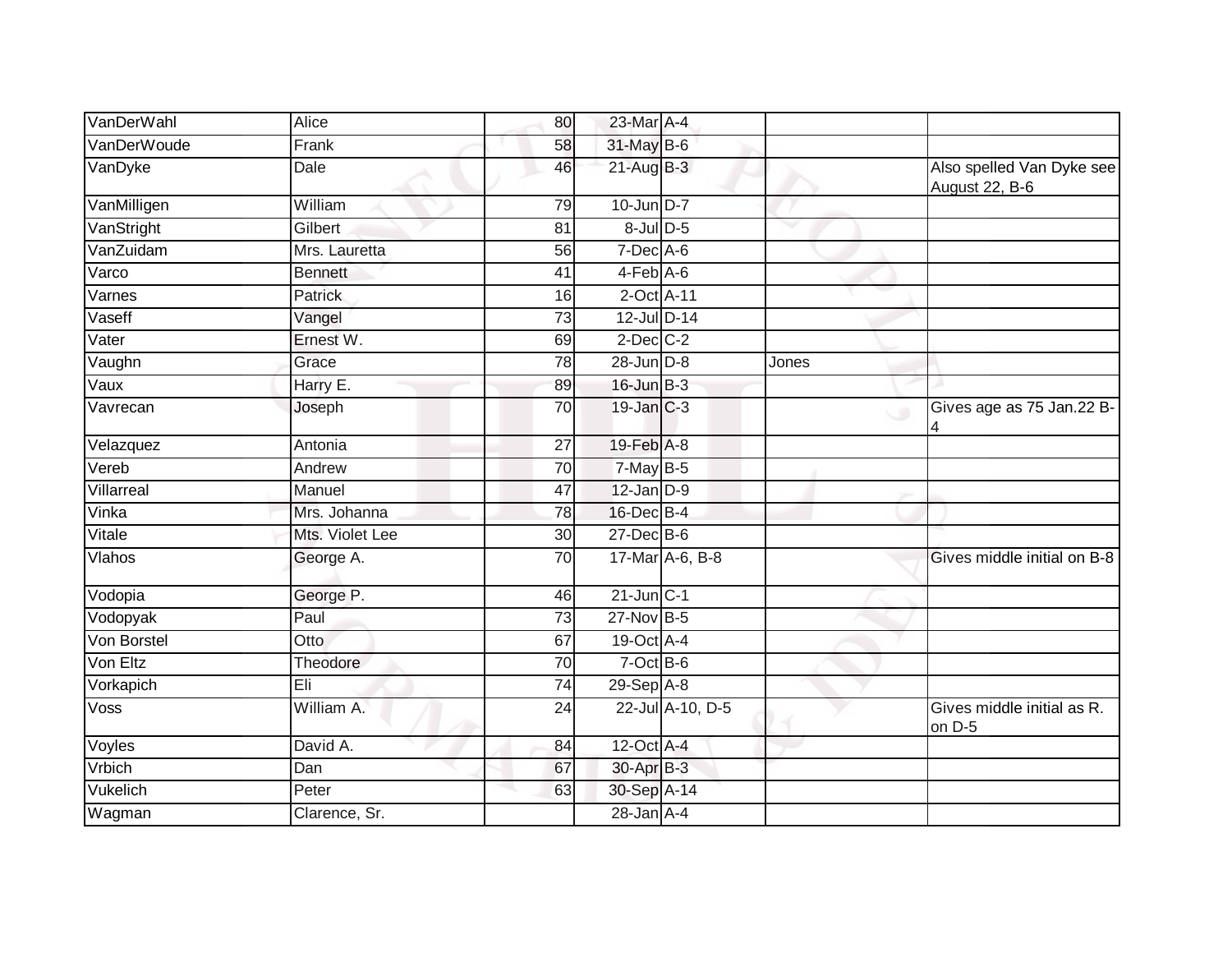| | | | | | | |
|---|---|---|---|---|---|---|
| VanDerWahl | Alice | 80 | 23-Mar | A-4 | | |
| VanDerWoude | Frank | 58 | 31-May | B-6 | | |
| VanDyke | Dale | 46 | 21-Aug | B-3 | | Also spelled Van Dyke see August 22, B-6 |
| VanMilligen | William | 79 | 10-Jun | D-7 | | |
| VanStright | Gilbert | 81 | 8-Jul | D-5 | | |
| VanZuidam | Mrs. Lauretta | 56 | 7-Dec | A-6 | | |
| Varco | Bennett | 41 | 4-Feb | A-6 | | |
| Varnes | Patrick | 16 | 2-Oct | A-11 | | |
| Vaseff | Vangel | 73 | 12-Jul | D-14 | | |
| Vater | Ernest W. | 69 | 2-Dec | C-2 | | |
| Vaughn | Grace | 78 | 28-Jun | D-8 | Jones | |
| Vaux | Harry E. | 89 | 16-Jun | B-3 | | |
| Vavrecan | Joseph | 70 | 19-Jan | C-3 | | Gives age as 75 Jan.22 B-4 |
| Velazquez | Antonia | 27 | 19-Feb | A-8 | | |
| Vereb | Andrew | 70 | 7-May | B-5 | | |
| Villarreal | Manuel | 47 | 12-Jan | D-9 | | |
| Vinka | Mrs. Johanna | 78 | 16-Dec | B-4 | | |
| Vitale | Mts. Violet Lee | 30 | 27-Dec | B-6 | | |
| Vlahos | George A. | 70 | 17-Mar | A-6, B-8 | | Gives middle initial on B-8 |
| Vodopia | George P. | 46 | 21-Jun | C-1 | | |
| Vodopyak | Paul | 73 | 27-Nov | B-5 | | |
| Von Borstel | Otto | 67 | 19-Oct | A-4 | | |
| Von Eltz | Theodore | 70 | 7-Oct | B-6 | | |
| Vorkapich | Eli | 74 | 29-Sep | A-8 | | |
| Voss | William A. | 24 | 22-Jul | A-10, D-5 | | Gives middle initial as R. on D-5 |
| Voyles | David A. | 84 | 12-Oct | A-4 | | |
| Vrbich | Dan | 67 | 30-Apr | B-3 | | |
| Vukelich | Peter | 63 | 30-Sep | A-14 | | |
| Wagman | Clarence, Sr. | | 28-Jan | A-4 | | |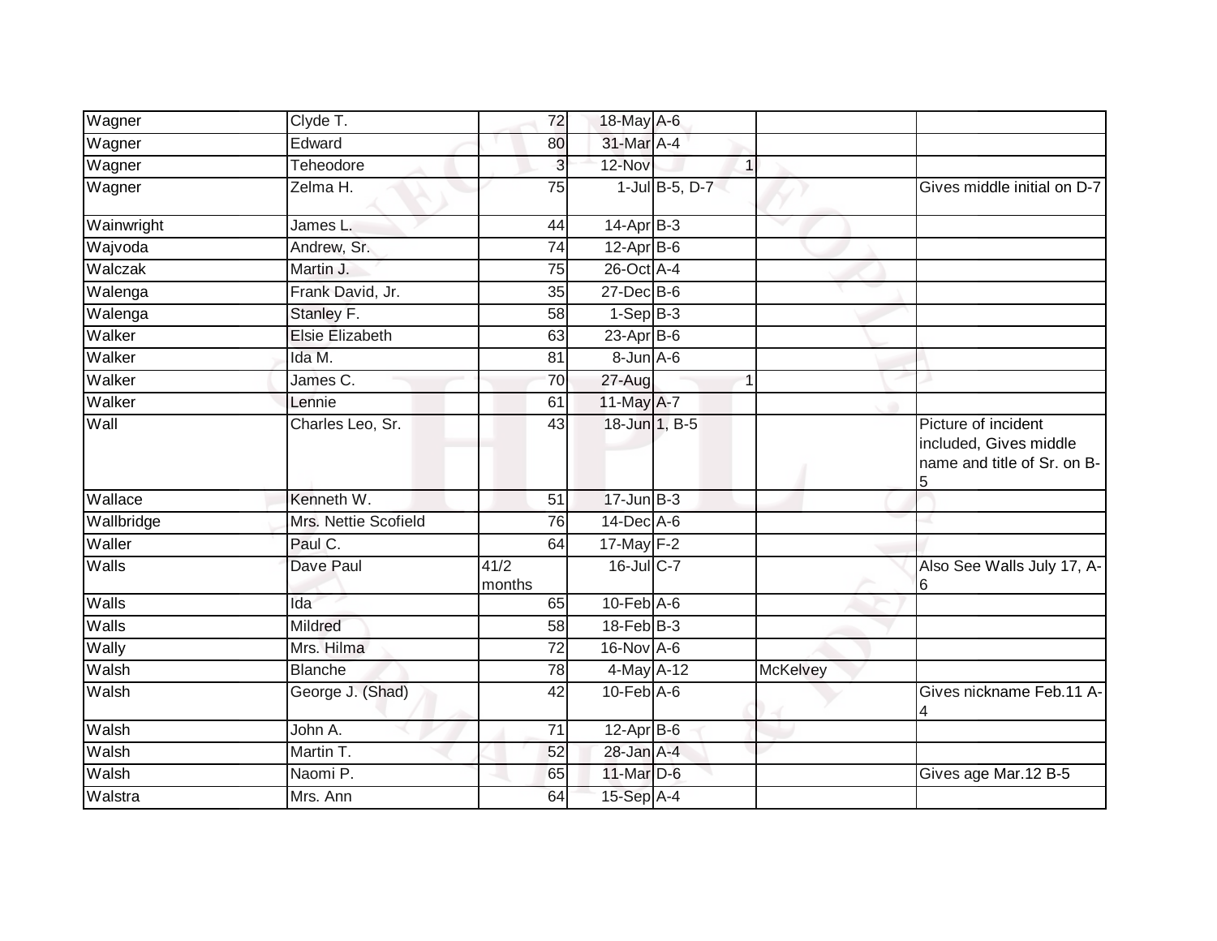| | | | | | | |
|---|---|---|---|---|---|---|
| Wagner | Clyde T. | 72 | 18-May | A-6 | | |
| Wagner | Edward | 80 | 31-Mar | A-4 | | |
| Wagner | Teheodore | 3 | 12-Nov | 1 | | |
| Wagner | Zelma H. | 75 | 1-Jul | B-5, D-7 | | Gives middle initial on D-7 |
| Wainwright | James L. | 44 | 14-Apr | B-3 | | |
| Wajvoda | Andrew, Sr. | 74 | 12-Apr | B-6 | | |
| Walczak | Martin J. | 75 | 26-Oct | A-4 | | |
| Walenga | Frank David, Jr. | 35 | 27-Dec | B-6 | | |
| Walenga | Stanley F. | 58 | 1-Sep | B-3 | | |
| Walker | Elsie Elizabeth | 63 | 23-Apr | B-6 | | |
| Walker | Ida M. | 81 | 8-Jun | A-6 | | |
| Walker | James C. | 70 | 27-Aug | 1 | | |
| Walker | Lennie | 61 | 11-May | A-7 | | |
| Wall | Charles Leo, Sr. | 43 | 18-Jun | 1, B-5 | | Picture of incident included, Gives middle name and title of Sr. on B-5 |
| Wallace | Kenneth W. | 51 | 17-Jun | B-3 | | |
| Wallbridge | Mrs. Nettie Scofield | 76 | 14-Dec | A-6 | | |
| Waller | Paul C. | 64 | 17-May | F-2 | | |
| Walls | Dave Paul | 41/2 months | 16-Jul | C-7 | | Also See Walls July 17, A-6 |
| Walls | Ida | 65 | 10-Feb | A-6 | | |
| Walls | Mildred | 58 | 18-Feb | B-3 | | |
| Wally | Mrs. Hilma | 72 | 16-Nov | A-6 | | |
| Walsh | Blanche | 78 | 4-May | A-12 | McKelvey | |
| Walsh | George J. (Shad) | 42 | 10-Feb | A-6 | | Gives nickname Feb.11 A-4 |
| Walsh | John A. | 71 | 12-Apr | B-6 | | |
| Walsh | Martin T. | 52 | 28-Jan | A-4 | | |
| Walsh | Naomi P. | 65 | 11-Mar | D-6 | | Gives age Mar.12 B-5 |
| Walstra | Mrs. Ann | 64 | 15-Sep | A-4 | | |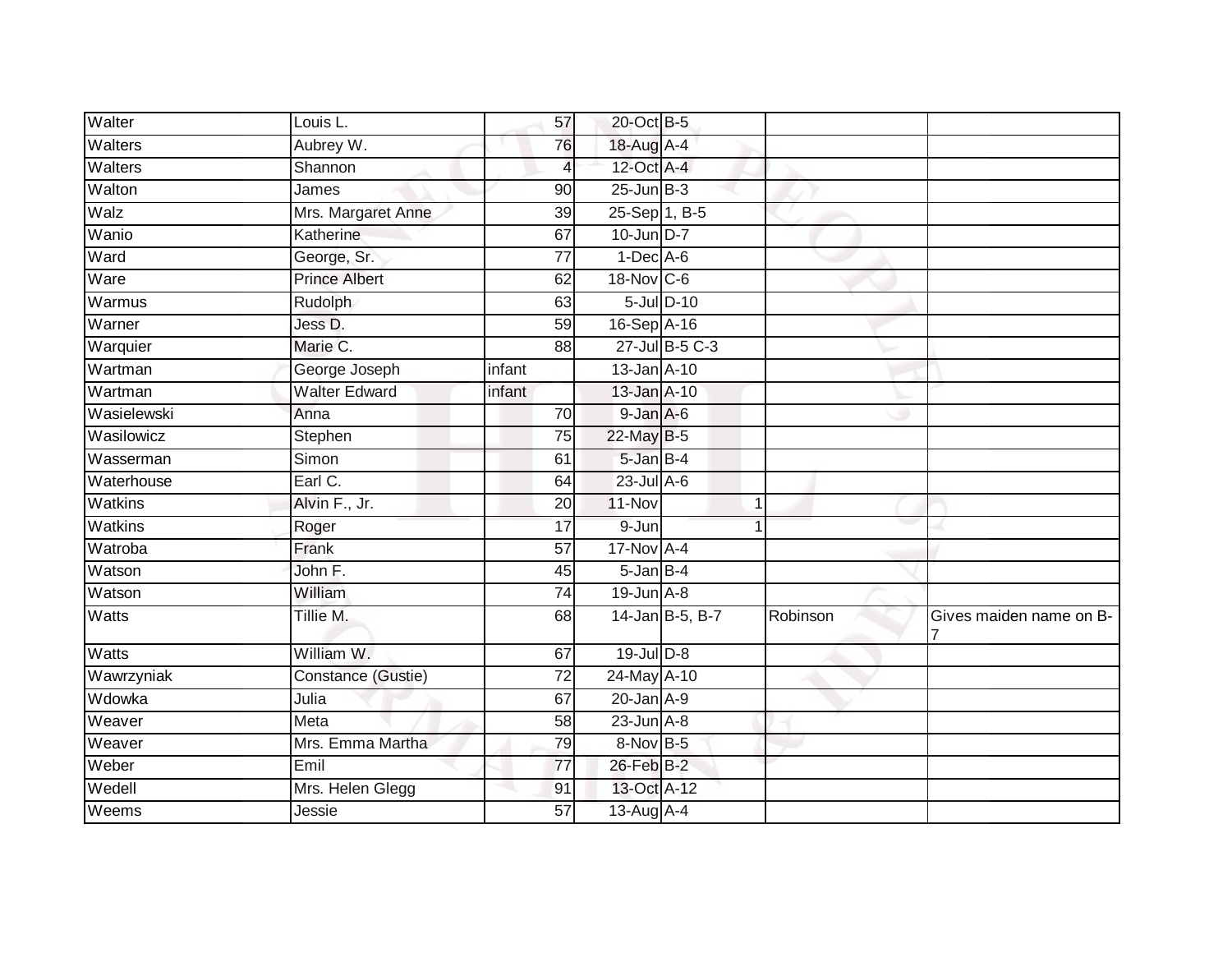| Walter | Louis L. | 57 | 20-Oct | B-5 | | |
|---|---|---|---|---|---|---|
| Walters | Aubrey W. | 76 | 18-Aug | A-4 | | |
| Walters | Shannon | 4 | 12-Oct | A-4 | | |
| Walton | James | 90 | 25-Jun | B-3 | | |
| Walz | Mrs. Margaret Anne | 39 | 25-Sep | 1, B-5 | | |
| Wanio | Katherine | 67 | 10-Jun | D-7 | | |
| Ward | George, Sr. | 77 | 1-Dec | A-6 | | |
| Ware | Prince Albert | 62 | 18-Nov | C-6 | | |
| Warmus | Rudolph | 63 | 5-Jul | D-10 | | |
| Warner | Jess D. | 59 | 16-Sep | A-16 | | |
| Warquier | Marie C. | 88 | 27-Jul | B-5 C-3 | | |
| Wartman | George Joseph | infant | 13-Jan | A-10 | | |
| Wartman | Walter Edward | infant | 13-Jan | A-10 | | |
| Wasielewski | Anna | 70 | 9-Jan | A-6 | | |
| Wasilowicz | Stephen | 75 | 22-May | B-5 | | |
| Wasserman | Simon | 61 | 5-Jan | B-4 | | |
| Waterhouse | Earl C. | 64 | 23-Jul | A-6 | | |
| Watkins | Alvin F., Jr. | 20 | 11-Nov | 1 | | |
| Watkins | Roger | 17 | 9-Jun | 1 | | |
| Watroba | Frank | 57 | 17-Nov | A-4 | | |
| Watson | John F. | 45 | 5-Jan | B-4 | | |
| Watson | William | 74 | 19-Jun | A-8 | | |
| Watts | Tillie M. | 68 | 14-Jan | B-5, B-7 | Robinson | Gives maiden name on B-7 |
| Watts | William W. | 67 | 19-Jul | D-8 | | |
| Wawrzyniak | Constance (Gustie) | 72 | 24-May | A-10 | | |
| Wdowka | Julia | 67 | 20-Jan | A-9 | | |
| Weaver | Meta | 58 | 23-Jun | A-8 | | |
| Weaver | Mrs. Emma Martha | 79 | 8-Nov | B-5 | | |
| Weber | Emil | 77 | 26-Feb | B-2 | | |
| Wedell | Mrs. Helen Glegg | 91 | 13-Oct | A-12 | | |
| Weems | Jessie | 57 | 13-Aug | A-4 | | |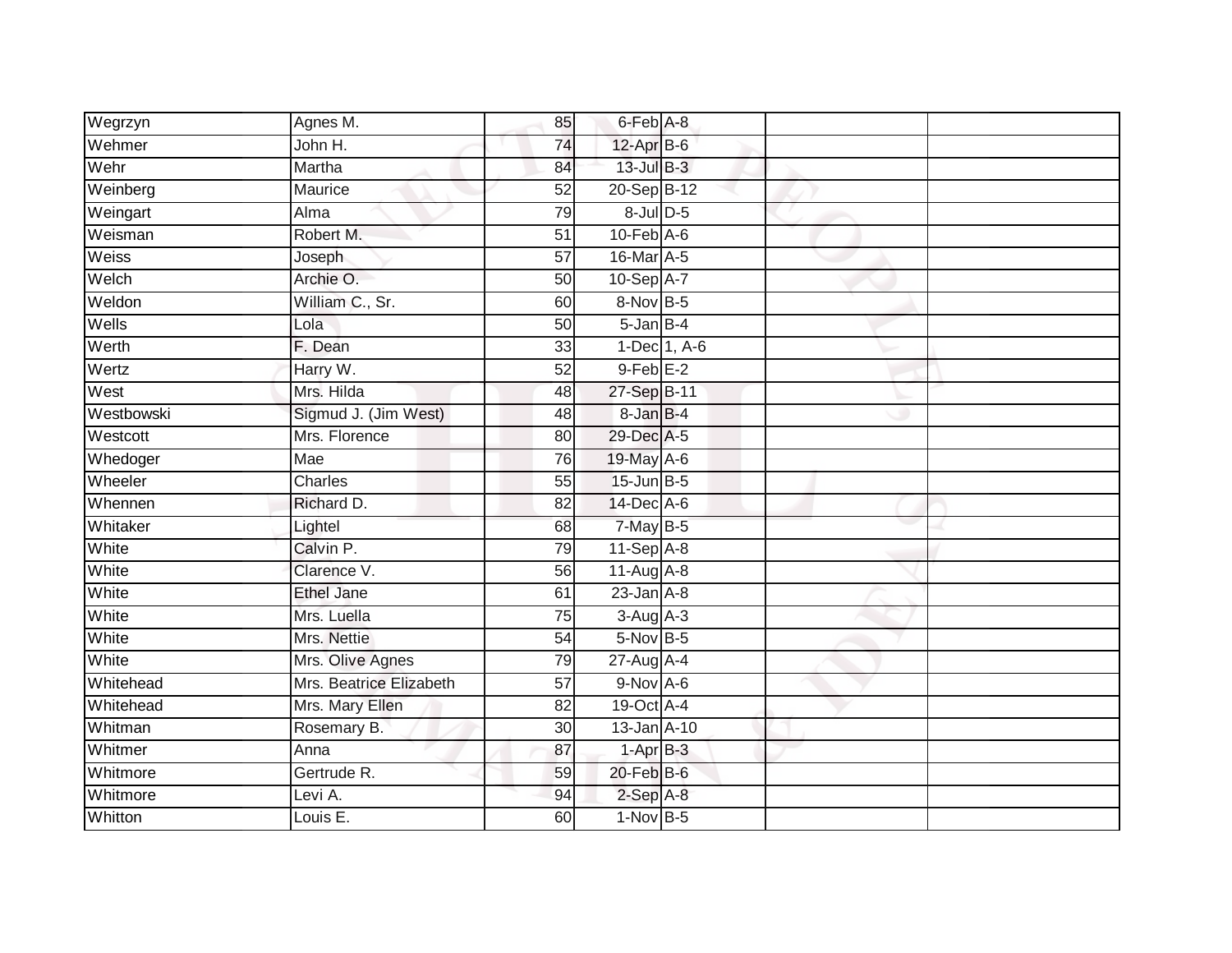| | | | | | | |
|---|---|---|---|---|---|---|
| Wegrzyn | Agnes M. | 85 | 6-Feb | A-8 | | |
| Wehmer | John H. | 74 | 12-Apr | B-6 | | |
| Wehr | Martha | 84 | 13-Jul | B-3 | | |
| Weinberg | Maurice | 52 | 20-Sep | B-12 | | |
| Weingart | Alma | 79 | 8-Jul | D-5 | | |
| Weisman | Robert M. | 51 | 10-Feb | A-6 | | |
| Weiss | Joseph | 57 | 16-Mar | A-5 | | |
| Welch | Archie O. | 50 | 10-Sep | A-7 | | |
| Weldon | William C., Sr. | 60 | 8-Nov | B-5 | | |
| Wells | Lola | 50 | 5-Jan | B-4 | | |
| Werth | F. Dean | 33 | 1-Dec | 1, A-6 | | |
| Wertz | Harry W. | 52 | 9-Feb | E-2 | | |
| West | Mrs. Hilda | 48 | 27-Sep | B-11 | | |
| Westbowski | Sigmud J. (Jim West) | 48 | 8-Jan | B-4 | | |
| Westcott | Mrs. Florence | 80 | 29-Dec | A-5 | | |
| Whedoger | Mae | 76 | 19-May | A-6 | | |
| Wheeler | Charles | 55 | 15-Jun | B-5 | | |
| Whennen | Richard D. | 82 | 14-Dec | A-6 | | |
| Whitaker | Lightel | 68 | 7-May | B-5 | | |
| White | Calvin P. | 79 | 11-Sep | A-8 | | |
| White | Clarence V. | 56 | 11-Aug | A-8 | | |
| White | Ethel Jane | 61 | 23-Jan | A-8 | | |
| White | Mrs. Luella | 75 | 3-Aug | A-3 | | |
| White | Mrs. Nettie | 54 | 5-Nov | B-5 | | |
| White | Mrs. Olive Agnes | 79 | 27-Aug | A-4 | | |
| Whitehead | Mrs. Beatrice Elizabeth | 57 | 9-Nov | A-6 | | |
| Whitehead | Mrs. Mary Ellen | 82 | 19-Oct | A-4 | | |
| Whitman | Rosemary B. | 30 | 13-Jan | A-10 | | |
| Whitmer | Anna | 87 | 1-Apr | B-3 | | |
| Whitmore | Gertrude R. | 59 | 20-Feb | B-6 | | |
| Whitmore | Levi A. | 94 | 2-Sep | A-8 | | |
| Whitton | Louis E. | 60 | 1-Nov | B-5 | | |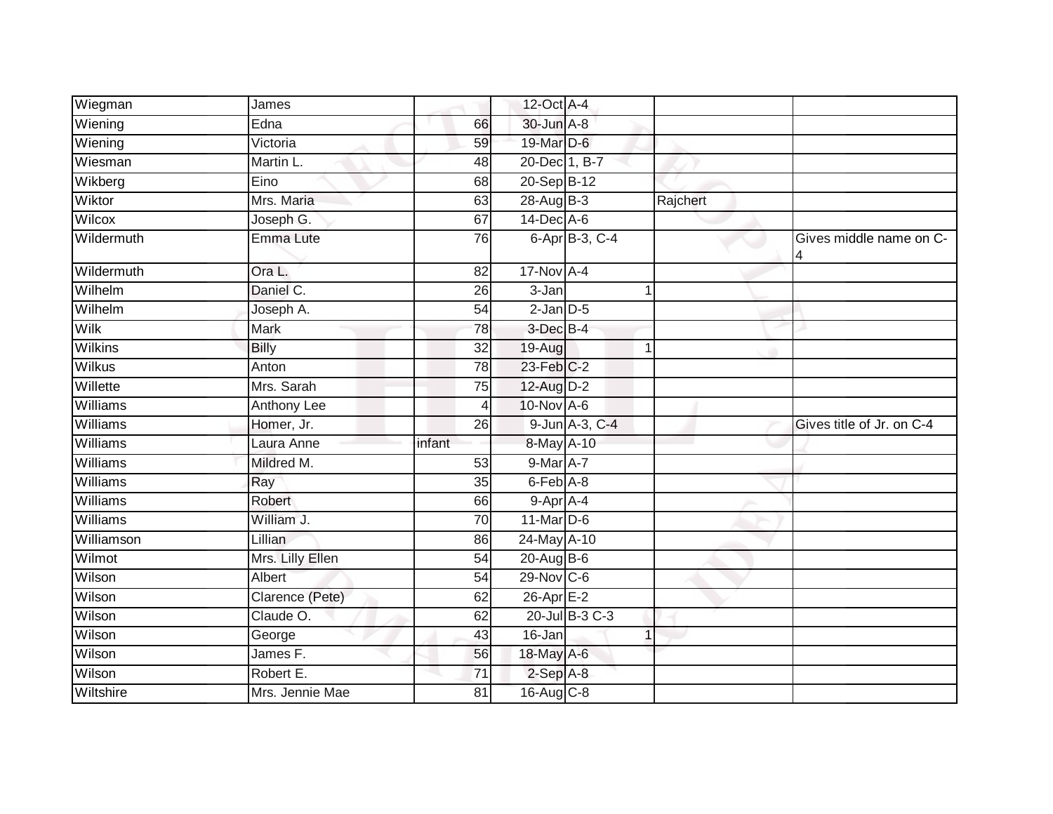| | | | | | | |
|---|---|---|---|---|---|---|
| Wiegman | James | | 12-Oct | A-4 | | |
| Wiening | Edna | 66 | 30-Jun | A-8 | | |
| Wiening | Victoria | 59 | 19-Mar | D-6 | | |
| Wiesman | Martin L. | 48 | 20-Dec | 1, B-7 | | |
| Wikberg | Eino | 68 | 20-Sep | B-12 | | |
| Wiktor | Mrs. Maria | 63 | 28-Aug | B-3 | Rajchert | |
| Wilcox | Joseph G. | 67 | 14-Dec | A-6 | | |
| Wildermuth | Emma Lute | 76 | 6-Apr | B-3, C-4 | | Gives middle name on C-4 |
| Wildermuth | Ora L. | 82 | 17-Nov | A-4 | | |
| Wilhelm | Daniel C. | 26 | 3-Jan | 1 | | |
| Wilhelm | Joseph A. | 54 | 2-Jan | D-5 | | |
| Wilk | Mark | 78 | 3-Dec | B-4 | | |
| Wilkins | Billy | 32 | 19-Aug | 1 | | |
| Wilkus | Anton | 78 | 23-Feb | C-2 | | |
| Willette | Mrs. Sarah | 75 | 12-Aug | D-2 | | |
| Williams | Anthony Lee | 4 | 10-Nov | A-6 | | |
| Williams | Homer, Jr. | 26 | 9-Jun | A-3, C-4 | | Gives title of Jr. on C-4 |
| Williams | Laura Anne | infant | 8-May | A-10 | | |
| Williams | Mildred M. | 53 | 9-Mar | A-7 | | |
| Williams | Ray | 35 | 6-Feb | A-8 | | |
| Williams | Robert | 66 | 9-Apr | A-4 | | |
| Williams | William J. | 70 | 11-Mar | D-6 | | |
| Williamson | Lillian | 86 | 24-May | A-10 | | |
| Wilmot | Mrs. Lilly Ellen | 54 | 20-Aug | B-6 | | |
| Wilson | Albert | 54 | 29-Nov | C-6 | | |
| Wilson | Clarence (Pete) | 62 | 26-Apr | E-2 | | |
| Wilson | Claude O. | 62 | 20-Jul | B-3 C-3 | | |
| Wilson | George | 43 | 16-Jan | 1 | | |
| Wilson | James F. | 56 | 18-May | A-6 | | |
| Wilson | Robert E. | 71 | 2-Sep | A-8 | | |
| Wiltshire | Mrs. Jennie Mae | 81 | 16-Aug | C-8 | | |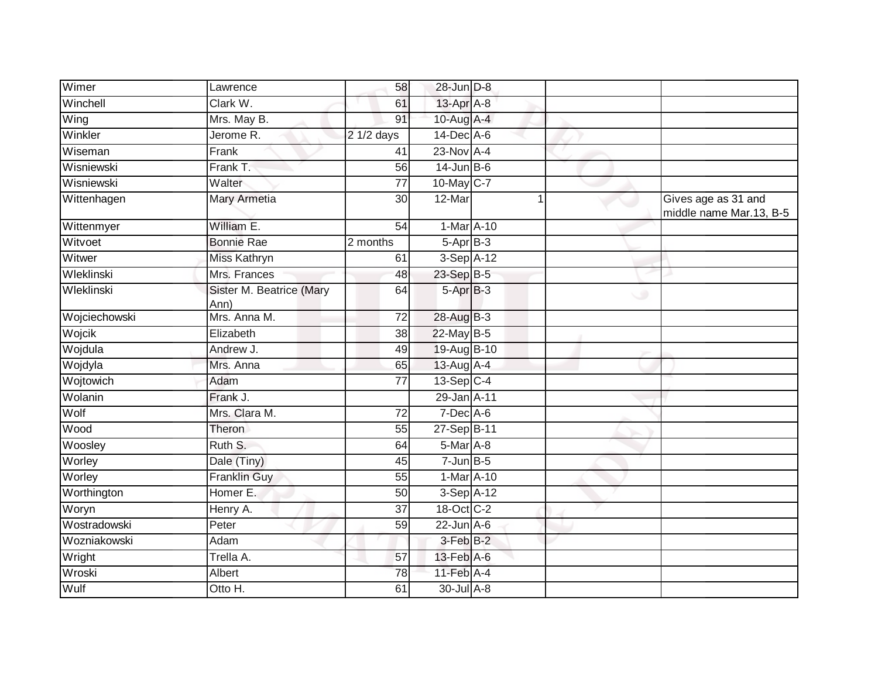| | | | | | | | |
|---|---|---|---|---|---|---|---|
| Wimer | Lawrence | 58 | 28-Jun | D-8 | | | |
| Winchell | Clark W. | 61 | 13-Apr | A-8 | | | |
| Wing | Mrs. May B. | 91 | 10-Aug | A-4 | | | |
| Winkler | Jerome R. | 2 1/2 days | 14-Dec | A-6 | | | |
| Wiseman | Frank | 41 | 23-Nov | A-4 | | | |
| Wisniewski | Frank T. | 56 | 14-Jun | B-6 | | | |
| Wisniewski | Walter | 77 | 10-May | C-7 | | | |
| Wittenhagen | Mary Armetia | 30 | 12-Mar | | 1 | | Gives age as 31 and middle name Mar.13, B-5 |
| Wittenmyer | William E. | 54 | 1-Mar | A-10 | | | |
| Witvoet | Bonnie Rae | 2 months | 5-Apr | B-3 | | | |
| Witwer | Miss Kathryn | 61 | 3-Sep | A-12 | | | |
| Wleklinski | Mrs. Frances | 48 | 23-Sep | B-5 | | | |
| Wleklinski | Sister M. Beatrice (Mary Ann) | 64 | 5-Apr | B-3 | | | |
| Wojciechowski | Mrs. Anna M. | 72 | 28-Aug | B-3 | | | |
| Wojcik | Elizabeth | 38 | 22-May | B-5 | | | |
| Wojdula | Andrew J. | 49 | 19-Aug | B-10 | | | |
| Wojdyla | Mrs. Anna | 65 | 13-Aug | A-4 | | | |
| Wojtowich | Adam | 77 | 13-Sep | C-4 | | | |
| Wolanin | Frank J. | | 29-Jan | A-11 | | | |
| Wolf | Mrs. Clara M. | 72 | 7-Dec | A-6 | | | |
| Wood | Theron | 55 | 27-Sep | B-11 | | | |
| Woosley | Ruth S. | 64 | 5-Mar | A-8 | | | |
| Worley | Dale (Tiny) | 45 | 7-Jun | B-5 | | | |
| Worley | Franklin Guy | 55 | 1-Mar | A-10 | | | |
| Worthington | Homer E. | 50 | 3-Sep | A-12 | | | |
| Woryn | Henry A. | 37 | 18-Oct | C-2 | | | |
| Wostradowski | Peter | 59 | 22-Jun | A-6 | | | |
| Wozniakowski | Adam | | 3-Feb | B-2 | | | |
| Wright | Trella A. | 57 | 13-Feb | A-6 | | | |
| Wroski | Albert | 78 | 11-Feb | A-4 | | | |
| Wulf | Otto H. | 61 | 30-Jul | A-8 | | | |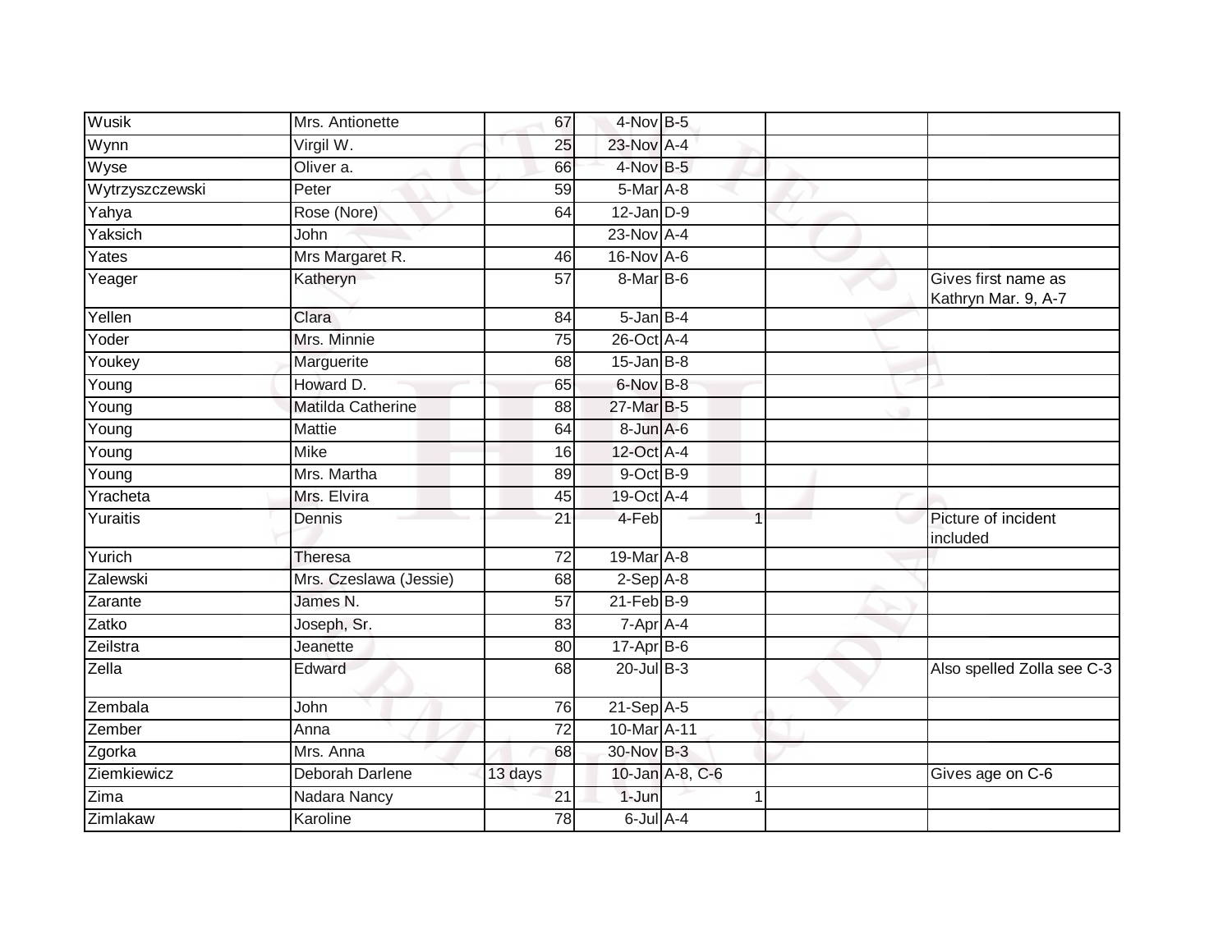| | | | | | | | |
|---|---|---|---|---|---|---|---|
| Wusik | Mrs. Antionette | 67 | 4-Nov | B-5 | | | |
| Wynn | Virgil W. | 25 | 23-Nov | A-4 | | | |
| Wyse | Oliver a. | 66 | 4-Nov | B-5 | | | |
| Wytrzyszczewski | Peter | 59 | 5-Mar | A-8 | | | |
| Yahya | Rose (Nore) | 64 | 12-Jan | D-9 | | | |
| Yaksich | John | | 23-Nov | A-4 | | | |
| Yates | Mrs Margaret R. | 46 | 16-Nov | A-6 | | | |
| Yeager | Katheryn | 57 | 8-Mar | B-6 | | | Gives first name as Kathryn Mar. 9, A-7 |
| Yellen | Clara | 84 | 5-Jan | B-4 | | | |
| Yoder | Mrs. Minnie | 75 | 26-Oct | A-4 | | | |
| Youkey | Marguerite | 68 | 15-Jan | B-8 | | | |
| Young | Howard D. | 65 | 6-Nov | B-8 | | | |
| Young | Matilda Catherine | 88 | 27-Mar | B-5 | | | |
| Young | Mattie | 64 | 8-Jun | A-6 | | | |
| Young | Mike | 16 | 12-Oct | A-4 | | | |
| Young | Mrs. Martha | 89 | 9-Oct | B-9 | | | |
| Yracheta | Mrs. Elvira | 45 | 19-Oct | A-4 | | | |
| Yuraitis | Dennis | 21 | 4-Feb | | 1 | | Picture of incident included |
| Yurich | Theresa | 72 | 19-Mar | A-8 | | | |
| Zalewski | Mrs. Czeslawa (Jessie) | 68 | 2-Sep | A-8 | | | |
| Zarante | James N. | 57 | 21-Feb | B-9 | | | |
| Zatko | Joseph, Sr. | 83 | 7-Apr | A-4 | | | |
| Zeilstra | Jeanette | 80 | 17-Apr | B-6 | | | |
| Zella | Edward | 68 | 20-Jul | B-3 | | | Also spelled Zolla see C-3 |
| Zembala | John | 76 | 21-Sep | A-5 | | | |
| Zember | Anna | 72 | 10-Mar | A-11 | | | |
| Zgorka | Mrs. Anna | 68 | 30-Nov | B-3 | | | |
| Ziemkiewicz | Deborah Darlene | 13 days | 10-Jan | A-8, C-6 | | | Gives age on C-6 |
| Zima | Nadara Nancy | 21 | 1-Jun | | 1 | | |
| Zimlakaw | Karoline | 78 | 6-Jul | A-4 | | | |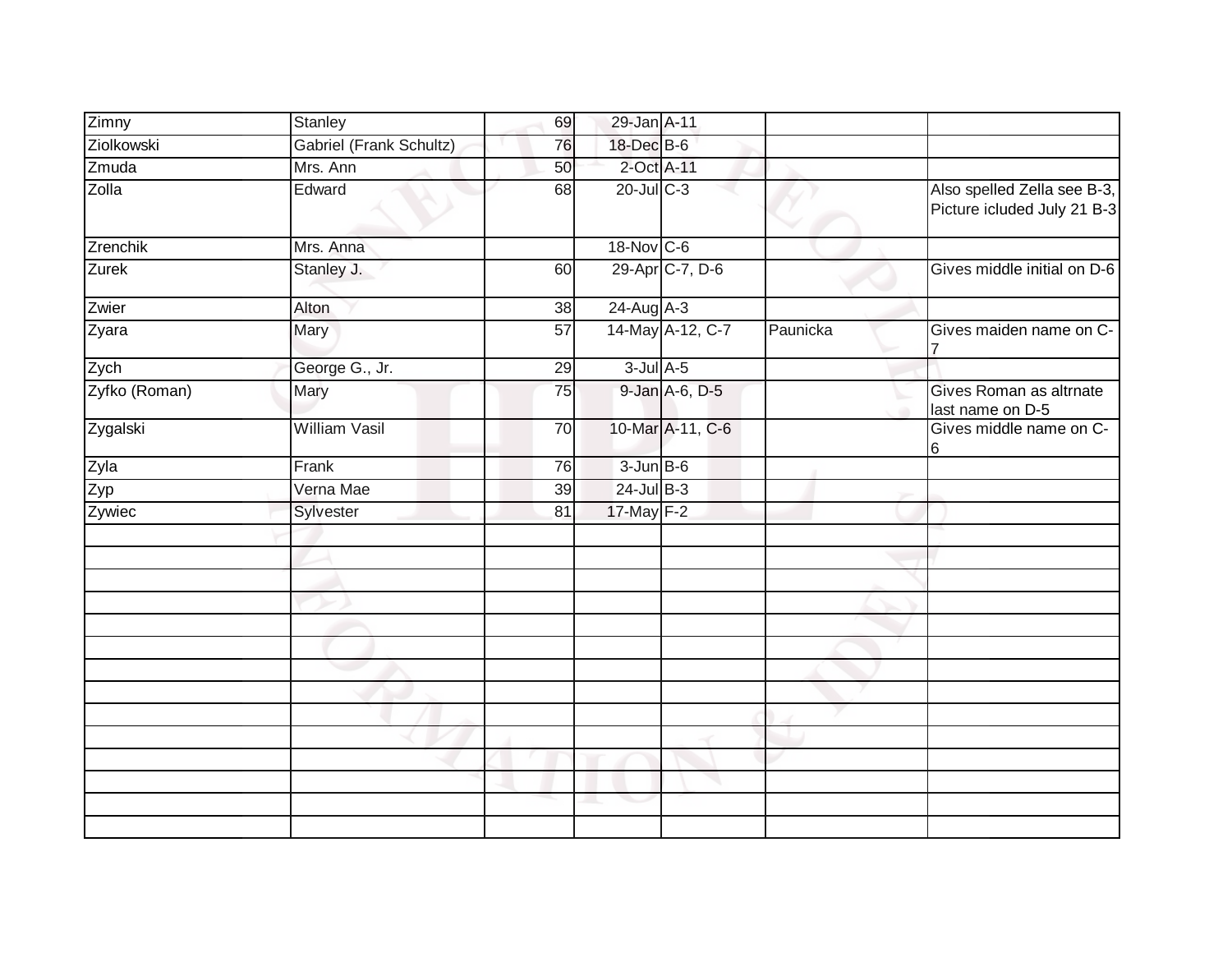| | | | | | | |
|---|---|---|---|---|---|---|
| Zimny | Stanley | 69 | 29-Jan | A-11 | | |
| Ziolkowski | Gabriel (Frank Schultz) | 76 | 18-Dec | B-6 | | |
| Zmuda | Mrs. Ann | 50 | 2-Oct | A-11 | | |
| Zolla | Edward | 68 | 20-Jul | C-3 | | Also spelled Zella see B-3, Picture icluded July 21 B-3 |
| Zrenchik | Mrs. Anna | | 18-Nov | C-6 | | |
| Zurek | Stanley J. | 60 | 29-Apr | C-7, D-6 | | Gives middle initial on D-6 |
| Zwier | Alton | 38 | 24-Aug | A-3 | | |
| Zyara | Mary | 57 | 14-May | A-12, C-7 | Paunicka | Gives maiden name on C-7 |
| Zych | George G., Jr. | 29 | 3-Jul | A-5 | | |
| Zyfko (Roman) | Mary | 75 | 9-Jan | A-6, D-5 | | Gives Roman as altrnate last name on D-5 |
| Zygalski | William Vasil | 70 | 10-Mar | A-11, C-6 | | Gives middle name on C-6 |
| Zyla | Frank | 76 | 3-Jun | B-6 | | |
| Zyp | Verna Mae | 39 | 24-Jul | B-3 | | |
| Zywiec | Sylvester | 81 | 17-May | F-2 | | |